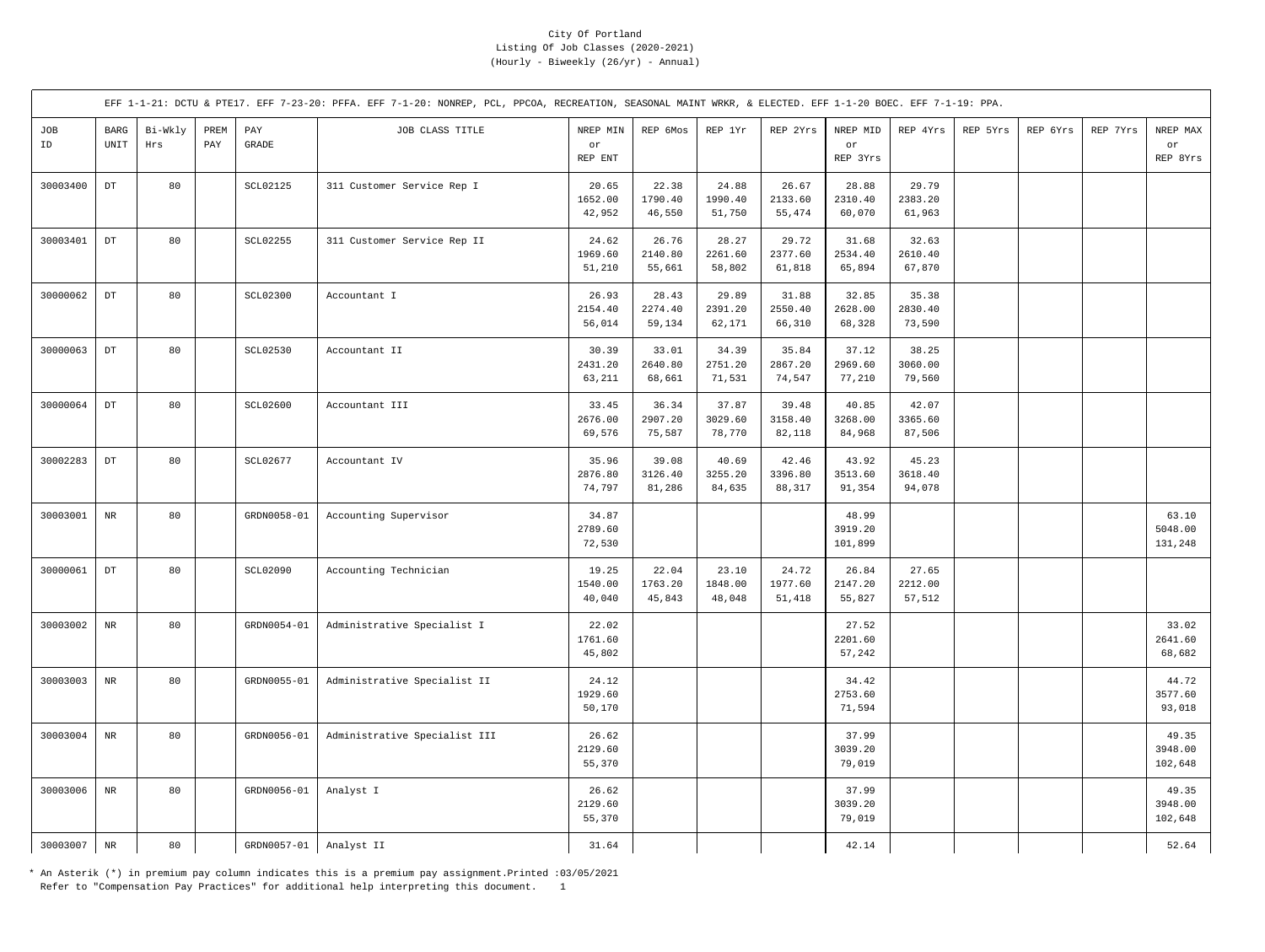City Of Portland
Listing Of Job Classes (2020-2021)
(Hourly - Biweekly (26/yr) - Annual)

EFF 1-1-21: DCTU & PTE17. EFF 7-23-20: PFFA. EFF 7-1-20: NONREP, PCL, PPCOA, RECREATION, SEASONAL MAINT WRKR, & ELECTED. EFF 1-1-20 BOEC. EFF 7-1-19: PPA.

| JOB ID | BARG UNIT | Bi-Wkly Hrs | PREM PAY | PAY GRADE | JOB CLASS TITLE | NREP MIN or REP ENT | REP 6Mos | REP 1Yr | REP 2Yrs | NREP MID or REP 3Yrs | REP 4Yrs | REP 5Yrs | REP 6Yrs | REP 7Yrs | NREP MAX or REP 8Yrs |
|---|---|---|---|---|---|---|---|---|---|---|---|---|---|---|---|
| 30003400 | DT | 80 | | SCL02125 | 311 Customer Service Rep I | 20.65<br>1652.00<br>42,952 | 22.38<br>1790.40<br>46,550 | 24.88<br>1990.40<br>51,750 | 26.67<br>2133.60<br>55,474 | 28.88<br>2310.40<br>60,070 | 29.79<br>2383.20<br>61,963 | | | | |
| 30003401 | DT | 80 | | SCL02255 | 311 Customer Service Rep II | 24.62<br>1969.60<br>51,210 | 26.76<br>2140.80<br>55,661 | 28.27<br>2261.60<br>58,802 | 29.72<br>2377.60<br>61,818 | 31.68<br>2534.40<br>65,894 | 32.63<br>2610.40<br>67,870 | | | | |
| 30000062 | DT | 80 | | SCL02300 | Accountant I | 26.93<br>2154.40<br>56,014 | 28.43<br>2274.40<br>59,134 | 29.89<br>2391.20<br>62,171 | 31.88<br>2550.40<br>66,310 | 32.85<br>2628.00<br>68,328 | 35.38<br>2830.40<br>73,590 | | | | |
| 30000063 | DT | 80 | | SCL02530 | Accountant II | 30.39<br>2431.20<br>63,211 | 33.01<br>2640.80<br>68,661 | 34.39<br>2751.20<br>71,531 | 35.84<br>2867.20<br>74,547 | 37.12<br>2969.60<br>77,210 | 38.25<br>3060.00<br>79,560 | | | | |
| 30000064 | DT | 80 | | SCL02600 | Accountant III | 33.45<br>2676.00<br>69,576 | 36.34<br>2907.20<br>75,587 | 37.87<br>3029.60<br>78,770 | 39.48<br>3158.40<br>82,118 | 40.85<br>3268.00<br>84,968 | 42.07<br>3365.60<br>87,506 | | | | |
| 30002283 | DT | 80 | | SCL02677 | Accountant IV | 35.96<br>2876.80<br>74,797 | 39.08<br>3126.40<br>81,286 | 40.69<br>3255.20<br>84,635 | 42.46<br>3396.80<br>88,317 | 43.92<br>3513.60<br>91,354 | 45.23<br>3618.40<br>94,078 | | | | |
| 30003001 | NR | 80 | | GRDN0058-01 | Accounting Supervisor | 34.87<br>2789.60<br>72,530 | | | | 48.99<br>3919.20<br>101,899 | | | | | 63.10<br>5048.00<br>131,248 |
| 30000061 | DT | 80 | | SCL02090 | Accounting Technician | 19.25<br>1540.00<br>40,040 | 22.04<br>1763.20<br>45,843 | 23.10<br>1848.00<br>48,048 | 24.72<br>1977.60<br>51,418 | 26.84<br>2147.20<br>55,827 | 27.65<br>2212.00<br>57,512 | | | | |
| 30003002 | NR | 80 | | GRDN0054-01 | Administrative Specialist I | 22.02<br>1761.60<br>45,802 | | | | 27.52<br>2201.60<br>57,242 | | | | | 33.02<br>2641.60<br>68,682 |
| 30003003 | NR | 80 | | GRDN0055-01 | Administrative Specialist II | 24.12<br>1929.60<br>50,170 | | | | 34.42<br>2753.60<br>71,594 | | | | | 44.72<br>3577.60<br>93,018 |
| 30003004 | NR | 80 | | GRDN0056-01 | Administrative Specialist III | 26.62<br>2129.60<br>55,370 | | | | 37.99<br>3039.20<br>79,019 | | | | | 49.35<br>3948.00<br>102,648 |
| 30003006 | NR | 80 | | GRDN0056-01 | Analyst I | 26.62<br>2129.60<br>55,370 | | | | 37.99<br>3039.20<br>79,019 | | | | | 49.35<br>3948.00<br>102,648 |
| 30003007 | NR | 80 | | GRDN0057-01 | Analyst II | 31.64 | | | | 42.14 | | | | | 52.64 |

* An Asterik (*) in premium pay column indicates this is a premium pay assignment.Printed :03/05/2021
Refer to "Compensation Pay Practices" for additional help interpreting this document.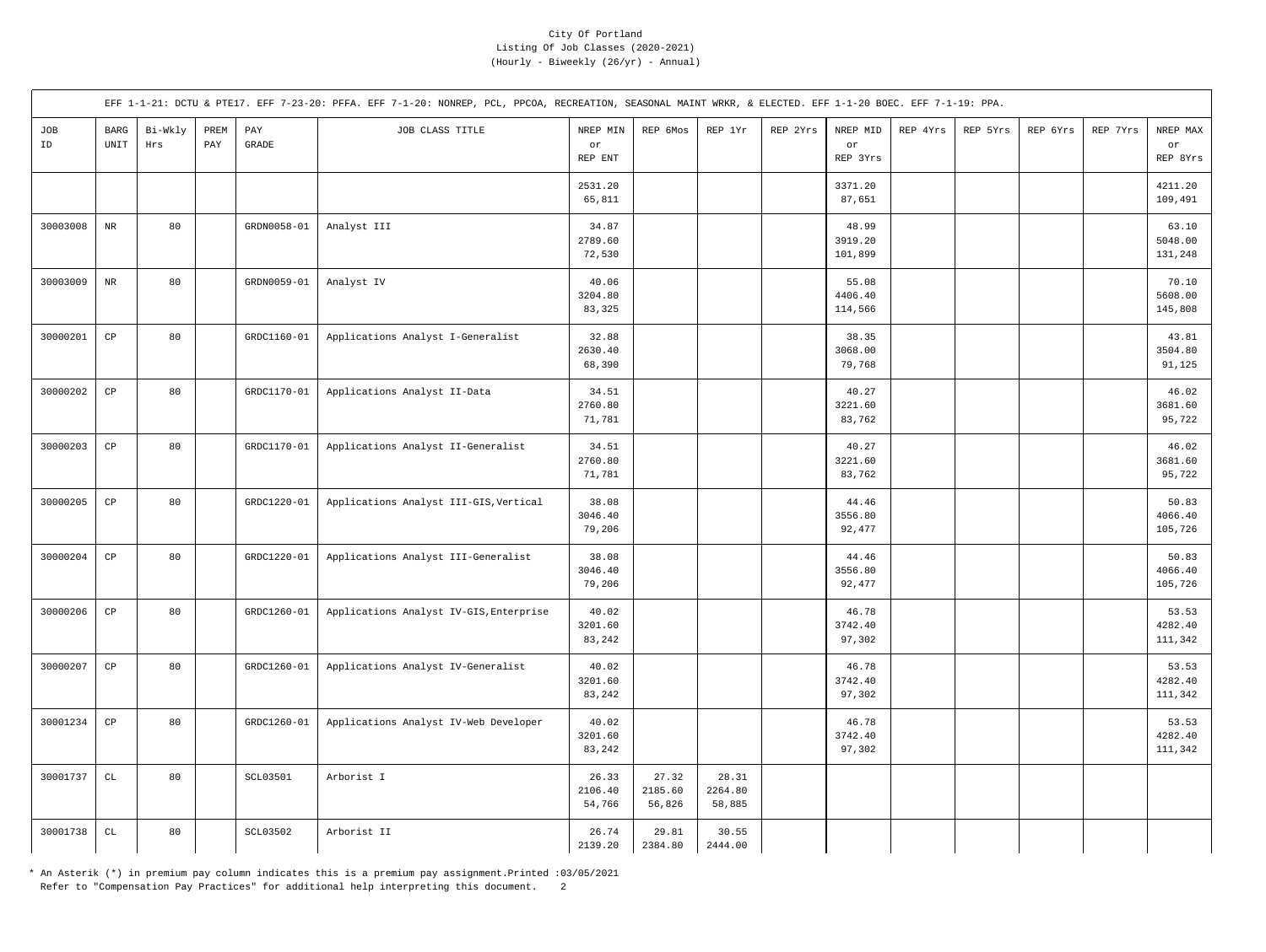City Of Portland
Listing Of Job Classes (2020-2021)
(Hourly - Biweekly (26/yr) - Annual)

EFF 1-1-21: DCTU & PTE17. EFF 7-23-20: PFFA. EFF 7-1-20: NONREP, PCL, PPCOA, RECREATION, SEASONAL MAINT WRKR, & ELECTED. EFF 1-1-20 BOEC. EFF 7-1-19: PPA.

| JOB ID | BARG UNIT | Bi-Wkly Hrs | PREM PAY | PAY GRADE | JOB CLASS TITLE | NREP MIN or REP ENT | REP 6Mos | REP 1Yr | REP 2Yrs | NREP MID or REP 3Yrs | REP 4Yrs | REP 5Yrs | REP 6Yrs | REP 7Yrs | NREP MAX or REP 8Yrs |
|---|---|---|---|---|---|---|---|---|---|---|---|---|---|---|---|
| | | | | | | 2531.20<br>65,811 | | | | 3371.20<br>87,651 | | | | | 4211.20<br>109,491 |
| 30003008 | NR | 80 | | GRDN0058-01 | Analyst III | 34.87<br>2789.60<br>72,530 | | | | 48.99<br>3919.20<br>101,899 | | | | | 63.10<br>5048.00<br>131,248 |
| 30003009 | NR | 80 | | GRDN0059-01 | Analyst IV | 40.06<br>3204.80<br>83,325 | | | | 55.08<br>4406.40<br>114,566 | | | | | 70.10<br>5608.00<br>145,808 |
| 30000201 | CP | 80 | | GRDC1160-01 | Applications Analyst I-Generalist | 32.88<br>2630.40<br>68,390 | | | | 38.35<br>3068.00<br>79,768 | | | | | 43.81<br>3504.80<br>91,125 |
| 30000202 | CP | 80 | | GRDC1170-01 | Applications Analyst II-Data | 34.51<br>2760.80<br>71,781 | | | | 40.27<br>3221.60<br>83,762 | | | | | 46.02<br>3681.60<br>95,722 |
| 30000203 | CP | 80 | | GRDC1170-01 | Applications Analyst II-Generalist | 34.51<br>2760.80<br>71,781 | | | | 40.27<br>3221.60<br>83,762 | | | | | 46.02<br>3681.60<br>95,722 |
| 30000205 | CP | 80 | | GRDC1220-01 | Applications Analyst III-GIS,Vertical | 38.08<br>3046.40<br>79,206 | | | | 44.46<br>3556.80<br>92,477 | | | | | 50.83<br>4066.40<br>105,726 |
| 30000204 | CP | 80 | | GRDC1220-01 | Applications Analyst III-Generalist | 38.08<br>3046.40<br>79,206 | | | | 44.46<br>3556.80<br>92,477 | | | | | 50.83<br>4066.40<br>105,726 |
| 30000206 | CP | 80 | | GRDC1260-01 | Applications Analyst IV-GIS,Enterprise | 40.02<br>3201.60<br>83,242 | | | | 46.78<br>3742.40<br>97,302 | | | | | 53.53<br>4282.40<br>111,342 |
| 30000207 | CP | 80 | | GRDC1260-01 | Applications Analyst IV-Generalist | 40.02<br>3201.60<br>83,242 | | | | 46.78<br>3742.40<br>97,302 | | | | | 53.53<br>4282.40<br>111,342 |
| 30001234 | CP | 80 | | GRDC1260-01 | Applications Analyst IV-Web Developer | 40.02<br>3201.60<br>83,242 | | | | 46.78<br>3742.40<br>97,302 | | | | | 53.53<br>4282.40<br>111,342 |
| 30001737 | CL | 80 | | SCL03501 | Arborist I | 26.33<br>2106.40<br>54,766 | 27.32<br>2185.60<br>56,826 | 28.31<br>2264.80<br>58,885 | | | | | | | |
| 30001738 | CL | 80 | | SCL03502 | Arborist II | 26.74<br>2139.20 | 29.81<br>2384.80 | 30.55<br>2444.00 | | | | | | | |

* An Asterik (*) in premium pay column indicates this is a premium pay assignment.Printed :03/05/2021
Refer to "Compensation Pay Practices" for additional help interpreting this document.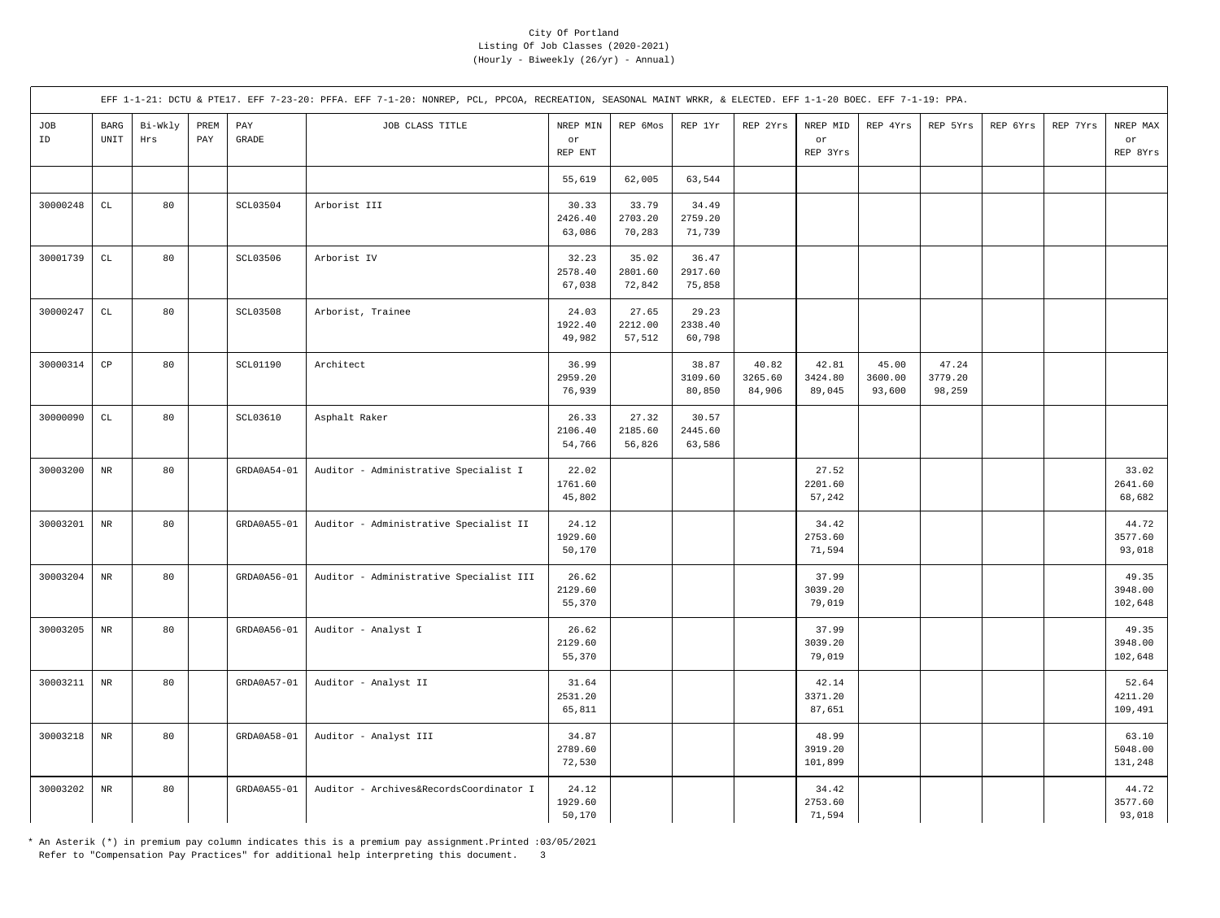City Of Portland
Listing Of Job Classes (2020-2021)
(Hourly - Biweekly (26/yr) - Annual)

EFF 1-1-21: DCTU & PTE17. EFF 7-23-20: PFFA. EFF 7-1-20: NONREP, PCL, PPCOA, RECREATION, SEASONAL MAINT WRKR, & ELECTED. EFF 1-1-20 BOEC. EFF 7-1-19: PPA.

| JOB ID | BARG UNIT | Bi-Wkly Hrs | PREM PAY | PAY GRADE | JOB CLASS TITLE | NREP MIN or REP ENT | REP 6Mos | REP 1Yr | REP 2Yrs | NREP MID or REP 3Yrs | REP 4Yrs | REP 5Yrs | REP 6Yrs | REP 7Yrs | NREP MAX or REP 8Yrs |
|---|---|---|---|---|---|---|---|---|---|---|---|---|---|---|---|
| | | | | | | 55,619 | 62,005 | 63,544 | | | | | | | |
| 30000248 | CL | 80 | | SCL03504 | Arborist III | 30.33<br>2426.40<br>63,086 | 33.79<br>2703.20<br>70,283 | 34.49<br>2759.20<br>71,739 | | | | | | | |
| 30001739 | CL | 80 | | SCL03506 | Arborist IV | 32.23<br>2578.40<br>67,038 | 35.02<br>2801.60<br>72,842 | 36.47<br>2917.60<br>75,858 | | | | | | | |
| 30000247 | CL | 80 | | SCL03508 | Arborist, Trainee | 24.03<br>1922.40<br>49,982 | 27.65<br>2212.00<br>57,512 | 29.23<br>2338.40<br>60,798 | | | | | | | |
| 30000314 | CP | 80 | | SCL01190 | Architect | 36.99<br>2959.20<br>76,939 | | 38.87<br>3109.60<br>80,850 | 40.82<br>3265.60<br>84,906 | 42.81<br>3424.80<br>89,045 | 45.00<br>3600.00<br>93,600 | 47.24<br>3779.20<br>98,259 | | | |
| 30000090 | CL | 80 | | SCL03610 | Asphalt Raker | 26.33<br>2106.40<br>54,766 | 27.32<br>2185.60<br>56,826 | 30.57<br>2445.60<br>63,586 | | | | | | | |
| 30003200 | NR | 80 | | GRDA0A54-01 | Auditor - Administrative Specialist I | 22.02<br>1761.60<br>45,802 | | | | 27.52<br>2201.60<br>57,242 | | | | | 33.02<br>2641.60<br>68,682 |
| 30003201 | NR | 80 | | GRDA0A55-01 | Auditor - Administrative Specialist II | 24.12<br>1929.60<br>50,170 | | | | 34.42<br>2753.60<br>71,594 | | | | | 44.72<br>3577.60<br>93,018 |
| 30003204 | NR | 80 | | GRDA0A56-01 | Auditor - Administrative Specialist III | 26.62<br>2129.60<br>55,370 | | | | 37.99<br>3039.20<br>79,019 | | | | | 49.35<br>3948.00<br>102,648 |
| 30003205 | NR | 80 | | GRDA0A56-01 | Auditor - Analyst I | 26.62<br>2129.60<br>55,370 | | | | 37.99<br>3039.20<br>79,019 | | | | | 49.35<br>3948.00<br>102,648 |
| 30003211 | NR | 80 | | GRDA0A57-01 | Auditor - Analyst II | 31.64<br>2531.20<br>65,811 | | | | 42.14<br>3371.20<br>87,651 | | | | | 52.64<br>4211.20<br>109,491 |
| 30003218 | NR | 80 | | GRDA0A58-01 | Auditor - Analyst III | 34.87<br>2789.60<br>72,530 | | | | 48.99<br>3919.20<br>101,899 | | | | | 63.10<br>5048.00<br>131,248 |
| 30003202 | NR | 80 | | GRDA0A55-01 | Auditor - Archives&RecordsCoordinator I | 24.12<br>1929.60<br>50,170 | | | | 34.42<br>2753.60<br>71,594 | | | | | 44.72<br>3577.60<br>93,018 |

* An Asterik (*) in premium pay column indicates this is a premium pay assignment.Printed :03/05/2021
Refer to "Compensation Pay Practices" for additional help interpreting this document.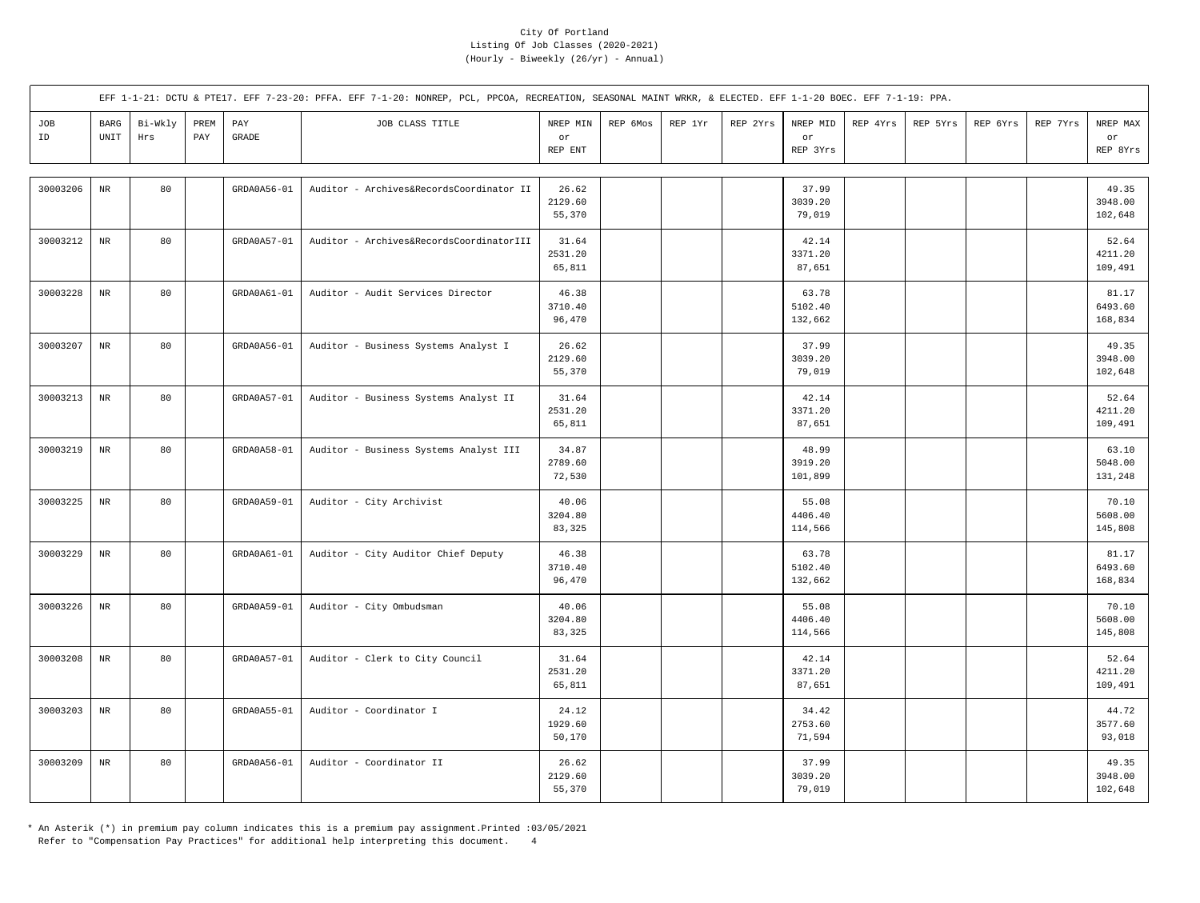City Of Portland
Listing Of Job Classes (2020-2021)
(Hourly - Biweekly (26/yr) - Annual)

EFF 1-1-21: DCTU & PTE17. EFF 7-23-20: PFFA. EFF 7-1-20: NONREP, PCL, PPCOA, RECREATION, SEASONAL MAINT WRKR, & ELECTED. EFF 1-1-20 BOEC. EFF 7-1-19: PPA.

| JOB ID | BARG UNIT | Bi-Wkly Hrs | PREM PAY | PAY GRADE | JOB CLASS TITLE | NREP MIN or REP ENT | REP 6Mos | REP 1Yr | REP 2Yrs | NREP MID or REP 3Yrs | REP 4Yrs | REP 5Yrs | REP 6Yrs | REP 7Yrs | NREP MAX or REP 8Yrs |
|---|---|---|---|---|---|---|---|---|---|---|---|---|---|---|---|
| 30003206 | NR | 80 | | GRDA0A56-01 | Auditor - Archives&RecordsCoordinator II | 26.62<br>2129.60<br>55,370 | | | | 37.99<br>3039.20<br>79,019 | | | | | 49.35<br>3948.00<br>102,648 |
| 30003212 | NR | 80 | | GRDA0A57-01 | Auditor - Archives&RecordsCoordinatorIII | 31.64<br>2531.20<br>65,811 | | | | 42.14<br>3371.20<br>87,651 | | | | | 52.64<br>4211.20<br>109,491 |
| 30003228 | NR | 80 | | GRDA0A61-01 | Auditor - Audit Services Director | 46.38<br>3710.40<br>96,470 | | | | 63.78<br>5102.40<br>132,662 | | | | | 81.17<br>6493.60<br>168,834 |
| 30003207 | NR | 80 | | GRDA0A56-01 | Auditor - Business Systems Analyst I | 26.62<br>2129.60<br>55,370 | | | | 37.99<br>3039.20<br>79,019 | | | | | 49.35<br>3948.00<br>102,648 |
| 30003213 | NR | 80 | | GRDA0A57-01 | Auditor - Business Systems Analyst II | 31.64<br>2531.20<br>65,811 | | | | 42.14<br>3371.20<br>87,651 | | | | | 52.64<br>4211.20<br>109,491 |
| 30003219 | NR | 80 | | GRDA0A58-01 | Auditor - Business Systems Analyst III | 34.87<br>2789.60<br>72,530 | | | | 48.99<br>3919.20<br>101,899 | | | | | 63.10<br>5048.00<br>131,248 |
| 30003225 | NR | 80 | | GRDA0A59-01 | Auditor - City Archivist | 40.06<br>3204.80<br>83,325 | | | | 55.08<br>4406.40<br>114,566 | | | | | 70.10<br>5608.00<br>145,808 |
| 30003229 | NR | 80 | | GRDA0A61-01 | Auditor - City Auditor Chief Deputy | 46.38<br>3710.40<br>96,470 | | | | 63.78<br>5102.40<br>132,662 | | | | | 81.17<br>6493.60<br>168,834 |
| 30003226 | NR | 80 | | GRDA0A59-01 | Auditor - City Ombudsman | 40.06<br>3204.80<br>83,325 | | | | 55.08<br>4406.40<br>114,566 | | | | | 70.10<br>5608.00<br>145,808 |
| 30003208 | NR | 80 | | GRDA0A57-01 | Auditor - Clerk to City Council | 31.64<br>2531.20<br>65,811 | | | | 42.14<br>3371.20<br>87,651 | | | | | 52.64<br>4211.20<br>109,491 |
| 30003203 | NR | 80 | | GRDA0A55-01 | Auditor - Coordinator I | 24.12<br>1929.60<br>50,170 | | | | 34.42<br>2753.60<br>71,594 | | | | | 44.72<br>3577.60<br>93,018 |
| 30003209 | NR | 80 | | GRDA0A56-01 | Auditor - Coordinator II | 26.62<br>2129.60<br>55,370 | | | | 37.99<br>3039.20<br>79,019 | | | | | 49.35<br>3948.00<br>102,648 |

\* An Asterik (*) in premium pay column indicates this is a premium pay assignment.Printed :03/05/2021
Refer to "Compensation Pay Practices" for additional help interpreting this document.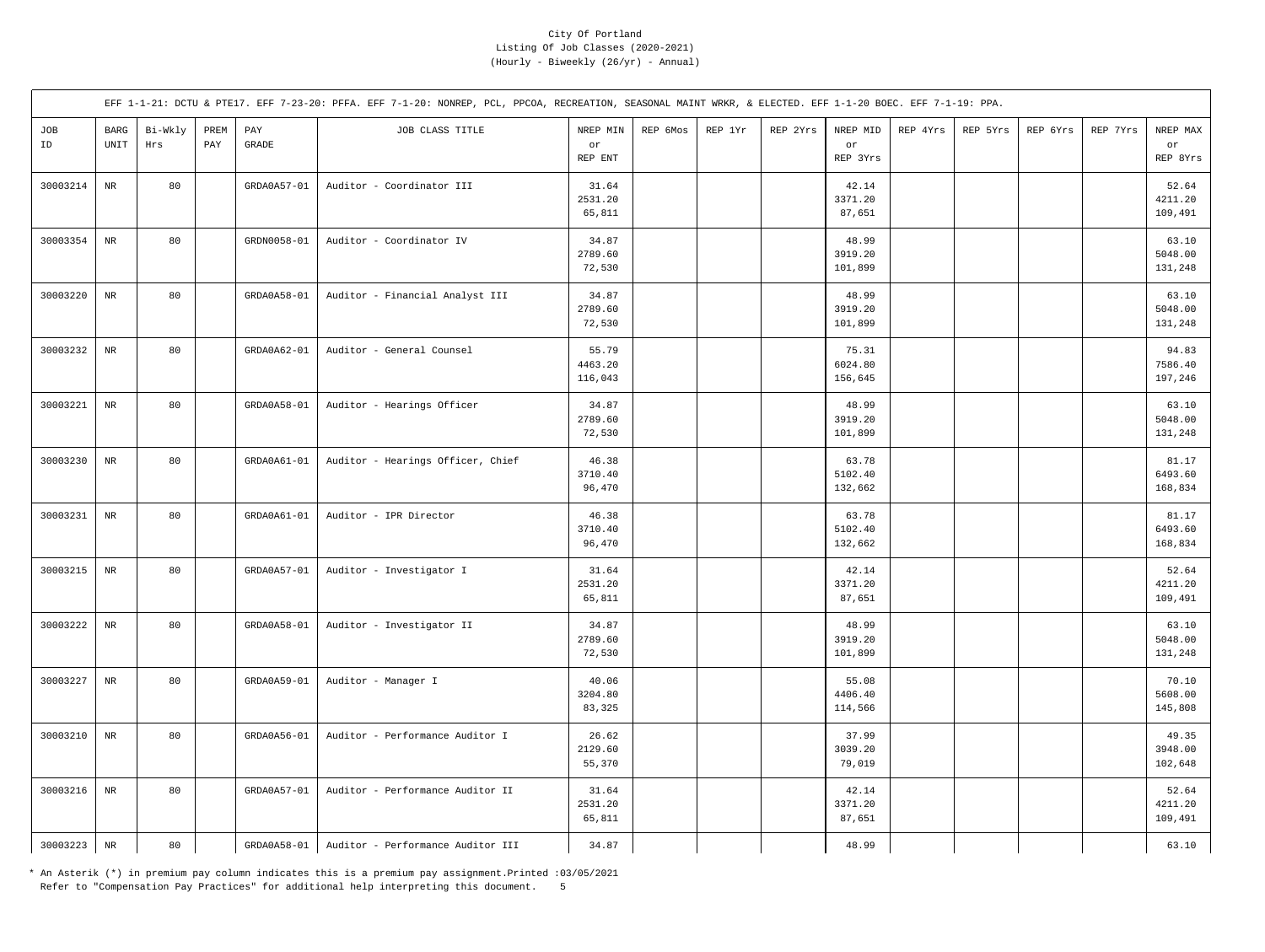City Of Portland
Listing Of Job Classes (2020-2021)
(Hourly - Biweekly (26/yr) - Annual)

EFF 1-1-21: DCTU & PTE17. EFF 7-23-20: PFFA. EFF 7-1-20: NONREP, PCL, PPCOA, RECREATION, SEASONAL MAINT WRKR, & ELECTED. EFF 1-1-20 BOEC. EFF 7-1-19: PPA.

| JOB ID | BARG UNIT | Bi-Wkly Hrs | PREM PAY | PAY GRADE | JOB CLASS TITLE | NREP MIN or REP ENT | REP 6Mos | REP 1Yr | REP 2Yrs | NREP MID or REP 3Yrs | REP 4Yrs | REP 5Yrs | REP 6Yrs | REP 7Yrs | NREP MAX or REP 8Yrs |
|---|---|---|---|---|---|---|---|---|---|---|---|---|---|---|---|
| 30003214 | NR | 80 | | GRDA0A57-01 | Auditor - Coordinator III | 31.64<br>2531.20<br>65,811 | | | | 42.14<br>3371.20<br>87,651 | | | | | 52.64<br>4211.20<br>109,491 |
| 30003354 | NR | 80 | | GRDN0058-01 | Auditor - Coordinator IV | 34.87<br>2789.60<br>72,530 | | | | 48.99<br>3919.20<br>101,899 | | | | | 63.10<br>5048.00<br>131,248 |
| 30003220 | NR | 80 | | GRDA0A58-01 | Auditor - Financial Analyst III | 34.87<br>2789.60<br>72,530 | | | | 48.99<br>3919.20<br>101,899 | | | | | 63.10<br>5048.00<br>131,248 |
| 30003232 | NR | 80 | | GRDA0A62-01 | Auditor - General Counsel | 55.79<br>4463.20<br>116,043 | | | | 75.31<br>6024.80<br>156,645 | | | | | 94.83<br>7586.40<br>197,246 |
| 30003221 | NR | 80 | | GRDA0A58-01 | Auditor - Hearings Officer | 34.87<br>2789.60<br>72,530 | | | | 48.99<br>3919.20<br>101,899 | | | | | 63.10<br>5048.00<br>131,248 |
| 30003230 | NR | 80 | | GRDA0A61-01 | Auditor - Hearings Officer, Chief | 46.38<br>3710.40<br>96,470 | | | | 63.78<br>5102.40<br>132,662 | | | | | 81.17<br>6493.60<br>168,834 |
| 30003231 | NR | 80 | | GRDA0A61-01 | Auditor - IPR Director | 46.38<br>3710.40<br>96,470 | | | | 63.78<br>5102.40<br>132,662 | | | | | 81.17<br>6493.60<br>168,834 |
| 30003215 | NR | 80 | | GRDA0A57-01 | Auditor - Investigator I | 31.64<br>2531.20<br>65,811 | | | | 42.14<br>3371.20<br>87,651 | | | | | 52.64<br>4211.20<br>109,491 |
| 30003222 | NR | 80 | | GRDA0A58-01 | Auditor - Investigator II | 34.87<br>2789.60<br>72,530 | | | | 48.99<br>3919.20<br>101,899 | | | | | 63.10<br>5048.00<br>131,248 |
| 30003227 | NR | 80 | | GRDA0A59-01 | Auditor - Manager I | 40.06<br>3204.80<br>83,325 | | | | 55.08<br>4406.40<br>114,566 | | | | | 70.10<br>5608.00<br>145,808 |
| 30003210 | NR | 80 | | GRDA0A56-01 | Auditor - Performance Auditor I | 26.62<br>2129.60<br>55,370 | | | | 37.99<br>3039.20<br>79,019 | | | | | 49.35<br>3948.00<br>102,648 |
| 30003216 | NR | 80 | | GRDA0A57-01 | Auditor - Performance Auditor II | 31.64<br>2531.20<br>65,811 | | | | 42.14<br>3371.20<br>87,651 | | | | | 52.64<br>4211.20<br>109,491 |
| 30003223 | NR | 80 | | GRDA0A58-01 | Auditor - Performance Auditor III | 34.87 | | | | 48.99 | | | | | 63.10 |

* An Asterik (*) in premium pay column indicates this is a premium pay assignment.Printed :03/05/2021
Refer to "Compensation Pay Practices" for additional help interpreting this document.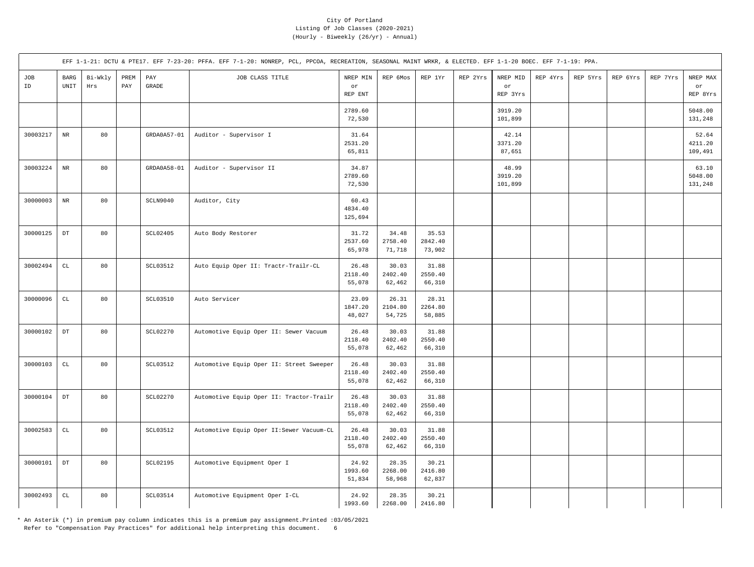City Of Portland
Listing Of Job Classes (2020-2021)
(Hourly - Biweekly (26/yr) - Annual)

EFF 1-1-21: DCTU & PTE17. EFF 7-23-20: PFFA. EFF 7-1-20: NONREP, PCL, PPCOA, RECREATION, SEASONAL MAINT WRKR, & ELECTED. EFF 1-1-20 BOEC. EFF 7-1-19: PPA.

| JOB ID | BARG UNIT | Bi-Wkly Hrs | PREM PAY | PAY GRADE | JOB CLASS TITLE | NREP MIN or REP ENT | REP 6Mos | REP 1Yr | REP 2Yrs | NREP MID or REP 3Yrs | REP 4Yrs | REP 5Yrs | REP 6Yrs | REP 7Yrs | NREP MAX or REP 8Yrs |
|---|---|---|---|---|---|---|---|---|---|---|---|---|---|---|---|
| | | | | | | 2789.60<br>72,530 | | | | 3919.20<br>101,899 | | | | | 5048.00<br>131,248 |
| 30003217 | NR | 80 | | GRDA0A57-01 | Auditor - Supervisor I | 31.64<br>2531.20<br>65,811 | | | | 42.14<br>3371.20<br>87,651 | | | | | 52.64<br>4211.20<br>109,491 |
| 30003224 | NR | 80 | | GRDA0A58-01 | Auditor - Supervisor II | 34.87<br>2789.60<br>72,530 | | | | 48.99<br>3919.20<br>101,899 | | | | | 63.10<br>5048.00<br>131,248 |
| 30000003 | NR | 80 | | SCLN9040 | Auditor, City | 60.43<br>4834.40<br>125,694 | | | | | | | | | |
| 30000125 | DT | 80 | | SCL02405 | Auto Body Restorer | 31.72<br>2537.60<br>65,978 | 34.48<br>2758.40<br>71,718 | 35.53<br>2842.40<br>73,902 | | | | | | | |
| 30002494 | CL | 80 | | SCL03512 | Auto Equip Oper II: Tractr-Trailr-CL | 26.48<br>2118.40<br>55,078 | 30.03<br>2402.40<br>62,462 | 31.88<br>2550.40<br>66,310 | | | | | | | |
| 30000096 | CL | 80 | | SCL03510 | Auto Servicer | 23.09<br>1847.20<br>48,027 | 26.31<br>2104.80<br>54,725 | 28.31<br>2264.80<br>58,885 | | | | | | | |
| 30000102 | DT | 80 | | SCL02270 | Automotive Equip Oper II: Sewer Vacuum | 26.48<br>2118.40<br>55,078 | 30.03<br>2402.40<br>62,462 | 31.88<br>2550.40<br>66,310 | | | | | | | |
| 30000103 | CL | 80 | | SCL03512 | Automotive Equip Oper II: Street Sweeper | 26.48<br>2118.40<br>55,078 | 30.03<br>2402.40<br>62,462 | 31.88<br>2550.40<br>66,310 | | | | | | | |
| 30000104 | DT | 80 | | SCL02270 | Automotive Equip Oper II: Tractor-Trailr | 26.48<br>2118.40<br>55,078 | 30.03<br>2402.40<br>62,462 | 31.88<br>2550.40<br>66,310 | | | | | | | |
| 30002583 | CL | 80 | | SCL03512 | Automotive Equip Oper II:Sewer Vacuum-CL | 26.48<br>2118.40<br>55,078 | 30.03<br>2402.40<br>62,462 | 31.88<br>2550.40<br>66,310 | | | | | | | |
| 30000101 | DT | 80 | | SCL02195 | Automotive Equipment Oper I | 24.92<br>1993.60<br>51,834 | 28.35<br>2268.00<br>58,968 | 30.21<br>2416.80<br>62,837 | | | | | | | |
| 30002493 | CL | 80 | | SCL03514 | Automotive Equipment Oper I-CL | 24.92<br>1993.60 | 28.35<br>2268.00 | 30.21<br>2416.80 | | | | | | | |

* An Asterik (*) in premium pay column indicates this is a premium pay assignment.Printed :03/05/2021
Refer to "Compensation Pay Practices" for additional help interpreting this document.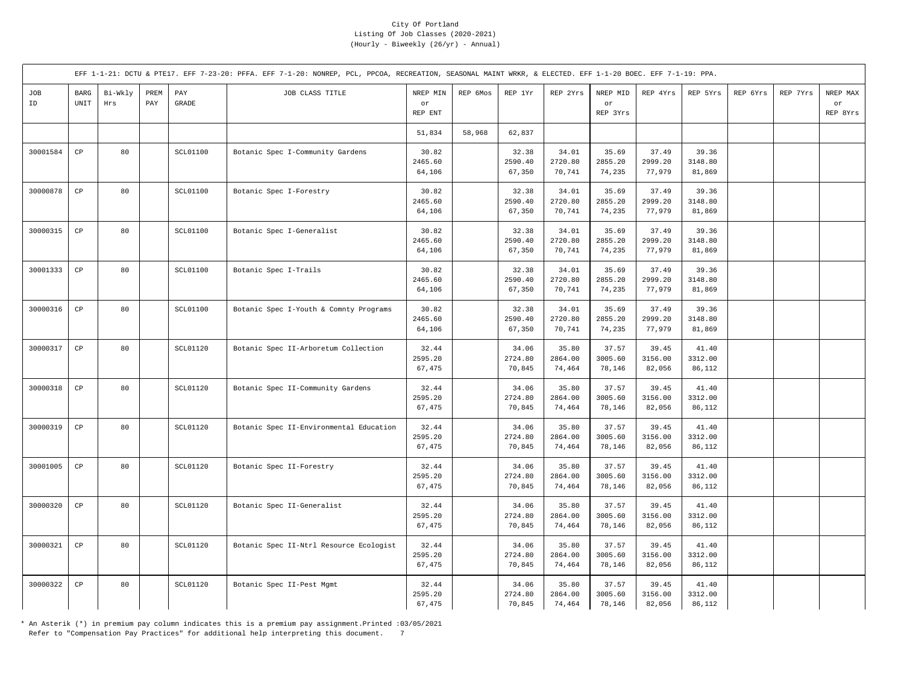City Of Portland
Listing Of Job Classes (2020-2021)
(Hourly - Biweekly (26/yr) - Annual)

EFF 1-1-21: DCTU & PTE17. EFF 7-23-20: PFFA. EFF 7-1-20: NONREP, PCL, PPCOA, RECREATION, SEASONAL MAINT WRKR, & ELECTED. EFF 1-1-20 BOEC. EFF 7-1-19: PPA.

| JOB ID | BARG UNIT | Bi-Wkly Hrs | PREM PAY | PAY GRADE | JOB CLASS TITLE | NREP MIN or REP ENT | REP 6Mos | REP 1Yr | REP 2Yrs | NREP MID or REP 3Yrs | REP 4Yrs | REP 5Yrs | REP 6Yrs | REP 7Yrs | NREP MAX or REP 8Yrs |
|---|---|---|---|---|---|---|---|---|---|---|---|---|---|---|---|
| | | | | | | 51,834 | 58,968 | 62,837 | | | | | | | |
| 30001584 | CP | 80 | | SCL01100 | Botanic Spec I-Community Gardens | 30.82<br>2465.60<br>64,106 | | 32.38<br>2590.40<br>67,350 | 34.01<br>2720.80<br>70,741 | 35.69<br>2855.20<br>74,235 | 37.49<br>2999.20<br>77,979 | 39.36<br>3148.80<br>81,869 | | | |
| 30000878 | CP | 80 | | SCL01100 | Botanic Spec I-Forestry | 30.82<br>2465.60<br>64,106 | | 32.38<br>2590.40<br>67,350 | 34.01<br>2720.80<br>70,741 | 35.69<br>2855.20<br>74,235 | 37.49<br>2999.20<br>77,979 | 39.36<br>3148.80<br>81,869 | | | |
| 30000315 | CP | 80 | | SCL01100 | Botanic Spec I-Generalist | 30.82<br>2465.60<br>64,106 | | 32.38<br>2590.40<br>67,350 | 34.01<br>2720.80<br>70,741 | 35.69<br>2855.20<br>74,235 | 37.49<br>2999.20<br>77,979 | 39.36<br>3148.80<br>81,869 | | | |
| 30001333 | CP | 80 | | SCL01100 | Botanic Spec I-Trails | 30.82<br>2465.60<br>64,106 | | 32.38<br>2590.40<br>67,350 | 34.01<br>2720.80<br>70,741 | 35.69<br>2855.20<br>74,235 | 37.49<br>2999.20<br>77,979 | 39.36<br>3148.80<br>81,869 | | | |
| 30000316 | CP | 80 | | SCL01100 | Botanic Spec I-Youth & Comnty Programs | 30.82<br>2465.60<br>64,106 | | 32.38<br>2590.40<br>67,350 | 34.01<br>2720.80<br>70,741 | 35.69<br>2855.20<br>74,235 | 37.49<br>2999.20<br>77,979 | 39.36<br>3148.80<br>81,869 | | | |
| 30000317 | CP | 80 | | SCL01120 | Botanic Spec II-Arboretum Collection | 32.44<br>2595.20<br>67,475 | | 34.06<br>2724.80<br>70,845 | 35.80<br>2864.00<br>74,464 | 37.57<br>3005.60<br>78,146 | 39.45<br>3156.00<br>82,056 | 41.40<br>3312.00<br>86,112 | | | |
| 30000318 | CP | 80 | | SCL01120 | Botanic Spec II-Community Gardens | 32.44<br>2595.20<br>67,475 | | 34.06<br>2724.80<br>70,845 | 35.80<br>2864.00<br>74,464 | 37.57<br>3005.60<br>78,146 | 39.45<br>3156.00<br>82,056 | 41.40<br>3312.00<br>86,112 | | | |
| 30000319 | CP | 80 | | SCL01120 | Botanic Spec II-Environmental Education | 32.44<br>2595.20<br>67,475 | | 34.06<br>2724.80<br>70,845 | 35.80<br>2864.00<br>74,464 | 37.57<br>3005.60<br>78,146 | 39.45<br>3156.00<br>82,056 | 41.40<br>3312.00<br>86,112 | | | |
| 30001005 | CP | 80 | | SCL01120 | Botanic Spec II-Forestry | 32.44<br>2595.20<br>67,475 | | 34.06<br>2724.80<br>70,845 | 35.80<br>2864.00<br>74,464 | 37.57<br>3005.60<br>78,146 | 39.45<br>3156.00<br>82,056 | 41.40<br>3312.00<br>86,112 | | | |
| 30000320 | CP | 80 | | SCL01120 | Botanic Spec II-Generalist | 32.44<br>2595.20<br>67,475 | | 34.06<br>2724.80<br>70,845 | 35.80<br>2864.00<br>74,464 | 37.57<br>3005.60<br>78,146 | 39.45<br>3156.00<br>82,056 | 41.40<br>3312.00<br>86,112 | | | |
| 30000321 | CP | 80 | | SCL01120 | Botanic Spec II-Ntrl Resource Ecologist | 32.44<br>2595.20<br>67,475 | | 34.06<br>2724.80<br>70,845 | 35.80<br>2864.00<br>74,464 | 37.57<br>3005.60<br>78,146 | 39.45<br>3156.00<br>82,056 | 41.40<br>3312.00<br>86,112 | | | |
| 30000322 | CP | 80 | | SCL01120 | Botanic Spec II-Pest Mgmt | 32.44<br>2595.20<br>67,475 | | 34.06<br>2724.80<br>70,845 | 35.80<br>2864.00<br>74,464 | 37.57<br>3005.60<br>78,146 | 39.45<br>3156.00<br>82,056 | 41.40<br>3312.00<br>86,112 | | | |

* An Asterik (*) in premium pay column indicates this is a premium pay assignment.Printed :03/05/2021
Refer to "Compensation Pay Practices" for additional help interpreting this document.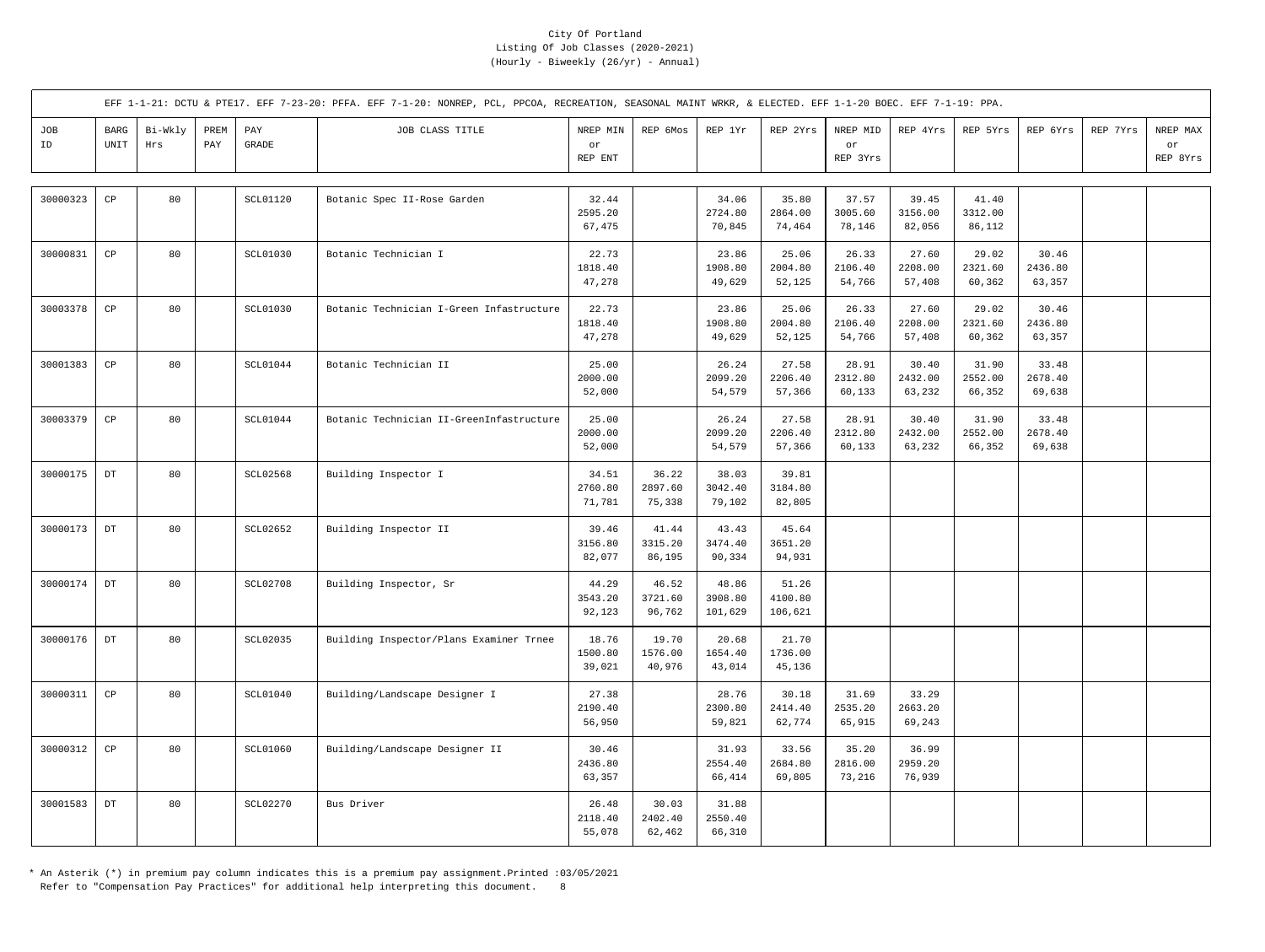City Of Portland
Listing Of Job Classes (2020-2021)
(Hourly - Biweekly (26/yr) - Annual)

EFF 1-1-21: DCTU & PTE17. EFF 7-23-20: PFFA. EFF 7-1-20: NONREP, PCL, PPCOA, RECREATION, SEASONAL MAINT WRKR, & ELECTED. EFF 1-1-20 BOEC. EFF 7-1-19: PPA.

| JOB ID | BARG UNIT | Bi-Wkly Hrs | PREM PAY | PAY GRADE | JOB CLASS TITLE | NREP MIN or REP ENT | REP 6Mos | REP 1Yr | REP 2Yrs | NREP MID or REP 3Yrs | REP 4Yrs | REP 5Yrs | REP 6Yrs | REP 7Yrs | NREP MAX or REP 8Yrs |
|---|---|---|---|---|---|---|---|---|---|---|---|---|---|---|---|
| 30000323 | CP | 80 | | SCL01120 | Botanic Spec II-Rose Garden | 32.44<br>2595.20<br>67,475 | | 34.06<br>2724.80<br>70,845 | 35.80<br>2864.00<br>74,464 | 37.57<br>3005.60<br>78,146 | 39.45<br>3156.00<br>82,056 | 41.40<br>3312.00<br>86,112 | | | |
| 30000831 | CP | 80 | | SCL01030 | Botanic Technician I | 22.73<br>1818.40<br>47,278 | | 23.86<br>1908.80<br>49,629 | 25.06<br>2004.80<br>52,125 | 26.33<br>2106.40<br>54,766 | 27.60<br>2208.00<br>57,408 | 29.02<br>2321.60<br>60,362 | 30.46<br>2436.80<br>63,357 | | |
| 30003378 | CP | 80 | | SCL01030 | Botanic Technician I-Green Infastructure | 22.73<br>1818.40<br>47,278 | | 23.86<br>1908.80<br>49,629 | 25.06<br>2004.80<br>52,125 | 26.33<br>2106.40<br>54,766 | 27.60<br>2208.00<br>57,408 | 29.02<br>2321.60<br>60,362 | 30.46<br>2436.80<br>63,357 | | |
| 30001383 | CP | 80 | | SCL01044 | Botanic Technician II | 25.00<br>2000.00<br>52,000 | | 26.24<br>2099.20<br>54,579 | 27.58<br>2206.40<br>57,366 | 28.91<br>2312.80<br>60,133 | 30.40<br>2432.00<br>63,232 | 31.90<br>2552.00<br>66,352 | 33.48<br>2678.40<br>69,638 | | |
| 30003379 | CP | 80 | | SCL01044 | Botanic Technician II-GreenInfastructure | 25.00<br>2000.00<br>52,000 | | 26.24<br>2099.20<br>54,579 | 27.58<br>2206.40<br>57,366 | 28.91<br>2312.80<br>60,133 | 30.40<br>2432.00<br>63,232 | 31.90<br>2552.00<br>66,352 | 33.48<br>2678.40<br>69,638 | | |
| 30000175 | DT | 80 | | SCL02568 | Building Inspector I | 34.51<br>2760.80<br>71,781 | 36.22<br>2897.60<br>75,338 | 38.03<br>3042.40<br>79,102 | 39.81<br>3184.80<br>82,805 | | | | | | |
| 30000173 | DT | 80 | | SCL02652 | Building Inspector II | 39.46<br>3156.80<br>82,077 | 41.44<br>3315.20<br>86,195 | 43.43<br>3474.40<br>90,334 | 45.64<br>3651.20<br>94,931 | | | | | | |
| 30000174 | DT | 80 | | SCL02708 | Building Inspector, Sr | 44.29<br>3543.20<br>92,123 | 46.52<br>3721.60<br>96,762 | 48.86<br>3908.80<br>101,629 | 51.26<br>4100.80<br>106,621 | | | | | | |
| 30000176 | DT | 80 | | SCL02035 | Building Inspector/Plans Examiner Trnee | 18.76<br>1500.80<br>39,021 | 19.70<br>1576.00<br>40,976 | 20.68<br>1654.40<br>43,014 | 21.70<br>1736.00<br>45,136 | | | | | | |
| 30000311 | CP | 80 | | SCL01040 | Building/Landscape Designer I | 27.38<br>2190.40<br>56,950 | | 28.76<br>2300.80<br>59,821 | 30.18<br>2414.40<br>62,774 | 31.69<br>2535.20<br>65,915 | 33.29<br>2663.20<br>69,243 | | | | |
| 30000312 | CP | 80 | | SCL01060 | Building/Landscape Designer II | 30.46<br>2436.80<br>63,357 | | 31.93<br>2554.40<br>66,414 | 33.56<br>2684.80<br>69,805 | 35.20<br>2816.00<br>73,216 | 36.99<br>2959.20<br>76,939 | | | | |
| 30001583 | DT | 80 | | SCL02270 | Bus Driver | 26.48<br>2118.40<br>55,078 | 30.03<br>2402.40<br>62,462 | 31.88<br>2550.40<br>66,310 | | | | | | | |

* An Asterik (*) in premium pay column indicates this is a premium pay assignment.Printed :03/05/2021
Refer to "Compensation Pay Practices" for additional help interpreting this document.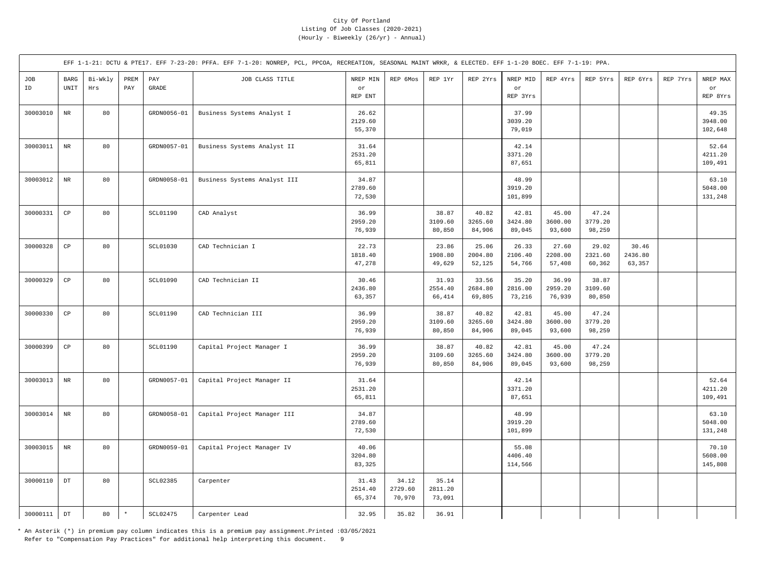City Of Portland
Listing Of Job Classes (2020-2021)
(Hourly - Biweekly (26/yr) - Annual)

EFF 1-1-21: DCTU & PTE17. EFF 7-23-20: PFFA. EFF 7-1-20: NONREP, PCL, PPCOA, RECREATION, SEASONAL MAINT WRKR, & ELECTED. EFF 1-1-20 BOEC. EFF 7-1-19: PPA.

| JOB ID | BARG UNIT | Bi-Wkly Hrs | PREM PAY | PAY GRADE | JOB CLASS TITLE | NREP MIN or REP ENT | REP 6Mos | REP 1Yr | REP 2Yrs | NREP MID or REP 3Yrs | REP 4Yrs | REP 5Yrs | REP 6Yrs | REP 7Yrs | NREP MAX or REP 8Yrs |
|---|---|---|---|---|---|---|---|---|---|---|---|---|---|---|---|
| 30003010 | NR | 80 | | GRDN0056-01 | Business Systems Analyst I | 26.62<br>2129.60<br>55,370 | | | | 37.99<br>3039.20<br>79,019 | | | | | 49.35<br>3948.00<br>102,648 |
| 30003011 | NR | 80 | | GRDN0057-01 | Business Systems Analyst II | 31.64<br>2531.20<br>65,811 | | | | 42.14<br>3371.20<br>87,651 | | | | | 52.64<br>4211.20<br>109,491 |
| 30003012 | NR | 80 | | GRDN0058-01 | Business Systems Analyst III | 34.87<br>2789.60<br>72,530 | | | | 48.99<br>3919.20<br>101,899 | | | | | 63.10<br>5048.00<br>131,248 |
| 30000331 | CP | 80 | | SCL01190 | CAD Analyst | 36.99<br>2959.20<br>76,939 | | 38.87<br>3109.60<br>80,850 | 40.82<br>3265.60<br>84,906 | 42.81<br>3424.80<br>89,045 | 45.00<br>3600.00<br>93,600 | 47.24<br>3779.20<br>98,259 | | | |
| 30000328 | CP | 80 | | SCL01030 | CAD Technician I | 22.73<br>1818.40<br>47,278 | | 23.86<br>1908.80<br>49,629 | 25.06<br>2004.80<br>52,125 | 26.33<br>2106.40<br>54,766 | 27.60<br>2208.00<br>57,408 | 29.02<br>2321.60<br>60,362 | 30.46<br>2436.80<br>63,357 | | |
| 30000329 | CP | 80 | | SCL01090 | CAD Technician II | 30.46<br>2436.80<br>63,357 | | 31.93<br>2554.40<br>66,414 | 33.56<br>2684.80<br>69,805 | 35.20<br>2816.00<br>73,216 | 36.99<br>2959.20<br>76,939 | 38.87<br>3109.60<br>80,850 | | | |
| 30000330 | CP | 80 | | SCL01190 | CAD Technician III | 36.99<br>2959.20<br>76,939 | | 38.87<br>3109.60<br>80,850 | 40.82<br>3265.60<br>84,906 | 42.81<br>3424.80<br>89,045 | 45.00<br>3600.00<br>93,600 | 47.24<br>3779.20<br>98,259 | | | |
| 30000399 | CP | 80 | | SCL01190 | Capital Project Manager I | 36.99<br>2959.20<br>76,939 | | 38.87<br>3109.60<br>80,850 | 40.82<br>3265.60<br>84,906 | 42.81<br>3424.80<br>89,045 | 45.00<br>3600.00<br>93,600 | 47.24<br>3779.20<br>98,259 | | | |
| 30003013 | NR | 80 | | GRDN0057-01 | Capital Project Manager II | 31.64<br>2531.20<br>65,811 | | | | 42.14<br>3371.20<br>87,651 | | | | | 52.64<br>4211.20<br>109,491 |
| 30003014 | NR | 80 | | GRDN0058-01 | Capital Project Manager III | 34.87<br>2789.60<br>72,530 | | | | 48.99<br>3919.20<br>101,899 | | | | | 63.10<br>5048.00<br>131,248 |
| 30003015 | NR | 80 | | GRDN0059-01 | Capital Project Manager IV | 40.06<br>3204.80<br>83,325 | | | | 55.08<br>4406.40<br>114,566 | | | | | 70.10<br>5608.00<br>145,808 |
| 30000110 | DT | 80 | | SCL02385 | Carpenter | 31.43<br>2514.40<br>65,374 | 34.12<br>2729.60<br>70,970 | 35.14<br>2811.20<br>73,091 | | | | | | | |
| 30000111 | DT | 80 | * | SCL02475 | Carpenter Lead | 32.95 | 35.82 | 36.91 | | | | | | | |

* An Asterik (*) in premium pay column indicates this is a premium pay assignment.Printed :03/05/2021
Refer to "Compensation Pay Practices" for additional help interpreting this document.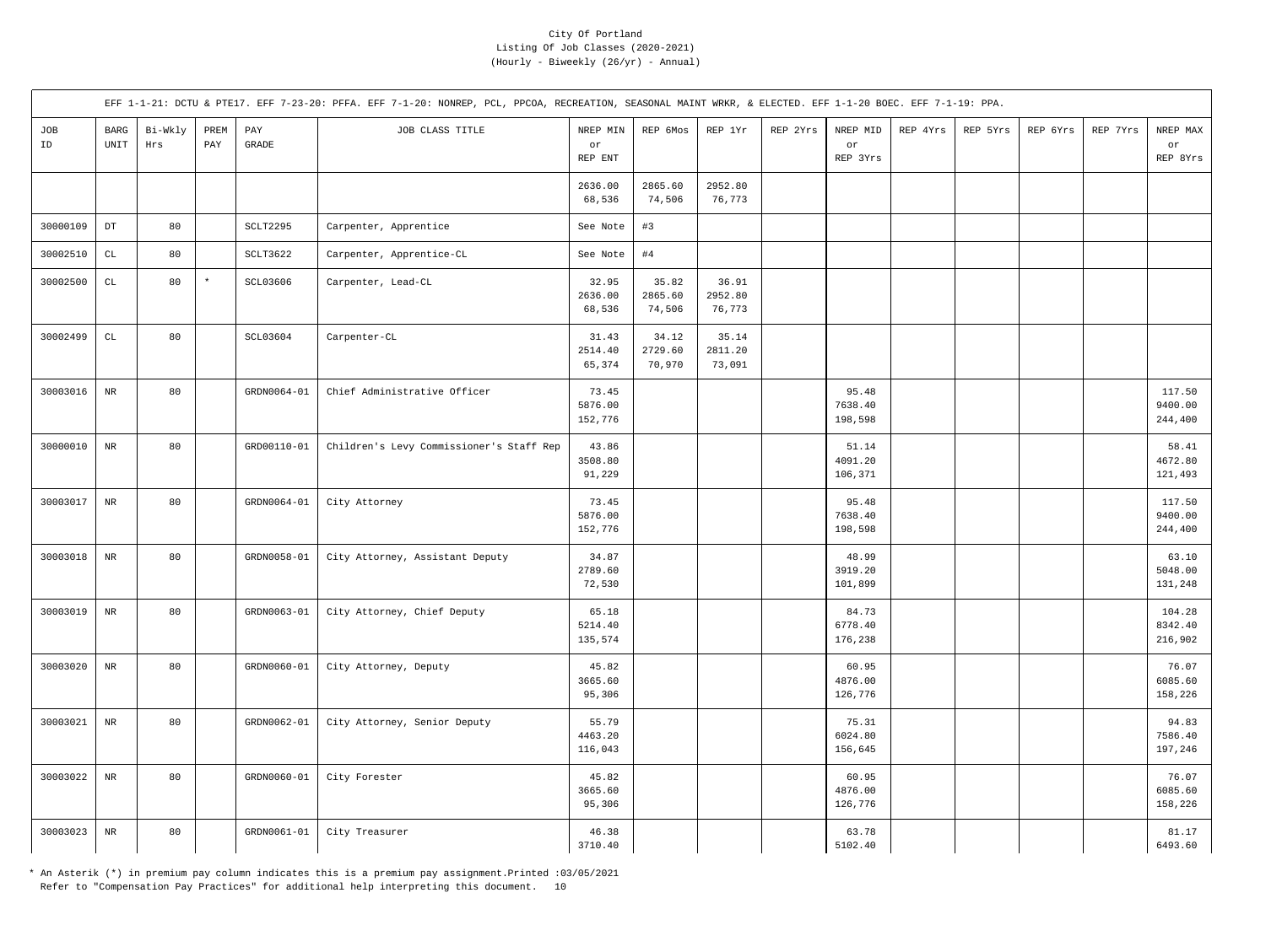City Of Portland
Listing Of Job Classes (2020-2021)
(Hourly - Biweekly (26/yr) - Annual)

EFF 1-1-21: DCTU & PTE17. EFF 7-23-20: PFFA. EFF 7-1-20: NONREP, PCL, PPCOA, RECREATION, SEASONAL MAINT WRKR, & ELECTED. EFF 1-1-20 BOEC. EFF 7-1-19: PPA.

| JOB ID | BARG UNIT | Bi-Wkly Hrs | PREM PAY | PAY GRADE | JOB CLASS TITLE | NREP MIN or REP ENT | REP 6Mos | REP 1Yr | REP 2Yrs | NREP MID or REP 3Yrs | REP 4Yrs | REP 5Yrs | REP 6Yrs | REP 7Yrs | NREP MAX or REP 8Yrs |
|---|---|---|---|---|---|---|---|---|---|---|---|---|---|---|---|
| | | | | | | 2636.00<br>68,536 | 2865.60<br>74,506 | 2952.80<br>76,773 | | | | | | | |
| 30000109 | DT | 80 | | SCLT2295 | Carpenter, Apprentice | See Note | #3 | | | | | | | | |
| 30002510 | CL | 80 | | SCLT3622 | Carpenter, Apprentice-CL | See Note | #4 | | | | | | | | |
| 30002500 | CL | 80 | * | SCL03606 | Carpenter, Lead-CL | 32.95<br>2636.00<br>68,536 | 35.82<br>2865.60<br>74,506 | 36.91<br>2952.80<br>76,773 | | | | | | | |
| 30002499 | CL | 80 | | SCL03604 | Carpenter-CL | 31.43<br>2514.40<br>65,374 | 34.12<br>2729.60<br>70,970 | 35.14<br>2811.20<br>73,091 | | | | | | | |
| 30003016 | NR | 80 | | GRDN0064-01 | Chief Administrative Officer | 73.45<br>5876.00<br>152,776 | | | | 95.48<br>7638.40<br>198,598 | | | | | 117.50<br>9400.00<br>244,400 |
| 30000010 | NR | 80 | | GRD00110-01 | Children's Levy Commissioner's Staff Rep | 43.86<br>3508.80<br>91,229 | | | | 51.14<br>4091.20<br>106,371 | | | | | 58.41<br>4672.80<br>121,493 |
| 30003017 | NR | 80 | | GRDN0064-01 | City Attorney | 73.45<br>5876.00<br>152,776 | | | | 95.48<br>7638.40<br>198,598 | | | | | 117.50<br>9400.00<br>244,400 |
| 30003018 | NR | 80 | | GRDN0058-01 | City Attorney, Assistant Deputy | 34.87<br>2789.60<br>72,530 | | | | 48.99<br>3919.20<br>101,899 | | | | | 63.10<br>5048.00<br>131,248 |
| 30003019 | NR | 80 | | GRDN0063-01 | City Attorney, Chief Deputy | 65.18<br>5214.40<br>135,574 | | | | 84.73<br>6778.40<br>176,238 | | | | | 104.28<br>8342.40<br>216,902 |
| 30003020 | NR | 80 | | GRDN0060-01 | City Attorney, Deputy | 45.82<br>3665.60<br>95,306 | | | | 60.95<br>4876.00<br>126,776 | | | | | 76.07<br>6085.60<br>158,226 |
| 30003021 | NR | 80 | | GRDN0062-01 | City Attorney, Senior Deputy | 55.79<br>4463.20<br>116,043 | | | | 75.31<br>6024.80<br>156,645 | | | | | 94.83<br>7586.40<br>197,246 |
| 30003022 | NR | 80 | | GRDN0060-01 | City Forester | 45.82<br>3665.60<br>95,306 | | | | 60.95<br>4876.00<br>126,776 | | | | | 76.07<br>6085.60<br>158,226 |
| 30003023 | NR | 80 | | GRDN0061-01 | City Treasurer | 46.38<br>3710.40 | | | | 63.78<br>5102.40 | | | | | 81.17<br>6493.60 |

* An Asterik (*) in premium pay column indicates this is a premium pay assignment.Printed :03/05/2021
Refer to "Compensation Pay Practices" for additional help interpreting this document.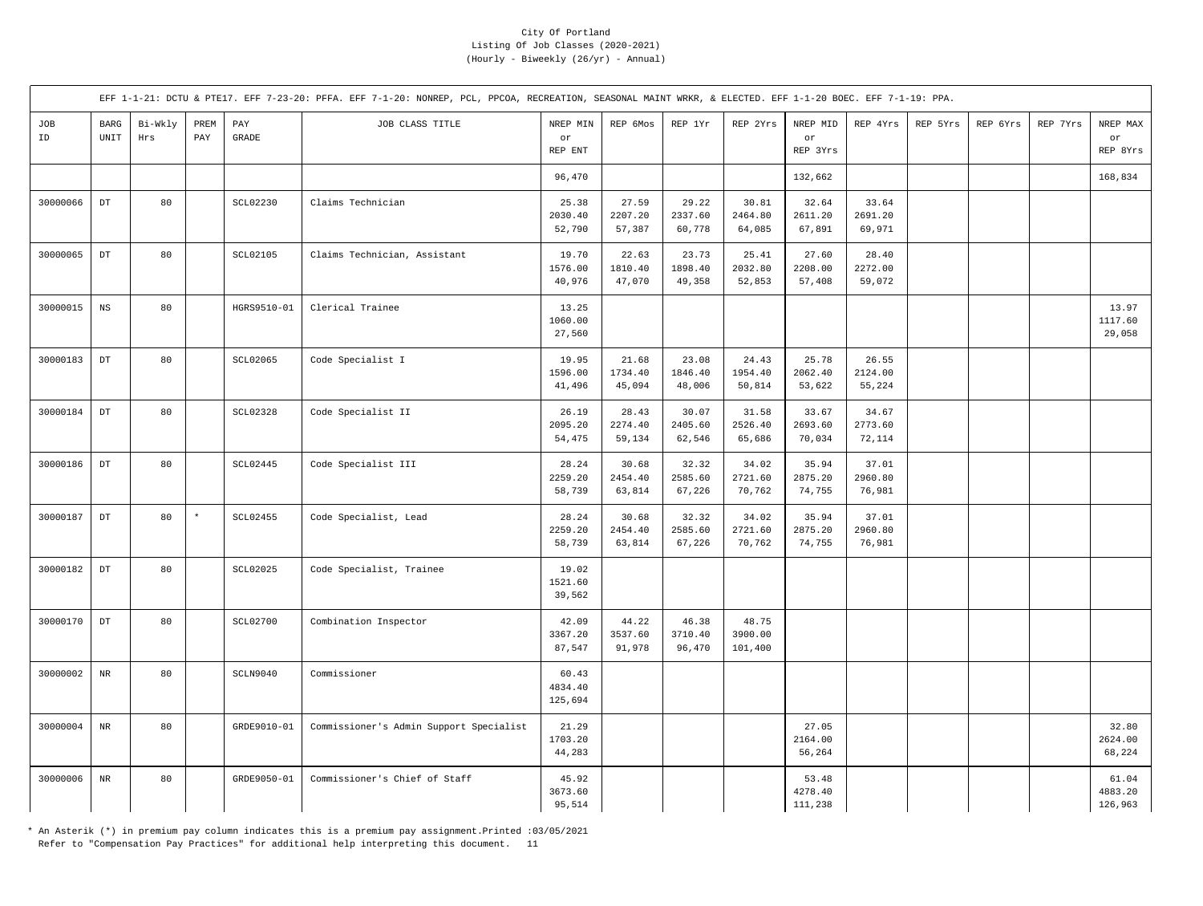City Of Portland
Listing Of Job Classes (2020-2021)
(Hourly - Biweekly (26/yr) - Annual)

EFF 1-1-21: DCTU & PTE17. EFF 7-23-20: PFFA. EFF 7-1-20: NONREP, PCL, PPCOA, RECREATION, SEASONAL MAINT WRKR, & ELECTED. EFF 1-1-20 BOEC. EFF 7-1-19: PPA.

| JOB ID | BARG UNIT | Bi-Wkly Hrs | PREM PAY | PAY GRADE | JOB CLASS TITLE | NREP MIN or REP ENT | REP 6Mos | REP 1Yr | REP 2Yrs | NREP MID or REP 3Yrs | REP 4Yrs | REP 5Yrs | REP 6Yrs | REP 7Yrs | NREP MAX or REP 8Yrs |
|---|---|---|---|---|---|---|---|---|---|---|---|---|---|---|---|
| | | | | | | 96,470 | | | | 132,662 | | | | | 168,834 |
| 30000066 | DT | 80 | | SCL02230 | Claims Technician | 25.38<br>2030.40<br>52,790 | 27.59<br>2207.20<br>57,387 | 29.22<br>2337.60<br>60,778 | 30.81<br>2464.80<br>64,085 | 32.64<br>2611.20<br>67,891 | 33.64<br>2691.20<br>69,971 | | | | |
| 30000065 | DT | 80 | | SCL02105 | Claims Technician, Assistant | 19.70<br>1576.00<br>40,976 | 22.63<br>1810.40<br>47,070 | 23.73<br>1898.40<br>49,358 | 25.41<br>2032.80<br>52,853 | 27.60<br>2208.00<br>57,408 | 28.40<br>2272.00<br>59,072 | | | | |
| 30000015 | NS | 80 | | HGRS9510-01 | Clerical Trainee | 13.25<br>1060.00<br>27,560 | | | | | | | | | 13.97<br>1117.60<br>29,058 |
| 30000183 | DT | 80 | | SCL02065 | Code Specialist I | 19.95<br>1596.00<br>41,496 | 21.68<br>1734.40<br>45,094 | 23.08<br>1846.40<br>48,006 | 24.43<br>1954.40<br>50,814 | 25.78<br>2062.40<br>53,622 | 26.55<br>2124.00<br>55,224 | | | | |
| 30000184 | DT | 80 | | SCL02328 | Code Specialist II | 26.19<br>2095.20<br>54,475 | 28.43<br>2274.40<br>59,134 | 30.07<br>2405.60<br>62,546 | 31.58<br>2526.40<br>65,686 | 33.67<br>2693.60<br>70,034 | 34.67<br>2773.60<br>72,114 | | | | |
| 30000186 | DT | 80 | | SCL02445 | Code Specialist III | 28.24<br>2259.20<br>58,739 | 30.68<br>2454.40<br>63,814 | 32.32<br>2585.60<br>67,226 | 34.02<br>2721.60<br>70,762 | 35.94<br>2875.20<br>74,755 | 37.01<br>2960.80<br>76,981 | | | | |
| 30000187 | DT | 80 | * | SCL02455 | Code Specialist, Lead | 28.24<br>2259.20<br>58,739 | 30.68<br>2454.40<br>63,814 | 32.32<br>2585.60<br>67,226 | 34.02<br>2721.60<br>70,762 | 35.94<br>2875.20<br>74,755 | 37.01<br>2960.80<br>76,981 | | | | |
| 30000182 | DT | 80 | | SCL02025 | Code Specialist, Trainee | 19.02<br>1521.60<br>39,562 | | | | | | | | | |
| 30000170 | DT | 80 | | SCL02700 | Combination Inspector | 42.09<br>3367.20<br>87,547 | 44.22<br>3537.60<br>91,978 | 46.38<br>3710.40<br>96,470 | 48.75<br>3900.00<br>101,400 | | | | | | |
| 30000002 | NR | 80 | | SCLN9040 | Commissioner | 60.43<br>4834.40<br>125,694 | | | | | | | | | |
| 30000004 | NR | 80 | | GRDE9010-01 | Commissioner's Admin Support Specialist | 21.29<br>1703.20<br>44,283 | | | | 27.05<br>2164.00<br>56,264 | | | | | 32.80<br>2624.00<br>68,224 |
| 30000006 | NR | 80 | | GRDE9050-01 | Commissioner's Chief of Staff | 45.92<br>3673.60<br>95,514 | | | | 53.48<br>4278.40<br>111,238 | | | | | 61.04<br>4883.20<br>126,963 |

* An Asterik (*) in premium pay column indicates this is a premium pay assignment.Printed :03/05/2021
Refer to "Compensation Pay Practices" for additional help interpreting this document.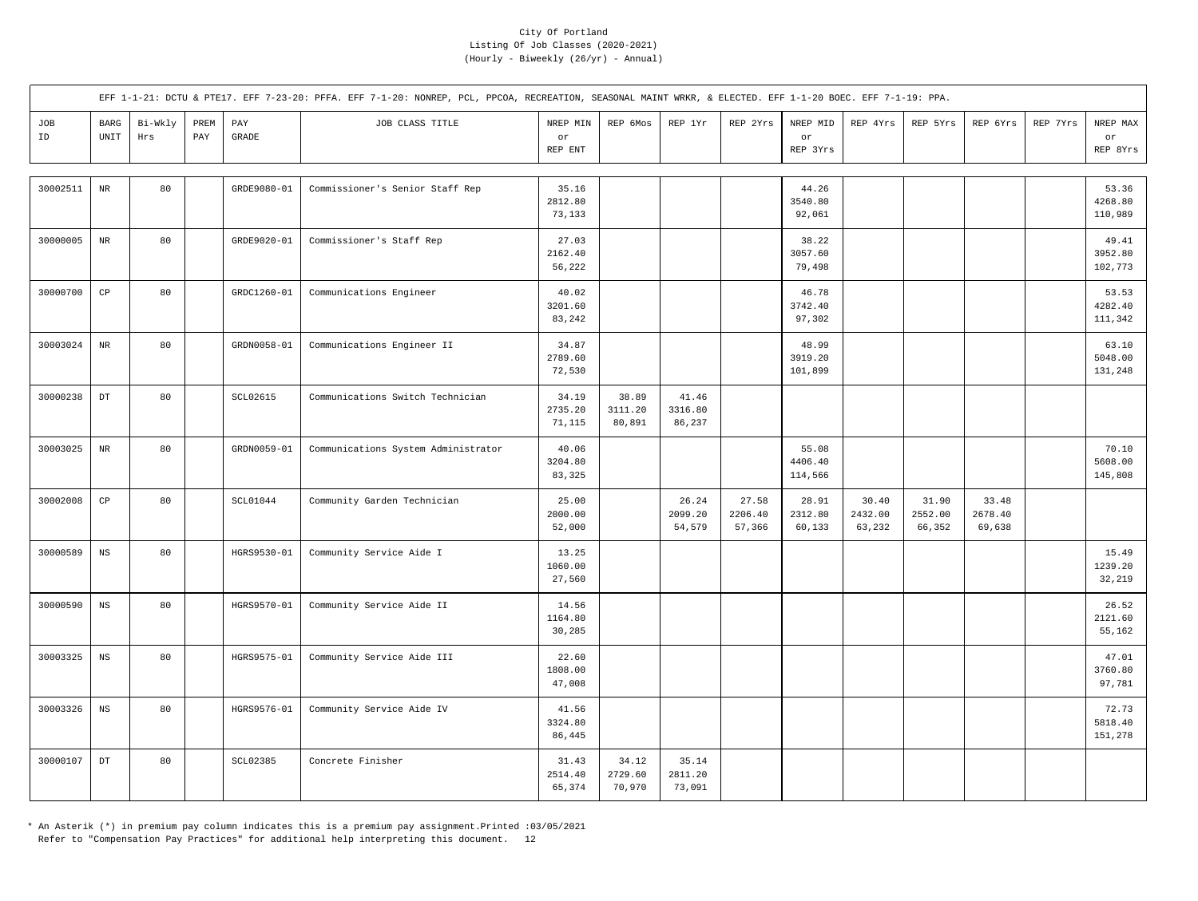City Of Portland
Listing Of Job Classes (2020-2021)
(Hourly - Biweekly (26/yr) - Annual)

EFF 1-1-21: DCTU & PTE17. EFF 7-23-20: PFFA. EFF 7-1-20: NONREP, PCL, PPCOA, RECREATION, SEASONAL MAINT WRKR, & ELECTED. EFF 1-1-20 BOEC. EFF 7-1-19: PPA.

| JOB ID | BARG UNIT | Bi-Wkly Hrs | PREM PAY | PAY GRADE | JOB CLASS TITLE | NREP MIN or REP ENT | REP 6Mos | REP 1Yr | REP 2Yrs | NREP MID or REP 3Yrs | REP 4Yrs | REP 5Yrs | REP 6Yrs | REP 7Yrs | NREP MAX or REP 8Yrs |
|---|---|---|---|---|---|---|---|---|---|---|---|---|---|---|---|
| 30002511 | NR | 80 | | GRDE9080-01 | Commissioner's Senior Staff Rep | 35.16<br>2812.80<br>73,133 | | | | 44.26<br>3540.80<br>92,061 | | | | | 53.36<br>4268.80<br>110,989 |
| 30000005 | NR | 80 | | GRDE9020-01 | Commissioner's Staff Rep | 27.03<br>2162.40<br>56,222 | | | | 38.22<br>3057.60<br>79,498 | | | | | 49.41<br>3952.80<br>102,773 |
| 30000700 | CP | 80 | | GRDC1260-01 | Communications Engineer | 40.02<br>3201.60<br>83,242 | | | | 46.78<br>3742.40<br>97,302 | | | | | 53.53<br>4282.40<br>111,342 |
| 30003024 | NR | 80 | | GRDN0058-01 | Communications Engineer II | 34.87<br>2789.60<br>72,530 | | | | 48.99<br>3919.20<br>101,899 | | | | | 63.10<br>5048.00<br>131,248 |
| 30000238 | DT | 80 | | SCL02615 | Communications Switch Technician | 34.19<br>2735.20<br>71,115 | 38.89<br>3111.20<br>80,891 | 41.46<br>3316.80<br>86,237 | | | | | | | |
| 30003025 | NR | 80 | | GRDN0059-01 | Communications System Administrator | 40.06<br>3204.80<br>83,325 | | | | 55.08<br>4406.40<br>114,566 | | | | | 70.10<br>5608.00<br>145,808 |
| 30002008 | CP | 80 | | SCL01044 | Community Garden Technician | 25.00<br>2000.00<br>52,000 | | 26.24<br>2099.20<br>54,579 | 27.58<br>2206.40<br>57,366 | 28.91<br>2312.80<br>60,133 | 30.40<br>2432.00<br>63,232 | 31.90<br>2552.00<br>66,352 | 33.48<br>2678.40<br>69,638 | | |
| 30000589 | NS | 80 | | HGRS9530-01 | Community Service Aide I | 13.25<br>1060.00<br>27,560 | | | | | | | | | 15.49<br>1239.20<br>32,219 |
| 30000590 | NS | 80 | | HGRS9570-01 | Community Service Aide II | 14.56<br>1164.80<br>30,285 | | | | | | | | | 26.52<br>2121.60<br>55,162 |
| 30003325 | NS | 80 | | HGRS9575-01 | Community Service Aide III | 22.60<br>1808.00<br>47,008 | | | | | | | | | 47.01<br>3760.80<br>97,781 |
| 30003326 | NS | 80 | | HGRS9576-01 | Community Service Aide IV | 41.56<br>3324.80<br>86,445 | | | | | | | | | 72.73<br>5818.40<br>151,278 |
| 30000107 | DT | 80 | | SCL02385 | Concrete Finisher | 31.43<br>2514.40<br>65,374 | 34.12<br>2729.60<br>70,970 | 35.14<br>2811.20<br>73,091 | | | | | | | |

* An Asterik (*) in premium pay column indicates this is a premium pay assignment.Printed :03/05/2021
Refer to "Compensation Pay Practices" for additional help interpreting this document.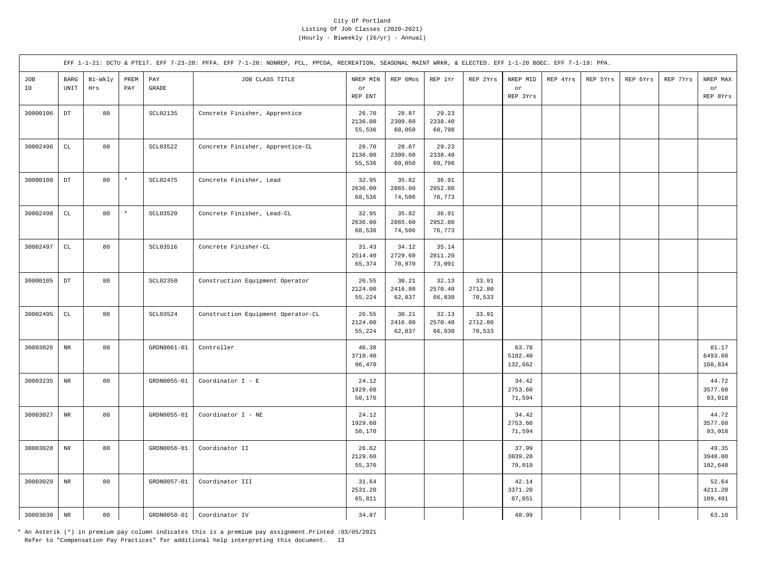City Of Portland
Listing Of Job Classes (2020-2021)
(Hourly - Biweekly (26/yr) - Annual)

EFF 1-1-21: DCTU & PTE17. EFF 7-23-20: PFFA. EFF 7-1-20: NONREP, PCL, PPCOA, RECREATION, SEASONAL MAINT WRKR, & ELECTED. EFF 1-1-20 BOEC. EFF 7-1-19: PPA.

| JOB ID | BARG UNIT | Bi-Wkly Hrs | PREM PAY | PAY GRADE | JOB CLASS TITLE | NREP MIN or REP ENT | REP 6Mos | REP 1Yr | REP 2Yrs | NREP MID or REP 3Yrs | REP 4Yrs | REP 5Yrs | REP 6Yrs | REP 7Yrs | NREP MAX or REP 8Yrs |
|---|---|---|---|---|---|---|---|---|---|---|---|---|---|---|---|
| 30000106 | DT | 80 | | SCL02135 | Concrete Finisher, Apprentice | 26.70<br>2136.00<br>55,536 | 28.87<br>2309.60<br>60,050 | 29.23<br>2338.40<br>60,798 | | | | | | | |
| 30002496 | CL | 80 | | SCL03522 | Concrete Finisher, Apprentice-CL | 26.70<br>2136.00<br>55,536 | 28.87<br>2309.60<br>60,050 | 29.23<br>2338.40<br>60,798 | | | | | | | |
| 30000108 | DT | 80 | * | SCL02475 | Concrete Finisher, Lead | 32.95<br>2636.00<br>68,536 | 35.82<br>2865.60<br>74,506 | 36.91<br>2952.80<br>76,773 | | | | | | | |
| 30002498 | CL | 80 | * | SCL03520 | Concrete Finisher, Lead-CL | 32.95<br>2636.00<br>68,536 | 35.82<br>2865.60<br>74,506 | 36.91<br>2952.80<br>76,773 | | | | | | | |
| 30002497 | CL | 80 | | SCL03516 | Concrete Finisher-CL | 31.43<br>2514.40<br>65,374 | 34.12<br>2729.60<br>70,970 | 35.14<br>2811.20<br>73,091 | | | | | | | |
| 30000105 | DT | 80 | | SCL02350 | Construction Equipment Operator | 26.55<br>2124.00<br>55,224 | 30.21<br>2416.80<br>62,837 | 32.13<br>2570.40<br>66,830 | 33.91<br>2712.80<br>70,533 | | | | | | |
| 30002495 | CL | 80 | | SCL03524 | Construction Equipment Operator-CL | 26.55<br>2124.00<br>55,224 | 30.21<br>2416.80<br>62,837 | 32.13<br>2570.40<br>66,830 | 33.91<br>2712.80<br>70,533 | | | | | | |
| 30003026 | NR | 80 | | GRDN0061-01 | Controller | 46.38<br>3710.40<br>96,470 | | | | 63.78<br>5102.40<br>132,662 | | | | | 81.17<br>6493.60<br>168,834 |
| 30003235 | NR | 80 | | GRDN0055-01 | Coordinator I - E | 24.12<br>1929.60<br>50,170 | | | | 34.42<br>2753.60<br>71,594 | | | | | 44.72<br>3577.60<br>93,018 |
| 30003027 | NR | 80 | | GRDN0055-01 | Coordinator I - NE | 24.12<br>1929.60<br>50,170 | | | | 34.42<br>2753.60<br>71,594 | | | | | 44.72<br>3577.60<br>93,018 |
| 30003028 | NR | 80 | | GRDN0056-01 | Coordinator II | 26.62<br>2129.60<br>55,370 | | | | 37.99<br>3039.20<br>79,019 | | | | | 49.35<br>3948.00<br>102,648 |
| 30003029 | NR | 80 | | GRDN0057-01 | Coordinator III | 31.64<br>2531.20<br>65,811 | | | | 42.14<br>3371.20<br>87,651 | | | | | 52.64<br>4211.20<br>109,491 |
| 30003030 | NR | 80 | | GRDN0058-01 | Coordinator IV | 34.87 | | | | 48.99 | | | | | 63.10 |

* An Asterik (*) in premium pay column indicates this is a premium pay assignment.Printed :03/05/2021
Refer to "Compensation Pay Practices" for additional help interpreting this document.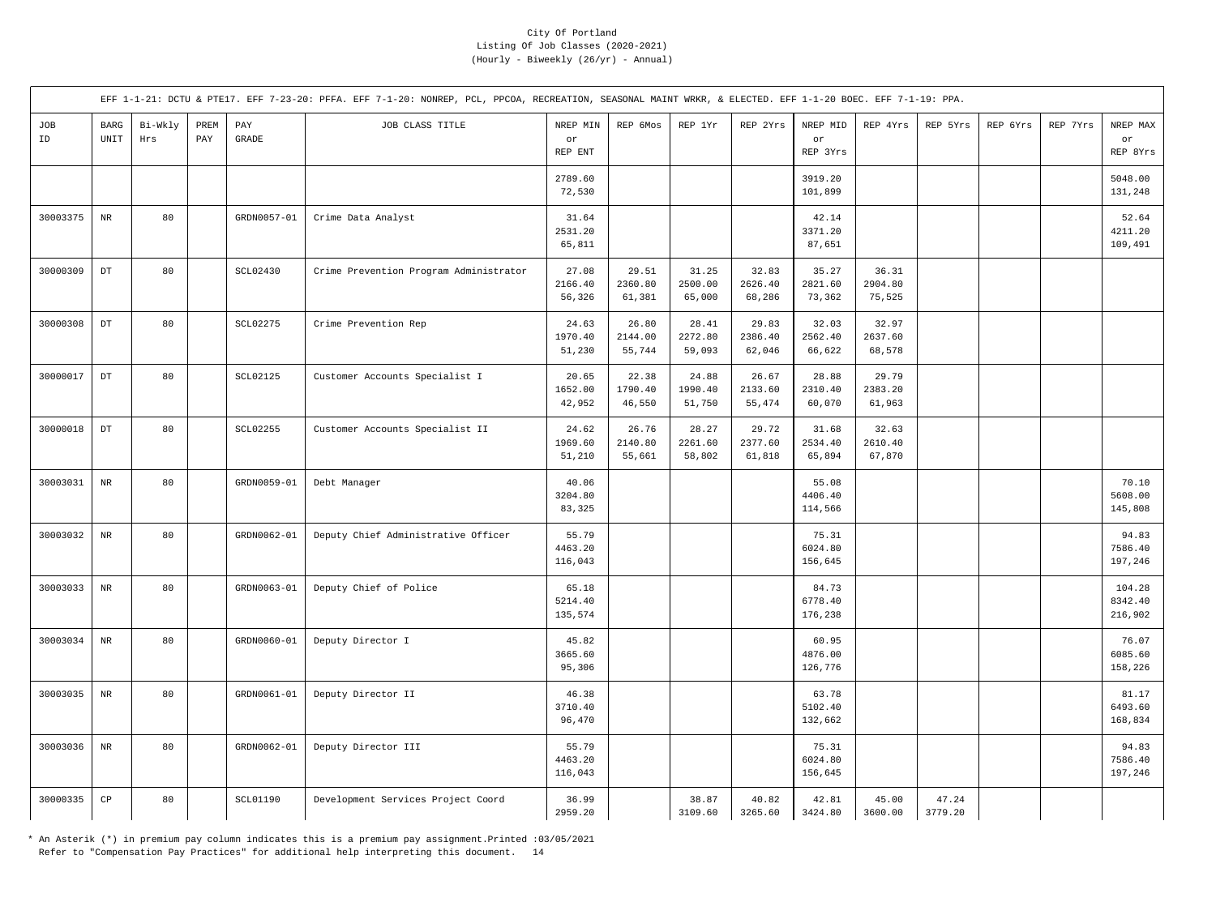City Of Portland
Listing Of Job Classes (2020-2021)
(Hourly - Biweekly (26/yr) - Annual)

EFF 1-1-21: DCTU & PTE17. EFF 7-23-20: PFFA. EFF 7-1-20: NONREP, PCL, PPCOA, RECREATION, SEASONAL MAINT WRKR, & ELECTED. EFF 1-1-20 BOEC. EFF 7-1-19: PPA.

| JOB ID | BARG UNIT | Bi-Wkly Hrs | PREM PAY | PAY GRADE | JOB CLASS TITLE | NREP MIN or REP ENT | REP 6Mos | REP 1Yr | REP 2Yrs | NREP MID or REP 3Yrs | REP 4Yrs | REP 5Yrs | REP 6Yrs | REP 7Yrs | NREP MAX or REP 8Yrs |
|---|---|---|---|---|---|---|---|---|---|---|---|---|---|---|---|
| | | | | | | 2789.60<br>72,530 | | | | 3919.20<br>101,899 | | | | | 5048.00<br>131,248 |
| 30003375 | NR | 80 | | GRDN0057-01 | Crime Data Analyst | 31.64<br>2531.20<br>65,811 | | | | 42.14<br>3371.20<br>87,651 | | | | | 52.64<br>4211.20<br>109,491 |
| 30000309 | DT | 80 | | SCL02430 | Crime Prevention Program Administrator | 27.08<br>2166.40<br>56,326 | 29.51<br>2360.80<br>61,381 | 31.25<br>2500.00<br>65,000 | 32.83<br>2626.40<br>68,286 | 35.27<br>2821.60<br>73,362 | 36.31<br>2904.80<br>75,525 | | | | |
| 30000308 | DT | 80 | | SCL02275 | Crime Prevention Rep | 24.63<br>1970.40<br>51,230 | 26.80<br>2144.00<br>55,744 | 28.41<br>2272.80<br>59,093 | 29.83<br>2386.40<br>62,046 | 32.03<br>2562.40<br>66,622 | 32.97<br>2637.60<br>68,578 | | | | |
| 30000017 | DT | 80 | | SCL02125 | Customer Accounts Specialist I | 20.65<br>1652.00<br>42,952 | 22.38<br>1790.40<br>46,550 | 24.88<br>1990.40<br>51,750 | 26.67<br>2133.60<br>55,474 | 28.88<br>2310.40<br>60,070 | 29.79<br>2383.20<br>61,963 | | | | |
| 30000018 | DT | 80 | | SCL02255 | Customer Accounts Specialist II | 24.62<br>1969.60<br>51,210 | 26.76<br>2140.80<br>55,661 | 28.27<br>2261.60<br>58,802 | 29.72<br>2377.60<br>61,818 | 31.68<br>2534.40<br>65,894 | 32.63<br>2610.40<br>67,870 | | | | |
| 30003031 | NR | 80 | | GRDN0059-01 | Debt Manager | 40.06<br>3204.80<br>83,325 | | | | 55.08<br>4406.40<br>114,566 | | | | | 70.10<br>5608.00<br>145,808 |
| 30003032 | NR | 80 | | GRDN0062-01 | Deputy Chief Administrative Officer | 55.79<br>4463.20<br>116,043 | | | | 75.31<br>6024.80<br>156,645 | | | | | 94.83<br>7586.40<br>197,246 |
| 30003033 | NR | 80 | | GRDN0063-01 | Deputy Chief of Police | 65.18<br>5214.40<br>135,574 | | | | 84.73<br>6778.40<br>176,238 | | | | | 104.28<br>8342.40<br>216,902 |
| 30003034 | NR | 80 | | GRDN0060-01 | Deputy Director I | 45.82<br>3665.60<br>95,306 | | | | 60.95<br>4876.00<br>126,776 | | | | | 76.07<br>6085.60<br>158,226 |
| 30003035 | NR | 80 | | GRDN0061-01 | Deputy Director II | 46.38<br>3710.40<br>96,470 | | | | 63.78<br>5102.40<br>132,662 | | | | | 81.17<br>6493.60<br>168,834 |
| 30003036 | NR | 80 | | GRDN0062-01 | Deputy Director III | 55.79<br>4463.20<br>116,043 | | | | 75.31<br>6024.80<br>156,645 | | | | | 94.83<br>7586.40<br>197,246 |
| 30000335 | CP | 80 | | SCL01190 | Development Services Project Coord | 36.99<br>2959.20 | | 38.87<br>3109.60 | 40.82<br>3265.60 | 42.81<br>3424.80 | 45.00<br>3600.00 | 47.24<br>3779.20 | | | |

* An Asterisk (*) in premium pay column indicates this is a premium pay assignment.Printed :03/05/2021
Refer to "Compensation Pay Practices" for additional help interpreting this document.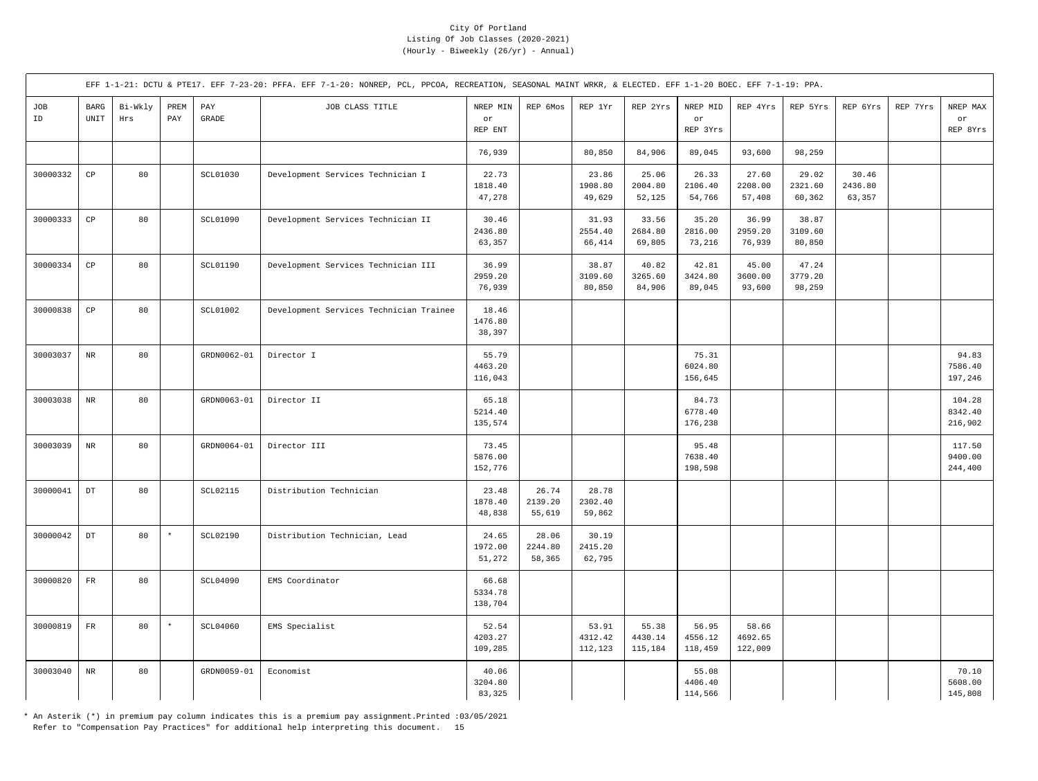City Of Portland
Listing Of Job Classes (2020-2021)
(Hourly - Biweekly (26/yr) - Annual)

EFF 1-1-21: DCTU & PTE17. EFF 7-23-20: PFFA. EFF 7-1-20: NONREP, PCL, PPCOA, RECREATION, SEASONAL MAINT WRKR, & ELECTED. EFF 1-1-20 BOEC. EFF 7-1-19: PPA.

| JOB ID | BARG UNIT | Bi-Wkly Hrs | PREM PAY | PAY GRADE | JOB CLASS TITLE | NREP MIN or REP ENT | REP 6Mos | REP 1Yr | REP 2Yrs | NREP MID or REP 3Yrs | REP 4Yrs | REP 5Yrs | REP 6Yrs | REP 7Yrs | NREP MAX or REP 8Yrs |
|---|---|---|---|---|---|---|---|---|---|---|---|---|---|---|---|
| | | | | | | 76,939 | | 80,850 | 84,906 | 89,045 | 93,600 | 98,259 | | | |
| 30000332 | CP | 80 | | SCL01030 | Development Services Technician I | 22.73<br>1818.40<br>47,278 | | 23.86<br>1908.80<br>49,629 | 25.06<br>2004.80<br>52,125 | 26.33<br>2106.40<br>54,766 | 27.60<br>2208.00<br>57,408 | 29.02<br>2321.60<br>60,362 | 30.46<br>2436.80<br>63,357 | | |
| 30000333 | CP | 80 | | SCL01090 | Development Services Technician II | 30.46<br>2436.80<br>63,357 | | 31.93<br>2554.40<br>66,414 | 33.56<br>2684.80<br>69,805 | 35.20<br>2816.00<br>73,216 | 36.99<br>2959.20<br>76,939 | 38.87<br>3109.60<br>80,850 | | | |
| 30000334 | CP | 80 | | SCL01190 | Development Services Technician III | 36.99<br>2959.20<br>76,939 | | 38.87<br>3109.60<br>80,850 | 40.82<br>3265.60<br>84,906 | 42.81<br>3424.80<br>89,045 | 45.00<br>3600.00<br>93,600 | 47.24<br>3779.20<br>98,259 | | | |
| 30000838 | CP | 80 | | SCL01002 | Development Services Technician Trainee | 18.46<br>1476.80<br>38,397 | | | | | | | | | |
| 30003037 | NR | 80 | | GRDN0062-01 | Director I | 55.79<br>4463.20<br>116,043 | | | | 75.31<br>6024.80<br>156,645 | | | | | 94.83<br>7586.40<br>197,246 |
| 30003038 | NR | 80 | | GRDN0063-01 | Director II | 65.18<br>5214.40<br>135,574 | | | | 84.73<br>6778.40<br>176,238 | | | | | 104.28<br>8342.40<br>216,902 |
| 30003039 | NR | 80 | | GRDN0064-01 | Director III | 73.45<br>5876.00<br>152,776 | | | | 95.48<br>7638.40<br>198,598 | | | | | 117.50<br>9400.00<br>244,400 |
| 30000041 | DT | 80 | | SCL02115 | Distribution Technician | 23.48<br>1878.40<br>48,838 | 26.74<br>2139.20<br>55,619 | 28.78<br>2302.40<br>59,862 | | | | | | | |
| 30000042 | DT | 80 | * | SCL02190 | Distribution Technician, Lead | 24.65<br>1972.00<br>51,272 | 28.06<br>2244.80<br>58,365 | 30.19<br>2415.20<br>62,795 | | | | | | | |
| 30000820 | FR | 80 | | SCL04090 | EMS Coordinator | 66.68<br>5334.78<br>138,704 | | | | | | | | | |
| 30000819 | FR | 80 | * | SCL04060 | EMS Specialist | 52.54<br>4203.27<br>109,285 | | 53.91<br>4312.42<br>112,123 | 55.38<br>4430.14<br>115,184 | 56.95<br>4556.12<br>118,459 | 58.66<br>4692.65<br>122,009 | | | | |
| 30003040 | NR | 80 | | GRDN0059-01 | Economist | 40.06<br>3204.80<br>83,325 | | | | 55.08<br>4406.40<br>114,566 | | | | | 70.10<br>5608.00<br>145,808 |

* An Asterik (*) in premium pay column indicates this is a premium pay assignment.Printed :03/05/2021
Refer to "Compensation Pay Practices" for additional help interpreting this document.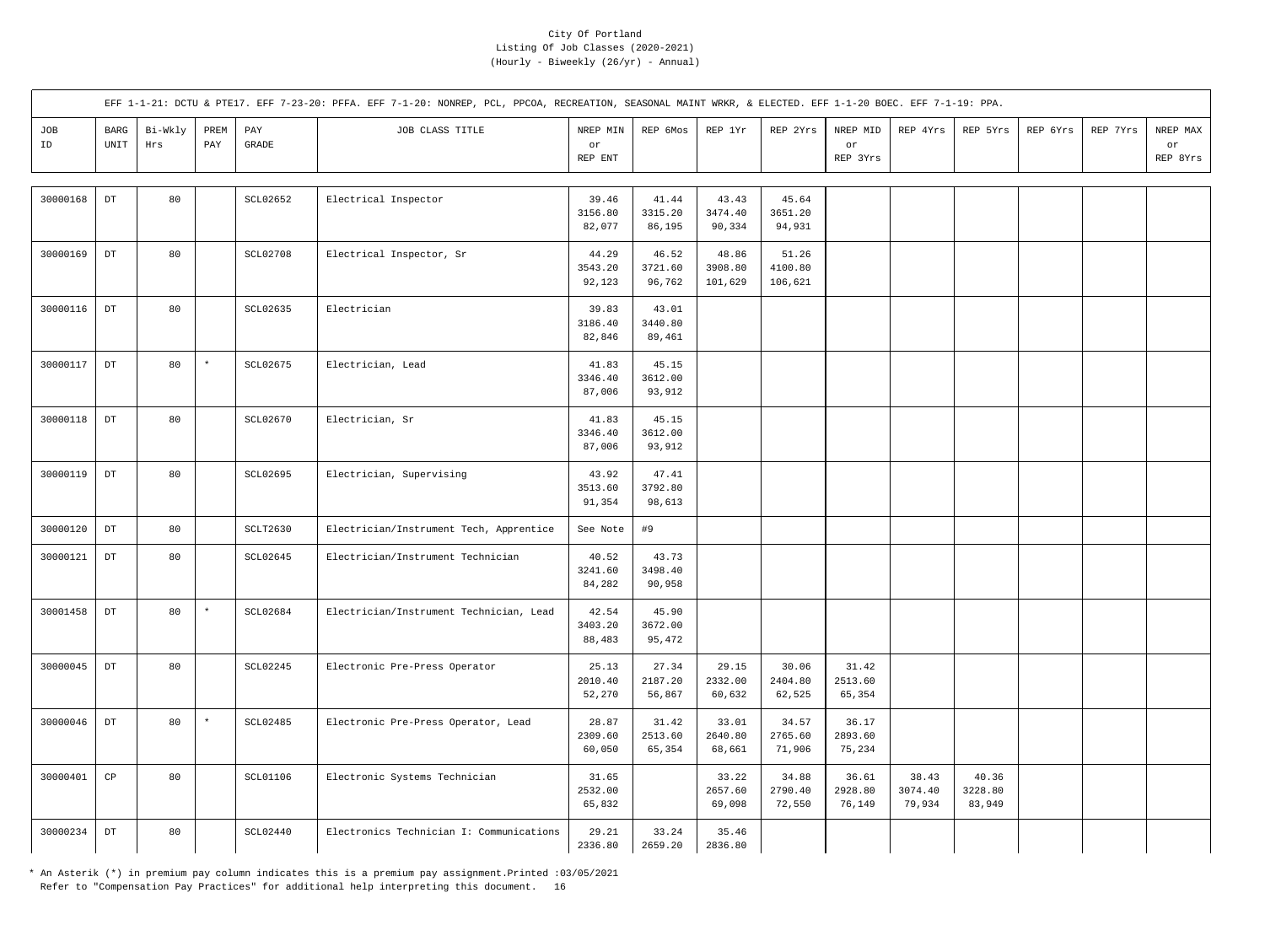City Of Portland
Listing Of Job Classes (2020-2021)
(Hourly - Biweekly (26/yr) - Annual)

EFF 1-1-21: DCTU & PTE17. EFF 7-23-20: PFFA. EFF 7-1-20: NONREP, PCL, PPCOA, RECREATION, SEASONAL MAINT WRKR, & ELECTED. EFF 1-1-20 BOEC. EFF 7-1-19: PPA.

| JOB ID | BARG UNIT | Bi-Wkly Hrs | PREM PAY | PAY GRADE | JOB CLASS TITLE | NREP MIN or REP ENT | REP 6Mos | REP 1Yr | REP 2Yrs | NREP MID or REP 3Yrs | REP 4Yrs | REP 5Yrs | REP 6Yrs | REP 7Yrs | NREP MAX or REP 8Yrs |
|---|---|---|---|---|---|---|---|---|---|---|---|---|---|---|---|
| 30000168 | DT | 80 | | SCL02652 | Electrical Inspector | 39.46<br>3156.80<br>82,077 | 41.44<br>3315.20<br>86,195 | 43.43<br>3474.40<br>90,334 | 45.64<br>3651.20<br>94,931 | | | | | | |
| 30000169 | DT | 80 | | SCL02708 | Electrical Inspector, Sr | 44.29<br>3543.20<br>92,123 | 46.52<br>3721.60<br>96,762 | 48.86<br>3908.80<br>101,629 | 51.26<br>4100.80<br>106,621 | | | | | | |
| 30000116 | DT | 80 | | SCL02635 | Electrician | 39.83<br>3186.40<br>82,846 | 43.01<br>3440.80<br>89,461 | | | | | | | | |
| 30000117 | DT | 80 | * | SCL02675 | Electrician, Lead | 41.83<br>3346.40<br>87,006 | 45.15<br>3612.00<br>93,912 | | | | | | | | |
| 30000118 | DT | 80 | | SCL02670 | Electrician, Sr | 41.83<br>3346.40<br>87,006 | 45.15<br>3612.00<br>93,912 | | | | | | | | |
| 30000119 | DT | 80 | | SCL02695 | Electrician, Supervising | 43.92<br>3513.60<br>91,354 | 47.41<br>3792.80<br>98,613 | | | | | | | | |
| 30000120 | DT | 80 | | SCLT2630 | Electrician/Instrument Tech, Apprentice | See Note | #9 | | | | | | | | |
| 30000121 | DT | 80 | | SCL02645 | Electrician/Instrument Technician | 40.52<br>3241.60<br>84,282 | 43.73<br>3498.40<br>90,958 | | | | | | | | |
| 30001458 | DT | 80 | * | SCL02684 | Electrician/Instrument Technician, Lead | 42.54<br>3403.20<br>88,483 | 45.90<br>3672.00<br>95,472 | | | | | | | | |
| 30000045 | DT | 80 | | SCL02245 | Electronic Pre-Press Operator | 25.13<br>2010.40<br>52,270 | 27.34<br>2187.20<br>56,867 | 29.15<br>2332.00<br>60,632 | 30.06<br>2404.80<br>62,525 | 31.42<br>2513.60<br>65,354 | | | | | |
| 30000046 | DT | 80 | * | SCL02485 | Electronic Pre-Press Operator, Lead | 28.87<br>2309.60<br>60,050 | 31.42<br>2513.60<br>65,354 | 33.01<br>2640.80<br>68,661 | 34.57<br>2765.60<br>71,906 | 36.17<br>2893.60<br>75,234 | | | | | |
| 30000401 | CP | 80 | | SCL01106 | Electronic Systems Technician | 31.65<br>2532.00<br>65,832 | | 33.22<br>2657.60<br>69,098 | 34.88<br>2790.40<br>72,550 | 36.61<br>2928.80<br>76,149 | 38.43<br>3074.40<br>79,934 | 40.36<br>3228.80<br>83,949 | | | |
| 30000234 | DT | 80 | | SCL02440 | Electronics Technician I: Communications | 29.21<br>2336.80 | 33.24<br>2659.20 | 35.46<br>2836.80 | | | | | | | |

* An Asterik (*) in premium pay column indicates this is a premium pay assignment.Printed :03/05/2021
Refer to "Compensation Pay Practices" for additional help interpreting this document.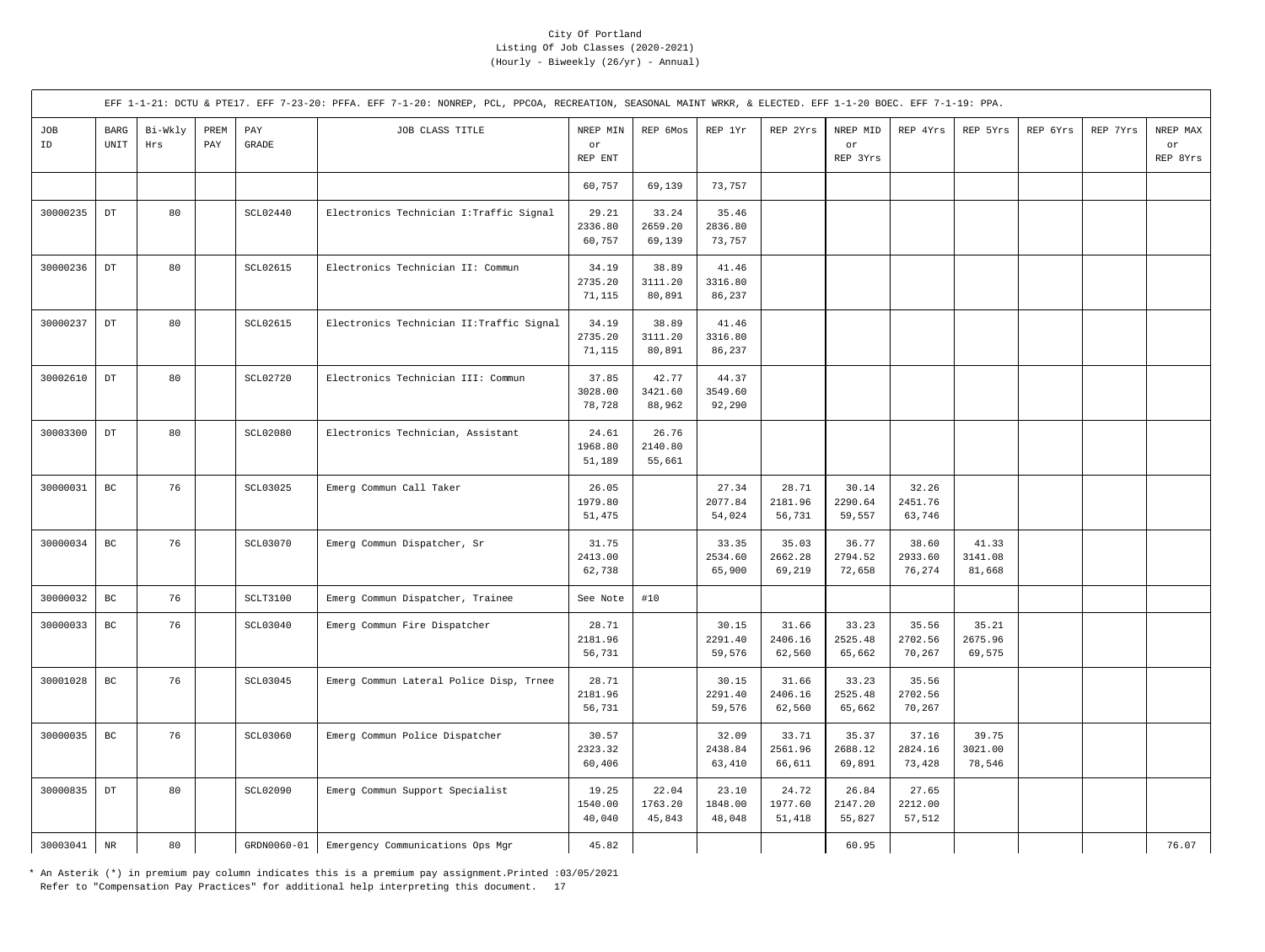City Of Portland
Listing Of Job Classes (2020-2021)
(Hourly - Biweekly (26/yr) - Annual)

EFF 1-1-21: DCTU & PTE17. EFF 7-23-20: PFFA. EFF 7-1-20: NONREP, PCL, PPCOA, RECREATION, SEASONAL MAINT WRKR, & ELECTED. EFF 1-1-20 BOEC. EFF 7-1-19: PPA.

| JOB ID | BARG UNIT | Bi-Wkly Hrs | PREM PAY | PAY GRADE | JOB CLASS TITLE | NREP MIN or REP ENT | REP 6Mos | REP 1Yr | REP 2Yrs | NREP MID or REP 3Yrs | REP 4Yrs | REP 5Yrs | REP 6Yrs | REP 7Yrs | NREP MAX or REP 8Yrs |
|---|---|---|---|---|---|---|---|---|---|---|---|---|---|---|---|
| | | | | | | 60,757 | 69,139 | 73,757 | | | | | | | |
| 30000235 | DT | 80 | | SCL02440 | Electronics Technician I:Traffic Signal | 29.21<br>2336.80<br>60,757 | 33.24<br>2659.20<br>69,139 | 35.46<br>2836.80<br>73,757 | | | | | | | |
| 30000236 | DT | 80 | | SCL02615 | Electronics Technician II: Commun | 34.19<br>2735.20<br>71,115 | 38.89<br>3111.20<br>80,891 | 41.46<br>3316.80<br>86,237 | | | | | | | |
| 30000237 | DT | 80 | | SCL02615 | Electronics Technician II:Traffic Signal | 34.19<br>2735.20<br>71,115 | 38.89<br>3111.20<br>80,891 | 41.46<br>3316.80<br>86,237 | | | | | | | |
| 30002610 | DT | 80 | | SCL02720 | Electronics Technician III: Commun | 37.85<br>3028.00<br>78,728 | 42.77<br>3421.60<br>88,962 | 44.37<br>3549.60<br>92,290 | | | | | | | |
| 30003300 | DT | 80 | | SCL02080 | Electronics Technician, Assistant | 24.61<br>1968.80<br>51,189 | 26.76<br>2140.80<br>55,661 | | | | | | | | |
| 30000031 | BC | 76 | | SCL03025 | Emerg Commun Call Taker | 26.05<br>1979.80<br>51,475 | | 27.34<br>2077.84<br>54,024 | 28.71<br>2181.96<br>56,731 | 30.14<br>2290.64<br>59,557 | 32.26<br>2451.76<br>63,746 | | | | |
| 30000034 | BC | 76 | | SCL03070 | Emerg Commun Dispatcher, Sr | 31.75<br>2413.00<br>62,738 | | 33.35<br>2534.60<br>65,900 | 35.03<br>2662.28<br>69,219 | 36.77<br>2794.52<br>72,658 | 38.60<br>2933.60<br>76,274 | 41.33<br>3141.08<br>81,668 | | | |
| 30000032 | BC | 76 | | SCLT3100 | Emerg Commun Dispatcher, Trainee | See Note | #10 | | | | | | | | |
| 30000033 | BC | 76 | | SCL03040 | Emerg Commun Fire Dispatcher | 28.71<br>2181.96<br>56,731 | | 30.15<br>2291.40<br>59,576 | 31.66<br>2406.16<br>62,560 | 33.23<br>2525.48<br>65,662 | 35.56<br>2702.56<br>70,267 | 35.21<br>2675.96<br>69,575 | | | |
| 30001028 | BC | 76 | | SCL03045 | Emerg Commun Lateral Police Disp, Trnee | 28.71<br>2181.96<br>56,731 | | 30.15<br>2291.40<br>59,576 | 31.66<br>2406.16<br>62,560 | 33.23<br>2525.48<br>65,662 | 35.56<br>2702.56<br>70,267 | | | | |
| 30000035 | BC | 76 | | SCL03060 | Emerg Commun Police Dispatcher | 30.57<br>2323.32<br>60,406 | | 32.09<br>2438.84<br>63,410 | 33.71<br>2561.96<br>66,611 | 35.37<br>2688.12<br>69,891 | 37.16<br>2824.16<br>73,428 | 39.75<br>3021.00<br>78,546 | | | |
| 30000835 | DT | 80 | | SCL02090 | Emerg Commun Support Specialist | 19.25<br>1540.00<br>40,040 | 22.04<br>1763.20<br>45,843 | 23.10<br>1848.00<br>48,048 | 24.72<br>1977.60<br>51,418 | 26.84<br>2147.20<br>55,827 | 27.65<br>2212.00<br>57,512 | | | | |
| 30003041 | NR | 80 | | GRDN0060-01 | Emergency Communications Ops Mgr | 45.82 | | | | 60.95 | | | | | 76.07 |

\* An Asterik (*) in premium pay column indicates this is a premium pay assignment.Printed :03/05/2021
Refer to "Compensation Pay Practices" for additional help interpreting this document.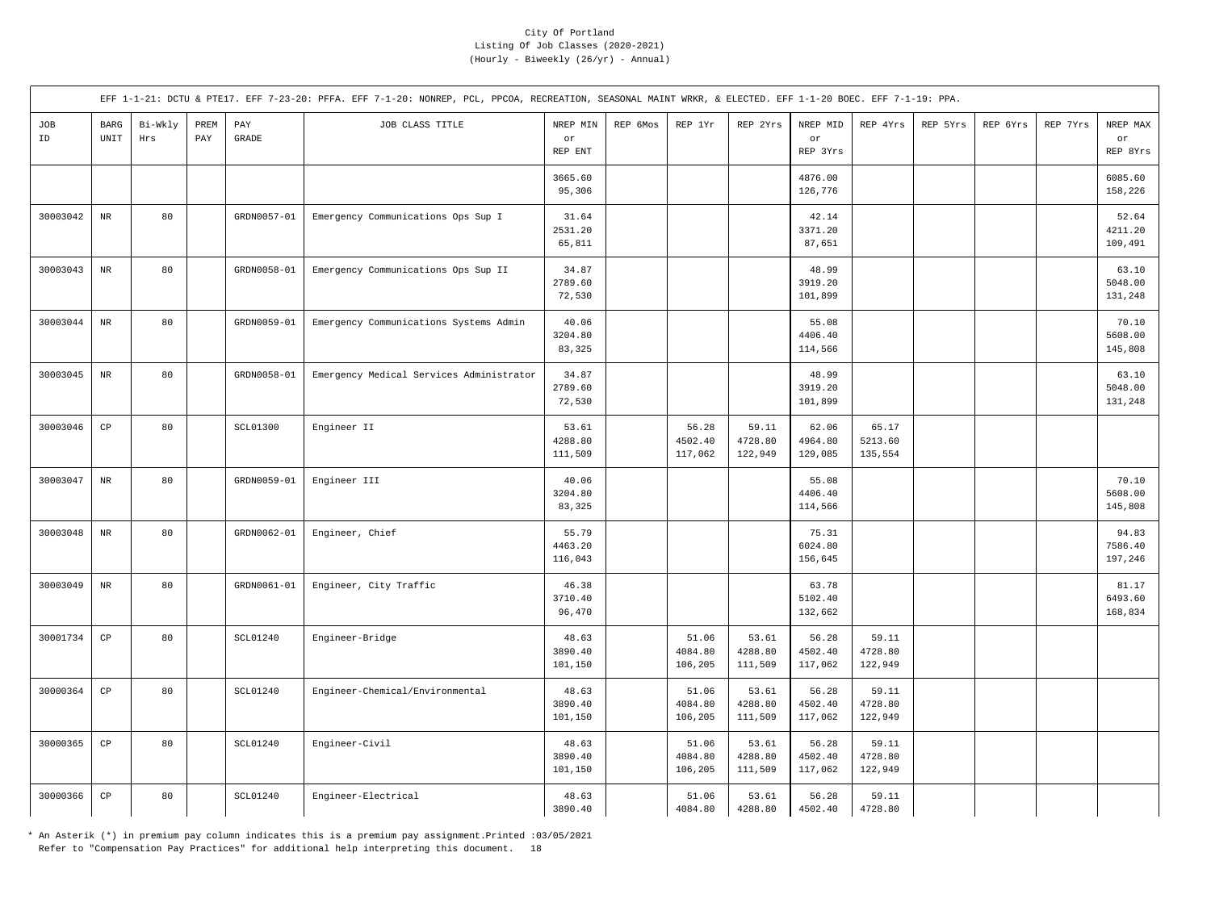City Of Portland
Listing Of Job Classes (2020-2021)
(Hourly - Biweekly (26/yr) - Annual)

EFF 1-1-21: DCTU & PTE17. EFF 7-23-20: PFFA. EFF 7-1-20: NONREP, PCL, PPCOA, RECREATION, SEASONAL MAINT WRKR, & ELECTED. EFF 1-1-20 BOEC. EFF 7-1-19: PPA.

| JOB ID | BARG UNIT | Bi-Wkly Hrs | PREM PAY | PAY GRADE | JOB CLASS TITLE | NREP MIN or REP ENT | REP 6Mos | REP 1Yr | REP 2Yrs | NREP MID or REP 3Yrs | REP 4Yrs | REP 5Yrs | REP 6Yrs | REP 7Yrs | NREP MAX or REP 8Yrs |
|---|---|---|---|---|---|---|---|---|---|---|---|---|---|---|---|
| | | | | | | 3665.60<br>95,306 | | | | 4876.00<br>126,776 | | | | | 6085.60<br>158,226 |
| 30003042 | NR | 80 | | GRDN0057-01 | Emergency Communications Ops Sup I | 31.64<br>2531.20<br>65,811 | | | | 42.14<br>3371.20<br>87,651 | | | | | 52.64<br>4211.20<br>109,491 |
| 30003043 | NR | 80 | | GRDN0058-01 | Emergency Communications Ops Sup II | 34.87<br>2789.60<br>72,530 | | | | 48.99<br>3919.20<br>101,899 | | | | | 63.10<br>5048.00<br>131,248 |
| 30003044 | NR | 80 | | GRDN0059-01 | Emergency Communications Systems Admin | 40.06<br>3204.80<br>83,325 | | | | 55.08<br>4406.40<br>114,566 | | | | | 70.10<br>5608.00<br>145,808 |
| 30003045 | NR | 80 | | GRDN0058-01 | Emergency Medical Services Administrator | 34.87<br>2789.60<br>72,530 | | | | 48.99<br>3919.20<br>101,899 | | | | | 63.10<br>5048.00<br>131,248 |
| 30003046 | CP | 80 | | SCL01300 | Engineer II | 53.61<br>4288.80<br>111,509 | | 56.28<br>4502.40<br>117,062 | 59.11<br>4728.80<br>122,949 | 62.06<br>4964.80<br>129,085 | 65.17<br>5213.60<br>135,554 | | | | |
| 30003047 | NR | 80 | | GRDN0059-01 | Engineer III | 40.06<br>3204.80<br>83,325 | | | | 55.08<br>4406.40<br>114,566 | | | | | 70.10<br>5608.00<br>145,808 |
| 30003048 | NR | 80 | | GRDN0062-01 | Engineer, Chief | 55.79<br>4463.20<br>116,043 | | | | 75.31<br>6024.80<br>156,645 | | | | | 94.83<br>7586.40<br>197,246 |
| 30003049 | NR | 80 | | GRDN0061-01 | Engineer, City Traffic | 46.38<br>3710.40<br>96,470 | | | | 63.78<br>5102.40<br>132,662 | | | | | 81.17<br>6493.60<br>168,834 |
| 30001734 | CP | 80 | | SCL01240 | Engineer-Bridge | 48.63<br>3890.40<br>101,150 | | 51.06<br>4084.80<br>106,205 | 53.61<br>4288.80<br>111,509 | 56.28<br>4502.40<br>117,062 | 59.11<br>4728.80<br>122,949 | | | | |
| 30000364 | CP | 80 | | SCL01240 | Engineer-Chemical/Environmental | 48.63<br>3890.40<br>101,150 | | 51.06<br>4084.80<br>106,205 | 53.61<br>4288.80<br>111,509 | 56.28<br>4502.40<br>117,062 | 59.11<br>4728.80<br>122,949 | | | | |
| 30000365 | CP | 80 | | SCL01240 | Engineer-Civil | 48.63<br>3890.40<br>101,150 | | 51.06<br>4084.80<br>106,205 | 53.61<br>4288.80<br>111,509 | 56.28<br>4502.40<br>117,062 | 59.11<br>4728.80<br>122,949 | | | | |
| 30000366 | CP | 80 | | SCL01240 | Engineer-Electrical | 48.63<br>3890.40 | | 51.06<br>4084.80 | 53.61<br>4288.80 | 56.28<br>4502.40 | 59.11<br>4728.80 | | | | |

* An Asterik (*) in premium pay column indicates this is a premium pay assignment.Printed :03/05/2021
Refer to "Compensation Pay Practices" for additional help interpreting this document.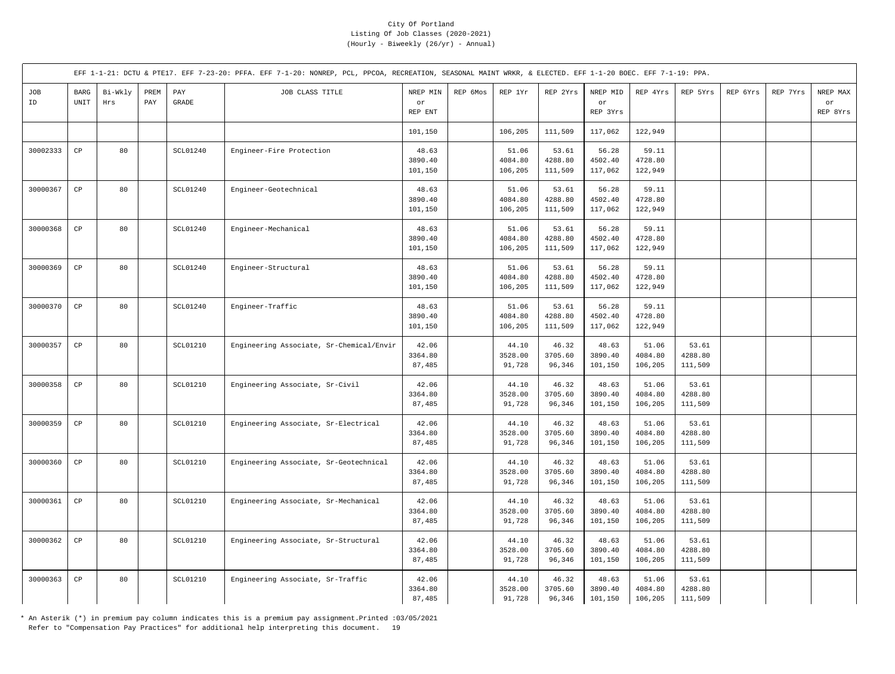City Of Portland
Listing Of Job Classes (2020-2021)
(Hourly - Biweekly (26/yr) - Annual)

EFF 1-1-21: DCTU & PTE17. EFF 7-23-20: PFFA. EFF 7-1-20: NONREP, PCL, PPCOA, RECREATION, SEASONAL MAINT WRKR, & ELECTED. EFF 1-1-20 BOEC. EFF 7-1-19: PPA.

| JOB ID | BARG UNIT | Bi-Wkly Hrs | PREM PAY | PAY GRADE | JOB CLASS TITLE | NREP MIN or REP ENT | REP 6Mos | REP 1Yr | REP 2Yrs | NREP MID or REP 3Yrs | REP 4Yrs | REP 5Yrs | REP 6Yrs | REP 7Yrs | NREP MAX or REP 8Yrs |
|---|---|---|---|---|---|---|---|---|---|---|---|---|---|---|---|
| | | | | | | 101,150 | | 106,205 | 111,509 | 117,062 | 122,949 | | | | |
| 30002333 | CP | 80 | | SCL01240 | Engineer-Fire Protection | 48.63<br>3890.40<br>101,150 | | 51.06<br>4084.80<br>106,205 | 53.61<br>4288.80<br>111,509 | 56.28<br>4502.40<br>117,062 | 59.11<br>4728.80<br>122,949 | | | | |
| 30000367 | CP | 80 | | SCL01240 | Engineer-Geotechnical | 48.63<br>3890.40<br>101,150 | | 51.06<br>4084.80<br>106,205 | 53.61<br>4288.80<br>111,509 | 56.28<br>4502.40<br>117,062 | 59.11<br>4728.80<br>122,949 | | | | |
| 30000368 | CP | 80 | | SCL01240 | Engineer-Mechanical | 48.63<br>3890.40<br>101,150 | | 51.06<br>4084.80<br>106,205 | 53.61<br>4288.80<br>111,509 | 56.28<br>4502.40<br>117,062 | 59.11<br>4728.80<br>122,949 | | | | |
| 30000369 | CP | 80 | | SCL01240 | Engineer-Structural | 48.63<br>3890.40<br>101,150 | | 51.06<br>4084.80<br>106,205 | 53.61<br>4288.80<br>111,509 | 56.28<br>4502.40<br>117,062 | 59.11<br>4728.80<br>122,949 | | | | |
| 30000370 | CP | 80 | | SCL01240 | Engineer-Traffic | 48.63<br>3890.40<br>101,150 | | 51.06<br>4084.80<br>106,205 | 53.61<br>4288.80<br>111,509 | 56.28<br>4502.40<br>117,062 | 59.11<br>4728.80<br>122,949 | | | | |
| 30000357 | CP | 80 | | SCL01210 | Engineering Associate, Sr-Chemical/Envir | 42.06<br>3364.80<br>87,485 | | 44.10<br>3528.00<br>91,728 | 46.32<br>3705.60<br>96,346 | 48.63<br>3890.40<br>101,150 | 51.06<br>4084.80<br>106,205 | 53.61<br>4288.80<br>111,509 | | | |
| 30000358 | CP | 80 | | SCL01210 | Engineering Associate, Sr-Civil | 42.06<br>3364.80<br>87,485 | | 44.10<br>3528.00<br>91,728 | 46.32<br>3705.60<br>96,346 | 48.63<br>3890.40<br>101,150 | 51.06<br>4084.80<br>106,205 | 53.61<br>4288.80<br>111,509 | | | |
| 30000359 | CP | 80 | | SCL01210 | Engineering Associate, Sr-Electrical | 42.06<br>3364.80<br>87,485 | | 44.10<br>3528.00<br>91,728 | 46.32<br>3705.60<br>96,346 | 48.63<br>3890.40<br>101,150 | 51.06<br>4084.80<br>106,205 | 53.61<br>4288.80<br>111,509 | | | |
| 30000360 | CP | 80 | | SCL01210 | Engineering Associate, Sr-Geotechnical | 42.06<br>3364.80<br>87,485 | | 44.10<br>3528.00<br>91,728 | 46.32<br>3705.60<br>96,346 | 48.63<br>3890.40<br>101,150 | 51.06<br>4084.80<br>106,205 | 53.61<br>4288.80<br>111,509 | | | |
| 30000361 | CP | 80 | | SCL01210 | Engineering Associate, Sr-Mechanical | 42.06<br>3364.80<br>87,485 | | 44.10<br>3528.00<br>91,728 | 46.32<br>3705.60<br>96,346 | 48.63<br>3890.40<br>101,150 | 51.06<br>4084.80<br>106,205 | 53.61<br>4288.80<br>111,509 | | | |
| 30000362 | CP | 80 | | SCL01210 | Engineering Associate, Sr-Structural | 42.06<br>3364.80<br>87,485 | | 44.10<br>3528.00<br>91,728 | 46.32<br>3705.60<br>96,346 | 48.63<br>3890.40<br>101,150 | 51.06<br>4084.80<br>106,205 | 53.61<br>4288.80<br>111,509 | | | |
| 30000363 | CP | 80 | | SCL01210 | Engineering Associate, Sr-Traffic | 42.06<br>3364.80<br>87,485 | | 44.10<br>3528.00<br>91,728 | 46.32<br>3705.60<br>96,346 | 48.63<br>3890.40<br>101,150 | 51.06<br>4084.80<br>106,205 | 53.61<br>4288.80<br>111,509 | | | |

* An Asterik (*) in premium pay column indicates this is a premium pay assignment.Printed :03/05/2021
Refer to "Compensation Pay Practices" for additional help interpreting this document.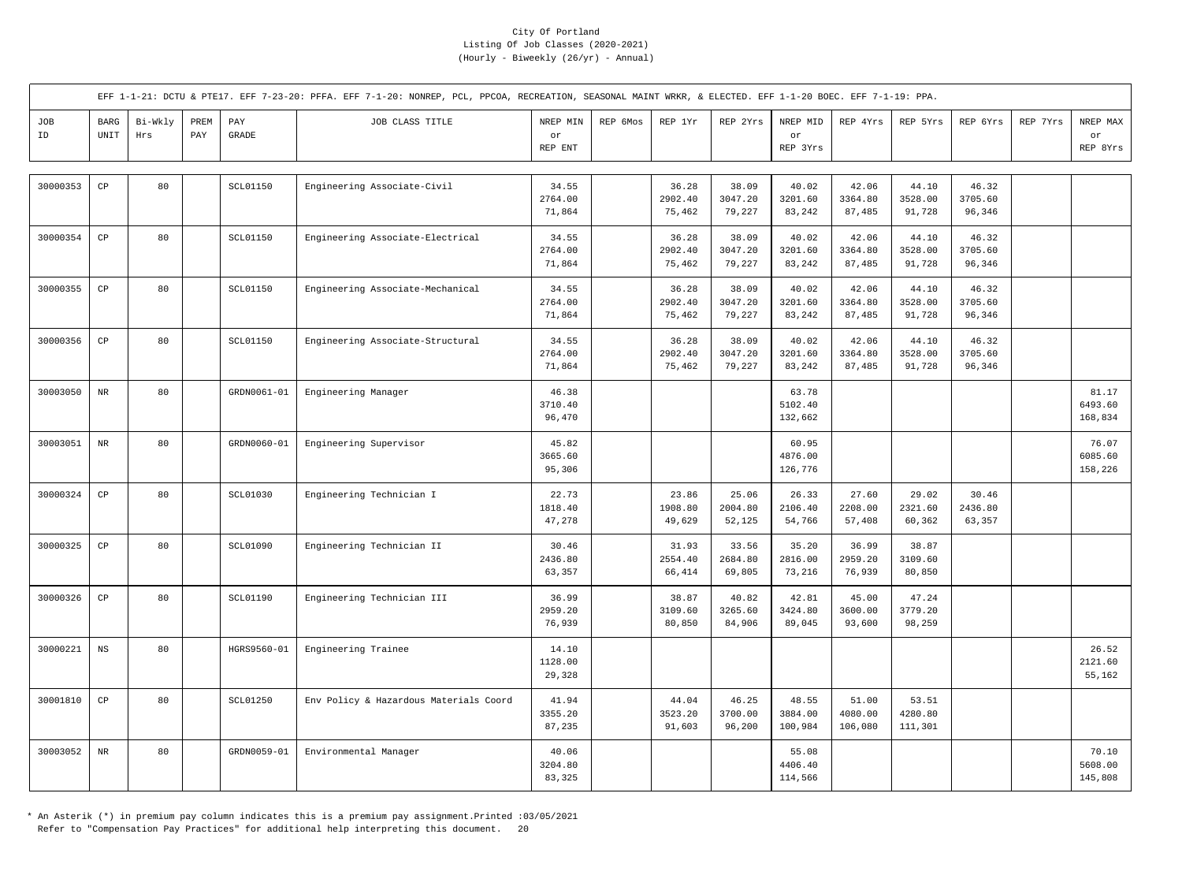City Of Portland
Listing Of Job Classes (2020-2021)
(Hourly - Biweekly (26/yr) - Annual)

EFF 1-1-21: DCTU & PTE17. EFF 7-23-20: PFFA. EFF 7-1-20: NONREP, PCL, PPCOA, RECREATION, SEASONAL MAINT WRKR, & ELECTED. EFF 1-1-20 BOEC. EFF 7-1-19: PPA.

| JOB ID | BARG UNIT | Bi-Wkly Hrs | PREM PAY | PAY GRADE | JOB CLASS TITLE | NREP MIN or REP ENT | REP 6Mos | REP 1Yr | REP 2Yrs | NREP MID or REP 3Yrs | REP 4Yrs | REP 5Yrs | REP 6Yrs | REP 7Yrs | NREP MAX or REP 8Yrs |
|---|---|---|---|---|---|---|---|---|---|---|---|---|---|---|---|
| 30000353 | CP | 80 | | SCL01150 | Engineering Associate-Civil | 34.55<br>2764.00<br>71,864 | | 36.28<br>2902.40<br>75,462 | 38.09<br>3047.20<br>79,227 | 40.02<br>3201.60<br>83,242 | 42.06<br>3364.80<br>87,485 | 44.10<br>3528.00<br>91,728 | 46.32<br>3705.60<br>96,346 | | |
| 30000354 | CP | 80 | | SCL01150 | Engineering Associate-Electrical | 34.55<br>2764.00<br>71,864 | | 36.28<br>2902.40<br>75,462 | 38.09<br>3047.20<br>79,227 | 40.02<br>3201.60<br>83,242 | 42.06<br>3364.80<br>87,485 | 44.10<br>3528.00<br>91,728 | 46.32<br>3705.60<br>96,346 | | |
| 30000355 | CP | 80 | | SCL01150 | Engineering Associate-Mechanical | 34.55<br>2764.00<br>71,864 | | 36.28<br>2902.40<br>75,462 | 38.09<br>3047.20<br>79,227 | 40.02<br>3201.60<br>83,242 | 42.06<br>3364.80<br>87,485 | 44.10<br>3528.00<br>91,728 | 46.32<br>3705.60<br>96,346 | | |
| 30000356 | CP | 80 | | SCL01150 | Engineering Associate-Structural | 34.55<br>2764.00<br>71,864 | | 36.28<br>2902.40<br>75,462 | 38.09<br>3047.20<br>79,227 | 40.02<br>3201.60<br>83,242 | 42.06<br>3364.80<br>87,485 | 44.10<br>3528.00<br>91,728 | 46.32<br>3705.60<br>96,346 | | |
| 30003050 | NR | 80 | | GRDN0061-01 | Engineering Manager | 46.38<br>3710.40<br>96,470 | | | | 63.78<br>5102.40<br>132,662 | | | | | 81.17<br>6493.60<br>168,834 |
| 30003051 | NR | 80 | | GRDN0060-01 | Engineering Supervisor | 45.82<br>3665.60<br>95,306 | | | | 60.95<br>4876.00<br>126,776 | | | | | 76.07<br>6085.60<br>158,226 |
| 30000324 | CP | 80 | | SCL01030 | Engineering Technician I | 22.73<br>1818.40<br>47,278 | | 23.86<br>1908.80<br>49,629 | 25.06<br>2004.80<br>52,125 | 26.33<br>2106.40<br>54,766 | 27.60<br>2208.00<br>57,408 | 29.02<br>2321.60<br>60,362 | 30.46<br>2436.80<br>63,357 | | |
| 30000325 | CP | 80 | | SCL01090 | Engineering Technician II | 30.46<br>2436.80<br>63,357 | | 31.93<br>2554.40<br>66,414 | 33.56<br>2684.80<br>69,805 | 35.20<br>2816.00<br>73,216 | 36.99<br>2959.20<br>76,939 | 38.87<br>3109.60<br>80,850 | | | |
| 30000326 | CP | 80 | | SCL01190 | Engineering Technician III | 36.99<br>2959.20<br>76,939 | | 38.87<br>3109.60<br>80,850 | 40.82<br>3265.60<br>84,906 | 42.81<br>3424.80<br>89,045 | 45.00<br>3600.00<br>93,600 | 47.24<br>3779.20<br>98,259 | | | |
| 30000221 | NS | 80 | | HGRS9560-01 | Engineering Trainee | 14.10<br>1128.00<br>29,328 | | | | | | | | | 26.52<br>2121.60<br>55,162 |
| 30001810 | CP | 80 | | SCL01250 | Env Policy & Hazardous Materials Coord | 41.94<br>3355.20<br>87,235 | | 44.04<br>3523.20<br>91,603 | 46.25<br>3700.00<br>96,200 | 48.55<br>3884.00<br>100,984 | 51.00<br>4080.00<br>106,080 | 53.51<br>4280.80<br>111,301 | | | |
| 30003052 | NR | 80 | | GRDN0059-01 | Environmental Manager | 40.06<br>3204.80<br>83,325 | | | | 55.08<br>4406.40<br>114,566 | | | | | 70.10<br>5608.00<br>145,808 |

* An Asterik (*) in premium pay column indicates this is a premium pay assignment.Printed :03/05/2021
Refer to "Compensation Pay Practices" for additional help interpreting this document.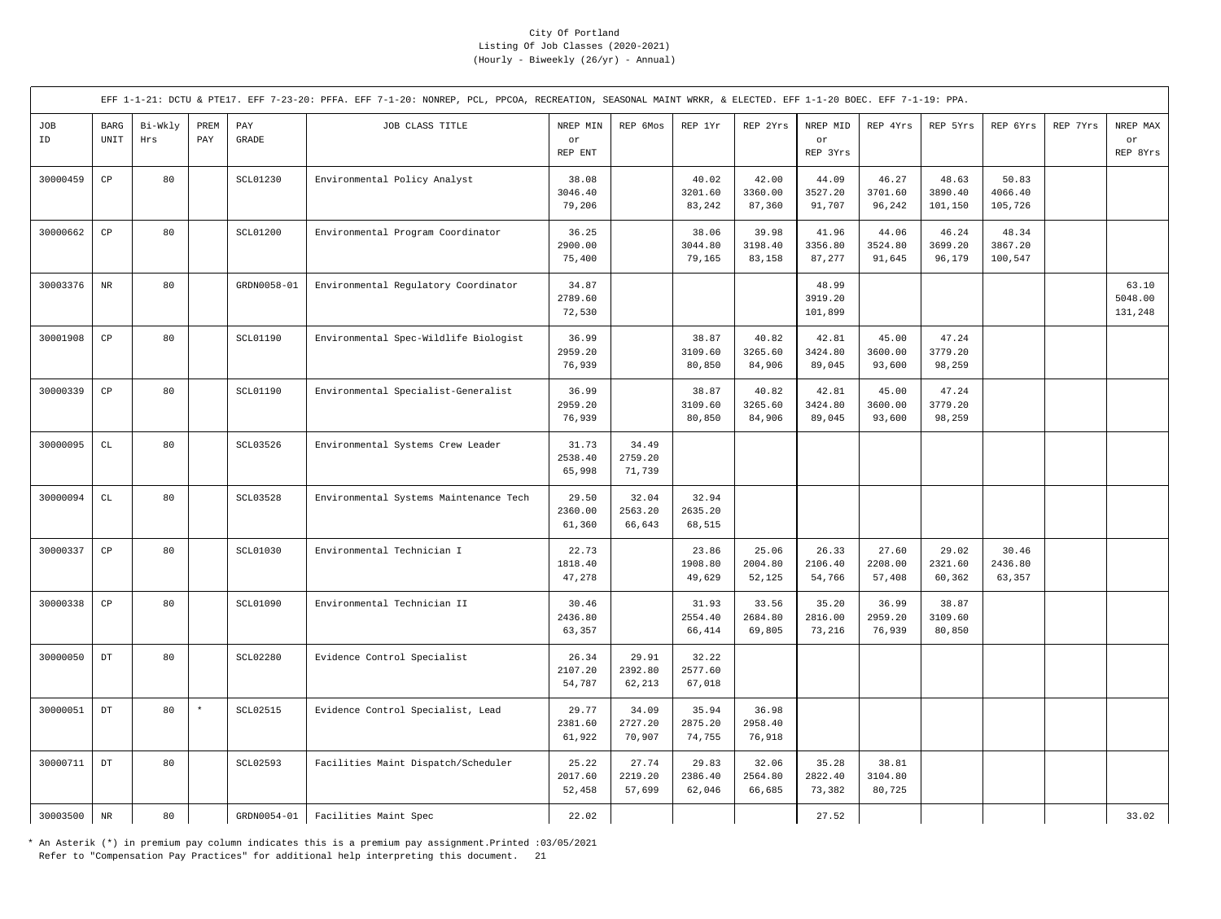City Of Portland
Listing Of Job Classes (2020-2021)
(Hourly - Biweekly (26/yr) - Annual)

EFF 1-1-21: DCTU & PTE17. EFF 7-23-20: PFFA. EFF 7-1-20: NONREP, PCL, PPCOA, RECREATION, SEASONAL MAINT WRKR, & ELECTED. EFF 1-1-20 BOEC. EFF 7-1-19: PPA.

| JOB ID | BARG UNIT | Bi-Wkly Hrs | PREM PAY | PAY GRADE | JOB CLASS TITLE | NREP MIN or REP ENT | REP 6Mos | REP 1Yr | REP 2Yrs | NREP MID or REP 3Yrs | REP 4Yrs | REP 5Yrs | REP 6Yrs | REP 7Yrs | NREP MAX or REP 8Yrs |
|---|---|---|---|---|---|---|---|---|---|---|---|---|---|---|---|
| 30000459 | CP | 80 | | SCL01230 | Environmental Policy Analyst | 38.08<br>3046.40<br>79,206 | | 40.02<br>3201.60<br>83,242 | 42.00<br>3360.00<br>87,360 | 44.09<br>3527.20<br>91,707 | 46.27<br>3701.60<br>96,242 | 48.63<br>3890.40<br>101,150 | 50.83<br>4066.40<br>105,726 | | |
| 30000662 | CP | 80 | | SCL01200 | Environmental Program Coordinator | 36.25<br>2900.00<br>75,400 | | 38.06<br>3044.80<br>79,165 | 39.98<br>3198.40<br>83,158 | 41.96<br>3356.80<br>87,277 | 44.06<br>3524.80<br>91,645 | 46.24<br>3699.20<br>96,179 | 48.34<br>3867.20<br>100,547 | | |
| 30003376 | NR | 80 | | GRDN0058-01 | Environmental Regulatory Coordinator | 34.87<br>2789.60<br>72,530 | | | | 48.99<br>3919.20<br>101,899 | | | | | 63.10<br>5048.00<br>131,248 |
| 30001908 | CP | 80 | | SCL01190 | Environmental Spec-Wildlife Biologist | 36.99<br>2959.20<br>76,939 | | 38.87<br>3109.60<br>80,850 | 40.82<br>3265.60<br>84,906 | 42.81<br>3424.80<br>89,045 | 45.00<br>3600.00<br>93,600 | 47.24<br>3779.20<br>98,259 | | | |
| 30000339 | CP | 80 | | SCL01190 | Environmental Specialist-Generalist | 36.99<br>2959.20<br>76,939 | | 38.87<br>3109.60<br>80,850 | 40.82<br>3265.60<br>84,906 | 42.81<br>3424.80<br>89,045 | 45.00<br>3600.00<br>93,600 | 47.24<br>3779.20<br>98,259 | | | |
| 30000095 | CL | 80 | | SCL03526 | Environmental Systems Crew Leader | 31.73<br>2538.40<br>65,998 | 34.49<br>2759.20<br>71,739 | | | | | | | | |
| 30000094 | CL | 80 | | SCL03528 | Environmental Systems Maintenance Tech | 29.50<br>2360.00<br>61,360 | 32.04<br>2563.20<br>66,643 | 32.94<br>2635.20<br>68,515 | | | | | | | |
| 30000337 | CP | 80 | | SCL01030 | Environmental Technician I | 22.73<br>1818.40<br>47,278 | | 23.86<br>1908.80<br>49,629 | 25.06<br>2004.80<br>52,125 | 26.33<br>2106.40<br>54,766 | 27.60<br>2208.00<br>57,408 | 29.02<br>2321.60<br>60,362 | 30.46<br>2436.80<br>63,357 | | |
| 30000338 | CP | 80 | | SCL01090 | Environmental Technician II | 30.46<br>2436.80<br>63,357 | | 31.93<br>2554.40<br>66,414 | 33.56<br>2684.80<br>69,805 | 35.20<br>2816.00<br>73,216 | 36.99<br>2959.20<br>76,939 | 38.87<br>3109.60<br>80,850 | | | |
| 30000050 | DT | 80 | | SCL02280 | Evidence Control Specialist | 26.34<br>2107.20<br>54,787 | 29.91<br>2392.80<br>62,213 | 32.22<br>2577.60<br>67,018 | | | | | | | |
| 30000051 | DT | 80 | * | SCL02515 | Evidence Control Specialist, Lead | 29.77<br>2381.60<br>61,922 | 34.09<br>2727.20<br>70,907 | 35.94<br>2875.20<br>74,755 | 36.98<br>2958.40<br>76,918 | | | | | | |
| 30000711 | DT | 80 | | SCL02593 | Facilities Maint Dispatch/Scheduler | 25.22<br>2017.60<br>52,458 | 27.74<br>2219.20<br>57,699 | 29.83<br>2386.40<br>62,046 | 32.06<br>2564.80<br>66,685 | 35.28<br>2822.40<br>73,382 | 38.81<br>3104.80<br>80,725 | | | | |
| 30003500 | NR | 80 | | GRDN0054-01 | Facilities Maint Spec | 22.02 | | | | 27.52 | | | | | 33.02 |

* An Asterik (*) in premium pay column indicates this is a premium pay assignment.Printed :03/05/2021
Refer to "Compensation Pay Practices" for additional help interpreting this document.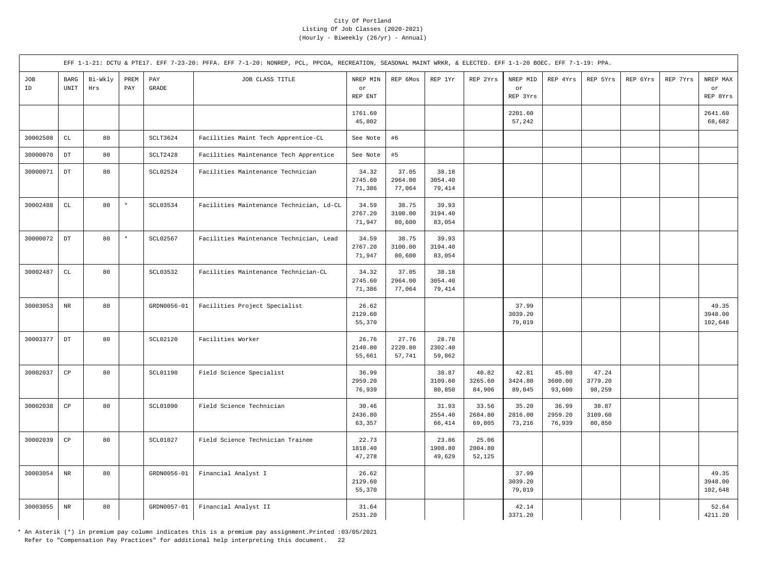City Of Portland
Listing Of Job Classes (2020-2021)
(Hourly - Biweekly (26/yr) - Annual)

EFF 1-1-21: DCTU & PTE17. EFF 7-23-20: PFFA. EFF 7-1-20: NONREP, PCL, PPCOA, RECREATION, SEASONAL MAINT WRKR, & ELECTED. EFF 1-1-20 BOEC. EFF 7-1-19: PPA.

| JOB ID | BARG UNIT | Bi-Wkly Hrs | PREM PAY | PAY GRADE | JOB CLASS TITLE | NREP MIN or REP ENT | REP 6Mos | REP 1Yr | REP 2Yrs | NREP MID or REP 3Yrs | REP 4Yrs | REP 5Yrs | REP 6Yrs | REP 7Yrs | NREP MAX or REP 8Yrs |
|---|---|---|---|---|---|---|---|---|---|---|---|---|---|---|---|
| | | | | | | 1761.60<br>45,802 | | | | 2201.60<br>57,242 | | | | | 2641.60<br>68,682 |
| 30002508 | CL | 80 | | SCLT3624 | Facilities Maint Tech Apprentice-CL | See Note | #6 | | | | | | | | |
| 30000070 | DT | 80 | | SCLT2428 | Facilities Maintenance Tech Apprentice | See Note | #5 | | | | | | | | |
| 30000071 | DT | 80 | | SCL02524 | Facilities Maintenance Technician | 34.32<br>2745.60<br>71,386 | 37.05<br>2964.00<br>77,064 | 38.18<br>3054.40<br>79,414 | | | | | | | |
| 30002488 | CL | 80 | * | SCL03534 | Facilities Maintenance Technician, Ld-CL | 34.59<br>2767.20<br>71,947 | 38.75<br>3100.00<br>80,600 | 39.93<br>3194.40<br>83,054 | | | | | | | |
| 30000072 | DT | 80 | * | SCL02567 | Facilities Maintenance Technician, Lead | 34.59<br>2767.20<br>71,947 | 38.75<br>3100.00<br>80,600 | 39.93<br>3194.40<br>83,054 | | | | | | | |
| 30002487 | CL | 80 | | SCL03532 | Facilities Maintenance Technician-CL | 34.32<br>2745.60<br>71,386 | 37.05<br>2964.00<br>77,064 | 38.18<br>3054.40<br>79,414 | | | | | | | |
| 30003053 | NR | 80 | | GRDN0056-01 | Facilities Project Specialist | 26.62<br>2129.60<br>55,370 | | | | 37.99<br>3039.20<br>79,019 | | | | | 49.35<br>3948.00<br>102,648 |
| 30003377 | DT | 80 | | SCL02120 | Facilities Worker | 26.76<br>2140.80<br>55,661 | 27.76<br>2220.80<br>57,741 | 28.78<br>2302.40<br>59,862 | | | | | | | |
| 30002037 | CP | 80 | | SCL01190 | Field Science Specialist | 36.99<br>2959.20<br>76,939 | | 38.87<br>3109.60<br>80,850 | 40.82<br>3265.60<br>84,906 | 42.81<br>3424.80<br>89,045 | 45.00<br>3600.00<br>93,600 | 47.24<br>3779.20<br>98,259 | | | |
| 30002038 | CP | 80 | | SCL01090 | Field Science Technician | 30.46<br>2436.80<br>63,357 | | 31.93<br>2554.40<br>66,414 | 33.56<br>2684.80<br>69,805 | 35.20<br>2816.00<br>73,216 | 36.99<br>2959.20<br>76,939 | 38.87<br>3109.60<br>80,850 | | | |
| 30002039 | CP | 80 | | SCL01027 | Field Science Technician Trainee | 22.73<br>1818.40<br>47,278 | | 23.86<br>1908.80<br>49,629 | 25.06<br>2004.80<br>52,125 | | | | | | |
| 30003054 | NR | 80 | | GRDN0056-01 | Financial Analyst I | 26.62<br>2129.60<br>55,370 | | | | 37.99<br>3039.20<br>79,019 | | | | | 49.35<br>3948.00<br>102,648 |
| 30003055 | NR | 80 | | GRDN0057-01 | Financial Analyst II | 31.64<br>2531.20 | | | | 42.14<br>3371.20 | | | | | 52.64<br>4211.20 |

\* An Asterik (*) in premium pay column indicates this is a premium pay assignment.Printed :03/05/2021
Refer to "Compensation Pay Practices" for additional help interpreting this document.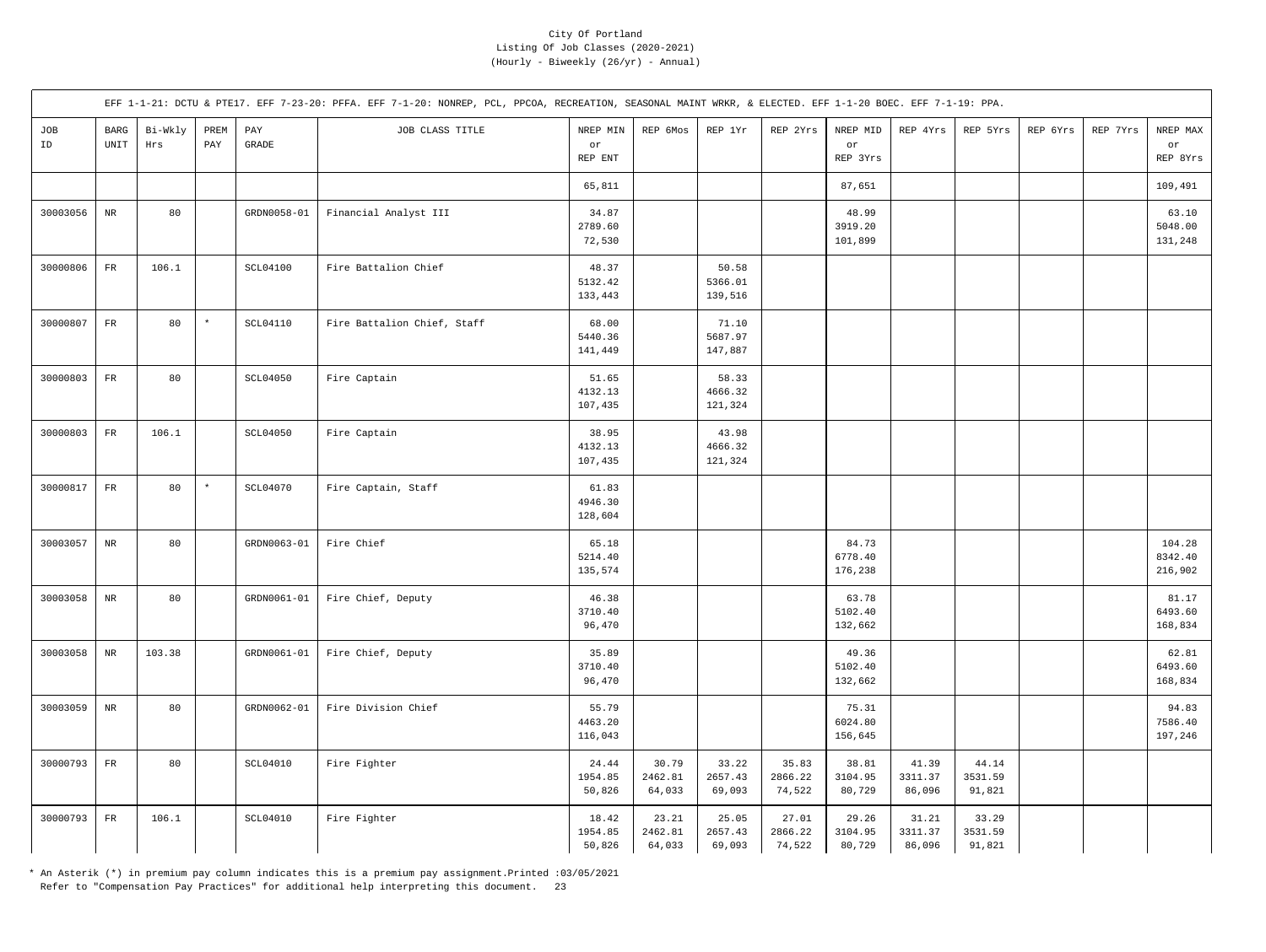City Of Portland
Listing Of Job Classes (2020-2021)
(Hourly - Biweekly (26/yr) - Annual)

EFF 1-1-21: DCTU & PTE17. EFF 7-23-20: PFFA. EFF 7-1-20: NONREP, PCL, PPCOA, RECREATION, SEASONAL MAINT WRKR, & ELECTED. EFF 1-1-20 BOEC. EFF 7-1-19: PPA.

| JOB ID | BARG UNIT | Bi-Wkly Hrs | PREM PAY | PAY GRADE | JOB CLASS TITLE | NREP MIN or REP ENT | REP 6Mos | REP 1Yr | REP 2Yrs | NREP MID or REP 3Yrs | REP 4Yrs | REP 5Yrs | REP 6Yrs | REP 7Yrs | NREP MAX or REP 8Yrs |
|---|---|---|---|---|---|---|---|---|---|---|---|---|---|---|---|
| | | | | | | 65,811 | | | | 87,651 | | | | | 109,491 |
| 30003056 | NR | 80 | | GRDN0058-01 | Financial Analyst III | 34.87<br>2789.60<br>72,530 | | | | 48.99<br>3919.20<br>101,899 | | | | | 63.10<br>5048.00<br>131,248 |
| 30000806 | FR | 106.1 | | SCL04100 | Fire Battalion Chief | 48.37<br>5132.42<br>133,443 | | 50.58<br>5366.01<br>139,516 | | | | | | | |
| 30000807 | FR | 80 | * | SCL04110 | Fire Battalion Chief, Staff | 68.00<br>5440.36<br>141,449 | | 71.10<br>5687.97<br>147,887 | | | | | | | |
| 30000803 | FR | 80 | | SCL04050 | Fire Captain | 51.65<br>4132.13<br>107,435 | | 58.33<br>4666.32<br>121,324 | | | | | | | |
| 30000803 | FR | 106.1 | | SCL04050 | Fire Captain | 38.95<br>4132.13<br>107,435 | | 43.98<br>4666.32<br>121,324 | | | | | | | |
| 30000817 | FR | 80 | * | SCL04070 | Fire Captain, Staff | 61.83<br>4946.30<br>128,604 | | | | | | | | | |
| 30003057 | NR | 80 | | GRDN0063-01 | Fire Chief | 65.18<br>5214.40<br>135,574 | | | | 84.73<br>6778.40<br>176,238 | | | | | 104.28<br>8342.40<br>216,902 |
| 30003058 | NR | 80 | | GRDN0061-01 | Fire Chief, Deputy | 46.38<br>3710.40<br>96,470 | | | | 63.78<br>5102.40<br>132,662 | | | | | 81.17<br>6493.60<br>168,834 |
| 30003058 | NR | 103.38 | | GRDN0061-01 | Fire Chief, Deputy | 35.89<br>3710.40<br>96,470 | | | | 49.36<br>5102.40<br>132,662 | | | | | 62.81<br>6493.60<br>168,834 |
| 30003059 | NR | 80 | | GRDN0062-01 | Fire Division Chief | 55.79<br>4463.20<br>116,043 | | | | 75.31<br>6024.80<br>156,645 | | | | | 94.83<br>7586.40<br>197,246 |
| 30000793 | FR | 80 | | SCL04010 | Fire Fighter | 24.44<br>1954.85<br>50,826 | 30.79<br>2462.81<br>64,033 | 33.22<br>2657.43<br>69,093 | 35.83<br>2866.22<br>74,522 | 38.81<br>3104.95<br>80,729 | 41.39<br>3311.37<br>86,096 | 44.14<br>3531.59<br>91,821 | | | |
| 30000793 | FR | 106.1 | | SCL04010 | Fire Fighter | 18.42<br>1954.85<br>50,826 | 23.21<br>2462.81<br>64,033 | 25.05<br>2657.43<br>69,093 | 27.01<br>2866.22<br>74,522 | 29.26<br>3104.95<br>80,729 | 31.21<br>3311.37<br>86,096 | 33.29<br>3531.59<br>91,821 | | | |

* An Asterik (*) in premium pay column indicates this is a premium pay assignment.Printed :03/05/2021
Refer to "Compensation Pay Practices" for additional help interpreting this document.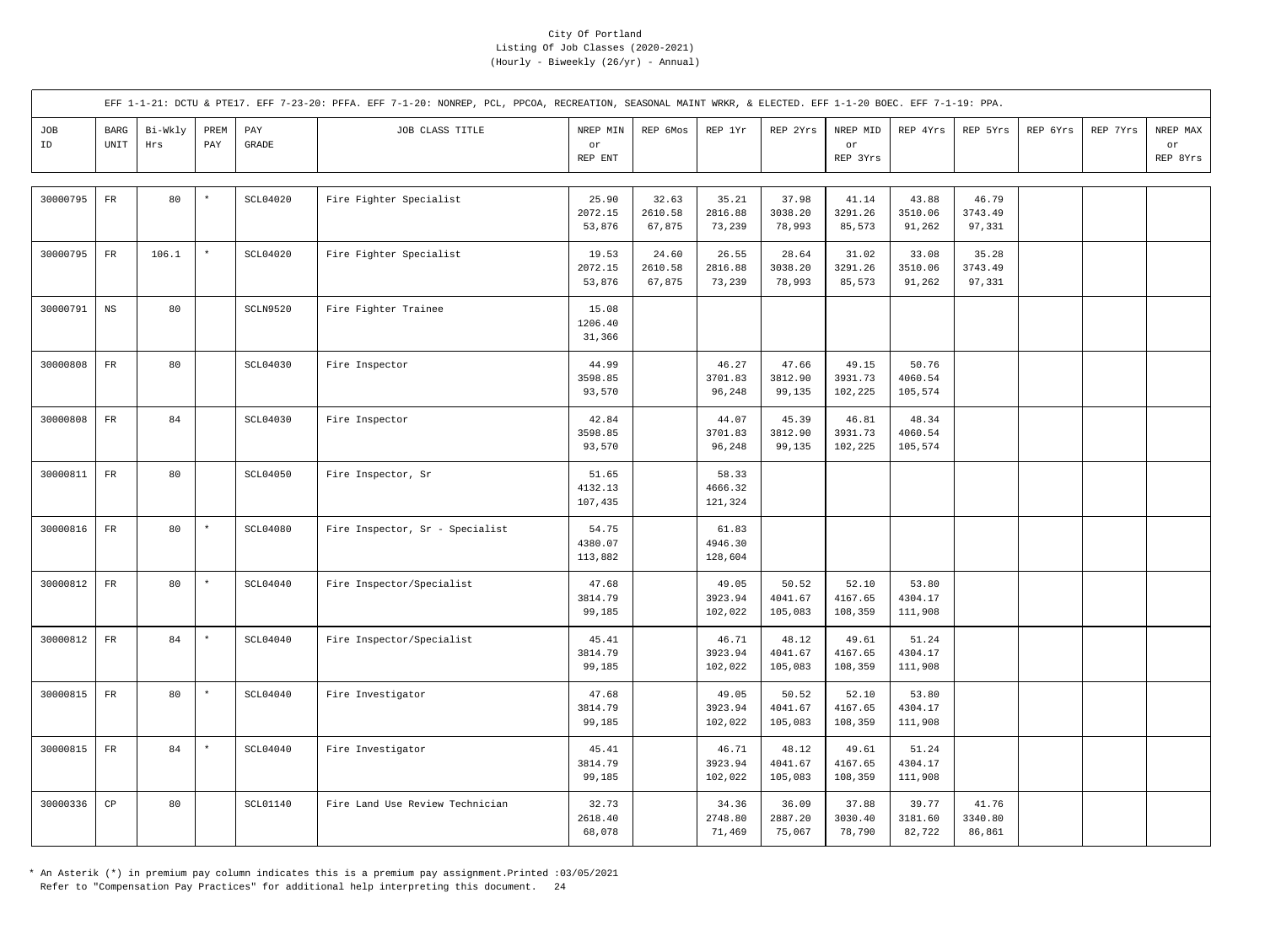City Of Portland
Listing Of Job Classes (2020-2021)
(Hourly - Biweekly (26/yr) - Annual)

EFF 1-1-21: DCTU & PTE17. EFF 7-23-20: PFFA. EFF 7-1-20: NONREP, PCL, PPCOA, RECREATION, SEASONAL MAINT WRKR, & ELECTED. EFF 1-1-20 BOEC. EFF 7-1-19: PPA.

| JOB ID | BARG UNIT | Bi-Wkly Hrs | PREM PAY | PAY GRADE | JOB CLASS TITLE | NREP MIN or REP ENT | REP 6Mos | REP 1Yr | REP 2Yrs | NREP MID or REP 3Yrs | REP 4Yrs | REP 5Yrs | REP 6Yrs | REP 7Yrs | NREP MAX or REP 8Yrs |
|---|---|---|---|---|---|---|---|---|---|---|---|---|---|---|---|
| 30000795 | FR | 80 | * | SCL04020 | Fire Fighter Specialist | 25.90<br>2072.15<br>53,876 | 32.63<br>2610.58<br>67,875 | 35.21<br>2816.88<br>73,239 | 37.98<br>3038.20<br>78,993 | 41.14<br>3291.26<br>85,573 | 43.88<br>3510.06<br>91,262 | 46.79<br>3743.49<br>97,331 | | | |
| 30000795 | FR | 106.1 | * | SCL04020 | Fire Fighter Specialist | 19.53<br>2072.15<br>53,876 | 24.60<br>2610.58<br>67,875 | 26.55<br>2816.88<br>73,239 | 28.64<br>3038.20<br>78,993 | 31.02<br>3291.26<br>85,573 | 33.08<br>3510.06<br>91,262 | 35.28<br>3743.49<br>97,331 | | | |
| 30000791 | NS | 80 | | SCLN9520 | Fire Fighter Trainee | 15.08<br>1206.40<br>31,366 | | | | | | | | | |
| 30000808 | FR | 80 | | SCL04030 | Fire Inspector | 44.99<br>3598.85<br>93,570 | | 46.27<br>3701.83<br>96,248 | 47.66<br>3812.90<br>99,135 | 49.15<br>3931.73<br>102,225 | 50.76<br>4060.54<br>105,574 | | | | |
| 30000808 | FR | 84 | | SCL04030 | Fire Inspector | 42.84<br>3598.85<br>93,570 | | 44.07<br>3701.83<br>96,248 | 45.39<br>3812.90<br>99,135 | 46.81<br>3931.73<br>102,225 | 48.34<br>4060.54<br>105,574 | | | | |
| 30000811 | FR | 80 | | SCL04050 | Fire Inspector, Sr | 51.65<br>4132.13<br>107,435 | | 58.33<br>4666.32<br>121,324 | | | | | | | |
| 30000816 | FR | 80 | * | SCL04080 | Fire Inspector, Sr - Specialist | 54.75<br>4380.07<br>113,882 | | 61.83<br>4946.30<br>128,604 | | | | | | | |
| 30000812 | FR | 80 | * | SCL04040 | Fire Inspector/Specialist | 47.68<br>3814.79<br>99,185 | | 49.05<br>3923.94<br>102,022 | 50.52<br>4041.67<br>105,083 | 52.10<br>4167.65<br>108,359 | 53.80<br>4304.17<br>111,908 | | | | |
| 30000812 | FR | 84 | * | SCL04040 | Fire Inspector/Specialist | 45.41<br>3814.79<br>99,185 | | 46.71<br>3923.94<br>102,022 | 48.12<br>4041.67<br>105,083 | 49.61<br>4167.65<br>108,359 | 51.24<br>4304.17<br>111,908 | | | | |
| 30000815 | FR | 80 | * | SCL04040 | Fire Investigator | 47.68<br>3814.79<br>99,185 | | 49.05<br>3923.94<br>102,022 | 50.52<br>4041.67<br>105,083 | 52.10<br>4167.65<br>108,359 | 53.80<br>4304.17<br>111,908 | | | | |
| 30000815 | FR | 84 | * | SCL04040 | Fire Investigator | 45.41<br>3814.79<br>99,185 | | 46.71<br>3923.94<br>102,022 | 48.12<br>4041.67<br>105,083 | 49.61<br>4167.65<br>108,359 | 51.24<br>4304.17<br>111,908 | | | | |
| 30000336 | CP | 80 | | SCL01140 | Fire Land Use Review Technician | 32.73<br>2618.40<br>68,078 | | 34.36<br>2748.80<br>71,469 | 36.09<br>2887.20<br>75,067 | 37.88<br>3030.40<br>78,790 | 39.77<br>3181.60<br>82,722 | 41.76<br>3340.80<br>86,861 | | | |

* An Asterik (*) in premium pay column indicates this is a premium pay assignment.Printed :03/05/2021
Refer to "Compensation Pay Practices" for additional help interpreting this document.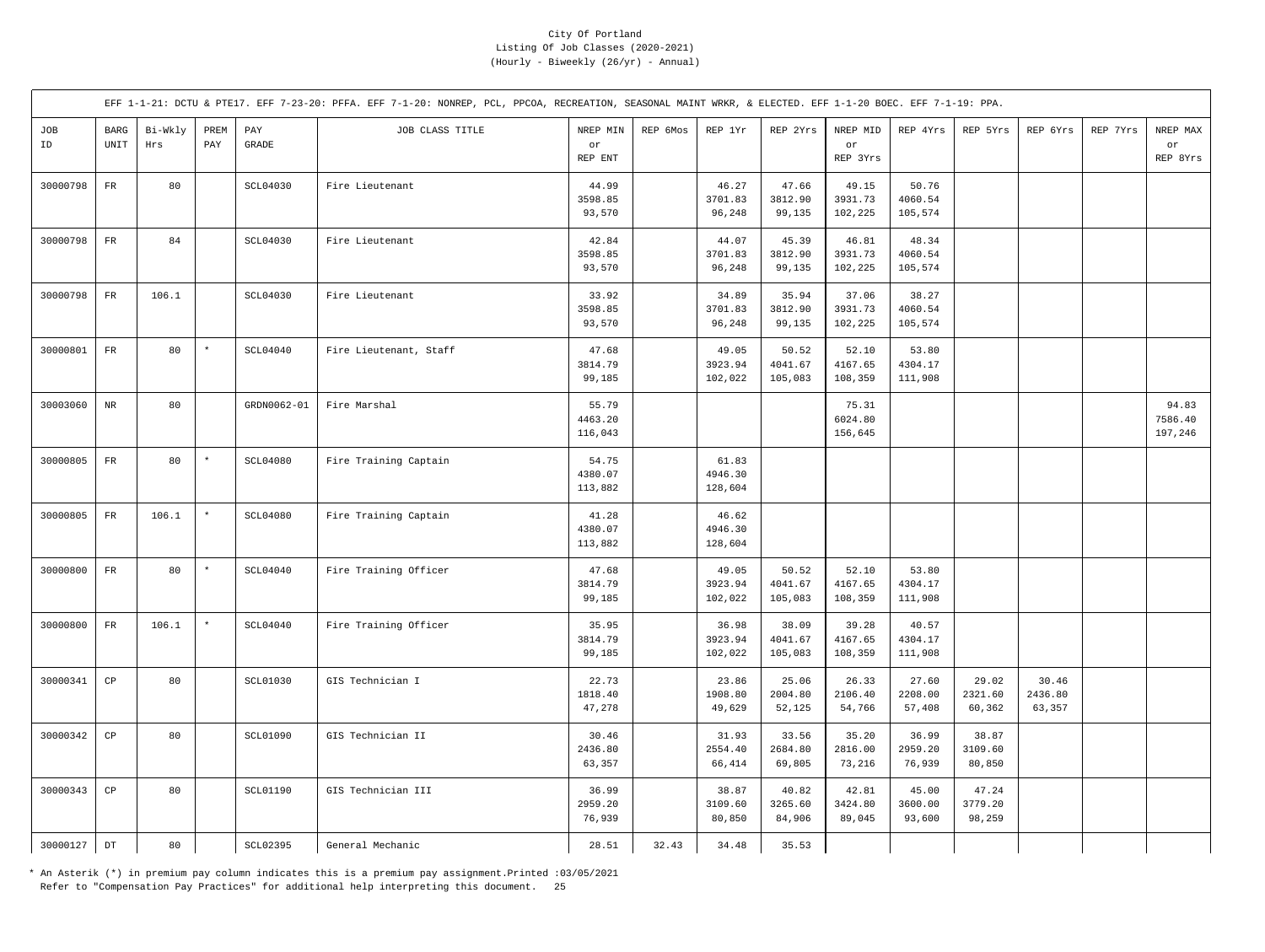City Of Portland
Listing Of Job Classes (2020-2021)
(Hourly - Biweekly (26/yr) - Annual)

EFF 1-1-21: DCTU & PTE17. EFF 7-23-20: PFFA. EFF 7-1-20: NONREP, PCL, PPCOA, RECREATION, SEASONAL MAINT WRKR, & ELECTED. EFF 1-1-20 BOEC. EFF 7-1-19: PPA.

| JOB ID | BARG UNIT | Bi-Wkly Hrs | PREM PAY | PAY GRADE | JOB CLASS TITLE | NREP MIN or REP ENT | REP 6Mos | REP 1Yr | REP 2Yrs | NREP MID or REP 3Yrs | REP 4Yrs | REP 5Yrs | REP 6Yrs | REP 7Yrs | NREP MAX or REP 8Yrs |
|---|---|---|---|---|---|---|---|---|---|---|---|---|---|---|---|
| 30000798 | FR | 80 | | SCL04030 | Fire Lieutenant | 44.99<br>3598.85<br>93,570 | | 46.27<br>3701.83<br>96,248 | 47.66<br>3812.90<br>99,135 | 49.15<br>3931.73<br>102,225 | 50.76<br>4060.54<br>105,574 | | | | |
| 30000798 | FR | 84 | | SCL04030 | Fire Lieutenant | 42.84<br>3598.85<br>93,570 | | 44.07<br>3701.83<br>96,248 | 45.39<br>3812.90<br>99,135 | 46.81<br>3931.73<br>102,225 | 48.34<br>4060.54<br>105,574 | | | | |
| 30000798 | FR | 106.1 | | SCL04030 | Fire Lieutenant | 33.92<br>3598.85<br>93,570 | | 34.89<br>3701.83<br>96,248 | 35.94<br>3812.90<br>99,135 | 37.06<br>3931.73<br>102,225 | 38.27<br>4060.54<br>105,574 | | | | |
| 30000801 | FR | 80 | * | SCL04040 | Fire Lieutenant, Staff | 47.68<br>3814.79<br>99,185 | | 49.05<br>3923.94<br>102,022 | 50.52<br>4041.67<br>105,083 | 52.10<br>4167.65<br>108,359 | 53.80<br>4304.17<br>111,908 | | | | |
| 30003060 | NR | 80 | | GRDN0062-01 | Fire Marshal | 55.79<br>4463.20<br>116,043 | | | | 75.31<br>6024.80<br>156,645 | | | | | 94.83<br>7586.40<br>197,246 |
| 30000805 | FR | 80 | * | SCL04080 | Fire Training Captain | 54.75<br>4380.07<br>113,882 | | 61.83<br>4946.30<br>128,604 | | | | | | | |
| 30000805 | FR | 106.1 | * | SCL04080 | Fire Training Captain | 41.28<br>4380.07<br>113,882 | | 46.62<br>4946.30<br>128,604 | | | | | | | |
| 30000800 | FR | 80 | * | SCL04040 | Fire Training Officer | 47.68<br>3814.79<br>99,185 | | 49.05<br>3923.94<br>102,022 | 50.52<br>4041.67<br>105,083 | 52.10<br>4167.65<br>108,359 | 53.80<br>4304.17<br>111,908 | | | | |
| 30000800 | FR | 106.1 | * | SCL04040 | Fire Training Officer | 35.95<br>3814.79<br>99,185 | | 36.98<br>3923.94<br>102,022 | 38.09<br>4041.67<br>105,083 | 39.28<br>4167.65<br>108,359 | 40.57<br>4304.17<br>111,908 | | | | |
| 30000341 | CP | 80 | | SCL01030 | GIS Technician I | 22.73<br>1818.40<br>47,278 | | 23.86<br>1908.80<br>49,629 | 25.06<br>2004.80<br>52,125 | 26.33<br>2106.40<br>54,766 | 27.60<br>2208.00<br>57,408 | 29.02<br>2321.60<br>60,362 | 30.46<br>2436.80<br>63,357 | | |
| 30000342 | CP | 80 | | SCL01090 | GIS Technician II | 30.46<br>2436.80<br>63,357 | | 31.93<br>2554.40<br>66,414 | 33.56<br>2684.80<br>69,805 | 35.20<br>2816.00<br>73,216 | 36.99<br>2959.20<br>76,939 | 38.87<br>3109.60<br>80,850 | | | |
| 30000343 | CP | 80 | | SCL01190 | GIS Technician III | 36.99<br>2959.20<br>76,939 | | 38.87<br>3109.60<br>80,850 | 40.82<br>3265.60<br>84,906 | 42.81<br>3424.80<br>89,045 | 45.00<br>3600.00<br>93,600 | 47.24<br>3779.20<br>98,259 | | | |
| 30000127 | DT | 80 | | SCL02395 | General Mechanic | 28.51 | 32.43 | 34.48 | 35.53 | | | | | | |

* An Asterik (*) in premium pay column indicates this is a premium pay assignment.Printed :03/05/2021
Refer to "Compensation Pay Practices" for additional help interpreting this document.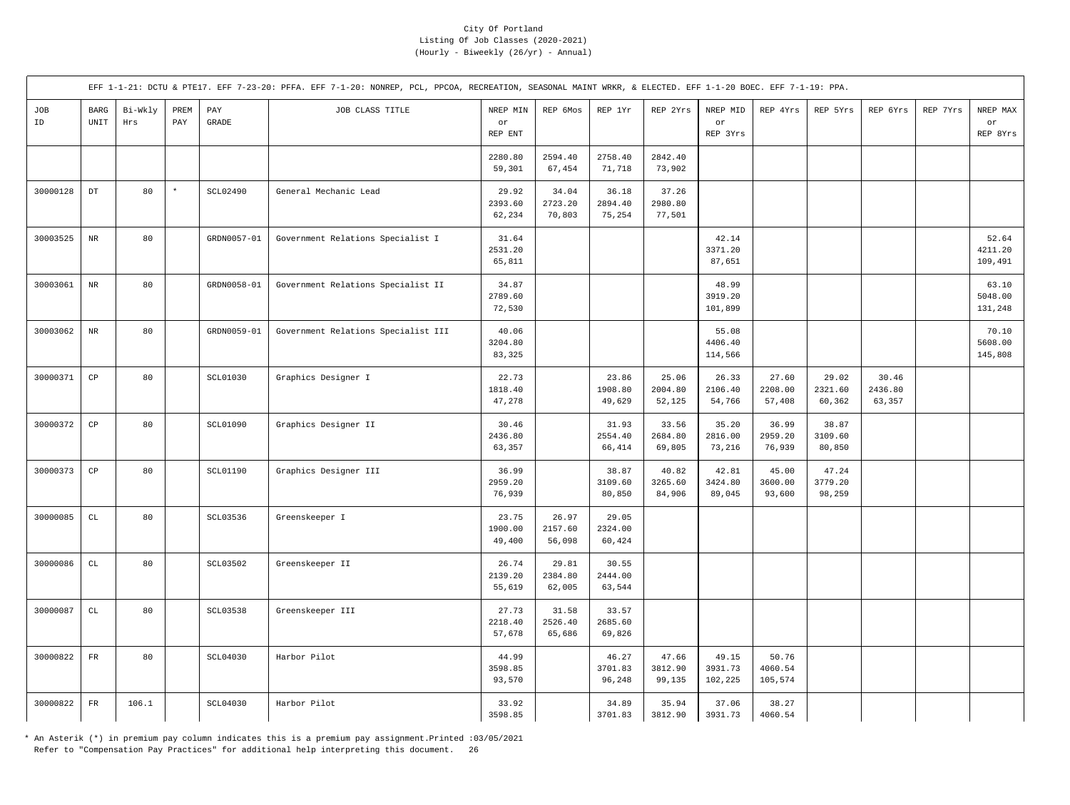City Of Portland
Listing Of Job Classes (2020-2021)
(Hourly - Biweekly (26/yr) - Annual)

EFF 1-1-21: DCTU & PTE17. EFF 7-23-20: PFFA. EFF 7-1-20: NONREP, PCL, PPCOA, RECREATION, SEASONAL MAINT WRKR, & ELECTED. EFF 1-1-20 BOEC. EFF 7-1-19: PPA.

| JOB ID | BARG UNIT | Bi-Wkly Hrs | PREM PAY | PAY GRADE | JOB CLASS TITLE | NREP MIN or REP ENT | REP 6Mos | REP 1Yr | REP 2Yrs | NREP MID or REP 3Yrs | REP 4Yrs | REP 5Yrs | REP 6Yrs | REP 7Yrs | NREP MAX or REP 8Yrs |
|---|---|---|---|---|---|---|---|---|---|---|---|---|---|---|---|
| | | | | | | 2280.80<br>59,301 | 2594.40<br>67,454 | 2758.40<br>71,718 | 2842.40<br>73,902 | | | | | | |
| 30000128 | DT | 80 | * | SCL02490 | General Mechanic Lead | 29.92<br>2393.60<br>62,234 | 34.04<br>2723.20<br>70,803 | 36.18<br>2894.40<br>75,254 | 37.26<br>2980.80<br>77,501 | | | | | | |
| 30003525 | NR | 80 | | GRDN0057-01 | Government Relations Specialist I | 31.64<br>2531.20<br>65,811 | | | | 42.14<br>3371.20<br>87,651 | | | | | 52.64<br>4211.20<br>109,491 |
| 30003061 | NR | 80 | | GRDN0058-01 | Government Relations Specialist II | 34.87<br>2789.60<br>72,530 | | | | 48.99<br>3919.20<br>101,899 | | | | | 63.10<br>5048.00<br>131,248 |
| 30003062 | NR | 80 | | GRDN0059-01 | Government Relations Specialist III | 40.06<br>3204.80<br>83,325 | | | | 55.08<br>4406.40<br>114,566 | | | | | 70.10<br>5608.00<br>145,808 |
| 30000371 | CP | 80 | | SCL01030 | Graphics Designer I | 22.73<br>1818.40<br>47,278 | | 23.86<br>1908.80<br>49,629 | 25.06<br>2004.80<br>52,125 | 26.33<br>2106.40<br>54,766 | 27.60<br>2208.00<br>57,408 | 29.02<br>2321.60<br>60,362 | 30.46<br>2436.80<br>63,357 | | |
| 30000372 | CP | 80 | | SCL01090 | Graphics Designer II | 30.46<br>2436.80<br>63,357 | | 31.93<br>2554.40<br>66,414 | 33.56<br>2684.80<br>69,805 | 35.20<br>2816.00<br>73,216 | 36.99<br>2959.20<br>76,939 | 38.87<br>3109.60<br>80,850 | | | |
| 30000373 | CP | 80 | | SCL01190 | Graphics Designer III | 36.99<br>2959.20<br>76,939 | | 38.87<br>3109.60<br>80,850 | 40.82<br>3265.60<br>84,906 | 42.81<br>3424.80<br>89,045 | 45.00<br>3600.00<br>93,600 | 47.24<br>3779.20<br>98,259 | | | |
| 30000085 | CL | 80 | | SCL03536 | Greenskeeper I | 23.75<br>1900.00<br>49,400 | 26.97<br>2157.60<br>56,098 | 29.05<br>2324.00<br>60,424 | | | | | | | |
| 30000086 | CL | 80 | | SCL03502 | Greenskeeper II | 26.74<br>2139.20<br>55,619 | 29.81<br>2384.80<br>62,005 | 30.55<br>2444.00<br>63,544 | | | | | | | |
| 30000087 | CL | 80 | | SCL03538 | Greenskeeper III | 27.73<br>2218.40<br>57,678 | 31.58<br>2526.40<br>65,686 | 33.57<br>2685.60<br>69,826 | | | | | | | |
| 30000822 | FR | 80 | | SCL04030 | Harbor Pilot | 44.99<br>3598.85<br>93,570 | | 46.27<br>3701.83<br>96,248 | 47.66<br>3812.90<br>99,135 | 49.15<br>3931.73<br>102,225 | 50.76<br>4060.54<br>105,574 | | | | |
| 30000822 | FR | 106.1 | | SCL04030 | Harbor Pilot | 33.92<br>3598.85 | | 34.89<br>3701.83 | 35.94<br>3812.90 | 37.06<br>3931.73 | 38.27<br>4060.54 | | | | |

* An Asterik (*) in premium pay column indicates this is a premium pay assignment.Printed :03/05/2021
Refer to "Compensation Pay Practices" for additional help interpreting this document.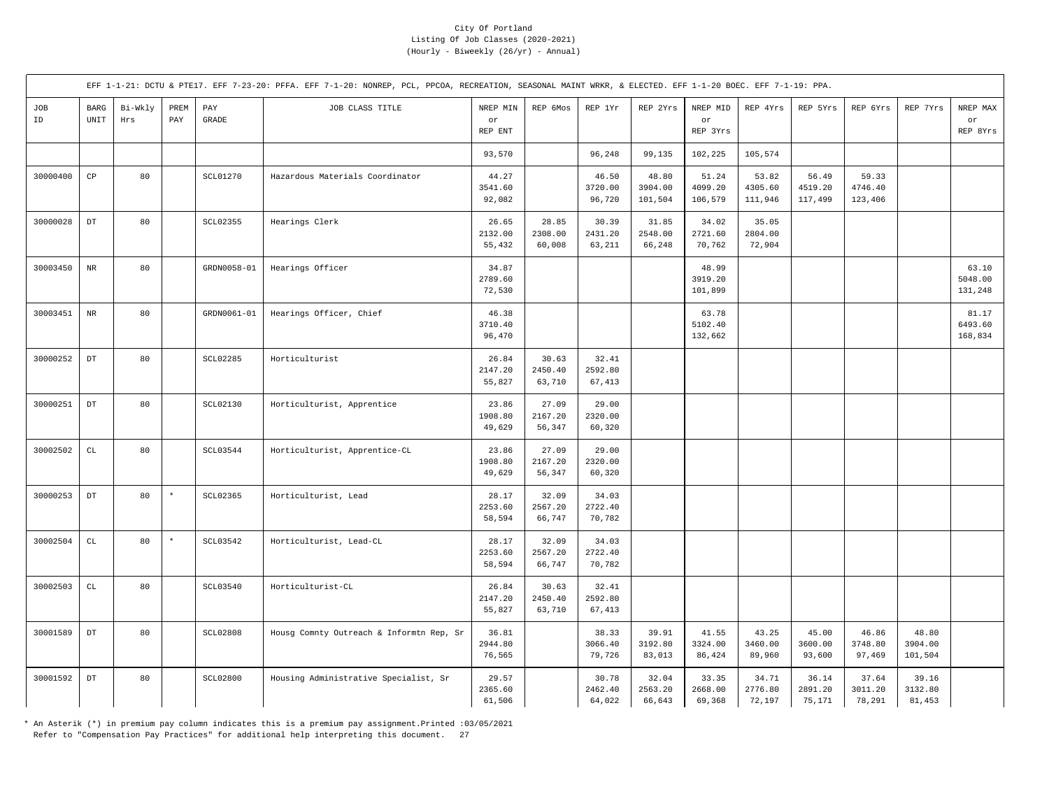City Of Portland
Listing Of Job Classes (2020-2021)
(Hourly - Biweekly (26/yr) - Annual)

EFF 1-1-21: DCTU & PTE17. EFF 7-23-20: PFFA. EFF 7-1-20: NONREP, PCL, PPCOA, RECREATION, SEASONAL MAINT WRKR, & ELECTED. EFF 1-1-20 BOEC. EFF 7-1-19: PPA.

| JOB ID | BARG UNIT | Bi-Wkly Hrs | PREM PAY | PAY GRADE | JOB CLASS TITLE | NREP MIN or REP ENT | REP 6Mos | REP 1Yr | REP 2Yrs | NREP MID or REP 3Yrs | REP 4Yrs | REP 5Yrs | REP 6Yrs | REP 7Yrs | NREP MAX or REP 8Yrs |
|---|---|---|---|---|---|---|---|---|---|---|---|---|---|---|---|
| | | | | | | 93,570 | | 96,248 | 99,135 | 102,225 | 105,574 | | | | |
| 30000400 | CP | 80 | | SCL01270 | Hazardous Materials Coordinator | 44.27<br>3541.60<br>92,082 | | 46.50<br>3720.00<br>96,720 | 48.80<br>3904.00<br>101,504 | 51.24<br>4099.20<br>106,579 | 53.82<br>4305.60<br>111,946 | 56.49<br>4519.20<br>117,499 | 59.33<br>4746.40<br>123,406 | | |
| 30000028 | DT | 80 | | SCL02355 | Hearings Clerk | 26.65<br>2132.00<br>55,432 | 28.85<br>2308.00<br>60,008 | 30.39<br>2431.20<br>63,211 | 31.85<br>2548.00<br>66,248 | 34.02<br>2721.60<br>70,762 | 35.05<br>2804.00<br>72,904 | | | | |
| 30003450 | NR | 80 | | GRDN0058-01 | Hearings Officer | 34.87<br>2789.60<br>72,530 | | | | 48.99<br>3919.20<br>101,899 | | | | | 63.10<br>5048.00<br>131,248 |
| 30003451 | NR | 80 | | GRDN0061-01 | Hearings Officer, Chief | 46.38<br>3710.40<br>96,470 | | | | 63.78<br>5102.40<br>132,662 | | | | | 81.17<br>6493.60<br>168,834 |
| 30000252 | DT | 80 | | SCL02285 | Horticulturist | 26.84<br>2147.20<br>55,827 | 30.63<br>2450.40<br>63,710 | 32.41<br>2592.80<br>67,413 | | | | | | | |
| 30000251 | DT | 80 | | SCL02130 | Horticulturist, Apprentice | 23.86<br>1908.80<br>49,629 | 27.09<br>2167.20<br>56,347 | 29.00<br>2320.00<br>60,320 | | | | | | | |
| 30002502 | CL | 80 | | SCL03544 | Horticulturist, Apprentice-CL | 23.86<br>1908.80<br>49,629 | 27.09<br>2167.20<br>56,347 | 29.00<br>2320.00<br>60,320 | | | | | | | |
| 30000253 | DT | 80 | * | SCL02365 | Horticulturist, Lead | 28.17<br>2253.60<br>58,594 | 32.09<br>2567.20<br>66,747 | 34.03<br>2722.40<br>70,782 | | | | | | | |
| 30002504 | CL | 80 | * | SCL03542 | Horticulturist, Lead-CL | 28.17<br>2253.60<br>58,594 | 32.09<br>2567.20<br>66,747 | 34.03<br>2722.40<br>70,782 | | | | | | | |
| 30002503 | CL | 80 | | SCL03540 | Horticulturist-CL | 26.84<br>2147.20<br>55,827 | 30.63<br>2450.40<br>63,710 | 32.41<br>2592.80<br>67,413 | | | | | | | |
| 30001589 | DT | 80 | | SCL02808 | Housg Comnty Outreach & Informtn Rep, Sr | 36.81<br>2944.80<br>76,565 | | 38.33<br>3066.40<br>79,726 | 39.91<br>3192.80<br>83,013 | 41.55<br>3324.00<br>86,424 | 43.25<br>3460.00<br>89,960 | 45.00<br>3600.00<br>93,600 | 46.86<br>3748.80<br>97,469 | 48.80<br>3904.00<br>101,504 | |
| 30001592 | DT | 80 | | SCL02800 | Housing Administrative Specialist, Sr | 29.57<br>2365.60<br>61,506 | | 30.78<br>2462.40<br>64,022 | 32.04<br>2563.20<br>66,643 | 33.35<br>2668.00<br>69,368 | 34.71<br>2776.80<br>72,197 | 36.14<br>2891.20<br>75,171 | 37.64<br>3011.20<br>78,291 | 39.16<br>3132.80<br>81,453 | |

\* An Asterik (*) in premium pay column indicates this is a premium pay assignment.Printed :03/05/2021
Refer to "Compensation Pay Practices" for additional help interpreting this document.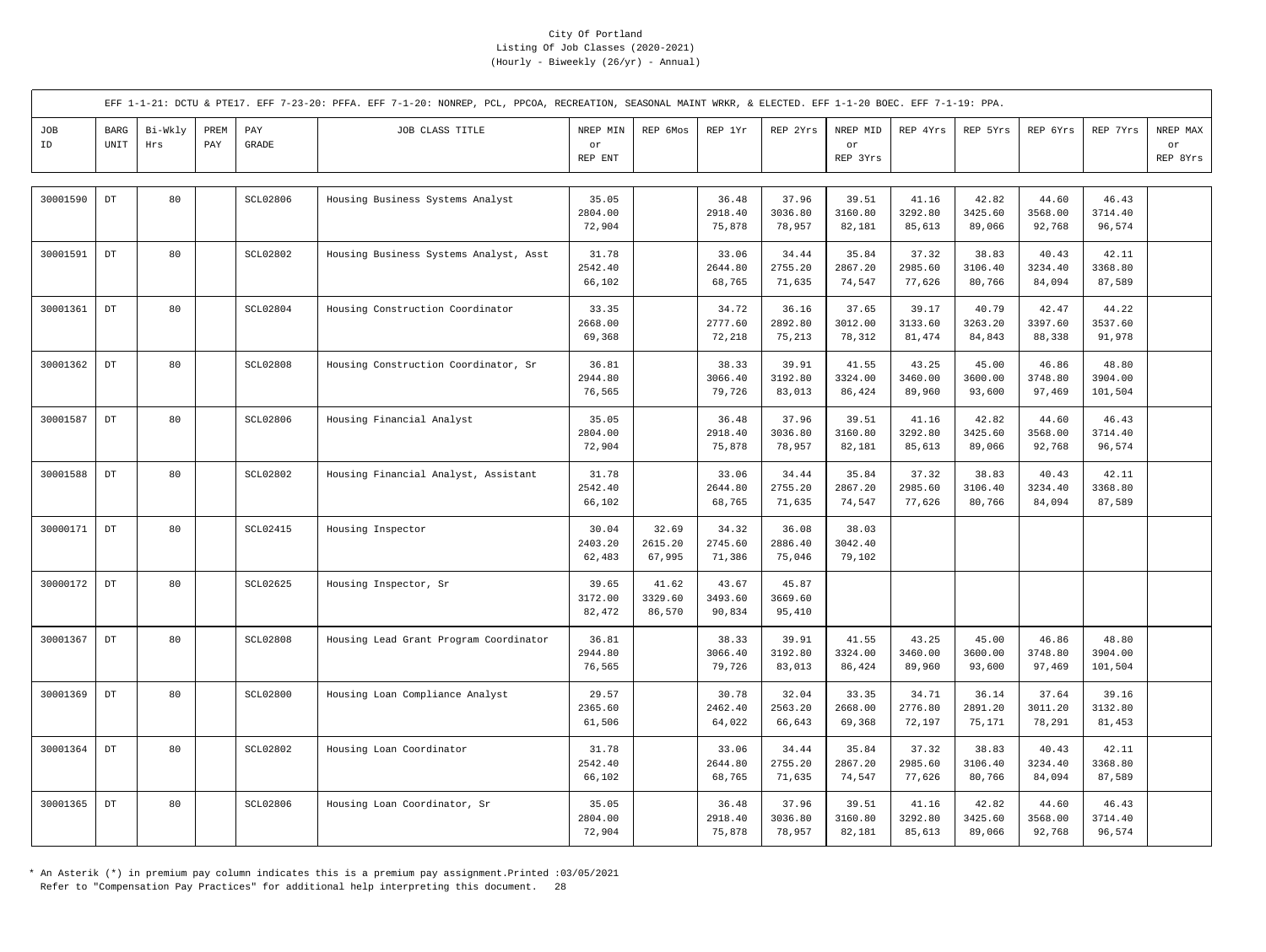City Of Portland
Listing Of Job Classes (2020-2021)
(Hourly - Biweekly (26/yr) - Annual)

EFF 1-1-21: DCTU & PTE17. EFF 7-23-20: PFFA. EFF 7-1-20: NONREP, PCL, PPCOA, RECREATION, SEASONAL MAINT WRKR, & ELECTED. EFF 1-1-20 BOEC. EFF 7-1-19: PPA.

| JOB ID | BARG UNIT | Bi-Wkly Hrs | PREM PAY | PAY GRADE | JOB CLASS TITLE | NREP MIN or REP ENT | REP 6Mos | REP 1Yr | REP 2Yrs | NREP MID or REP 3Yrs | REP 4Yrs | REP 5Yrs | REP 6Yrs | REP 7Yrs | NREP MAX or REP 8Yrs |
|---|---|---|---|---|---|---|---|---|---|---|---|---|---|---|---|
| 30001590 | DT | 80 | | SCL02806 | Housing Business Systems Analyst | 35.05<br>2804.00<br>72,904 | | 36.48<br>2918.40<br>75,878 | 37.96<br>3036.80<br>78,957 | 39.51<br>3160.80<br>82,181 | 41.16<br>3292.80<br>85,613 | 42.82<br>3425.60<br>89,066 | 44.60<br>3568.00<br>92,768 | 46.43<br>3714.40<br>96,574 | |
| 30001591 | DT | 80 | | SCL02802 | Housing Business Systems Analyst, Asst | 31.78<br>2542.40<br>66,102 | | 33.06<br>2644.80<br>68,765 | 34.44<br>2755.20<br>71,635 | 35.84<br>2867.20<br>74,547 | 37.32<br>2985.60<br>77,626 | 38.83<br>3106.40<br>80,766 | 40.43<br>3234.40<br>84,094 | 42.11<br>3368.80<br>87,589 | |
| 30001361 | DT | 80 | | SCL02804 | Housing Construction Coordinator | 33.35<br>2668.00<br>69,368 | | 34.72<br>2777.60<br>72,218 | 36.16<br>2892.80<br>75,213 | 37.65<br>3012.00<br>78,312 | 39.17<br>3133.60<br>81,474 | 40.79<br>3263.20<br>84,843 | 42.47<br>3397.60<br>88,338 | 44.22<br>3537.60<br>91,978 | |
| 30001362 | DT | 80 | | SCL02808 | Housing Construction Coordinator, Sr | 36.81<br>2944.80<br>76,565 | | 38.33<br>3066.40<br>79,726 | 39.91<br>3192.80<br>83,013 | 41.55<br>3324.00<br>86,424 | 43.25<br>3460.00<br>89,960 | 45.00<br>3600.00<br>93,600 | 46.86<br>3748.80<br>97,469 | 48.80<br>3904.00<br>101,504 | |
| 30001587 | DT | 80 | | SCL02806 | Housing Financial Analyst | 35.05<br>2804.00<br>72,904 | | 36.48<br>2918.40<br>75,878 | 37.96<br>3036.80<br>78,957 | 39.51<br>3160.80<br>82,181 | 41.16<br>3292.80<br>85,613 | 42.82<br>3425.60<br>89,066 | 44.60<br>3568.00<br>92,768 | 46.43<br>3714.40<br>96,574 | |
| 30001588 | DT | 80 | | SCL02802 | Housing Financial Analyst, Assistant | 31.78<br>2542.40<br>66,102 | | 33.06<br>2644.80<br>68,765 | 34.44<br>2755.20<br>71,635 | 35.84<br>2867.20<br>74,547 | 37.32<br>2985.60<br>77,626 | 38.83<br>3106.40<br>80,766 | 40.43<br>3234.40<br>84,094 | 42.11<br>3368.80<br>87,589 | |
| 30000171 | DT | 80 | | SCL02415 | Housing Inspector | 30.04<br>2403.20<br>62,483 | 32.69<br>2615.20<br>67,995 | 34.32<br>2745.60<br>71,386 | 36.08<br>2886.40<br>75,046 | 38.03<br>3042.40<br>79,102 | | | | | |
| 30000172 | DT | 80 | | SCL02625 | Housing Inspector, Sr | 39.65<br>3172.00<br>82,472 | 41.62<br>3329.60<br>86,570 | 43.67<br>3493.60<br>90,834 | 45.87<br>3669.60<br>95,410 | | | | | | |
| 30001367 | DT | 80 | | SCL02808 | Housing Lead Grant Program Coordinator | 36.81<br>2944.80<br>76,565 | | 38.33<br>3066.40<br>79,726 | 39.91<br>3192.80<br>83,013 | 41.55<br>3324.00<br>86,424 | 43.25<br>3460.00<br>89,960 | 45.00<br>3600.00<br>93,600 | 46.86<br>3748.80<br>97,469 | 48.80<br>3904.00<br>101,504 | |
| 30001369 | DT | 80 | | SCL02800 | Housing Loan Compliance Analyst | 29.57<br>2365.60<br>61,506 | | 30.78<br>2462.40<br>64,022 | 32.04<br>2563.20<br>66,643 | 33.35<br>2668.00<br>69,368 | 34.71<br>2776.80<br>72,197 | 36.14<br>2891.20<br>75,171 | 37.64<br>3011.20<br>78,291 | 39.16<br>3132.80<br>81,453 | |
| 30001364 | DT | 80 | | SCL02802 | Housing Loan Coordinator | 31.78<br>2542.40<br>66,102 | | 33.06<br>2644.80<br>68,765 | 34.44<br>2755.20<br>71,635 | 35.84<br>2867.20<br>74,547 | 37.32<br>2985.60<br>77,626 | 38.83<br>3106.40<br>80,766 | 40.43<br>3234.40<br>84,094 | 42.11<br>3368.80<br>87,589 | |
| 30001365 | DT | 80 | | SCL02806 | Housing Loan Coordinator, Sr | 35.05<br>2804.00<br>72,904 | | 36.48<br>2918.40<br>75,878 | 37.96<br>3036.80<br>78,957 | 39.51<br>3160.80<br>82,181 | 41.16<br>3292.80<br>85,613 | 42.82<br>3425.60<br>89,066 | 44.60<br>3568.00<br>92,768 | 46.43<br>3714.40<br>96,574 | |

* An Asterik (*) in premium pay column indicates this is a premium pay assignment.Printed :03/05/2021
Refer to "Compensation Pay Practices" for additional help interpreting this document.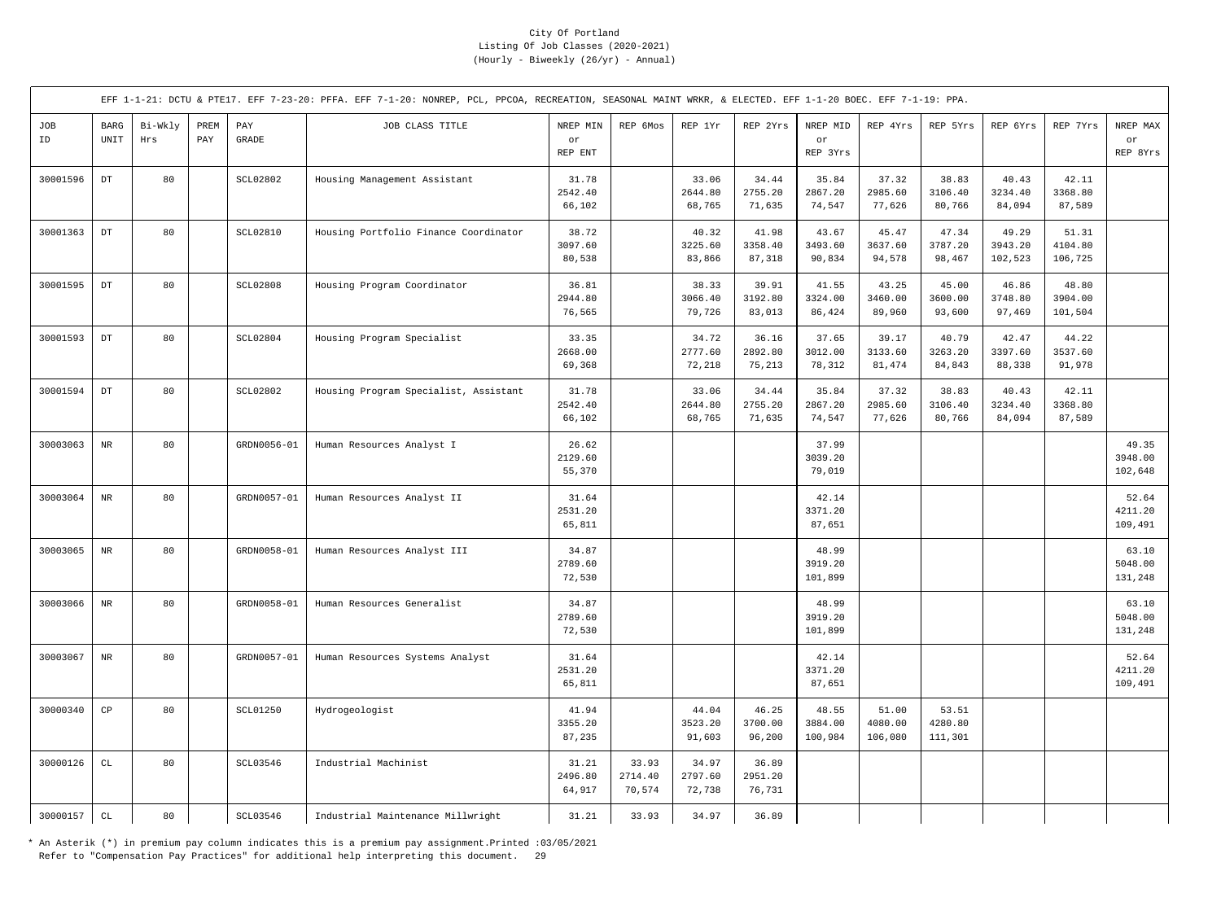City Of Portland
Listing Of Job Classes (2020-2021)
(Hourly - Biweekly (26/yr) - Annual)

EFF 1-1-21: DCTU & PTE17. EFF 7-23-20: PFFA. EFF 7-1-20: NONREP, PCL, PPCOA, RECREATION, SEASONAL MAINT WRKR, & ELECTED. EFF 1-1-20 BOEC. EFF 7-1-19: PPA.

| JOB ID | BARG UNIT | Bi-Wkly Hrs | PREM PAY | PAY GRADE | JOB CLASS TITLE | NREP MIN or REP ENT | REP 6Mos | REP 1Yr | REP 2Yrs | NREP MID or REP 3Yrs | REP 4Yrs | REP 5Yrs | REP 6Yrs | REP 7Yrs | NREP MAX or REP 8Yrs |
|---|---|---|---|---|---|---|---|---|---|---|---|---|---|---|---|
| 30001596 | DT | 80 | | SCL02802 | Housing Management Assistant | 31.78<br>2542.40<br>66,102 | | 33.06<br>2644.80<br>68,765 | 34.44<br>2755.20<br>71,635 | 35.84<br>2867.20<br>74,547 | 37.32<br>2985.60<br>77,626 | 38.83<br>3106.40<br>80,766 | 40.43<br>3234.40<br>84,094 | 42.11<br>3368.80<br>87,589 | |
| 30001363 | DT | 80 | | SCL02810 | Housing Portfolio Finance Coordinator | 38.72<br>3097.60<br>80,538 | | 40.32<br>3225.60<br>83,866 | 41.98<br>3358.40<br>87,318 | 43.67<br>3493.60<br>90,834 | 45.47<br>3637.60<br>94,578 | 47.34<br>3787.20<br>98,467 | 49.29<br>3943.20<br>102,523 | 51.31<br>4104.80<br>106,725 | |
| 30001595 | DT | 80 | | SCL02808 | Housing Program Coordinator | 36.81<br>2944.80<br>76,565 | | 38.33<br>3066.40<br>79,726 | 39.91<br>3192.80<br>83,013 | 41.55<br>3324.00<br>86,424 | 43.25<br>3460.00<br>89,960 | 45.00<br>3600.00<br>93,600 | 46.86<br>3748.80<br>97,469 | 48.80<br>3904.00<br>101,504 | |
| 30001593 | DT | 80 | | SCL02804 | Housing Program Specialist | 33.35<br>2668.00<br>69,368 | | 34.72<br>2777.60<br>72,218 | 36.16<br>2892.80<br>75,213 | 37.65<br>3012.00<br>78,312 | 39.17<br>3133.60<br>81,474 | 40.79<br>3263.20<br>84,843 | 42.47<br>3397.60<br>88,338 | 44.22<br>3537.60<br>91,978 | |
| 30001594 | DT | 80 | | SCL02802 | Housing Program Specialist, Assistant | 31.78<br>2542.40<br>66,102 | | 33.06<br>2644.80<br>68,765 | 34.44<br>2755.20<br>71,635 | 35.84<br>2867.20<br>74,547 | 37.32<br>2985.60<br>77,626 | 38.83<br>3106.40<br>80,766 | 40.43<br>3234.40<br>84,094 | 42.11<br>3368.80<br>87,589 | |
| 30003063 | NR | 80 | | GRDN0056-01 | Human Resources Analyst I | 26.62<br>2129.60<br>55,370 | | | | 37.99<br>3039.20<br>79,019 | | | | | 49.35<br>3948.00<br>102,648 |
| 30003064 | NR | 80 | | GRDN0057-01 | Human Resources Analyst II | 31.64<br>2531.20<br>65,811 | | | | 42.14<br>3371.20<br>87,651 | | | | | 52.64<br>4211.20<br>109,491 |
| 30003065 | NR | 80 | | GRDN0058-01 | Human Resources Analyst III | 34.87<br>2789.60<br>72,530 | | | | 48.99<br>3919.20<br>101,899 | | | | | 63.10<br>5048.00<br>131,248 |
| 30003066 | NR | 80 | | GRDN0058-01 | Human Resources Generalist | 34.87<br>2789.60<br>72,530 | | | | 48.99<br>3919.20<br>101,899 | | | | | 63.10<br>5048.00<br>131,248 |
| 30003067 | NR | 80 | | GRDN0057-01 | Human Resources Systems Analyst | 31.64<br>2531.20<br>65,811 | | | | 42.14<br>3371.20<br>87,651 | | | | | 52.64<br>4211.20<br>109,491 |
| 30000340 | CP | 80 | | SCL01250 | Hydrogeologist | 41.94<br>3355.20<br>87,235 | | 44.04<br>3523.20<br>91,603 | 46.25<br>3700.00<br>96,200 | 48.55<br>3884.00<br>100,984 | 51.00<br>4080.00<br>106,080 | 53.51<br>4280.80<br>111,301 | | | |
| 30000126 | CL | 80 | | SCL03546 | Industrial Machinist | 31.21<br>2496.80<br>64,917 | 33.93<br>2714.40<br>70,574 | 34.97<br>2797.60<br>72,738 | 36.89<br>2951.20<br>76,731 | | | | | | |
| 30000157 | CL | 80 | | SCL03546 | Industrial Maintenance Millwright | 31.21 | 33.93 | 34.97 | 36.89 | | | | | | |

* An Asterik (*) in premium pay column indicates this is a premium pay assignment.Printed :03/05/2021
Refer to "Compensation Pay Practices" for additional help interpreting this document.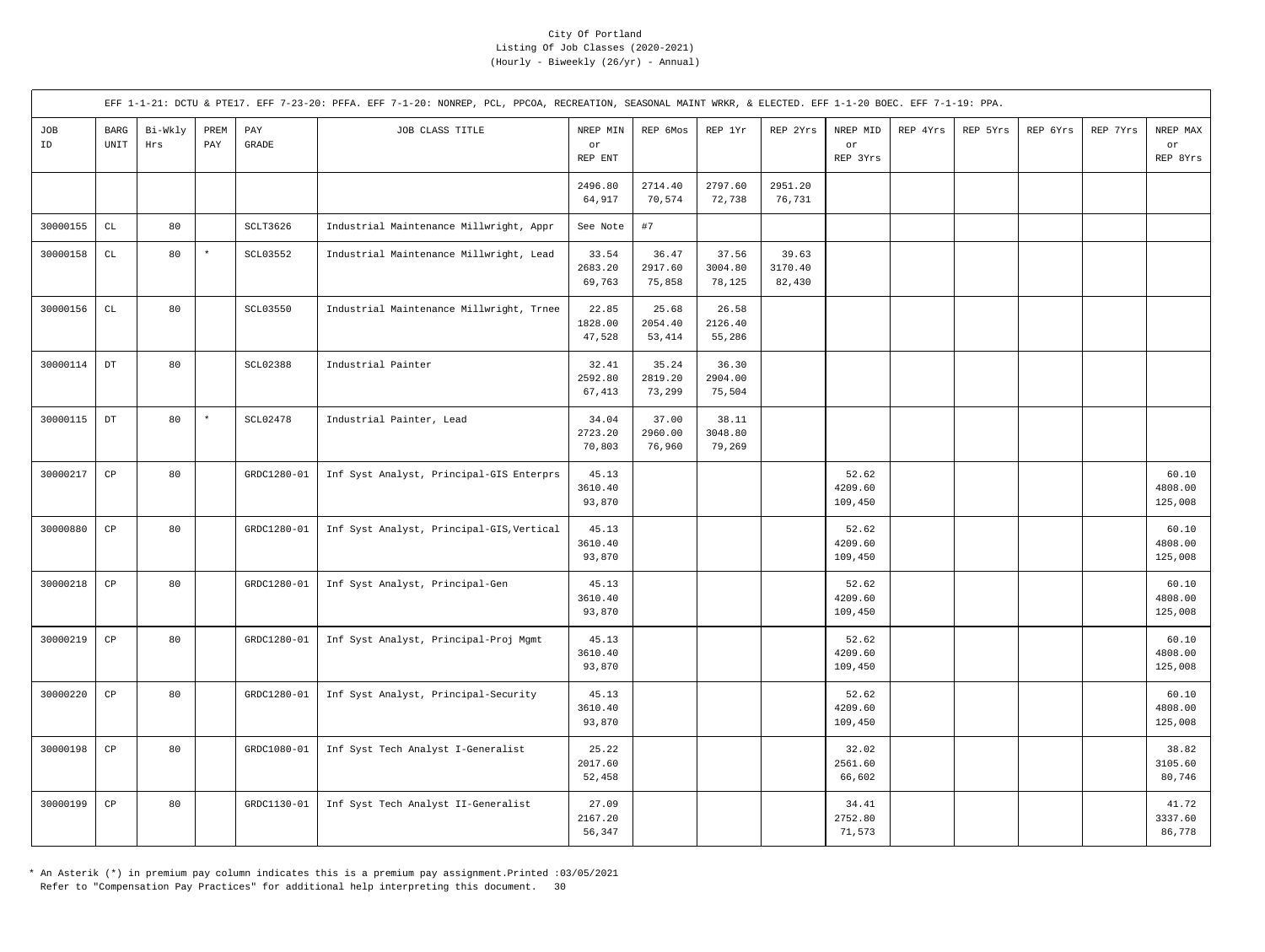City Of Portland
Listing Of Job Classes (2020-2021)
(Hourly - Biweekly (26/yr) - Annual)

EFF 1-1-21: DCTU & PTE17. EFF 7-23-20: PFFA. EFF 7-1-20: NONREP, PCL, PPCOA, RECREATION, SEASONAL MAINT WRKR, & ELECTED. EFF 1-1-20 BOEC. EFF 7-1-19: PPA.

| JOB ID | BARG UNIT | Bi-Wkly Hrs | PREM PAY | PAY GRADE | JOB CLASS TITLE | NREP MIN or REP ENT | REP 6Mos | REP 1Yr | REP 2Yrs | NREP MID or REP 3Yrs | REP 4Yrs | REP 5Yrs | REP 6Yrs | REP 7Yrs | NREP MAX or REP 8Yrs |
|---|---|---|---|---|---|---|---|---|---|---|---|---|---|---|---|
| | | | | | | 2496.80<br>64,917 | 2714.40<br>70,574 | 2797.60<br>72,738 | 2951.20<br>76,731 | | | | | | |
| 30000155 | CL | 80 | | SCLT3626 | Industrial Maintenance Millwright, Appr | See Note | #7 | | | | | | | | |
| 30000158 | CL | 80 | * | SCL03552 | Industrial Maintenance Millwright, Lead | 33.54<br>2683.20<br>69,763 | 36.47<br>2917.60<br>75,858 | 37.56<br>3004.80<br>78,125 | 39.63<br>3170.40<br>82,430 | | | | | | |
| 30000156 | CL | 80 | | SCL03550 | Industrial Maintenance Millwright, Trnee | 22.85<br>1828.00<br>47,528 | 25.68<br>2054.40<br>53,414 | 26.58<br>2126.40<br>55,286 | | | | | | | |
| 30000114 | DT | 80 | | SCL02388 | Industrial Painter | 32.41<br>2592.80<br>67,413 | 35.24<br>2819.20<br>73,299 | 36.30<br>2904.00<br>75,504 | | | | | | | |
| 30000115 | DT | 80 | * | SCL02478 | Industrial Painter, Lead | 34.04<br>2723.20<br>70,803 | 37.00<br>2960.00<br>76,960 | 38.11<br>3048.80<br>79,269 | | | | | | | |
| 30000217 | CP | 80 | | GRDC1280-01 | Inf Syst Analyst, Principal-GIS Enterprs | 45.13<br>3610.40<br>93,870 | | | | 52.62<br>4209.60<br>109,450 | | | | | 60.10<br>4808.00<br>125,008 |
| 30000880 | CP | 80 | | GRDC1280-01 | Inf Syst Analyst, Principal-GIS,Vertical | 45.13<br>3610.40<br>93,870 | | | | 52.62<br>4209.60<br>109,450 | | | | | 60.10<br>4808.00<br>125,008 |
| 30000218 | CP | 80 | | GRDC1280-01 | Inf Syst Analyst, Principal-Gen | 45.13<br>3610.40<br>93,870 | | | | 52.62<br>4209.60<br>109,450 | | | | | 60.10<br>4808.00<br>125,008 |
| 30000219 | CP | 80 | | GRDC1280-01 | Inf Syst Analyst, Principal-Proj Mgmt | 45.13<br>3610.40<br>93,870 | | | | 52.62<br>4209.60<br>109,450 | | | | | 60.10<br>4808.00<br>125,008 |
| 30000220 | CP | 80 | | GRDC1280-01 | Inf Syst Analyst, Principal-Security | 45.13<br>3610.40<br>93,870 | | | | 52.62<br>4209.60<br>109,450 | | | | | 60.10<br>4808.00<br>125,008 |
| 30000198 | CP | 80 | | GRDC1080-01 | Inf Syst Tech Analyst I-Generalist | 25.22<br>2017.60<br>52,458 | | | | 32.02<br>2561.60<br>66,602 | | | | | 38.82<br>3105.60<br>80,746 |
| 30000199 | CP | 80 | | GRDC1130-01 | Inf Syst Tech Analyst II-Generalist | 27.09<br>2167.20<br>56,347 | | | | 34.41<br>2752.80<br>71,573 | | | | | 41.72<br>3337.60<br>86,778 |

* An Asterik (*) in premium pay column indicates this is a premium pay assignment.Printed :03/05/2021
Refer to "Compensation Pay Practices" for additional help interpreting this document.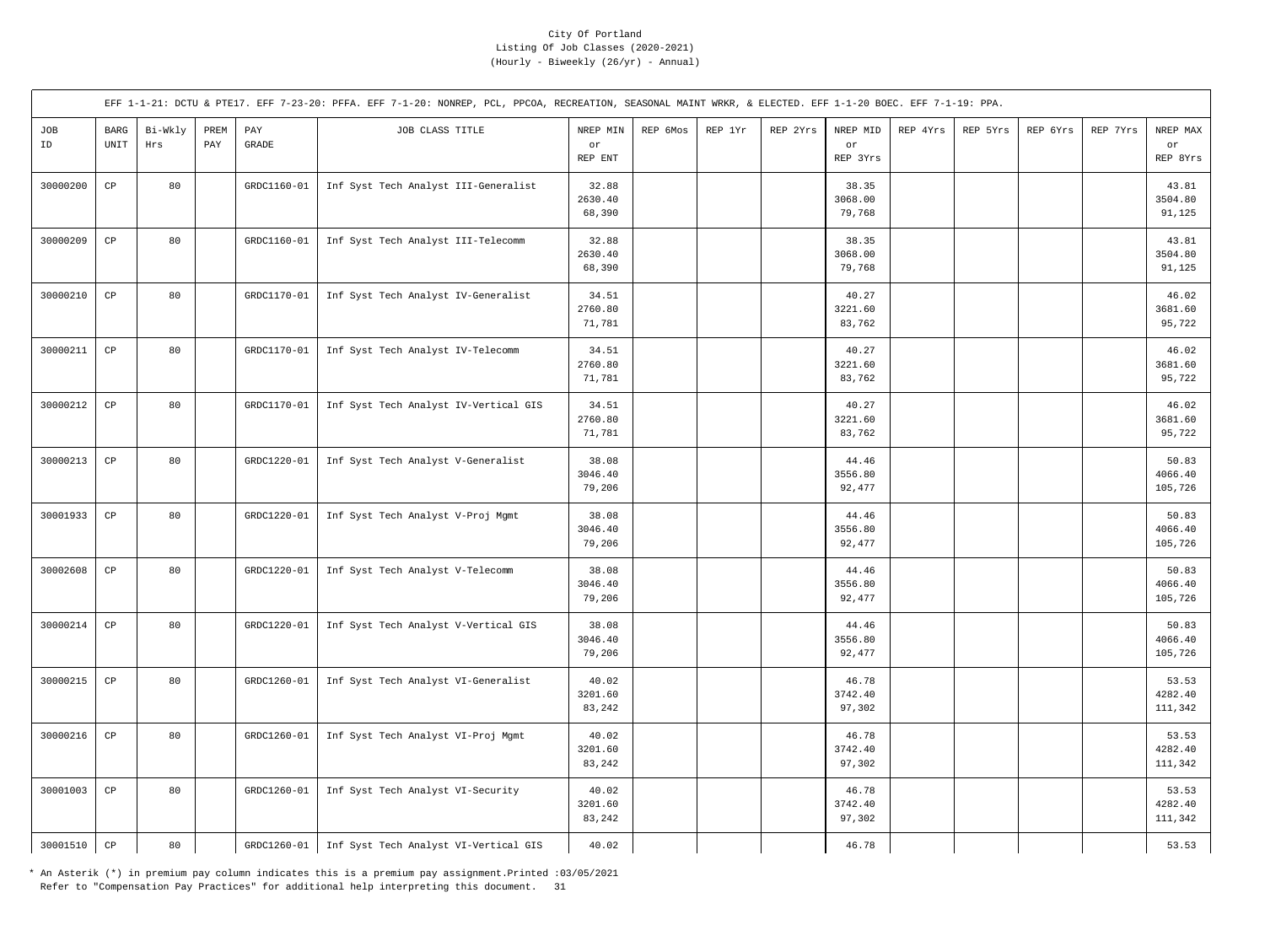City Of Portland
Listing Of Job Classes (2020-2021)
(Hourly - Biweekly (26/yr) - Annual)

EFF 1-1-21: DCTU & PTE17. EFF 7-23-20: PFFA. EFF 7-1-20: NONREP, PCL, PPCOA, RECREATION, SEASONAL MAINT WRKR, & ELECTED. EFF 1-1-20 BOEC. EFF 7-1-19: PPA.

| JOB ID | BARG UNIT | Bi-Wkly Hrs | PREM PAY | PAY GRADE | JOB CLASS TITLE | NREP MIN or REP ENT | REP 6Mos | REP 1Yr | REP 2Yrs | NREP MID or REP 3Yrs | REP 4Yrs | REP 5Yrs | REP 6Yrs | REP 7Yrs | NREP MAX or REP 8Yrs |
|---|---|---|---|---|---|---|---|---|---|---|---|---|---|---|---|
| 30000200 | CP | 80 | | GRDC1160-01 | Inf Syst Tech Analyst III-Generalist | 32.88<br>2630.40<br>68,390 | | | | 38.35<br>3068.00<br>79,768 | | | | | 43.81<br>3504.80<br>91,125 |
| 30000209 | CP | 80 | | GRDC1160-01 | Inf Syst Tech Analyst III-Telecomm | 32.88<br>2630.40<br>68,390 | | | | 38.35<br>3068.00<br>79,768 | | | | | 43.81<br>3504.80<br>91,125 |
| 30000210 | CP | 80 | | GRDC1170-01 | Inf Syst Tech Analyst IV-Generalist | 34.51<br>2760.80<br>71,781 | | | | 40.27<br>3221.60<br>83,762 | | | | | 46.02<br>3681.60<br>95,722 |
| 30000211 | CP | 80 | | GRDC1170-01 | Inf Syst Tech Analyst IV-Telecomm | 34.51<br>2760.80<br>71,781 | | | | 40.27<br>3221.60<br>83,762 | | | | | 46.02<br>3681.60<br>95,722 |
| 30000212 | CP | 80 | | GRDC1170-01 | Inf Syst Tech Analyst IV-Vertical GIS | 34.51<br>2760.80<br>71,781 | | | | 40.27<br>3221.60<br>83,762 | | | | | 46.02<br>3681.60<br>95,722 |
| 30000213 | CP | 80 | | GRDC1220-01 | Inf Syst Tech Analyst V-Generalist | 38.08<br>3046.40<br>79,206 | | | | 44.46<br>3556.80<br>92,477 | | | | | 50.83<br>4066.40<br>105,726 |
| 30001933 | CP | 80 | | GRDC1220-01 | Inf Syst Tech Analyst V-Proj Mgmt | 38.08<br>3046.40<br>79,206 | | | | 44.46<br>3556.80<br>92,477 | | | | | 50.83<br>4066.40<br>105,726 |
| 30002608 | CP | 80 | | GRDC1220-01 | Inf Syst Tech Analyst V-Telecomm | 38.08<br>3046.40<br>79,206 | | | | 44.46<br>3556.80<br>92,477 | | | | | 50.83<br>4066.40<br>105,726 |
| 30000214 | CP | 80 | | GRDC1220-01 | Inf Syst Tech Analyst V-Vertical GIS | 38.08<br>3046.40<br>79,206 | | | | 44.46<br>3556.80<br>92,477 | | | | | 50.83<br>4066.40<br>105,726 |
| 30000215 | CP | 80 | | GRDC1260-01 | Inf Syst Tech Analyst VI-Generalist | 40.02<br>3201.60<br>83,242 | | | | 46.78<br>3742.40<br>97,302 | | | | | 53.53<br>4282.40<br>111,342 |
| 30000216 | CP | 80 | | GRDC1260-01 | Inf Syst Tech Analyst VI-Proj Mgmt | 40.02<br>3201.60<br>83,242 | | | | 46.78<br>3742.40<br>97,302 | | | | | 53.53<br>4282.40<br>111,342 |
| 30001003 | CP | 80 | | GRDC1260-01 | Inf Syst Tech Analyst VI-Security | 40.02<br>3201.60<br>83,242 | | | | 46.78<br>3742.40<br>97,302 | | | | | 53.53<br>4282.40<br>111,342 |
| 30001510 | CP | 80 | | GRDC1260-01 | Inf Syst Tech Analyst VI-Vertical GIS | 40.02 | | | | 46.78 | | | | | 53.53 |

\* An Asterik (*) in premium pay column indicates this is a premium pay assignment.Printed :03/05/2021
Refer to "Compensation Pay Practices" for additional help interpreting this document.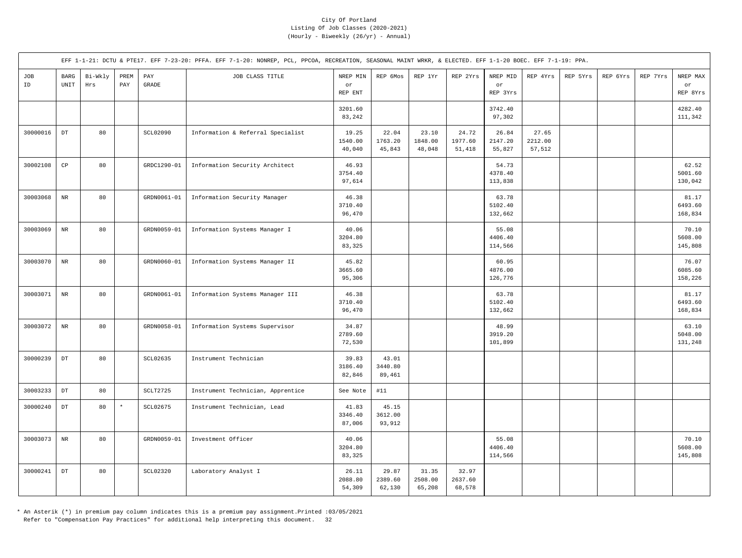City Of Portland
Listing Of Job Classes (2020-2021)
(Hourly - Biweekly (26/yr) - Annual)

EFF 1-1-21: DCTU & PTE17. EFF 7-23-20: PFFA. EFF 7-1-20: NONREP, PCL, PPCOA, RECREATION, SEASONAL MAINT WRKR, & ELECTED. EFF 1-1-20 BOEC. EFF 7-1-19: PPA.

| JOB ID | BARG UNIT | Bi-Wkly Hrs | PREM PAY | PAY GRADE | JOB CLASS TITLE | NREP MIN or REP ENT | REP 6Mos | REP 1Yr | REP 2Yrs | NREP MID or REP 3Yrs | REP 4Yrs | REP 5Yrs | REP 6Yrs | REP 7Yrs | NREP MAX or REP 8Yrs |
|---|---|---|---|---|---|---|---|---|---|---|---|---|---|---|---|
| | | | | | | 3201.60<br>83,242 | | | | 3742.40<br>97,302 | | | | | 4282.40<br>111,342 |
| 30000016 | DT | 80 | | SCL02090 | Information & Referral Specialist | 19.25<br>1540.00<br>40,040 | 22.04<br>1763.20<br>45,843 | 23.10<br>1848.00<br>48,048 | 24.72<br>1977.60<br>51,418 | 26.84<br>2147.20<br>55,827 | 27.65<br>2212.00<br>57,512 | | | | |
| 30002108 | CP | 80 | | GRDC1290-01 | Information Security Architect | 46.93<br>3754.40<br>97,614 | | | | 54.73<br>4378.40<br>113,838 | | | | | 62.52<br>5001.60<br>130,042 |
| 30003068 | NR | 80 | | GRDN0061-01 | Information Security Manager | 46.38<br>3710.40<br>96,470 | | | | 63.78<br>5102.40<br>132,662 | | | | | 81.17<br>6493.60<br>168,834 |
| 30003069 | NR | 80 | | GRDN0059-01 | Information Systems Manager I | 40.06<br>3204.80<br>83,325 | | | | 55.08<br>4406.40<br>114,566 | | | | | 70.10<br>5608.00<br>145,808 |
| 30003070 | NR | 80 | | GRDN0060-01 | Information Systems Manager II | 45.82<br>3665.60<br>95,306 | | | | 60.95<br>4876.00<br>126,776 | | | | | 76.07<br>6085.60<br>158,226 |
| 30003071 | NR | 80 | | GRDN0061-01 | Information Systems Manager III | 46.38<br>3710.40<br>96,470 | | | | 63.78<br>5102.40<br>132,662 | | | | | 81.17<br>6493.60<br>168,834 |
| 30003072 | NR | 80 | | GRDN0058-01 | Information Systems Supervisor | 34.87<br>2789.60<br>72,530 | | | | 48.99<br>3919.20<br>101,899 | | | | | 63.10<br>5048.00<br>131,248 |
| 30000239 | DT | 80 | | SCL02635 | Instrument Technician | 39.83<br>3186.40<br>82,846 | 43.01<br>3440.80<br>89,461 | | | | | | | | |
| 30003233 | DT | 80 | | SCLT2725 | Instrument Technician, Apprentice | See Note | #11 | | | | | | | | |
| 30000240 | DT | 80 | * | SCL02675 | Instrument Technician, Lead | 41.83<br>3346.40<br>87,006 | 45.15<br>3612.00<br>93,912 | | | | | | | | |
| 30003073 | NR | 80 | | GRDN0059-01 | Investment Officer | 40.06<br>3204.80<br>83,325 | | | | 55.08<br>4406.40<br>114,566 | | | | | 70.10<br>5608.00<br>145,808 |
| 30000241 | DT | 80 | | SCL02320 | Laboratory Analyst I | 26.11<br>2088.80<br>54,309 | 29.87<br>2389.60<br>62,130 | 31.35<br>2508.00<br>65,208 | 32.97<br>2637.60<br>68,578 | | | | | | |

* An Asterik (*) in premium pay column indicates this is a premium pay assignment.Printed :03/05/2021
Refer to "Compensation Pay Practices" for additional help interpreting this document.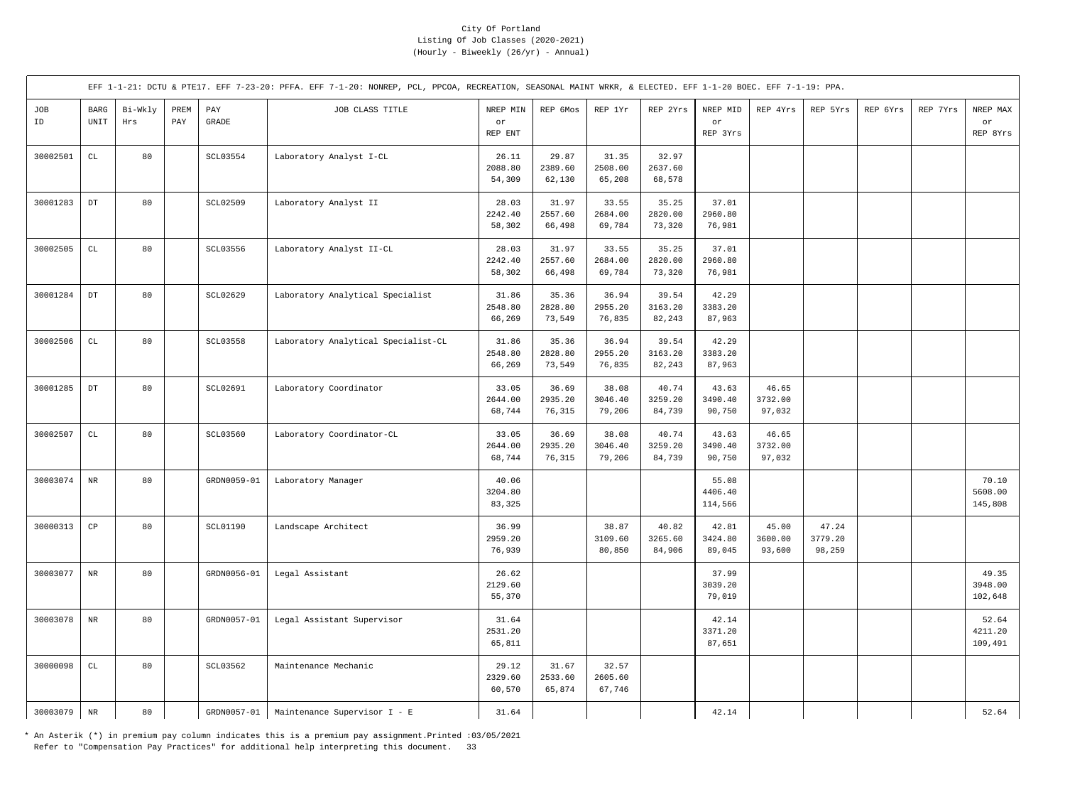City Of Portland
Listing Of Job Classes (2020-2021)
(Hourly - Biweekly (26/yr) - Annual)

EFF 1-1-21: DCTU & PTE17. EFF 7-23-20: PFFA. EFF 7-1-20: NONREP, PCL, PPCOA, RECREATION, SEASONAL MAINT WRKR, & ELECTED. EFF 1-1-20 BOEC. EFF 7-1-19: PPA.

| JOB ID | BARG UNIT | Bi-Wkly Hrs | PREM PAY | PAY GRADE | JOB CLASS TITLE | NREP MIN or REP ENT | REP 6Mos | REP 1Yr | REP 2Yrs | NREP MID or REP 3Yrs | REP 4Yrs | REP 5Yrs | REP 6Yrs | REP 7Yrs | NREP MAX or REP 8Yrs |
|---|---|---|---|---|---|---|---|---|---|---|---|---|---|---|---|
| 30002501 | CL | 80 | | SCL03554 | Laboratory Analyst I-CL | 26.11<br>2088.80<br>54,309 | 29.87<br>2389.60<br>62,130 | 31.35<br>2508.00<br>65,208 | 32.97<br>2637.60<br>68,578 | | | | | | |
| 30001283 | DT | 80 | | SCL02509 | Laboratory Analyst II | 28.03<br>2242.40<br>58,302 | 31.97<br>2557.60<br>66,498 | 33.55<br>2684.00<br>69,784 | 35.25<br>2820.00<br>73,320 | 37.01<br>2960.80<br>76,981 | | | | | |
| 30002505 | CL | 80 | | SCL03556 | Laboratory Analyst II-CL | 28.03<br>2242.40<br>58,302 | 31.97<br>2557.60<br>66,498 | 33.55<br>2684.00<br>69,784 | 35.25<br>2820.00<br>73,320 | 37.01<br>2960.80<br>76,981 | | | | | |
| 30001284 | DT | 80 | | SCL02629 | Laboratory Analytical Specialist | 31.86<br>2548.80<br>66,269 | 35.36<br>2828.80<br>73,549 | 36.94<br>2955.20<br>76,835 | 39.54<br>3163.20<br>82,243 | 42.29<br>3383.20<br>87,963 | | | | | |
| 30002506 | CL | 80 | | SCL03558 | Laboratory Analytical Specialist-CL | 31.86<br>2548.80<br>66,269 | 35.36<br>2828.80<br>73,549 | 36.94<br>2955.20<br>76,835 | 39.54<br>3163.20<br>82,243 | 42.29<br>3383.20<br>87,963 | | | | | |
| 30001285 | DT | 80 | | SCL02691 | Laboratory Coordinator | 33.05<br>2644.00<br>68,744 | 36.69<br>2935.20<br>76,315 | 38.08<br>3046.40<br>79,206 | 40.74<br>3259.20<br>84,739 | 43.63<br>3490.40<br>90,750 | 46.65<br>3732.00<br>97,032 | | | | |
| 30002507 | CL | 80 | | SCL03560 | Laboratory Coordinator-CL | 33.05<br>2644.00<br>68,744 | 36.69<br>2935.20<br>76,315 | 38.08<br>3046.40<br>79,206 | 40.74<br>3259.20<br>84,739 | 43.63<br>3490.40<br>90,750 | 46.65<br>3732.00<br>97,032 | | | | |
| 30003074 | NR | 80 | | GRDN0059-01 | Laboratory Manager | 40.06<br>3204.80<br>83,325 | | | | 55.08<br>4406.40<br>114,566 | | | | | 70.10<br>5608.00<br>145,808 |
| 30000313 | CP | 80 | | SCL01190 | Landscape Architect | 36.99<br>2959.20<br>76,939 | | 38.87<br>3109.60<br>80,850 | 40.82<br>3265.60<br>84,906 | 42.81<br>3424.80<br>89,045 | 45.00<br>3600.00<br>93,600 | 47.24<br>3779.20<br>98,259 | | | |
| 30003077 | NR | 80 | | GRDN0056-01 | Legal Assistant | 26.62<br>2129.60<br>55,370 | | | | 37.99<br>3039.20<br>79,019 | | | | | 49.35<br>3948.00<br>102,648 |
| 30003078 | NR | 80 | | GRDN0057-01 | Legal Assistant Supervisor | 31.64<br>2531.20<br>65,811 | | | | 42.14<br>3371.20<br>87,651 | | | | | 52.64<br>4211.20<br>109,491 |
| 30000098 | CL | 80 | | SCL03562 | Maintenance Mechanic | 29.12<br>2329.60<br>60,570 | 31.67<br>2533.60<br>65,874 | 32.57<br>2605.60<br>67,746 | | | | | | | |
| 30003079 | NR | 80 | | GRDN0057-01 | Maintenance Supervisor I - E | 31.64 | | | | 42.14 | | | | | 52.64 |

* An Asterik (*) in premium pay column indicates this is a premium pay assignment.Printed :03/05/2021
Refer to "Compensation Pay Practices" for additional help interpreting this document.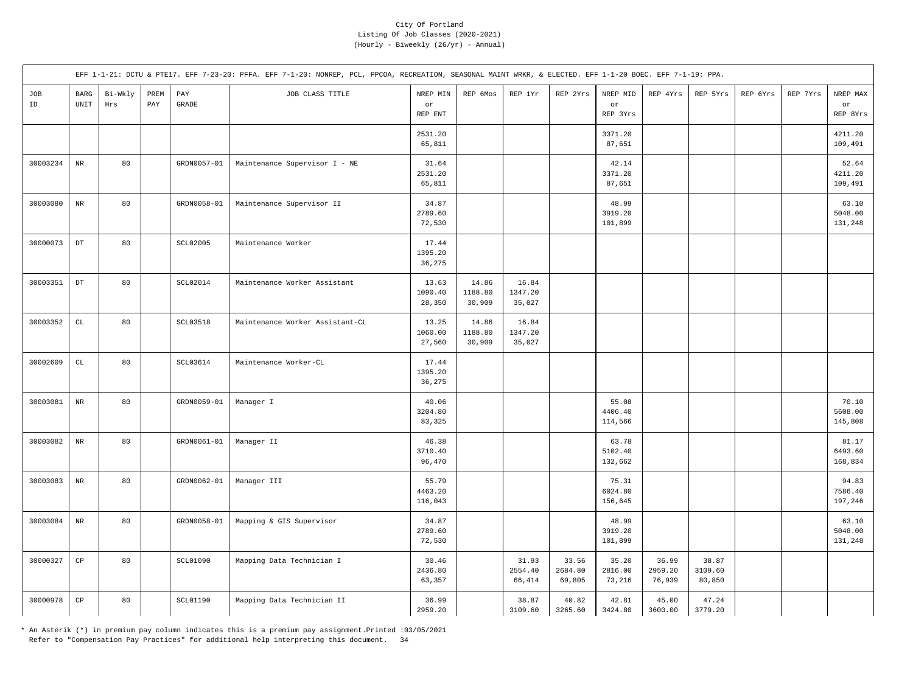City Of Portland
Listing Of Job Classes (2020-2021)
(Hourly - Biweekly (26/yr) - Annual)

EFF 1-1-21: DCTU & PTE17. EFF 7-23-20: PFFA. EFF 7-1-20: NONREP, PCL, PPCOA, RECREATION, SEASONAL MAINT WRKR, & ELECTED. EFF 1-1-20 BOEC. EFF 7-1-19: PPA.

| JOB ID | BARG UNIT | Bi-Wkly Hrs | PREM PAY | PAY GRADE | JOB CLASS TITLE | NREP MIN or REP ENT | REP 6Mos | REP 1Yr | REP 2Yrs | NREP MID or REP 3Yrs | REP 4Yrs | REP 5Yrs | REP 6Yrs | REP 7Yrs | NREP MAX or REP 8Yrs |
|---|---|---|---|---|---|---|---|---|---|---|---|---|---|---|---|
| | | | | | | 2531.20<br>65,811 | | | | 3371.20<br>87,651 | | | | | 4211.20<br>109,491 |
| 30003234 | NR | 80 | | GRDN0057-01 | Maintenance Supervisor I - NE | 31.64<br>2531.20<br>65,811 | | | | 42.14<br>3371.20<br>87,651 | | | | | 52.64<br>4211.20<br>109,491 |
| 30003080 | NR | 80 | | GRDN0058-01 | Maintenance Supervisor II | 34.87<br>2789.60<br>72,530 | | | | 48.99<br>3919.20<br>101,899 | | | | | 63.10<br>5048.00<br>131,248 |
| 30000073 | DT | 80 | | SCL02005 | Maintenance Worker | 17.44<br>1395.20<br>36,275 | | | | | | | | | |
| 30003351 | DT | 80 | | SCL02014 | Maintenance Worker Assistant | 13.63<br>1090.40<br>28,350 | 14.86<br>1188.80<br>30,909 | 16.84<br>1347.20<br>35,027 | | | | | | | |
| 30003352 | CL | 80 | | SCL03518 | Maintenance Worker Assistant-CL | 13.25<br>1060.00<br>27,560 | 14.86<br>1188.80<br>30,909 | 16.84<br>1347.20<br>35,027 | | | | | | | |
| 30002609 | CL | 80 | | SCL03614 | Maintenance Worker-CL | 17.44<br>1395.20<br>36,275 | | | | | | | | | |
| 30003081 | NR | 80 | | GRDN0059-01 | Manager I | 40.06<br>3204.80<br>83,325 | | | | 55.08<br>4406.40<br>114,566 | | | | | 70.10<br>5608.00<br>145,808 |
| 30003082 | NR | 80 | | GRDN0061-01 | Manager II | 46.38<br>3710.40<br>96,470 | | | | 63.78<br>5102.40<br>132,662 | | | | | 81.17<br>6493.60<br>168,834 |
| 30003083 | NR | 80 | | GRDN0062-01 | Manager III | 55.79<br>4463.20<br>116,043 | | | | 75.31<br>6024.80<br>156,645 | | | | | 94.83<br>7586.40<br>197,246 |
| 30003084 | NR | 80 | | GRDN0058-01 | Mapping & GIS Supervisor | 34.87<br>2789.60<br>72,530 | | | | 48.99<br>3919.20<br>101,899 | | | | | 63.10<br>5048.00<br>131,248 |
| 30000327 | CP | 80 | | SCL01090 | Mapping Data Technician I | 30.46<br>2436.80<br>63,357 | | 31.93<br>2554.40<br>66,414 | 33.56<br>2684.80<br>69,805 | 35.20<br>2816.00<br>73,216 | 36.99<br>2959.20<br>76,939 | 38.87<br>3109.60<br>80,850 | | | |
| 30000978 | CP | 80 | | SCL01190 | Mapping Data Technician II | 36.99<br>2959.20 | | 38.87<br>3109.60 | 40.82<br>3265.60 | 42.81<br>3424.80 | 45.00<br>3600.00 | 47.24<br>3779.20 | | | |

* An Asterik (*) in premium pay column indicates this is a premium pay assignment.Printed :03/05/2021
Refer to "Compensation Pay Practices" for additional help interpreting this document.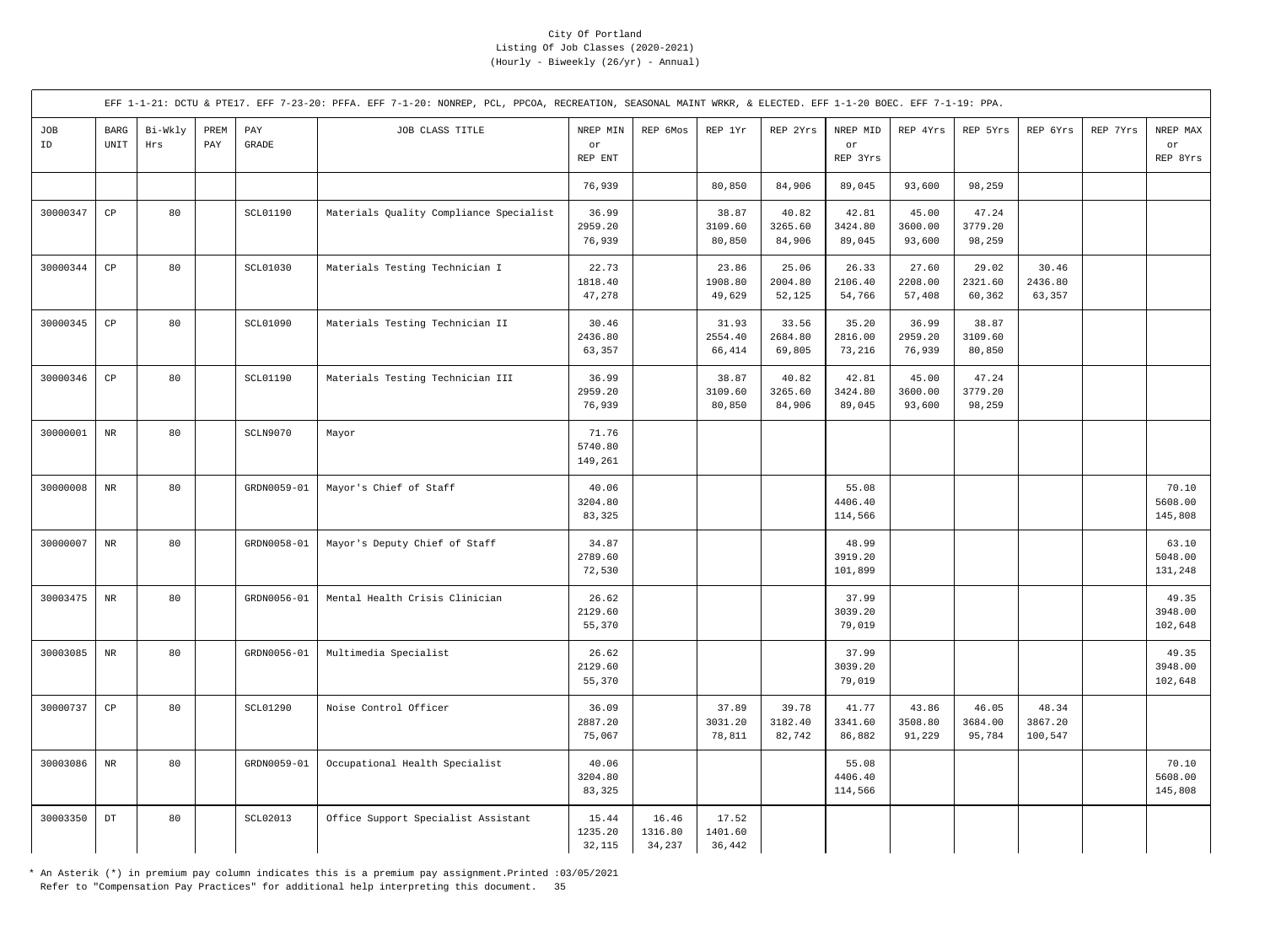City Of Portland
Listing Of Job Classes (2020-2021)
(Hourly - Biweekly (26/yr) - Annual)

EFF 1-1-21: DCTU & PTE17. EFF 7-23-20: PFFA. EFF 7-1-20: NONREP, PCL, PPCOA, RECREATION, SEASONAL MAINT WRKR, & ELECTED. EFF 1-1-20 BOEC. EFF 7-1-19: PPA.

| JOB ID | BARG UNIT | Bi-Wkly Hrs | PREM PAY | PAY GRADE | JOB CLASS TITLE | NREP MIN or REP ENT | REP 6Mos | REP 1Yr | REP 2Yrs | NREP MID or REP 3Yrs | REP 4Yrs | REP 5Yrs | REP 6Yrs | REP 7Yrs | NREP MAX or REP 8Yrs |
|---|---|---|---|---|---|---|---|---|---|---|---|---|---|---|---|
| | | | | | | 76,939 | | 80,850 | 84,906 | 89,045 | 93,600 | 98,259 | | | |
| 30000347 | CP | 80 | | SCL01190 | Materials Quality Compliance Specialist | 36.99<br>2959.20<br>76,939 | | 38.87<br>3109.60<br>80,850 | 40.82<br>3265.60<br>84,906 | 42.81<br>3424.80<br>89,045 | 45.00<br>3600.00<br>93,600 | 47.24<br>3779.20<br>98,259 | | | |
| 30000344 | CP | 80 | | SCL01030 | Materials Testing Technician I | 22.73<br>1818.40<br>47,278 | | 23.86<br>1908.80<br>49,629 | 25.06<br>2004.80<br>52,125 | 26.33<br>2106.40<br>54,766 | 27.60<br>2208.00<br>57,408 | 29.02<br>2321.60<br>60,362 | 30.46<br>2436.80<br>63,357 | | |
| 30000345 | CP | 80 | | SCL01090 | Materials Testing Technician II | 30.46<br>2436.80<br>63,357 | | 31.93<br>2554.40<br>66,414 | 33.56<br>2684.80<br>69,805 | 35.20<br>2816.00<br>73,216 | 36.99<br>2959.20<br>76,939 | 38.87<br>3109.60<br>80,850 | | | |
| 30000346 | CP | 80 | | SCL01190 | Materials Testing Technician III | 36.99<br>2959.20<br>76,939 | | 38.87<br>3109.60<br>80,850 | 40.82<br>3265.60<br>84,906 | 42.81<br>3424.80<br>89,045 | 45.00<br>3600.00<br>93,600 | 47.24<br>3779.20<br>98,259 | | | |
| 30000001 | NR | 80 | | SCLN9070 | Mayor | 71.76<br>5740.80<br>149,261 | | | | | | | | | |
| 30000008 | NR | 80 | | GRDN0059-01 | Mayor's Chief of Staff | 40.06<br>3204.80<br>83,325 | | | | 55.08<br>4406.40<br>114,566 | | | | | 70.10<br>5608.00<br>145,808 |
| 30000007 | NR | 80 | | GRDN0058-01 | Mayor's Deputy Chief of Staff | 34.87<br>2789.60<br>72,530 | | | | 48.99<br>3919.20<br>101,899 | | | | | 63.10<br>5048.00<br>131,248 |
| 30003475 | NR | 80 | | GRDN0056-01 | Mental Health Crisis Clinician | 26.62<br>2129.60<br>55,370 | | | | 37.99<br>3039.20<br>79,019 | | | | | 49.35<br>3948.00<br>102,648 |
| 30003085 | NR | 80 | | GRDN0056-01 | Multimedia Specialist | 26.62<br>2129.60<br>55,370 | | | | 37.99<br>3039.20<br>79,019 | | | | | 49.35<br>3948.00<br>102,648 |
| 30000737 | CP | 80 | | SCL01290 | Noise Control Officer | 36.09<br>2887.20<br>75,067 | | 37.89<br>3031.20<br>78,811 | 39.78<br>3182.40<br>82,742 | 41.77<br>3341.60<br>86,882 | 43.86<br>3508.80<br>91,229 | 46.05<br>3684.00<br>95,784 | 48.34<br>3867.20<br>100,547 | | |
| 30003086 | NR | 80 | | GRDN0059-01 | Occupational Health Specialist | 40.06<br>3204.80<br>83,325 | | | | 55.08<br>4406.40<br>114,566 | | | | | 70.10<br>5608.00<br>145,808 |
| 30003350 | DT | 80 | | SCL02013 | Office Support Specialist Assistant | 15.44<br>1235.20<br>32,115 | 16.46<br>1316.80<br>34,237 | 17.52<br>1401.60<br>36,442 | | | | | | | |

\* An Asterik (\*) in premium pay column indicates this is a premium pay assignment.Printed :03/05/2021
Refer to "Compensation Pay Practices" for additional help interpreting this document.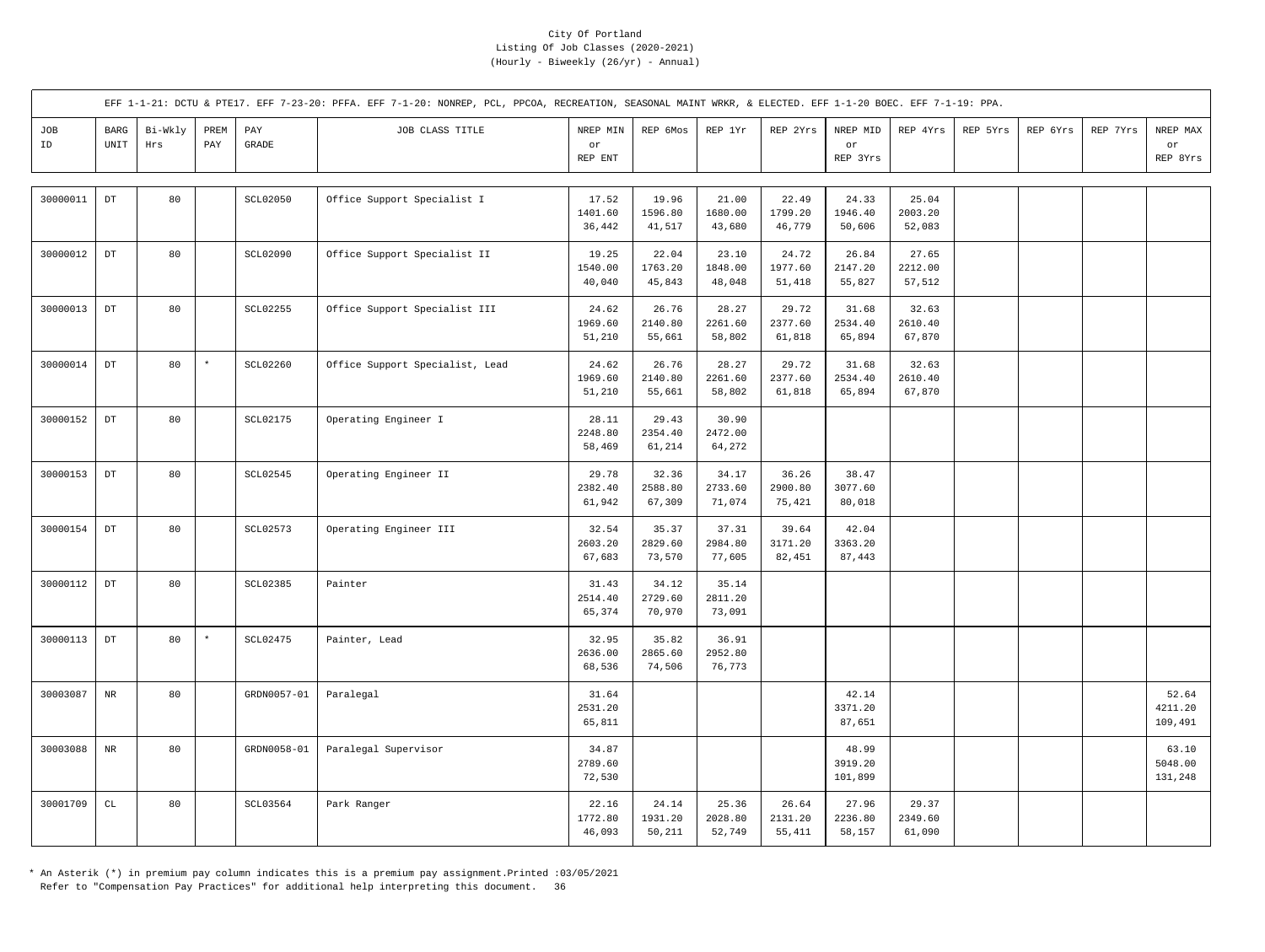City Of Portland
Listing Of Job Classes (2020-2021)
(Hourly - Biweekly (26/yr) - Annual)

EFF 1-1-21: DCTU & PTE17. EFF 7-23-20: PFFA. EFF 7-1-20: NONREP, PCL, PPCOA, RECREATION, SEASONAL MAINT WRKR, & ELECTED. EFF 1-1-20 BOEC. EFF 7-1-19: PPA.

| JOB ID | BARG UNIT | Bi-Wkly Hrs | PREM PAY | PAY GRADE | JOB CLASS TITLE | NREP MIN or REP ENT | REP 6Mos | REP 1Yr | REP 2Yrs | NREP MID or REP 3Yrs | REP 4Yrs | REP 5Yrs | REP 6Yrs | REP 7Yrs | NREP MAX or REP 8Yrs |
|---|---|---|---|---|---|---|---|---|---|---|---|---|---|---|---|
| 30000011 | DT | 80 | | SCL02050 | Office Support Specialist I | 17.52<br>1401.60<br>36,442 | 19.96<br>1596.80<br>41,517 | 21.00<br>1680.00<br>43,680 | 22.49<br>1799.20<br>46,779 | 24.33<br>1946.40<br>50,606 | 25.04<br>2003.20<br>52,083 | | | | |
| 30000012 | DT | 80 | | SCL02090 | Office Support Specialist II | 19.25<br>1540.00<br>40,040 | 22.04<br>1763.20<br>45,843 | 23.10<br>1848.00<br>48,048 | 24.72<br>1977.60<br>51,418 | 26.84<br>2147.20<br>55,827 | 27.65<br>2212.00<br>57,512 | | | | |
| 30000013 | DT | 80 | | SCL02255 | Office Support Specialist III | 24.62<br>1969.60<br>51,210 | 26.76<br>2140.80<br>55,661 | 28.27<br>2261.60<br>58,802 | 29.72<br>2377.60<br>61,818 | 31.68<br>2534.40<br>65,894 | 32.63<br>2610.40<br>67,870 | | | | |
| 30000014 | DT | 80 | * | SCL02260 | Office Support Specialist, Lead | 24.62<br>1969.60<br>51,210 | 26.76<br>2140.80<br>55,661 | 28.27<br>2261.60<br>58,802 | 29.72<br>2377.60<br>61,818 | 31.68<br>2534.40<br>65,894 | 32.63<br>2610.40<br>67,870 | | | | |
| 30000152 | DT | 80 | | SCL02175 | Operating Engineer I | 28.11<br>2248.80<br>58,469 | 29.43<br>2354.40<br>61,214 | 30.90<br>2472.00<br>64,272 | | | | | | | |
| 30000153 | DT | 80 | | SCL02545 | Operating Engineer II | 29.78<br>2382.40<br>61,942 | 32.36<br>2588.80<br>67,309 | 34.17<br>2733.60<br>71,074 | 36.26<br>2900.80<br>75,421 | 38.47<br>3077.60<br>80,018 | | | | | |
| 30000154 | DT | 80 | | SCL02573 | Operating Engineer III | 32.54<br>2603.20<br>67,683 | 35.37<br>2829.60<br>73,570 | 37.31<br>2984.80<br>77,605 | 39.64<br>3171.20<br>82,451 | 42.04<br>3363.20<br>87,443 | | | | | |
| 30000112 | DT | 80 | | SCL02385 | Painter | 31.43<br>2514.40<br>65,374 | 34.12<br>2729.60<br>70,970 | 35.14<br>2811.20<br>73,091 | | | | | | | |
| 30000113 | DT | 80 | * | SCL02475 | Painter, Lead | 32.95<br>2636.00<br>68,536 | 35.82<br>2865.60<br>74,506 | 36.91<br>2952.80<br>76,773 | | | | | | | |
| 30003087 | NR | 80 | | GRDN0057-01 | Paralegal | 31.64<br>2531.20<br>65,811 | | | | 42.14<br>3371.20<br>87,651 | | | | | 52.64<br>4211.20<br>109,491 |
| 30003088 | NR | 80 | | GRDN0058-01 | Paralegal Supervisor | 34.87<br>2789.60<br>72,530 | | | | 48.99<br>3919.20<br>101,899 | | | | | 63.10<br>5048.00<br>131,248 |
| 30001709 | CL | 80 | | SCL03564 | Park Ranger | 22.16<br>1772.80<br>46,093 | 24.14<br>1931.20<br>50,211 | 25.36<br>2028.80<br>52,749 | 26.64<br>2131.20<br>55,411 | 27.96<br>2236.80<br>58,157 | 29.37<br>2349.60<br>61,090 | | | | |

\* An Asterik (*) in premium pay column indicates this is a premium pay assignment.Printed :03/05/2021
Refer to "Compensation Pay Practices" for additional help interpreting this document.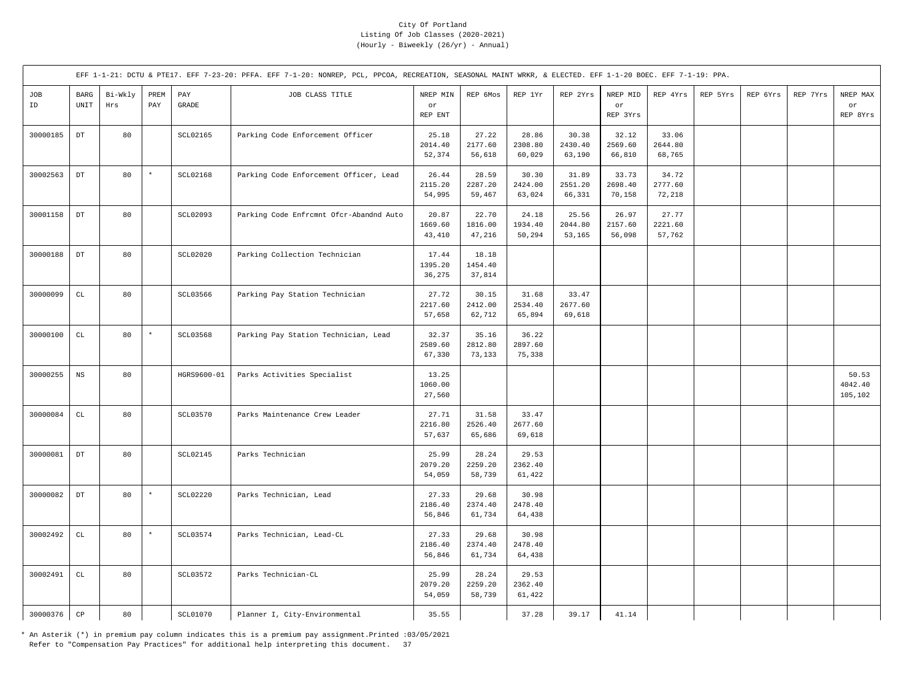City Of Portland
Listing Of Job Classes (2020-2021)
(Hourly - Biweekly (26/yr) - Annual)

EFF 1-1-21: DCTU & PTE17. EFF 7-23-20: PFFA. EFF 7-1-20: NONREP, PCL, PPCOA, RECREATION, SEASONAL MAINT WRKR, & ELECTED. EFF 1-1-20 BOEC. EFF 7-1-19: PPA.

| JOB ID | BARG UNIT | Bi-Wkly Hrs | PREM PAY | PAY GRADE | JOB CLASS TITLE | NREP MIN or REP ENT | REP 6Mos | REP 1Yr | REP 2Yrs | NREP MID or REP 3Yrs | REP 4Yrs | REP 5Yrs | REP 6Yrs | REP 7Yrs | NREP MAX or REP 8Yrs |
|---|---|---|---|---|---|---|---|---|---|---|---|---|---|---|---|
| 30000185 | DT | 80 | | SCL02165 | Parking Code Enforcement Officer | 25.18<br>2014.40<br>52,374 | 27.22<br>2177.60<br>56,618 | 28.86<br>2308.80<br>60,029 | 30.38<br>2430.40<br>63,190 | 32.12<br>2569.60<br>66,810 | 33.06<br>2644.80<br>68,765 | | | | |
| 30002563 | DT | 80 | * | SCL02168 | Parking Code Enforcement Officer, Lead | 26.44<br>2115.20<br>54,995 | 28.59<br>2287.20<br>59,467 | 30.30<br>2424.00<br>63,024 | 31.89<br>2551.20<br>66,331 | 33.73<br>2698.40<br>70,158 | 34.72<br>2777.60<br>72,218 | | | | |
| 30001158 | DT | 80 | | SCL02093 | Parking Code Enfrcmnt Ofcr-Abandnd Auto | 20.87<br>1669.60<br>43,410 | 22.70<br>1816.00<br>47,216 | 24.18<br>1934.40<br>50,294 | 25.56<br>2044.80<br>53,165 | 26.97<br>2157.60<br>56,098 | 27.77<br>2221.60<br>57,762 | | | | |
| 30000188 | DT | 80 | | SCL02020 | Parking Collection Technician | 17.44<br>1395.20<br>36,275 | 18.18<br>1454.40<br>37,814 | | | | | | | | |
| 30000099 | CL | 80 | | SCL03566 | Parking Pay Station Technician | 27.72<br>2217.60<br>57,658 | 30.15<br>2412.00<br>62,712 | 31.68<br>2534.40<br>65,894 | 33.47<br>2677.60<br>69,618 | | | | | | |
| 30000100 | CL | 80 | * | SCL03568 | Parking Pay Station Technician, Lead | 32.37<br>2589.60<br>67,330 | 35.16<br>2812.80<br>73,133 | 36.22<br>2897.60<br>75,338 | | | | | | | |
| 30000255 | NS | 80 | | HGRS9600-01 | Parks Activities Specialist | 13.25<br>1060.00<br>27,560 | | | | | | | | | 50.53<br>4042.40<br>105,102 |
| 30000084 | CL | 80 | | SCL03570 | Parks Maintenance Crew Leader | 27.71<br>2216.80<br>57,637 | 31.58<br>2526.40<br>65,686 | 33.47<br>2677.60<br>69,618 | | | | | | | |
| 30000081 | DT | 80 | | SCL02145 | Parks Technician | 25.99<br>2079.20<br>54,059 | 28.24<br>2259.20<br>58,739 | 29.53<br>2362.40<br>61,422 | | | | | | | |
| 30000082 | DT | 80 | * | SCL02220 | Parks Technician, Lead | 27.33<br>2186.40<br>56,846 | 29.68<br>2374.40<br>61,734 | 30.98<br>2478.40<br>64,438 | | | | | | | |
| 30002492 | CL | 80 | * | SCL03574 | Parks Technician, Lead-CL | 27.33<br>2186.40<br>56,846 | 29.68<br>2374.40<br>61,734 | 30.98<br>2478.40<br>64,438 | | | | | | | |
| 30002491 | CL | 80 | | SCL03572 | Parks Technician-CL | 25.99<br>2079.20<br>54,059 | 28.24<br>2259.20<br>58,739 | 29.53<br>2362.40<br>61,422 | | | | | | | |
| 30000376 | CP | 80 | | SCL01070 | Planner I, City-Environmental | 35.55 | | 37.28 | 39.17 | 41.14 | | | | | |

* An Asterik (*) in premium pay column indicates this is a premium pay assignment.Printed :03/05/2021
Refer to "Compensation Pay Practices" for additional help interpreting this document.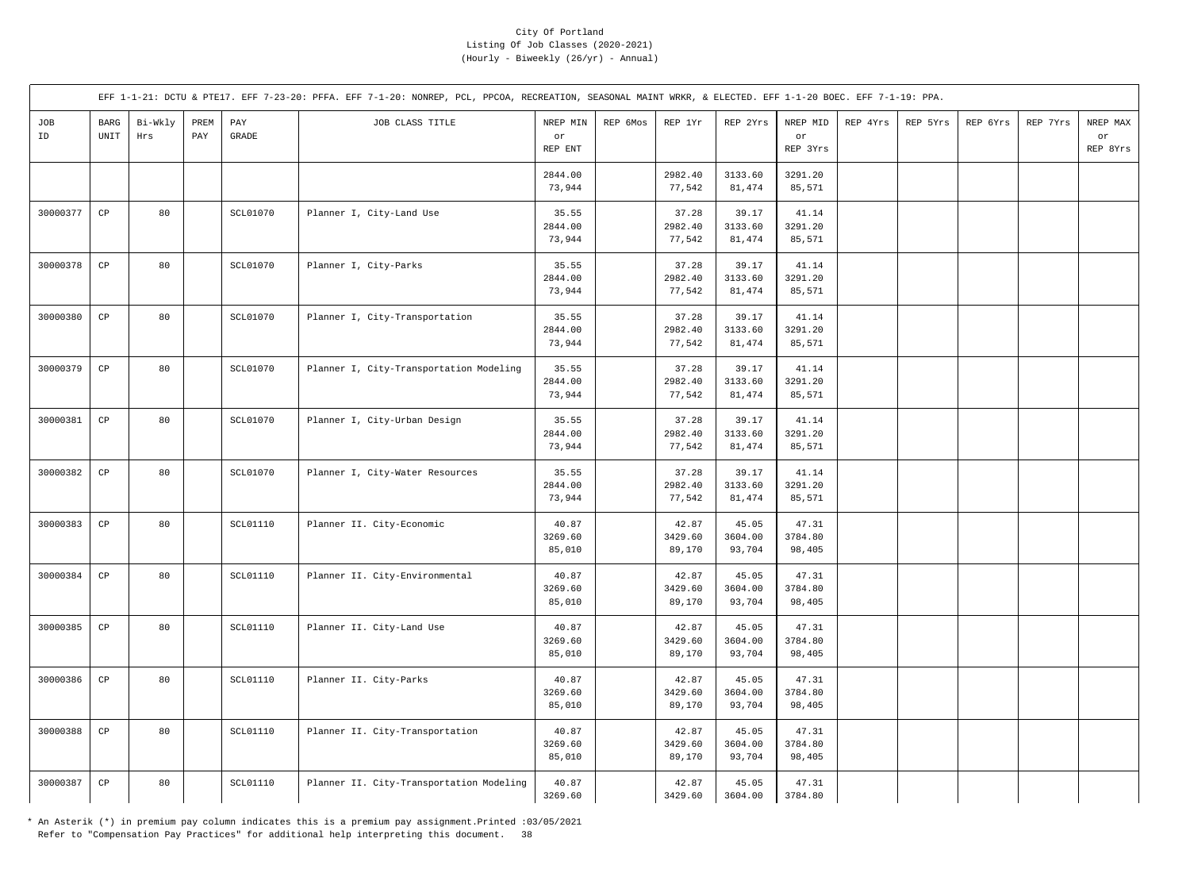City Of Portland
Listing Of Job Classes (2020-2021)
(Hourly - Biweekly (26/yr) - Annual)

EFF 1-1-21: DCTU & PTE17. EFF 7-23-20: PFFA. EFF 7-1-20: NONREP, PCL, PPCOA, RECREATION, SEASONAL MAINT WRKR, & ELECTED. EFF 1-1-20 BOEC. EFF 7-1-19: PPA.

| JOB ID | BARG UNIT | Bi-Wkly Hrs | PREM PAY | PAY GRADE | JOB CLASS TITLE | NREP MIN or REP ENT | REP 6Mos | REP 1Yr | REP 2Yrs | NREP MID or REP 3Yrs | REP 4Yrs | REP 5Yrs | REP 6Yrs | REP 7Yrs | NREP MAX or REP 8Yrs |
|---|---|---|---|---|---|---|---|---|---|---|---|---|---|---|---|
| | | | | | | 2844.00<br>73,944 | | 2982.40<br>77,542 | 3133.60<br>81,474 | 3291.20<br>85,571 | | | | | |
| 30000377 | CP | 80 | | SCL01070 | Planner I, City-Land Use | 35.55<br>2844.00<br>73,944 | | 37.28<br>2982.40<br>77,542 | 39.17<br>3133.60<br>81,474 | 41.14<br>3291.20<br>85,571 | | | | | |
| 30000378 | CP | 80 | | SCL01070 | Planner I, City-Parks | 35.55<br>2844.00<br>73,944 | | 37.28<br>2982.40<br>77,542 | 39.17<br>3133.60<br>81,474 | 41.14<br>3291.20<br>85,571 | | | | | |
| 30000380 | CP | 80 | | SCL01070 | Planner I, City-Transportation | 35.55<br>2844.00<br>73,944 | | 37.28<br>2982.40<br>77,542 | 39.17<br>3133.60<br>81,474 | 41.14<br>3291.20<br>85,571 | | | | | |
| 30000379 | CP | 80 | | SCL01070 | Planner I, City-Transportation Modeling | 35.55<br>2844.00<br>73,944 | | 37.28<br>2982.40<br>77,542 | 39.17<br>3133.60<br>81,474 | 41.14<br>3291.20<br>85,571 | | | | | |
| 30000381 | CP | 80 | | SCL01070 | Planner I, City-Urban Design | 35.55<br>2844.00<br>73,944 | | 37.28<br>2982.40<br>77,542 | 39.17<br>3133.60<br>81,474 | 41.14<br>3291.20<br>85,571 | | | | | |
| 30000382 | CP | 80 | | SCL01070 | Planner I, City-Water Resources | 35.55<br>2844.00<br>73,944 | | 37.28<br>2982.40<br>77,542 | 39.17<br>3133.60<br>81,474 | 41.14<br>3291.20<br>85,571 | | | | | |
| 30000383 | CP | 80 | | SCL01110 | Planner II. City-Economic | 40.87<br>3269.60<br>85,010 | | 42.87<br>3429.60<br>89,170 | 45.05<br>3604.00<br>93,704 | 47.31<br>3784.80<br>98,405 | | | | | |
| 30000384 | CP | 80 | | SCL01110 | Planner II. City-Environmental | 40.87<br>3269.60<br>85,010 | | 42.87<br>3429.60<br>89,170 | 45.05<br>3604.00<br>93,704 | 47.31<br>3784.80<br>98,405 | | | | | |
| 30000385 | CP | 80 | | SCL01110 | Planner II. City-Land Use | 40.87<br>3269.60<br>85,010 | | 42.87<br>3429.60<br>89,170 | 45.05<br>3604.00<br>93,704 | 47.31<br>3784.80<br>98,405 | | | | | |
| 30000386 | CP | 80 | | SCL01110 | Planner II. City-Parks | 40.87<br>3269.60<br>85,010 | | 42.87<br>3429.60<br>89,170 | 45.05<br>3604.00<br>93,704 | 47.31<br>3784.80<br>98,405 | | | | | |
| 30000388 | CP | 80 | | SCL01110 | Planner II. City-Transportation | 40.87<br>3269.60<br>85,010 | | 42.87<br>3429.60<br>89,170 | 45.05<br>3604.00<br>93,704 | 47.31<br>3784.80<br>98,405 | | | | | |
| 30000387 | CP | 80 | | SCL01110 | Planner II. City-Transportation Modeling | 40.87<br>3269.60 | | 42.87<br>3429.60 | 45.05<br>3604.00 | 47.31<br>3784.80 | | | | | |

* An Asterik (*) in premium pay column indicates this is a premium pay assignment.Printed :03/05/2021
Refer to "Compensation Pay Practices" for additional help interpreting this document.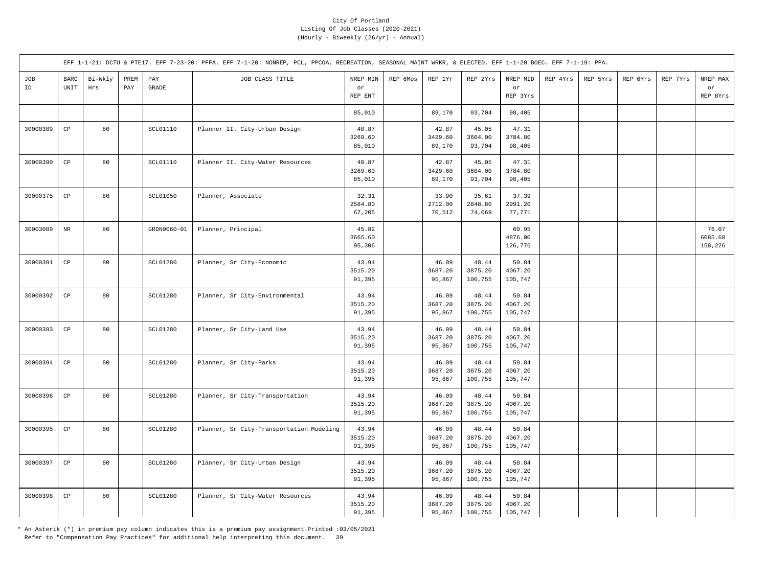City Of Portland
Listing Of Job Classes (2020-2021)
(Hourly - Biweekly (26/yr) - Annual)

EFF 1-1-21: DCTU & PTE17. EFF 7-23-20: PFFA. EFF 7-1-20: NONREP, PCL, PPCOA, RECREATION, SEASONAL MAINT WRKR, & ELECTED. EFF 1-1-20 BOEC. EFF 7-1-19: PPA.

| JOB ID | BARG UNIT | Bi-Wkly Hrs | PREM PAY | PAY GRADE | JOB CLASS TITLE | NREP MIN or REP ENT | REP 6Mos | REP 1Yr | REP 2Yrs | NREP MID or REP 3Yrs | REP 4Yrs | REP 5Yrs | REP 6Yrs | REP 7Yrs | NREP MAX or REP 8Yrs |
|---|---|---|---|---|---|---|---|---|---|---|---|---|---|---|---|
| | | | | | | 85,010 | | 89,170 | 93,704 | 98,405 | | | | | |
| 30000389 | CP | 80 | | SCL01110 | Planner II. City-Urban Design | 40.87<br>3269.60<br>85,010 | | 42.87<br>3429.60<br>89,170 | 45.05<br>3604.00<br>93,704 | 47.31<br>3784.80<br>98,405 | | | | | |
| 30000390 | CP | 80 | | SCL01110 | Planner II. City-Water Resources | 40.87<br>3269.60<br>85,010 | | 42.87<br>3429.60<br>89,170 | 45.05<br>3604.00<br>93,704 | 47.31<br>3784.80<br>98,405 | | | | | |
| 30000375 | CP | 80 | | SCL01050 | Planner, Associate | 32.31<br>2584.80<br>67,205 | | 33.90<br>2712.00<br>70,512 | 35.61<br>2848.80<br>74,069 | 37.39<br>2991.20<br>77,771 | | | | | |
| 30003089 | NR | 80 | | GRDN0060-01 | Planner, Principal | 45.82<br>3665.60<br>95,306 | | | | 60.95<br>4876.00<br>126,776 | | | | | 76.07<br>6085.60<br>158,226 |
| 30000391 | CP | 80 | | SCL01280 | Planner, Sr City-Economic | 43.94<br>3515.20<br>91,395 | | 46.09<br>3687.20<br>95,867 | 48.44<br>3875.20<br>100,755 | 50.84<br>4067.20<br>105,747 | | | | | |
| 30000392 | CP | 80 | | SCL01280 | Planner, Sr City-Environmental | 43.94<br>3515.20<br>91,395 | | 46.09<br>3687.20<br>95,867 | 48.44<br>3875.20<br>100,755 | 50.84<br>4067.20<br>105,747 | | | | | |
| 30000393 | CP | 80 | | SCL01280 | Planner, Sr City-Land Use | 43.94<br>3515.20<br>91,395 | | 46.09<br>3687.20<br>95,867 | 48.44<br>3875.20<br>100,755 | 50.84<br>4067.20<br>105,747 | | | | | |
| 30000394 | CP | 80 | | SCL01280 | Planner, Sr City-Parks | 43.94<br>3515.20<br>91,395 | | 46.09<br>3687.20<br>95,867 | 48.44<br>3875.20<br>100,755 | 50.84<br>4067.20<br>105,747 | | | | | |
| 30000396 | CP | 80 | | SCL01280 | Planner, Sr City-Transportation | 43.94<br>3515.20<br>91,395 | | 46.09<br>3687.20<br>95,867 | 48.44<br>3875.20<br>100,755 | 50.84<br>4067.20<br>105,747 | | | | | |
| 30000395 | CP | 80 | | SCL01280 | Planner, Sr City-Transportation Modeling | 43.94<br>3515.20<br>91,395 | | 46.09<br>3687.20<br>95,867 | 48.44<br>3875.20<br>100,755 | 50.84<br>4067.20<br>105,747 | | | | | |
| 30000397 | CP | 80 | | SCL01280 | Planner, Sr City-Urban Design | 43.94<br>3515.20<br>91,395 | | 46.09<br>3687.20<br>95,867 | 48.44<br>3875.20<br>100,755 | 50.84<br>4067.20<br>105,747 | | | | | |
| 30000398 | CP | 80 | | SCL01280 | Planner, Sr City-Water Resources | 43.94<br>3515.20<br>91,395 | | 46.09<br>3687.20<br>95,867 | 48.44<br>3875.20<br>100,755 | 50.84<br>4067.20<br>105,747 | | | | | |

* An Asterik (*) in premium pay column indicates this is a premium pay assignment.Printed :03/05/2021
Refer to "Compensation Pay Practices" for additional help interpreting this document.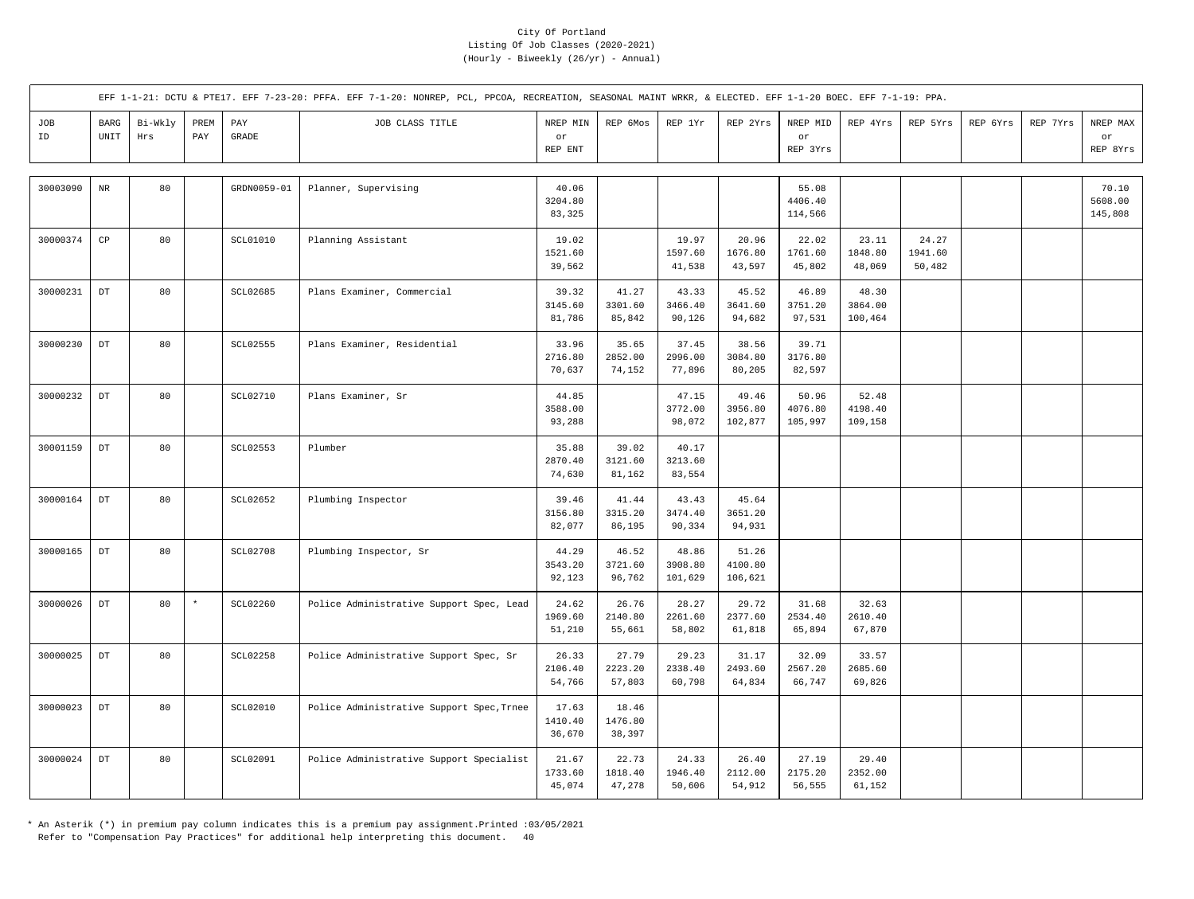City Of Portland
Listing Of Job Classes (2020-2021)
(Hourly - Biweekly (26/yr) - Annual)

EFF 1-1-21: DCTU & PTE17. EFF 7-23-20: PFFA. EFF 7-1-20: NONREP, PCL, PPCOA, RECREATION, SEASONAL MAINT WRKR, & ELECTED. EFF 1-1-20 BOEC. EFF 7-1-19: PPA.

| JOB ID | BARG UNIT | Bi-Wkly Hrs | PREM PAY | PAY GRADE | JOB CLASS TITLE | NREP MIN or REP ENT | REP 6Mos | REP 1Yr | REP 2Yrs | NREP MID or REP 3Yrs | REP 4Yrs | REP 5Yrs | REP 6Yrs | REP 7Yrs | NREP MAX or REP 8Yrs |
|---|---|---|---|---|---|---|---|---|---|---|---|---|---|---|---|
| 30003090 | NR | 80 | | GRDN0059-01 | Planner, Supervising | 40.06 3204.80 83,325 | | | | 55.08 4406.40 114,566 | | | | | 70.10 5608.00 145,808 |
| 30000374 | CP | 80 | | SCL01010 | Planning Assistant | 19.02 1521.60 39,562 | | 19.97 1597.60 41,538 | 20.96 1676.80 43,597 | 22.02 1761.60 45,802 | 23.11 1848.80 48,069 | 24.27 1941.60 50,482 | | | |
| 30000231 | DT | 80 | | SCL02685 | Plans Examiner, Commercial | 39.32 3145.60 81,786 | 41.27 3301.60 85,842 | 43.33 3466.40 90,126 | 45.52 3641.60 94,682 | 46.89 3751.20 97,531 | 48.30 3864.00 100,464 | | | | |
| 30000230 | DT | 80 | | SCL02555 | Plans Examiner, Residential | 33.96 2716.80 70,637 | 35.65 2852.00 74,152 | 37.45 2996.00 77,896 | 38.56 3084.80 80,205 | 39.71 3176.80 82,597 | | | | | |
| 30000232 | DT | 80 | | SCL02710 | Plans Examiner, Sr | 44.85 3588.00 93,288 | | 47.15 3772.00 98,072 | 49.46 3956.80 102,877 | 50.96 4076.80 105,997 | 52.48 4198.40 109,158 | | | | |
| 30001159 | DT | 80 | | SCL02553 | Plumber | 35.88 2870.40 74,630 | 39.02 3121.60 81,162 | 40.17 3213.60 83,554 | | | | | | | |
| 30000164 | DT | 80 | | SCL02652 | Plumbing Inspector | 39.46 3156.80 82,077 | 41.44 3315.20 86,195 | 43.43 3474.40 90,334 | 45.64 3651.20 94,931 | | | | | | |
| 30000165 | DT | 80 | | SCL02708 | Plumbing Inspector, Sr | 44.29 3543.20 92,123 | 46.52 3721.60 96,762 | 48.86 3908.80 101,629 | 51.26 4100.80 106,621 | | | | | | |
| 30000026 | DT | 80 | * | SCL02260 | Police Administrative Support Spec, Lead | 24.62 1969.60 51,210 | 26.76 2140.80 55,661 | 28.27 2261.60 58,802 | 29.72 2377.60 61,818 | 31.68 2534.40 65,894 | 32.63 2610.40 67,870 | | | | |
| 30000025 | DT | 80 | | SCL02258 | Police Administrative Support Spec, Sr | 26.33 2106.40 54,766 | 27.79 2223.20 57,803 | 29.23 2338.40 60,798 | 31.17 2493.60 64,834 | 32.09 2567.20 66,747 | 33.57 2685.60 69,826 | | | | |
| 30000023 | DT | 80 | | SCL02010 | Police Administrative Support Spec,Trnee | 17.63 1410.40 36,670 | 18.46 1476.80 38,397 | | | | | | | | |
| 30000024 | DT | 80 | | SCL02091 | Police Administrative Support Specialist | 21.67 1733.60 45,074 | 22.73 1818.40 47,278 | 24.33 1946.40 50,606 | 26.40 2112.00 54,912 | 27.19 2175.20 56,555 | 29.40 2352.00 61,152 | | | | |

* An Asterik (*) in premium pay column indicates this is a premium pay assignment.Printed :03/05/2021
Refer to "Compensation Pay Practices" for additional help interpreting this document.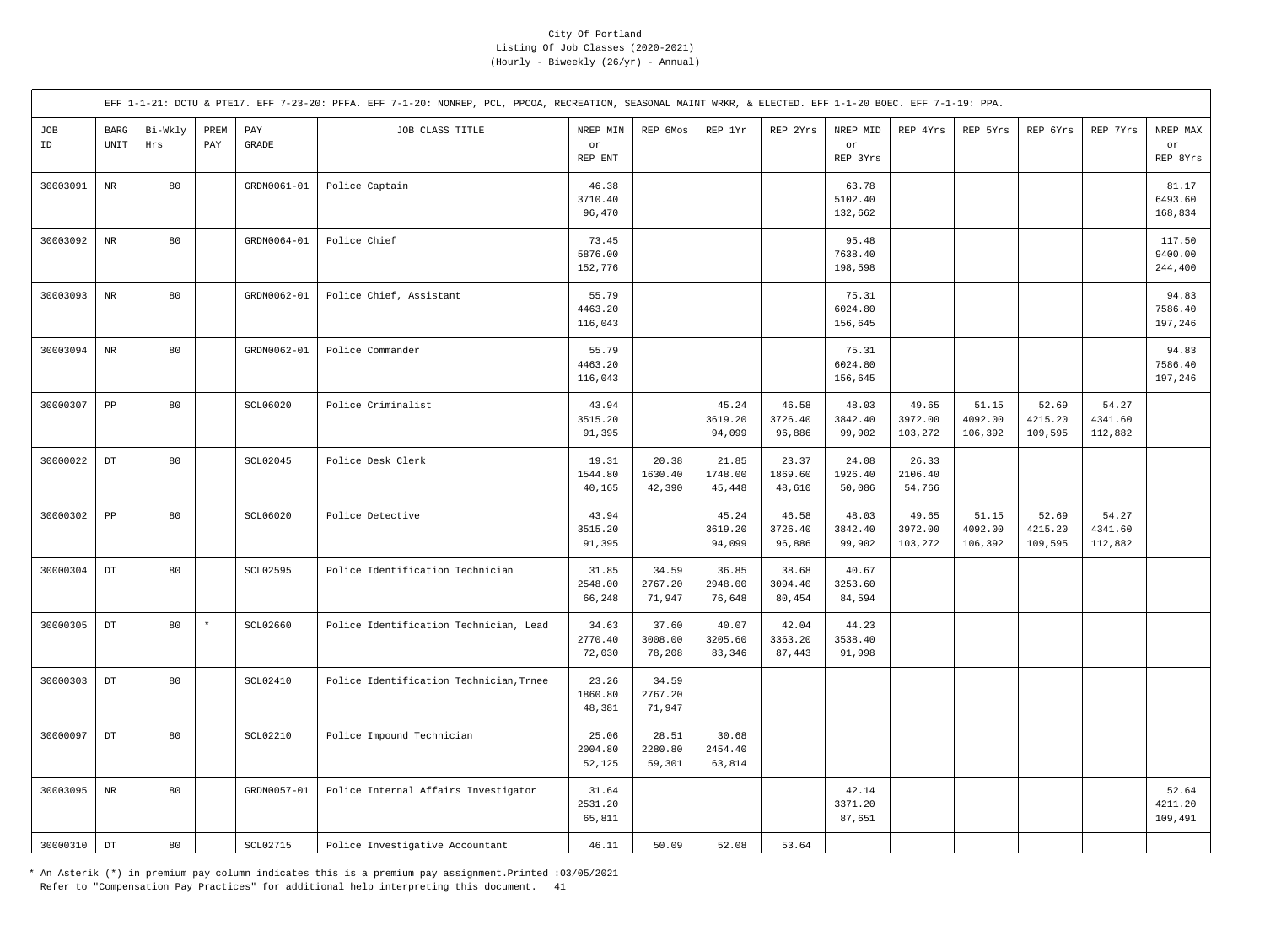City Of Portland
Listing Of Job Classes (2020-2021)
(Hourly - Biweekly (26/yr) - Annual)

EFF 1-1-21: DCTU & PTE17. EFF 7-23-20: PFFA. EFF 7-1-20: NONREP, PCL, PPCOA, RECREATION, SEASONAL MAINT WRKR, & ELECTED. EFF 1-1-20 BOEC. EFF 7-1-19: PPA.

| JOB ID | BARG UNIT | Bi-Wkly Hrs | PREM PAY | PAY GRADE | JOB CLASS TITLE | NREP MIN or REP ENT | REP 6Mos | REP 1Yr | REP 2Yrs | NREP MID or REP 3Yrs | REP 4Yrs | REP 5Yrs | REP 6Yrs | REP 7Yrs | NREP MAX or REP 8Yrs |
|---|---|---|---|---|---|---|---|---|---|---|---|---|---|---|---|
| 30003091 | NR | 80 | | GRDN0061-01 | Police Captain | 46.38<br>3710.40<br>96,470 | | | | 63.78<br>5102.40<br>132,662 | | | | | 81.17<br>6493.60<br>168,834 |
| 30003092 | NR | 80 | | GRDN0064-01 | Police Chief | 73.45<br>5876.00<br>152,776 | | | | 95.48<br>7638.40<br>198,598 | | | | | 117.50<br>9400.00<br>244,400 |
| 30003093 | NR | 80 | | GRDN0062-01 | Police Chief, Assistant | 55.79<br>4463.20<br>116,043 | | | | 75.31<br>6024.80<br>156,645 | | | | | 94.83<br>7586.40<br>197,246 |
| 30003094 | NR | 80 | | GRDN0062-01 | Police Commander | 55.79<br>4463.20<br>116,043 | | | | 75.31<br>6024.80<br>156,645 | | | | | 94.83<br>7586.40<br>197,246 |
| 30000307 | PP | 80 | | SCL06020 | Police Criminalist | 43.94<br>3515.20<br>91,395 | | 45.24<br>3619.20<br>94,099 | 46.58<br>3726.40<br>96,886 | 48.03<br>3842.40<br>99,902 | 49.65<br>3972.00<br>103,272 | 51.15<br>4092.00<br>106,392 | 52.69<br>4215.20<br>109,595 | 54.27<br>4341.60<br>112,882 | |
| 30000022 | DT | 80 | | SCL02045 | Police Desk Clerk | 19.31<br>1544.80<br>40,165 | 20.38<br>1630.40<br>42,390 | 21.85<br>1748.00<br>45,448 | 23.37<br>1869.60<br>48,610 | 24.08<br>1926.40<br>50,086 | 26.33<br>2106.40<br>54,766 | | | | |
| 30000302 | PP | 80 | | SCL06020 | Police Detective | 43.94<br>3515.20<br>91,395 | | 45.24<br>3619.20<br>94,099 | 46.58<br>3726.40<br>96,886 | 48.03<br>3842.40<br>99,902 | 49.65<br>3972.00<br>103,272 | 51.15<br>4092.00<br>106,392 | 52.69<br>4215.20<br>109,595 | 54.27<br>4341.60<br>112,882 | |
| 30000304 | DT | 80 | | SCL02595 | Police Identification Technician | 31.85<br>2548.00<br>66,248 | 34.59<br>2767.20<br>71,947 | 36.85<br>2948.00<br>76,648 | 38.68<br>3094.40<br>80,454 | 40.67<br>3253.60<br>84,594 | | | | | |
| 30000305 | DT | 80 | * | SCL02660 | Police Identification Technician, Lead | 34.63<br>2770.40<br>72,030 | 37.60<br>3008.00<br>78,208 | 40.07<br>3205.60<br>83,346 | 42.04<br>3363.20<br>87,443 | 44.23<br>3538.40<br>91,998 | | | | | |
| 30000303 | DT | 80 | | SCL02410 | Police Identification Technician,Trnee | 23.26<br>1860.80<br>48,381 | 34.59<br>2767.20<br>71,947 | | | | | | | | |
| 30000097 | DT | 80 | | SCL02210 | Police Impound Technician | 25.06<br>2004.80<br>52,125 | 28.51<br>2280.80<br>59,301 | 30.68<br>2454.40<br>63,814 | | | | | | | |
| 30003095 | NR | 80 | | GRDN0057-01 | Police Internal Affairs Investigator | 31.64<br>2531.20<br>65,811 | | | | 42.14<br>3371.20<br>87,651 | | | | | 52.64<br>4211.20<br>109,491 |
| 30000310 | DT | 80 | | SCL02715 | Police Investigative Accountant | 46.11 | 50.09 | 52.08 | 53.64 | | | | | | |

* An Asterik (*) in premium pay column indicates this is a premium pay assignment.Printed :03/05/2021
Refer to "Compensation Pay Practices" for additional help interpreting this document.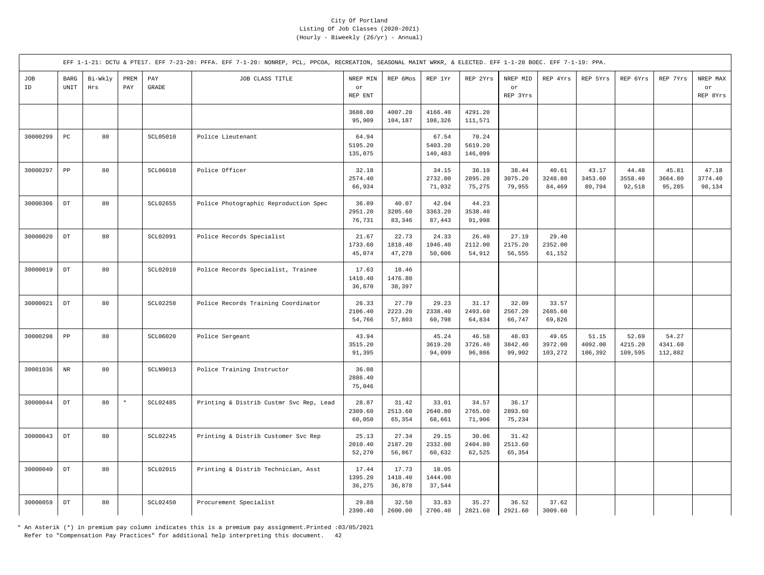City Of Portland
Listing Of Job Classes (2020-2021)
(Hourly - Biweekly (26/yr) - Annual)

EFF 1-1-21: DCTU & PTE17. EFF 7-23-20: PFFA. EFF 7-1-20: NONREP, PCL, PPCOA, RECREATION, SEASONAL MAINT WRKR, & ELECTED. EFF 1-1-20 BOEC. EFF 7-1-19: PPA.

| JOB ID | BARG UNIT | Bi-Wkly Hrs | PREM PAY | PAY GRADE | JOB CLASS TITLE | NREP MIN or REP ENT | REP 6Mos | REP 1Yr | REP 2Yrs | NREP MID or REP 3Yrs | REP 4Yrs | REP 5Yrs | REP 6Yrs | REP 7Yrs | NREP MAX or REP 8Yrs |
|---|---|---|---|---|---|---|---|---|---|---|---|---|---|---|---|
| | | | | | | 3688.80<br>95,909 | 4007.20<br>104,187 | 4166.40<br>108,326 | 4291.20<br>111,571 | | | | | | |
| 30000299 | PC | 80 | | SCL05010 | Police Lieutenant | 64.94<br>5195.20<br>135,075 | | 67.54<br>5403.20<br>140,483 | 70.24<br>5619.20<br>146,099 | | | | | | |
| 30000297 | PP | 80 | | SCL06010 | Police Officer | 32.18<br>2574.40<br>66,934 | | 34.15<br>2732.00<br>71,032 | 36.19<br>2895.20<br>75,275 | 38.44<br>3075.20<br>79,955 | 40.61<br>3248.80<br>84,469 | 43.17<br>3453.60<br>89,794 | 44.48<br>3558.40<br>92,518 | 45.81<br>3664.80<br>95,285 | 47.18<br>3774.40<br>98,134 |
| 30000306 | DT | 80 | | SCL02655 | Police Photographic Reproduction Spec | 36.89<br>2951.20<br>76,731 | 40.07<br>3205.60<br>83,346 | 42.04<br>3363.20<br>87,443 | 44.23<br>3538.40<br>91,998 | | | | | | |
| 30000020 | DT | 80 | | SCL02091 | Police Records Specialist | 21.67<br>1733.60<br>45,074 | 22.73<br>1818.40<br>47,278 | 24.33<br>1946.40<br>50,606 | 26.40<br>2112.00<br>54,912 | 27.19<br>2175.20<br>56,555 | 29.40<br>2352.00<br>61,152 | | | | |
| 30000019 | DT | 80 | | SCL02010 | Police Records Specialist, Trainee | 17.63<br>1410.40<br>36,670 | 18.46<br>1476.80<br>38,397 | | | | | | | | |
| 30000021 | DT | 80 | | SCL02258 | Police Records Training Coordinator | 26.33<br>2106.40<br>54,766 | 27.79<br>2223.20<br>57,803 | 29.23<br>2338.40<br>60,798 | 31.17<br>2493.60<br>64,834 | 32.09<br>2567.20<br>66,747 | 33.57<br>2685.60<br>69,826 | | | | |
| 30000298 | PP | 80 | | SCL06020 | Police Sergeant | 43.94<br>3515.20<br>91,395 | | 45.24<br>3619.20<br>94,099 | 46.58<br>3726.40<br>96,886 | 48.03<br>3842.40<br>99,902 | 49.65<br>3972.00<br>103,272 | 51.15<br>4092.00<br>106,392 | 52.69<br>4215.20<br>109,595 | 54.27<br>4341.60<br>112,882 | |
| 30001036 | NR | 80 | | SCLN9013 | Police Training Instructor | 36.08<br>2886.40<br>75,046 | | | | | | | | | |
| 30000044 | DT | 80 | * | SCL02485 | Printing & Distrib Custmr Svc Rep, Lead | 28.87<br>2309.60<br>60,050 | 31.42<br>2513.60<br>65,354 | 33.01<br>2640.80<br>68,661 | 34.57<br>2765.60<br>71,906 | 36.17<br>2893.60<br>75,234 | | | | | |
| 30000043 | DT | 80 | | SCL02245 | Printing & Distrib Customer Svc Rep | 25.13<br>2010.40<br>52,270 | 27.34<br>2187.20<br>56,867 | 29.15<br>2332.00<br>60,632 | 30.06<br>2404.80<br>62,525 | 31.42<br>2513.60<br>65,354 | | | | | |
| 30000040 | DT | 80 | | SCL02015 | Printing & Distrib Technician, Asst | 17.44<br>1395.20<br>36,275 | 17.73<br>1418.40<br>36,878 | 18.05<br>1444.00<br>37,544 | | | | | | | |
| 30000059 | DT | 80 | | SCL02450 | Procurement Specialist | 29.88<br>2390.40 | 32.50<br>2600.00 | 33.83<br>2706.40 | 35.27<br>2821.60 | 36.52<br>2921.60 | 37.62<br>3009.60 | | | | |

\* An Asterik (*) in premium pay column indicates this is a premium pay assignment.Printed :03/05/2021
Refer to "Compensation Pay Practices" for additional help interpreting this document.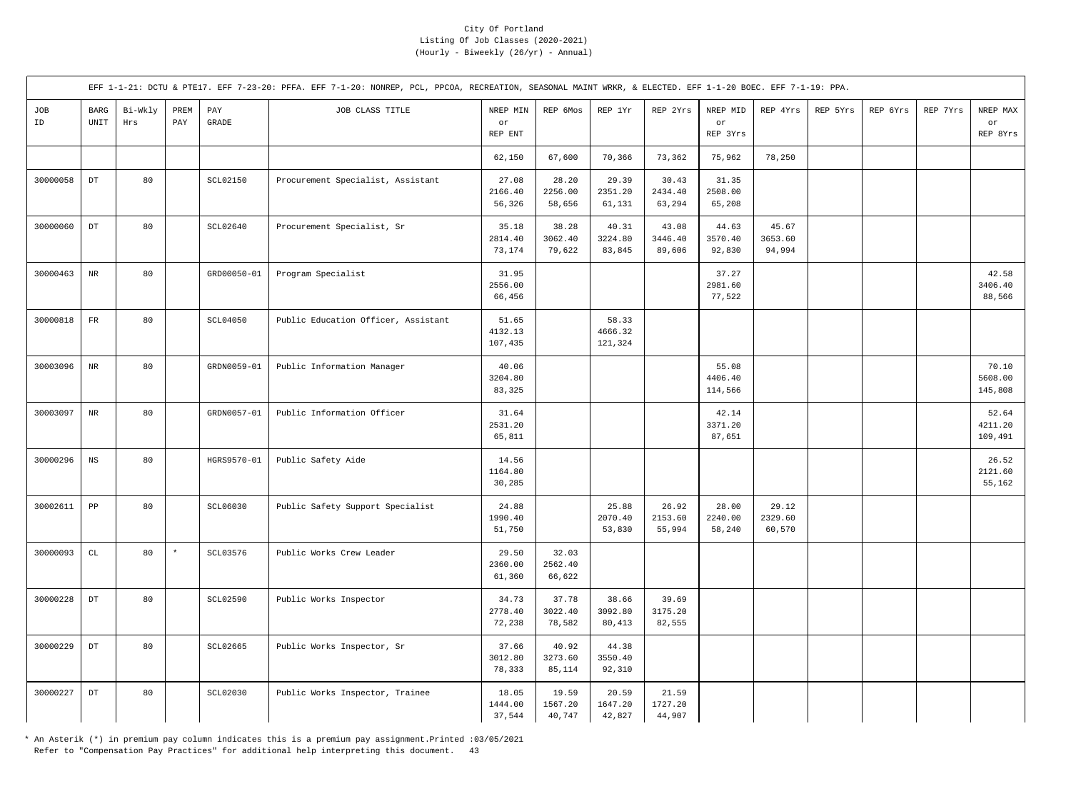City Of Portland
Listing Of Job Classes (2020-2021)
(Hourly - Biweekly (26/yr) - Annual)

EFF 1-1-21: DCTU & PTE17. EFF 7-23-20: PFFA. EFF 7-1-20: NONREP, PCL, PPCOA, RECREATION, SEASONAL MAINT WRKR, & ELECTED. EFF 1-1-20 BOEC. EFF 7-1-19: PPA.

| JOB ID | BARG UNIT | Bi-Wkly Hrs | PREM PAY | PAY GRADE | JOB CLASS TITLE | NREP MIN or REP ENT | REP 6Mos | REP 1Yr | REP 2Yrs | NREP MID or REP 3Yrs | REP 4Yrs | REP 5Yrs | REP 6Yrs | REP 7Yrs | NREP MAX or REP 8Yrs |
|---|---|---|---|---|---|---|---|---|---|---|---|---|---|---|---|
| | | | | | | 62,150 | 67,600 | 70,366 | 73,362 | 75,962 | 78,250 | | | | |
| 30000058 | DT | 80 | | SCL02150 | Procurement Specialist, Assistant | 27.08<br>2166.40<br>56,326 | 28.20<br>2256.00<br>58,656 | 29.39<br>2351.20<br>61,131 | 30.43<br>2434.40<br>63,294 | 31.35<br>2508.00<br>65,208 | | | | | |
| 30000060 | DT | 80 | | SCL02640 | Procurement Specialist, Sr | 35.18<br>2814.40<br>73,174 | 38.28<br>3062.40<br>79,622 | 40.31<br>3224.80<br>83,845 | 43.08<br>3446.40<br>89,606 | 44.63<br>3570.40<br>92,830 | 45.67<br>3653.60<br>94,994 | | | | |
| 30000463 | NR | 80 | | GRD00050-01 | Program Specialist | 31.95<br>2556.00<br>66,456 | | | | 37.27<br>2981.60<br>77,522 | | | | | 42.58<br>3406.40<br>88,566 |
| 30000818 | FR | 80 | | SCL04050 | Public Education Officer, Assistant | 51.65<br>4132.13<br>107,435 | | 58.33<br>4666.32<br>121,324 | | | | | | | |
| 30003096 | NR | 80 | | GRDN0059-01 | Public Information Manager | 40.06<br>3204.80<br>83,325 | | | | 55.08<br>4406.40<br>114,566 | | | | | 70.10<br>5608.00<br>145,808 |
| 30003097 | NR | 80 | | GRDN0057-01 | Public Information Officer | 31.64<br>2531.20<br>65,811 | | | | 42.14<br>3371.20<br>87,651 | | | | | 52.64<br>4211.20<br>109,491 |
| 30000296 | NS | 80 | | HGRS9570-01 | Public Safety Aide | 14.56<br>1164.80<br>30,285 | | | | | | | | | 26.52<br>2121.60<br>55,162 |
| 30002611 | PP | 80 | | SCL06030 | Public Safety Support Specialist | 24.88<br>1990.40<br>51,750 | | 25.88<br>2070.40<br>53,830 | 26.92<br>2153.60<br>55,994 | 28.00<br>2240.00<br>58,240 | 29.12<br>2329.60<br>60,570 | | | | |
| 30000093 | CL | 80 | * | SCL03576 | Public Works Crew Leader | 29.50<br>2360.00<br>61,360 | 32.03<br>2562.40<br>66,622 | | | | | | | | |
| 30000228 | DT | 80 | | SCL02590 | Public Works Inspector | 34.73<br>2778.40<br>72,238 | 37.78<br>3022.40<br>78,582 | 38.66<br>3092.80<br>80,413 | 39.69<br>3175.20<br>82,555 | | | | | | |
| 30000229 | DT | 80 | | SCL02665 | Public Works Inspector, Sr | 37.66<br>3012.80<br>78,333 | 40.92<br>3273.60<br>85,114 | 44.38<br>3550.40<br>92,310 | | | | | | | |
| 30000227 | DT | 80 | | SCL02030 | Public Works Inspector, Trainee | 18.05<br>1444.00<br>37,544 | 19.59<br>1567.20<br>40,747 | 20.59<br>1647.20<br>42,827 | 21.59<br>1727.20<br>44,907 | | | | | | |

* An Asterik (*) in premium pay column indicates this is a premium pay assignment.Printed :03/05/2021
Refer to "Compensation Pay Practices" for additional help interpreting this document.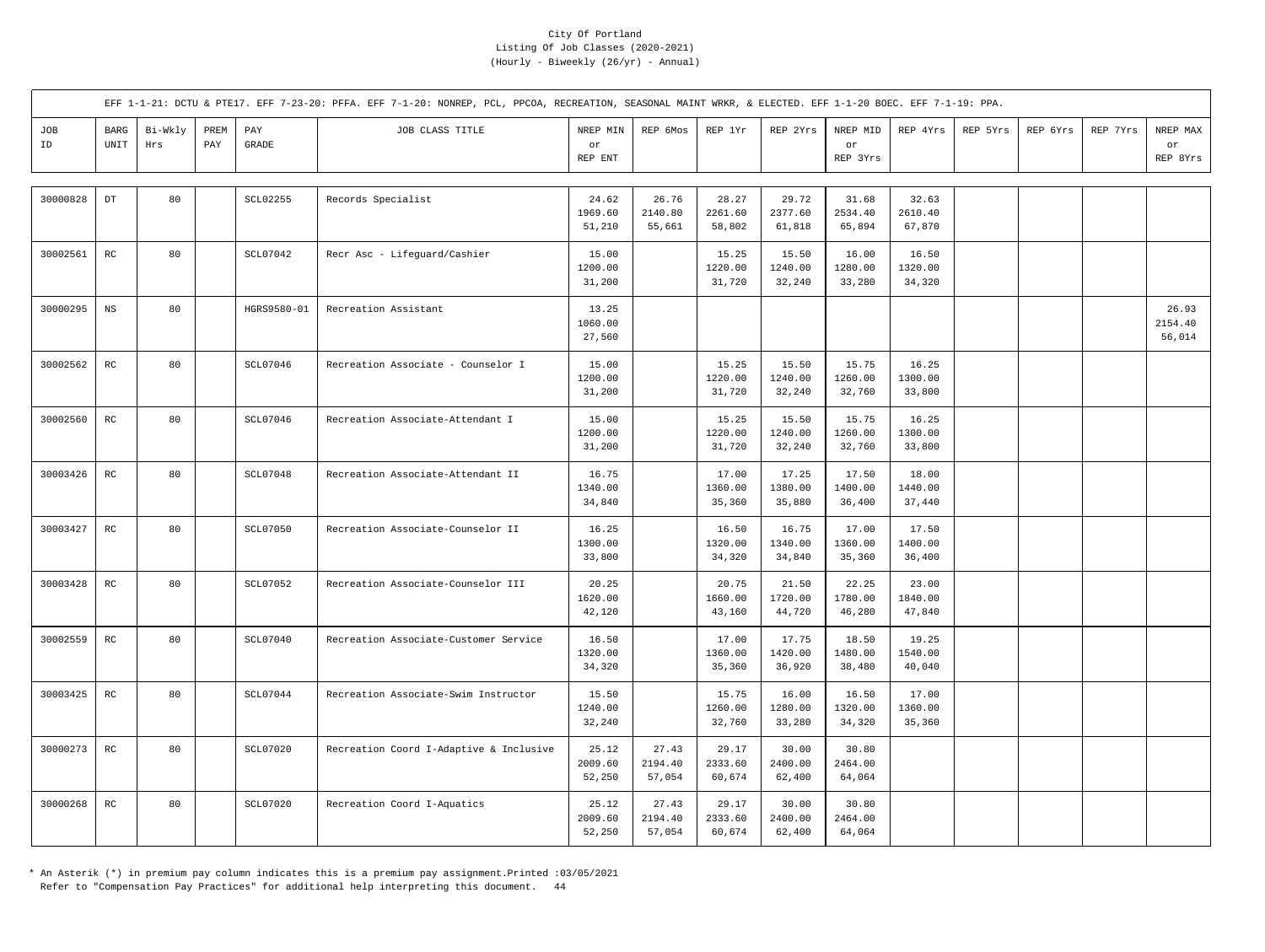City Of Portland
Listing Of Job Classes (2020-2021)
(Hourly - Biweekly (26/yr) - Annual)

EFF 1-1-21: DCTU & PTE17. EFF 7-23-20: PFFA. EFF 7-1-20: NONREP, PCL, PPCOA, RECREATION, SEASONAL MAINT WRKR, & ELECTED. EFF 1-1-20 BOEC. EFF 7-1-19: PPA.

| JOB ID | BARG UNIT | Bi-Wkly Hrs | PREM PAY | PAY GRADE | JOB CLASS TITLE | NREP MIN or REP ENT | REP 6Mos | REP 1Yr | REP 2Yrs | NREP MID or REP 3Yrs | REP 4Yrs | REP 5Yrs | REP 6Yrs | REP 7Yrs | NREP MAX or REP 8Yrs |
|---|---|---|---|---|---|---|---|---|---|---|---|---|---|---|---|
| 30000828 | DT | 80 | | SCL02255 | Records Specialist | 24.62<br>1969.60<br>51,210 | 26.76<br>2140.80<br>55,661 | 28.27<br>2261.60<br>58,802 | 29.72<br>2377.60<br>61,818 | 31.68<br>2534.40<br>65,894 | 32.63<br>2610.40<br>67,870 | | | | |
| 30002561 | RC | 80 | | SCL07042 | Recr Asc - Lifeguard/Cashier | 15.00<br>1200.00<br>31,200 | | 15.25<br>1220.00<br>31,720 | 15.50<br>1240.00<br>32,240 | 16.00<br>1280.00<br>33,280 | 16.50<br>1320.00<br>34,320 | | | | |
| 30000295 | NS | 80 | | HGRS9580-01 | Recreation Assistant | 13.25<br>1060.00<br>27,560 | | | | | | | | | 26.93<br>2154.40<br>56,014 |
| 30002562 | RC | 80 | | SCL07046 | Recreation Associate - Counselor I | 15.00<br>1200.00<br>31,200 | | 15.25<br>1220.00<br>31,720 | 15.50<br>1240.00<br>32,240 | 15.75<br>1260.00<br>32,760 | 16.25<br>1300.00<br>33,800 | | | | |
| 30002560 | RC | 80 | | SCL07046 | Recreation Associate-Attendant I | 15.00<br>1200.00<br>31,200 | | 15.25<br>1220.00<br>31,720 | 15.50<br>1240.00<br>32,240 | 15.75<br>1260.00<br>32,760 | 16.25<br>1300.00<br>33,800 | | | | |
| 30003426 | RC | 80 | | SCL07048 | Recreation Associate-Attendant II | 16.75<br>1340.00<br>34,840 | | 17.00<br>1360.00<br>35,360 | 17.25<br>1380.00<br>35,880 | 17.50<br>1400.00<br>36,400 | 18.00<br>1440.00<br>37,440 | | | | |
| 30003427 | RC | 80 | | SCL07050 | Recreation Associate-Counselor II | 16.25<br>1300.00<br>33,800 | | 16.50<br>1320.00<br>34,320 | 16.75<br>1340.00<br>34,840 | 17.00<br>1360.00<br>35,360 | 17.50<br>1400.00<br>36,400 | | | | |
| 30003428 | RC | 80 | | SCL07052 | Recreation Associate-Counselor III | 20.25<br>1620.00<br>42,120 | | 20.75<br>1660.00<br>43,160 | 21.50<br>1720.00<br>44,720 | 22.25<br>1780.00<br>46,280 | 23.00<br>1840.00<br>47,840 | | | | |
| 30002559 | RC | 80 | | SCL07040 | Recreation Associate-Customer Service | 16.50<br>1320.00<br>34,320 | | 17.00<br>1360.00<br>35,360 | 17.75<br>1420.00<br>36,920 | 18.50<br>1480.00<br>38,480 | 19.25<br>1540.00<br>40,040 | | | | |
| 30003425 | RC | 80 | | SCL07044 | Recreation Associate-Swim Instructor | 15.50<br>1240.00<br>32,240 | | 15.75<br>1260.00<br>32,760 | 16.00<br>1280.00<br>33,280 | 16.50<br>1320.00<br>34,320 | 17.00<br>1360.00<br>35,360 | | | | |
| 30000273 | RC | 80 | | SCL07020 | Recreation Coord I-Adaptive & Inclusive | 25.12<br>2009.60<br>52,250 | 27.43<br>2194.40<br>57,054 | 29.17<br>2333.60<br>60,674 | 30.00<br>2400.00<br>62,400 | 30.80<br>2464.00<br>64,064 | | | | | |
| 30000268 | RC | 80 | | SCL07020 | Recreation Coord I-Aquatics | 25.12<br>2009.60<br>52,250 | 27.43<br>2194.40<br>57,054 | 29.17<br>2333.60<br>60,674 | 30.00<br>2400.00<br>62,400 | 30.80<br>2464.00<br>64,064 | | | | | |

* An Asterik (*) in premium pay column indicates this is a premium pay assignment.Printed :03/05/2021
Refer to "Compensation Pay Practices" for additional help interpreting this document.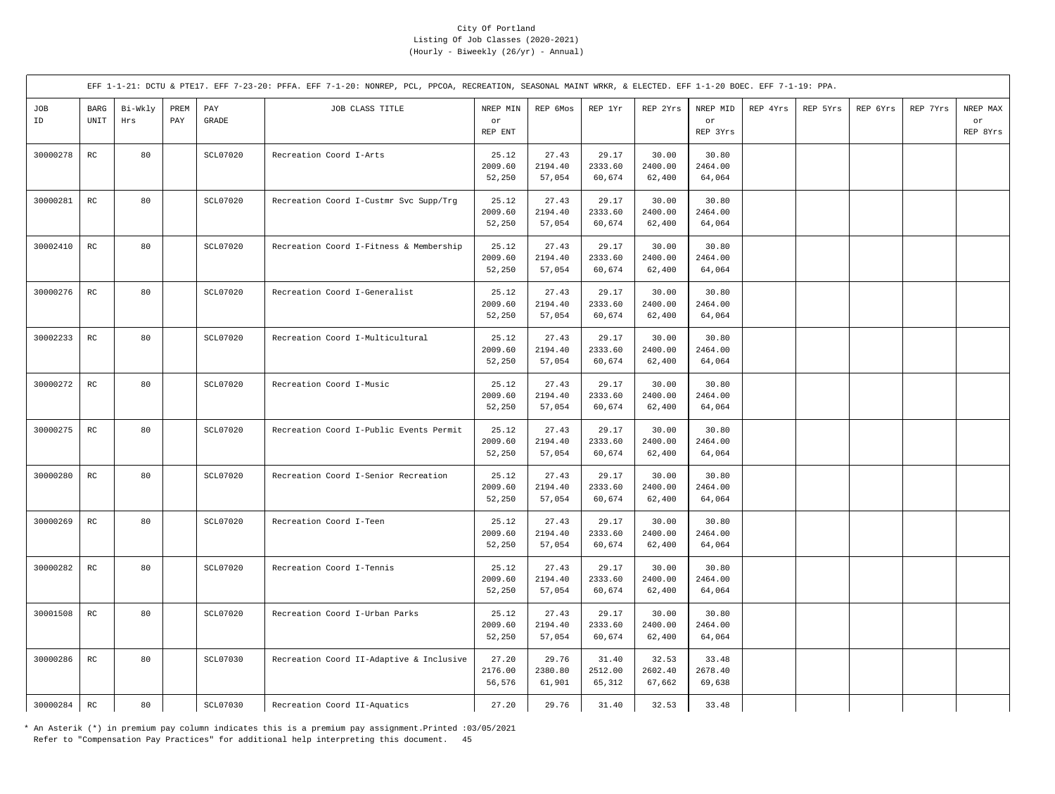City Of Portland
Listing Of Job Classes (2020-2021)
(Hourly - Biweekly (26/yr) - Annual)

EFF 1-1-21: DCTU & PTE17. EFF 7-23-20: PFFA. EFF 7-1-20: NONREP, PCL, PPCOA, RECREATION, SEASONAL MAINT WRKR, & ELECTED. EFF 1-1-20 BOEC. EFF 7-1-19: PPA.

| JOB ID | BARG UNIT | Bi-Wkly Hrs | PREM PAY | PAY GRADE | JOB CLASS TITLE | NREP MIN or REP ENT | REP 6Mos | REP 1Yr | REP 2Yrs | NREP MID or REP 3Yrs | REP 4Yrs | REP 5Yrs | REP 6Yrs | REP 7Yrs | NREP MAX or REP 8Yrs |
|---|---|---|---|---|---|---|---|---|---|---|---|---|---|---|---|
| 30000278 | RC | 80 | | SCL07020 | Recreation Coord I-Arts | 25.12<br>2009.60<br>52,250 | 27.43<br>2194.40<br>57,054 | 29.17<br>2333.60<br>60,674 | 30.00<br>2400.00<br>62,400 | 30.80<br>2464.00<br>64,064 | | | | | |
| 30000281 | RC | 80 | | SCL07020 | Recreation Coord I-Custmr Svc Supp/Trg | 25.12<br>2009.60<br>52,250 | 27.43<br>2194.40<br>57,054 | 29.17<br>2333.60<br>60,674 | 30.00<br>2400.00<br>62,400 | 30.80<br>2464.00<br>64,064 | | | | | |
| 30002410 | RC | 80 | | SCL07020 | Recreation Coord I-Fitness & Membership | 25.12<br>2009.60<br>52,250 | 27.43<br>2194.40<br>57,054 | 29.17<br>2333.60<br>60,674 | 30.00<br>2400.00<br>62,400 | 30.80<br>2464.00<br>64,064 | | | | | |
| 30000276 | RC | 80 | | SCL07020 | Recreation Coord I-Generalist | 25.12<br>2009.60<br>52,250 | 27.43<br>2194.40<br>57,054 | 29.17<br>2333.60<br>60,674 | 30.00<br>2400.00<br>62,400 | 30.80<br>2464.00<br>64,064 | | | | | |
| 30002233 | RC | 80 | | SCL07020 | Recreation Coord I-Multicultural | 25.12<br>2009.60<br>52,250 | 27.43<br>2194.40<br>57,054 | 29.17<br>2333.60<br>60,674 | 30.00<br>2400.00<br>62,400 | 30.80<br>2464.00<br>64,064 | | | | | |
| 30000272 | RC | 80 | | SCL07020 | Recreation Coord I-Music | 25.12<br>2009.60<br>52,250 | 27.43<br>2194.40<br>57,054 | 29.17<br>2333.60<br>60,674 | 30.00<br>2400.00<br>62,400 | 30.80<br>2464.00<br>64,064 | | | | | |
| 30000275 | RC | 80 | | SCL07020 | Recreation Coord I-Public Events Permit | 25.12<br>2009.60<br>52,250 | 27.43<br>2194.40<br>57,054 | 29.17<br>2333.60<br>60,674 | 30.00<br>2400.00<br>62,400 | 30.80<br>2464.00<br>64,064 | | | | | |
| 30000280 | RC | 80 | | SCL07020 | Recreation Coord I-Senior Recreation | 25.12<br>2009.60<br>52,250 | 27.43<br>2194.40<br>57,054 | 29.17<br>2333.60<br>60,674 | 30.00<br>2400.00<br>62,400 | 30.80<br>2464.00<br>64,064 | | | | | |
| 30000269 | RC | 80 | | SCL07020 | Recreation Coord I-Teen | 25.12<br>2009.60<br>52,250 | 27.43<br>2194.40<br>57,054 | 29.17<br>2333.60<br>60,674 | 30.00<br>2400.00<br>62,400 | 30.80<br>2464.00<br>64,064 | | | | | |
| 30000282 | RC | 80 | | SCL07020 | Recreation Coord I-Tennis | 25.12<br>2009.60<br>52,250 | 27.43<br>2194.40<br>57,054 | 29.17<br>2333.60<br>60,674 | 30.00<br>2400.00<br>62,400 | 30.80<br>2464.00<br>64,064 | | | | | |
| 30001508 | RC | 80 | | SCL07020 | Recreation Coord I-Urban Parks | 25.12<br>2009.60<br>52,250 | 27.43<br>2194.40<br>57,054 | 29.17<br>2333.60<br>60,674 | 30.00<br>2400.00<br>62,400 | 30.80<br>2464.00<br>64,064 | | | | | |
| 30000286 | RC | 80 | | SCL07030 | Recreation Coord II-Adaptive & Inclusive | 27.20<br>2176.00<br>56,576 | 29.76<br>2380.80<br>61,901 | 31.40<br>2512.00<br>65,312 | 32.53<br>2602.40<br>67,662 | 33.48<br>2678.40<br>69,638 | | | | | |
| 30000284 | RC | 80 | | SCL07030 | Recreation Coord II-Aquatics | 27.20 | 29.76 | 31.40 | 32.53 | 33.48 | | | | | |

\* An Asterik (\*) in premium pay column indicates this is a premium pay assignment.Printed :03/05/2021
Refer to "Compensation Pay Practices" for additional help interpreting this document.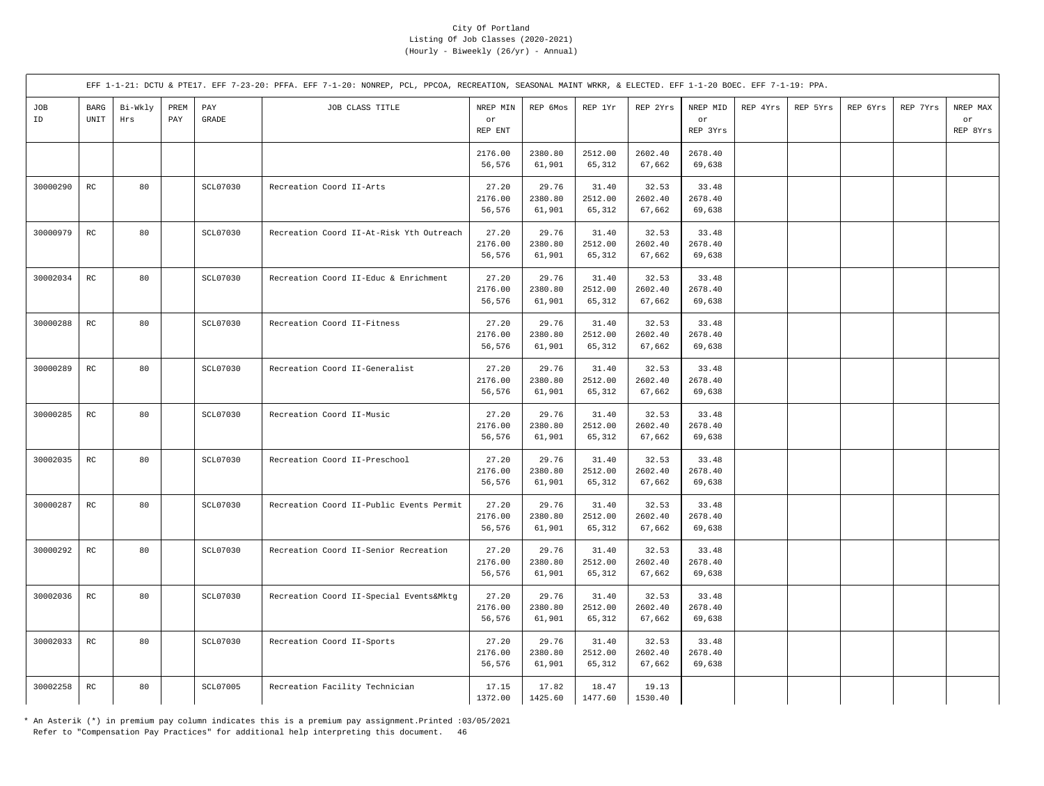City Of Portland
Listing Of Job Classes (2020-2021)
(Hourly - Biweekly (26/yr) - Annual)

EFF 1-1-21: DCTU & PTE17. EFF 7-23-20: PFFA. EFF 7-1-20: NONREP, PCL, PPCOA, RECREATION, SEASONAL MAINT WRKR, & ELECTED. EFF 1-1-20 BOEC. EFF 7-1-19: PPA.

| JOB ID | BARG UNIT | Bi-Wkly Hrs | PREM PAY | PAY GRADE | JOB CLASS TITLE | NREP MIN or REP ENT | REP 6Mos | REP 1Yr | REP 2Yrs | NREP MID or REP 3Yrs | REP 4Yrs | REP 5Yrs | REP 6Yrs | REP 7Yrs | NREP MAX or REP 8Yrs |
|---|---|---|---|---|---|---|---|---|---|---|---|---|---|---|---|
| | | | | | | 2176.00<br>56,576 | 2380.80<br>61,901 | 2512.00<br>65,312 | 2602.40<br>67,662 | 2678.40<br>69,638 | | | | | |
| 30000290 | RC | 80 | | SCL07030 | Recreation Coord II-Arts | 27.20<br>2176.00<br>56,576 | 29.76<br>2380.80<br>61,901 | 31.40<br>2512.00<br>65,312 | 32.53<br>2602.40<br>67,662 | 33.48<br>2678.40<br>69,638 | | | | | |
| 30000979 | RC | 80 | | SCL07030 | Recreation Coord II-At-Risk Yth Outreach | 27.20<br>2176.00<br>56,576 | 29.76<br>2380.80<br>61,901 | 31.40<br>2512.00<br>65,312 | 32.53<br>2602.40<br>67,662 | 33.48<br>2678.40<br>69,638 | | | | | |
| 30002034 | RC | 80 | | SCL07030 | Recreation Coord II-Educ & Enrichment | 27.20<br>2176.00<br>56,576 | 29.76<br>2380.80<br>61,901 | 31.40<br>2512.00<br>65,312 | 32.53<br>2602.40<br>67,662 | 33.48<br>2678.40<br>69,638 | | | | | |
| 30000288 | RC | 80 | | SCL07030 | Recreation Coord II-Fitness | 27.20<br>2176.00<br>56,576 | 29.76<br>2380.80<br>61,901 | 31.40<br>2512.00<br>65,312 | 32.53<br>2602.40<br>67,662 | 33.48<br>2678.40<br>69,638 | | | | | |
| 30000289 | RC | 80 | | SCL07030 | Recreation Coord II-Generalist | 27.20<br>2176.00<br>56,576 | 29.76<br>2380.80<br>61,901 | 31.40<br>2512.00<br>65,312 | 32.53<br>2602.40<br>67,662 | 33.48<br>2678.40<br>69,638 | | | | | |
| 30000285 | RC | 80 | | SCL07030 | Recreation Coord II-Music | 27.20<br>2176.00<br>56,576 | 29.76<br>2380.80<br>61,901 | 31.40<br>2512.00<br>65,312 | 32.53<br>2602.40<br>67,662 | 33.48<br>2678.40<br>69,638 | | | | | |
| 30002035 | RC | 80 | | SCL07030 | Recreation Coord II-Preschool | 27.20<br>2176.00<br>56,576 | 29.76<br>2380.80<br>61,901 | 31.40<br>2512.00<br>65,312 | 32.53<br>2602.40<br>67,662 | 33.48<br>2678.40<br>69,638 | | | | | |
| 30000287 | RC | 80 | | SCL07030 | Recreation Coord II-Public Events Permit | 27.20<br>2176.00<br>56,576 | 29.76<br>2380.80<br>61,901 | 31.40<br>2512.00<br>65,312 | 32.53<br>2602.40<br>67,662 | 33.48<br>2678.40<br>69,638 | | | | | |
| 30000292 | RC | 80 | | SCL07030 | Recreation Coord II-Senior Recreation | 27.20<br>2176.00<br>56,576 | 29.76<br>2380.80<br>61,901 | 31.40<br>2512.00<br>65,312 | 32.53<br>2602.40<br>67,662 | 33.48<br>2678.40<br>69,638 | | | | | |
| 30002036 | RC | 80 | | SCL07030 | Recreation Coord II-Special Events&Mktg | 27.20<br>2176.00<br>56,576 | 29.76<br>2380.80<br>61,901 | 31.40<br>2512.00<br>65,312 | 32.53<br>2602.40<br>67,662 | 33.48<br>2678.40<br>69,638 | | | | | |
| 30002033 | RC | 80 | | SCL07030 | Recreation Coord II-Sports | 27.20<br>2176.00<br>56,576 | 29.76<br>2380.80<br>61,901 | 31.40<br>2512.00<br>65,312 | 32.53<br>2602.40<br>67,662 | 33.48<br>2678.40<br>69,638 | | | | | |
| 30002258 | RC | 80 | | SCL07005 | Recreation Facility Technician | 17.15<br>1372.00 | 17.82<br>1425.60 | 18.47<br>1477.60 | 19.13<br>1530.40 | | | | | | |

* An Asterik (*) in premium pay column indicates this is a premium pay assignment.Printed :03/05/2021
Refer to "Compensation Pay Practices" for additional help interpreting this document.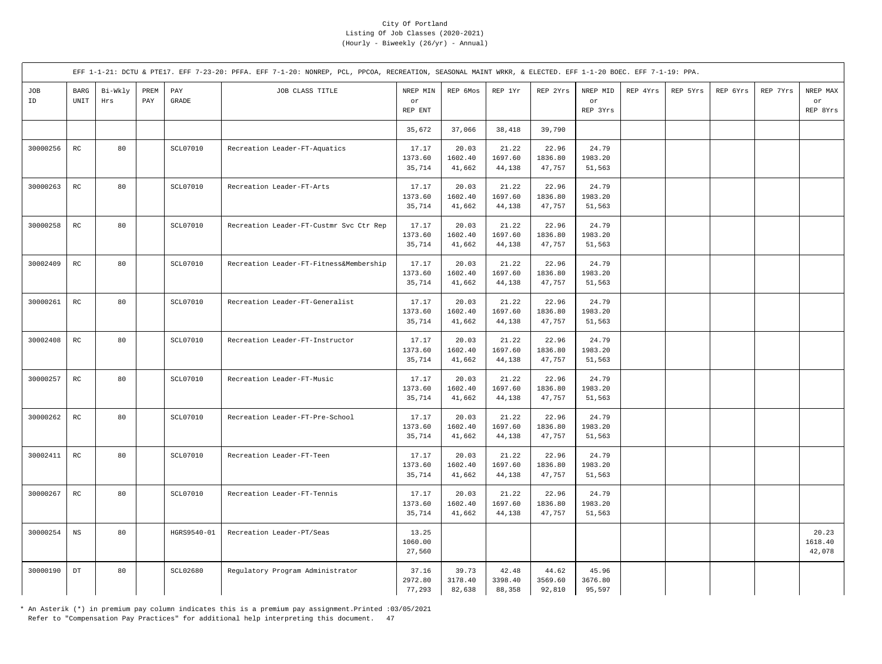City Of Portland
Listing Of Job Classes (2020-2021)
(Hourly - Biweekly (26/yr) - Annual)

EFF 1-1-21: DCTU & PTE17. EFF 7-23-20: PFFA. EFF 7-1-20: NONREP, PCL, PPCOA, RECREATION, SEASONAL MAINT WRKR, & ELECTED. EFF 1-1-20 BOEC. EFF 7-1-19: PPA.

| JOB ID | BARG UNIT | Bi-Wkly Hrs | PREM PAY | PAY GRADE | JOB CLASS TITLE | NREP MIN or REP ENT | REP 6Mos | REP 1Yr | REP 2Yrs | NREP MID or REP 3Yrs | REP 4Yrs | REP 5Yrs | REP 6Yrs | REP 7Yrs | NREP MAX or REP 8Yrs |
|---|---|---|---|---|---|---|---|---|---|---|---|---|---|---|---|
| | | | | | | 35,672 | 37,066 | 38,418 | 39,790 | | | | | | |
| 30000256 | RC | 80 | | SCL07010 | Recreation Leader-FT-Aquatics | 17.17<br>1373.60<br>35,714 | 20.03<br>1602.40<br>41,662 | 21.22<br>1697.60<br>44,138 | 22.96<br>1836.80<br>47,757 | 24.79<br>1983.20<br>51,563 | | | | | |
| 30000263 | RC | 80 | | SCL07010 | Recreation Leader-FT-Arts | 17.17<br>1373.60<br>35,714 | 20.03<br>1602.40<br>41,662 | 21.22<br>1697.60<br>44,138 | 22.96<br>1836.80<br>47,757 | 24.79<br>1983.20<br>51,563 | | | | | |
| 30000258 | RC | 80 | | SCL07010 | Recreation Leader-FT-Custmr Svc Ctr Rep | 17.17<br>1373.60<br>35,714 | 20.03<br>1602.40<br>41,662 | 21.22<br>1697.60<br>44,138 | 22.96<br>1836.80<br>47,757 | 24.79<br>1983.20<br>51,563 | | | | | |
| 30002409 | RC | 80 | | SCL07010 | Recreation Leader-FT-Fitness&Membership | 17.17<br>1373.60<br>35,714 | 20.03<br>1602.40<br>41,662 | 21.22<br>1697.60<br>44,138 | 22.96<br>1836.80<br>47,757 | 24.79<br>1983.20<br>51,563 | | | | | |
| 30000261 | RC | 80 | | SCL07010 | Recreation Leader-FT-Generalist | 17.17<br>1373.60<br>35,714 | 20.03<br>1602.40<br>41,662 | 21.22<br>1697.60<br>44,138 | 22.96<br>1836.80<br>47,757 | 24.79<br>1983.20<br>51,563 | | | | | |
| 30002408 | RC | 80 | | SCL07010 | Recreation Leader-FT-Instructor | 17.17<br>1373.60<br>35,714 | 20.03<br>1602.40<br>41,662 | 21.22<br>1697.60<br>44,138 | 22.96<br>1836.80<br>47,757 | 24.79<br>1983.20<br>51,563 | | | | | |
| 30000257 | RC | 80 | | SCL07010 | Recreation Leader-FT-Music | 17.17<br>1373.60<br>35,714 | 20.03<br>1602.40<br>41,662 | 21.22<br>1697.60<br>44,138 | 22.96<br>1836.80<br>47,757 | 24.79<br>1983.20<br>51,563 | | | | | |
| 30000262 | RC | 80 | | SCL07010 | Recreation Leader-FT-Pre-School | 17.17<br>1373.60<br>35,714 | 20.03<br>1602.40<br>41,662 | 21.22<br>1697.60<br>44,138 | 22.96<br>1836.80<br>47,757 | 24.79<br>1983.20<br>51,563 | | | | | |
| 30002411 | RC | 80 | | SCL07010 | Recreation Leader-FT-Teen | 17.17<br>1373.60<br>35,714 | 20.03<br>1602.40<br>41,662 | 21.22<br>1697.60<br>44,138 | 22.96<br>1836.80<br>47,757 | 24.79<br>1983.20<br>51,563 | | | | | |
| 30000267 | RC | 80 | | SCL07010 | Recreation Leader-FT-Tennis | 17.17<br>1373.60<br>35,714 | 20.03<br>1602.40<br>41,662 | 21.22<br>1697.60<br>44,138 | 22.96<br>1836.80<br>47,757 | 24.79<br>1983.20<br>51,563 | | | | | |
| 30000254 | NS | 80 | | HGRS9540-01 | Recreation Leader-PT/Seas | 13.25<br>1060.00<br>27,560 | | | | | | | | | 20.23<br>1618.40<br>42,078 |
| 30000190 | DT | 80 | | SCL02680 | Regulatory Program Administrator | 37.16<br>2972.80<br>77,293 | 39.73<br>3178.40<br>82,638 | 42.48<br>3398.40<br>88,358 | 44.62<br>3569.60<br>92,810 | 45.96<br>3676.80<br>95,597 | | | | | |

* An Asterik (*) in premium pay column indicates this is a premium pay assignment.Printed :03/05/2021
Refer to "Compensation Pay Practices" for additional help interpreting this document.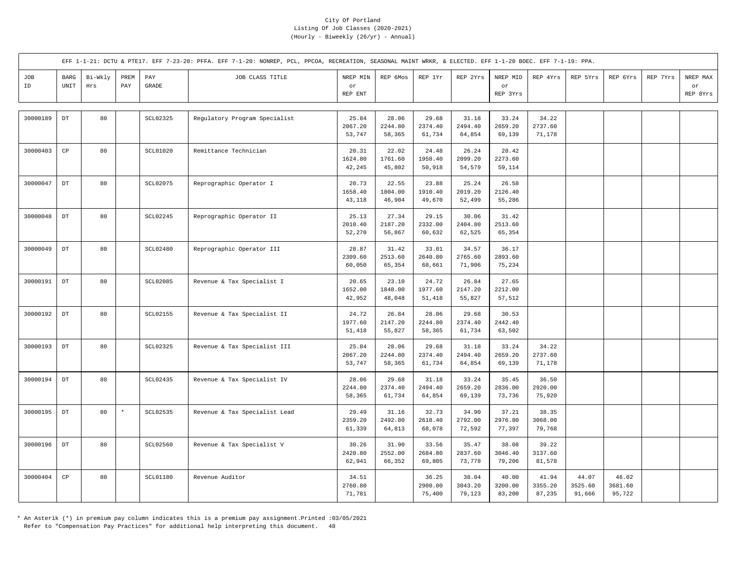City Of Portland
Listing Of Job Classes (2020-2021)
(Hourly - Biweekly (26/yr) - Annual)

EFF 1-1-21: DCTU & PTE17. EFF 7-23-20: PFFA. EFF 7-1-20: NONREP, PCL, PPCOA, RECREATION, SEASONAL MAINT WRKR, & ELECTED. EFF 1-1-20 BOEC. EFF 7-1-19: PPA.

| JOB ID | BARG UNIT | Bi-Wkly Hrs | PREM PAY | PAY GRADE | JOB CLASS TITLE | NREP MIN or REP ENT | REP 6Mos | REP 1Yr | REP 2Yrs | NREP MID or REP 3Yrs | REP 4Yrs | REP 5Yrs | REP 6Yrs | REP 7Yrs | NREP MAX or REP 8Yrs |
|---|---|---|---|---|---|---|---|---|---|---|---|---|---|---|---|
| 30000189 | DT | 80 | | SCL02325 | Regulatory Program Specialist | 25.84<br>2067.20<br>53,747 | 28.06<br>2244.80<br>58,365 | 29.68<br>2374.40<br>61,734 | 31.18<br>2494.40<br>64,854 | 33.24<br>2659.20<br>69,139 | 34.22<br>2737.60<br>71,178 | | | | |
| 30000403 | CP | 80 | | SCL01020 | Remittance Technician | 20.31<br>1624.80<br>42,245 | 22.02<br>1761.60<br>45,802 | 24.48<br>1958.40<br>50,918 | 26.24<br>2099.20<br>54,579 | 28.42<br>2273.60<br>59,114 | | | | | |
| 30000047 | DT | 80 | | SCL02075 | Reprographic Operator I | 20.73<br>1658.40<br>43,118 | 22.55<br>1804.00<br>46,904 | 23.88<br>1910.40<br>49,670 | 25.24<br>2019.20<br>52,499 | 26.58<br>2126.40<br>55,286 | | | | | |
| 30000048 | DT | 80 | | SCL02245 | Reprographic Operator II | 25.13<br>2010.40<br>52,270 | 27.34<br>2187.20<br>56,867 | 29.15<br>2332.00<br>60,632 | 30.06<br>2404.80<br>62,525 | 31.42<br>2513.60<br>65,354 | | | | | |
| 30000049 | DT | 80 | | SCL02480 | Reprographic Operator III | 28.87<br>2309.60<br>60,050 | 31.42<br>2513.60<br>65,354 | 33.01<br>2640.80<br>68,661 | 34.57<br>2765.60<br>71,906 | 36.17<br>2893.60<br>75,234 | | | | | |
| 30000191 | DT | 80 | | SCL02085 | Revenue & Tax Specialist I | 20.65<br>1652.00<br>42,952 | 23.10<br>1848.00<br>48,048 | 24.72<br>1977.60<br>51,418 | 26.84<br>2147.20<br>55,827 | 27.65<br>2212.00<br>57,512 | | | | | |
| 30000192 | DT | 80 | | SCL02155 | Revenue & Tax Specialist II | 24.72<br>1977.60<br>51,418 | 26.84<br>2147.20<br>55,827 | 28.06<br>2244.80<br>58,365 | 29.68<br>2374.40<br>61,734 | 30.53<br>2442.40<br>63,502 | | | | | |
| 30000193 | DT | 80 | | SCL02325 | Revenue & Tax Specialist III | 25.84<br>2067.20<br>53,747 | 28.06<br>2244.80<br>58,365 | 29.68<br>2374.40<br>61,734 | 31.18<br>2494.40<br>64,854 | 33.24<br>2659.20<br>69,139 | 34.22<br>2737.60<br>71,178 | | | | |
| 30000194 | DT | 80 | | SCL02435 | Revenue & Tax Specialist IV | 28.06<br>2244.80<br>58,365 | 29.68<br>2374.40<br>61,734 | 31.18<br>2494.40<br>64,854 | 33.24<br>2659.20<br>69,139 | 35.45<br>2836.00<br>73,736 | 36.50<br>2920.00<br>75,920 | | | | |
| 30000195 | DT | 80 | * | SCL02535 | Revenue & Tax Specialist Lead | 29.49<br>2359.20<br>61,339 | 31.16<br>2492.80<br>64,813 | 32.73<br>2618.40<br>68,078 | 34.90<br>2792.00<br>72,592 | 37.21<br>2976.80<br>77,397 | 38.35<br>3068.00<br>79,768 | | | | |
| 30000196 | DT | 80 | | SCL02560 | Revenue & Tax Specialist V | 30.26<br>2420.80<br>62,941 | 31.90<br>2552.00<br>66,352 | 33.56<br>2684.80<br>69,805 | 35.47<br>2837.60<br>73,778 | 38.08<br>3046.40<br>79,206 | 39.22<br>3137.60<br>81,578 | | | | |
| 30000404 | CP | 80 | | SCL01180 | Revenue Auditor | 34.51<br>2760.80<br>71,781 | | 36.25<br>2900.00<br>75,400 | 38.04<br>3043.20<br>79,123 | 40.00<br>3200.00<br>83,200 | 41.94<br>3355.20<br>87,235 | 44.07<br>3525.60<br>91,666 | 46.02<br>3681.60<br>95,722 | | |

* An Asterik (*) in premium pay column indicates this is a premium pay assignment.Printed :03/05/2021
Refer to "Compensation Pay Practices" for additional help interpreting this document.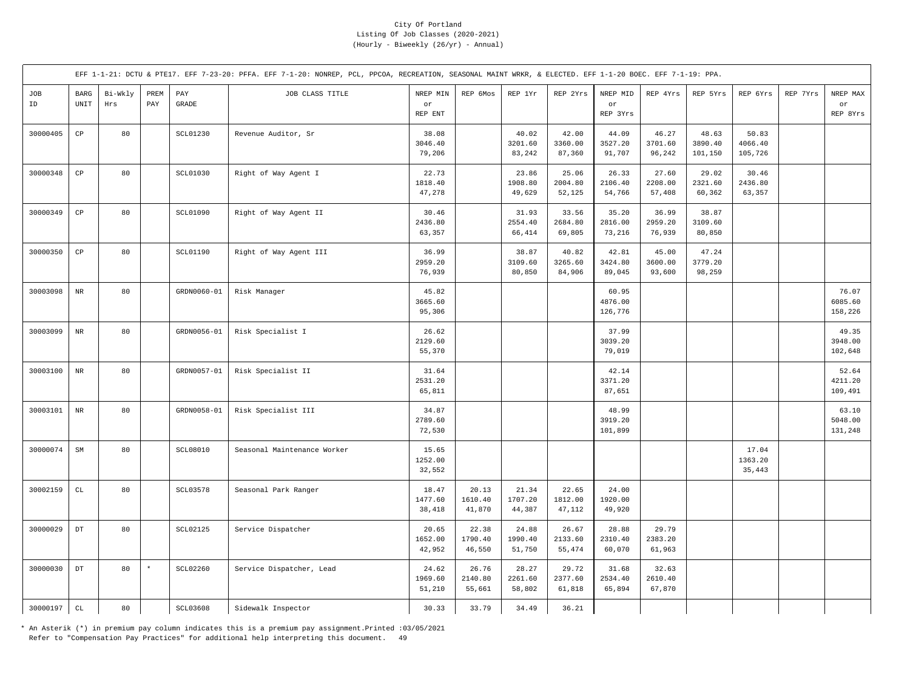City Of Portland
Listing Of Job Classes (2020-2021)
(Hourly - Biweekly (26/yr) - Annual)

EFF 1-1-21: DCTU & PTE17. EFF 7-23-20: PFFA. EFF 7-1-20: NONREP, PCL, PPCOA, RECREATION, SEASONAL MAINT WRKR, & ELECTED. EFF 1-1-20 BOEC. EFF 7-1-19: PPA.

| JOB ID | BARG UNIT | Bi-Wkly Hrs | PREM PAY | PAY GRADE | JOB CLASS TITLE | NREP MIN or REP ENT | REP 6Mos | REP 1Yr | REP 2Yrs | NREP MID or REP 3Yrs | REP 4Yrs | REP 5Yrs | REP 6Yrs | REP 7Yrs | NREP MAX or REP 8Yrs |
|---|---|---|---|---|---|---|---|---|---|---|---|---|---|---|---|
| 30000405 | CP | 80 | | SCL01230 | Revenue Auditor, Sr | 38.08<br>3046.40<br>79,206 | | 40.02<br>3201.60<br>83,242 | 42.00<br>3360.00<br>87,360 | 44.09<br>3527.20<br>91,707 | 46.27<br>3701.60<br>96,242 | 48.63<br>3890.40<br>101,150 | 50.83<br>4066.40<br>105,726 | | |
| 30000348 | CP | 80 | | SCL01030 | Right of Way Agent I | 22.73<br>1818.40<br>47,278 | | 23.86<br>1908.80<br>49,629 | 25.06<br>2004.80<br>52,125 | 26.33<br>2106.40<br>54,766 | 27.60<br>2208.00<br>57,408 | 29.02<br>2321.60<br>60,362 | 30.46<br>2436.80<br>63,357 | | |
| 30000349 | CP | 80 | | SCL01090 | Right of Way Agent II | 30.46<br>2436.80<br>63,357 | | 31.93<br>2554.40<br>66,414 | 33.56<br>2684.80<br>69,805 | 35.20<br>2816.00<br>73,216 | 36.99<br>2959.20<br>76,939 | 38.87<br>3109.60<br>80,850 | | | |
| 30000350 | CP | 80 | | SCL01190 | Right of Way Agent III | 36.99<br>2959.20<br>76,939 | | 38.87<br>3109.60<br>80,850 | 40.82<br>3265.60<br>84,906 | 42.81<br>3424.80<br>89,045 | 45.00<br>3600.00<br>93,600 | 47.24<br>3779.20<br>98,259 | | | |
| 30003098 | NR | 80 | | GRDN0060-01 | Risk Manager | 45.82<br>3665.60<br>95,306 | | | | 60.95<br>4876.00<br>126,776 | | | | | 76.07<br>6085.60<br>158,226 |
| 30003099 | NR | 80 | | GRDN0056-01 | Risk Specialist I | 26.62<br>2129.60<br>55,370 | | | | 37.99<br>3039.20<br>79,019 | | | | | 49.35<br>3948.00<br>102,648 |
| 30003100 | NR | 80 | | GRDN0057-01 | Risk Specialist II | 31.64<br>2531.20<br>65,811 | | | | 42.14<br>3371.20<br>87,651 | | | | | 52.64<br>4211.20<br>109,491 |
| 30003101 | NR | 80 | | GRDN0058-01 | Risk Specialist III | 34.87<br>2789.60<br>72,530 | | | | 48.99<br>3919.20<br>101,899 | | | | | 63.10<br>5048.00<br>131,248 |
| 30000074 | SM | 80 | | SCL08010 | Seasonal Maintenance Worker | 15.65<br>1252.00<br>32,552 | | | | | | | 17.04<br>1363.20<br>35,443 | | |
| 30002159 | CL | 80 | | SCL03578 | Seasonal Park Ranger | 18.47<br>1477.60<br>38,418 | 20.13<br>1610.40<br>41,870 | 21.34<br>1707.20<br>44,387 | 22.65<br>1812.00<br>47,112 | 24.00<br>1920.00<br>49,920 | | | | | |
| 30000029 | DT | 80 | | SCL02125 | Service Dispatcher | 20.65<br>1652.00<br>42,952 | 22.38<br>1790.40<br>46,550 | 24.88<br>1990.40<br>51,750 | 26.67<br>2133.60<br>55,474 | 28.88<br>2310.40<br>60,070 | 29.79<br>2383.20<br>61,963 | | | | |
| 30000030 | DT | 80 | * | SCL02260 | Service Dispatcher, Lead | 24.62<br>1969.60<br>51,210 | 26.76<br>2140.80<br>55,661 | 28.27<br>2261.60<br>58,802 | 29.72<br>2377.60<br>61,818 | 31.68<br>2534.40<br>65,894 | 32.63<br>2610.40<br>67,870 | | | | |
| 30000197 | CL | 80 | | SCL03608 | Sidewalk Inspector | 30.33 | 33.79 | 34.49 | 36.21 | | | | | | |

* An Asterik (*) in premium pay column indicates this is a premium pay assignment.Printed :03/05/2021
Refer to "Compensation Pay Practices" for additional help interpreting this document.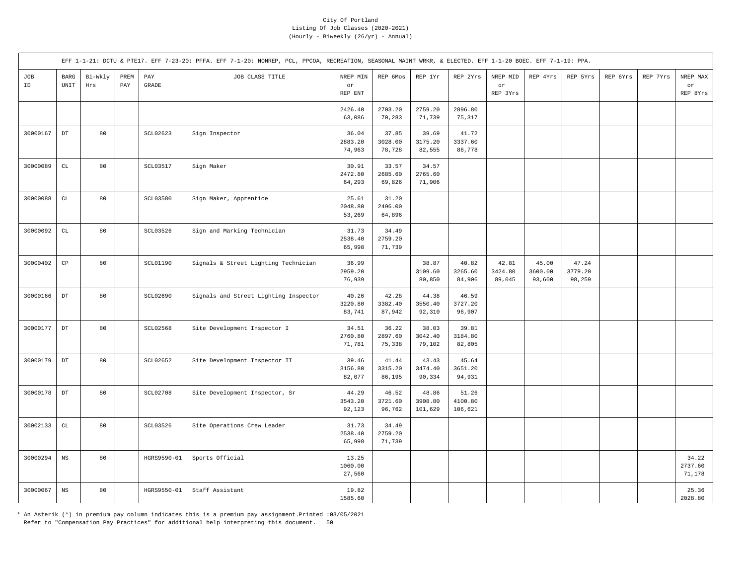City Of Portland
Listing Of Job Classes (2020-2021)
(Hourly - Biweekly (26/yr) - Annual)

EFF 1-1-21: DCTU & PTE17. EFF 7-23-20: PFFA. EFF 7-1-20: NONREP, PCL, PPCOA, RECREATION, SEASONAL MAINT WRKR, & ELECTED. EFF 1-1-20 BOEC. EFF 7-1-19: PPA.

| JOB ID | BARG UNIT | Bi-Wkly Hrs | PREM PAY | PAY GRADE | JOB CLASS TITLE | NREP MIN or REP ENT | REP 6Mos | REP 1Yr | REP 2Yrs | NREP MID or REP 3Yrs | REP 4Yrs | REP 5Yrs | REP 6Yrs | REP 7Yrs | NREP MAX or REP 8Yrs |
|---|---|---|---|---|---|---|---|---|---|---|---|---|---|---|---|
| | | | | | | 2426.40 63,086 | 2703.20 70,283 | 2759.20 71,739 | 2896.80 75,317 | | | | | | |
| 30000167 | DT | 80 | | SCL02623 | Sign Inspector | 36.04 2883.20 74,963 | 37.85 3028.00 78,728 | 39.69 3175.20 82,555 | 41.72 3337.60 86,778 | | | | | | |
| 30000089 | CL | 80 | | SCL03517 | Sign Maker | 30.91 2472.80 64,293 | 33.57 2685.60 69,826 | 34.57 2765.60 71,906 | | | | | | | |
| 30000088 | CL | 80 | | SCL03580 | Sign Maker, Apprentice | 25.61 2048.80 53,269 | 31.20 2496.00 64,896 | | | | | | | | |
| 30000092 | CL | 80 | | SCL03526 | Sign and Marking Technician | 31.73 2538.40 65,998 | 34.49 2759.20 71,739 | | | | | | | | |
| 30000402 | CP | 80 | | SCL01190 | Signals & Street Lighting Technician | 36.99 2959.20 76,939 | | 38.87 3109.60 80,850 | 40.82 3265.60 84,906 | 42.81 3424.80 89,045 | 45.00 3600.00 93,600 | 47.24 3779.20 98,259 | | | |
| 30000166 | DT | 80 | | SCL02690 | Signals and Street Lighting Inspector | 40.26 3220.80 83,741 | 42.28 3382.40 87,942 | 44.38 3550.40 92,310 | 46.59 3727.20 96,907 | | | | | | |
| 30000177 | DT | 80 | | SCL02568 | Site Development Inspector I | 34.51 2760.80 71,781 | 36.22 2897.60 75,338 | 38.03 3042.40 79,102 | 39.81 3184.80 82,805 | | | | | | |
| 30000179 | DT | 80 | | SCL02652 | Site Development Inspector II | 39.46 3156.80 82,077 | 41.44 3315.20 86,195 | 43.43 3474.40 90,334 | 45.64 3651.20 94,931 | | | | | | |
| 30000178 | DT | 80 | | SCL02708 | Site Development Inspector, Sr | 44.29 3543.20 92,123 | 46.52 3721.60 96,762 | 48.86 3908.80 101,629 | 51.26 4100.80 106,621 | | | | | | |
| 30002133 | CL | 80 | | SCL03526 | Site Operations Crew Leader | 31.73 2538.40 65,998 | 34.49 2759.20 71,739 | | | | | | | | |
| 30000294 | NS | 80 | | HGRS9590-01 | Sports Official | 13.25 1060.00 27,560 | | | | | | | | | 34.22 2737.60 71,178 |
| 30000067 | NS | 80 | | HGRS9550-01 | Staff Assistant | 19.82 1585.60 | | | | | | | | | 25.36 2028.80 |

* An Asterik (*) in premium pay column indicates this is a premium pay assignment.Printed :03/05/2021
Refer to "Compensation Pay Practices" for additional help interpreting this document.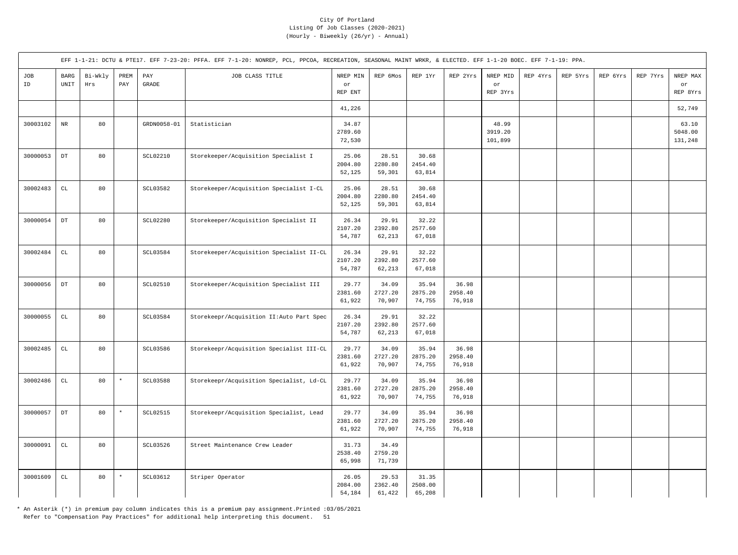City Of Portland
Listing Of Job Classes (2020-2021)
(Hourly - Biweekly (26/yr) - Annual)

EFF 1-1-21: DCTU & PTE17. EFF 7-23-20: PFFA. EFF 7-1-20: NONREP, PCL, PPCOA, RECREATION, SEASONAL MAINT WRKR, & ELECTED. EFF 1-1-20 BOEC. EFF 7-1-19: PPA.

| JOB ID | BARG UNIT | Bi-Wkly Hrs | PREM PAY | PAY GRADE | JOB CLASS TITLE | NREP MIN or REP ENT | REP 6Mos | REP 1Yr | REP 2Yrs | NREP MID or REP 3Yrs | REP 4Yrs | REP 5Yrs | REP 6Yrs | REP 7Yrs | NREP MAX or REP 8Yrs |
|---|---|---|---|---|---|---|---|---|---|---|---|---|---|---|---|
| | | | | | | 41,226 | | | | | | | | | 52,749 |
| 30003102 | NR | 80 | | GRDN0058-01 | Statistician | 34.87<br>2789.60<br>72,530 | | | | 48.99<br>3919.20<br>101,899 | | | | | 63.10<br>5048.00<br>131,248 |
| 30000053 | DT | 80 | | SCL02210 | Storekeeper/Acquisition Specialist I | 25.06<br>2004.80<br>52,125 | 28.51<br>2280.80<br>59,301 | 30.68<br>2454.40<br>63,814 | | | | | | | |
| 30002483 | CL | 80 | | SCL03582 | Storekeeper/Acquisition Specialist I-CL | 25.06<br>2004.80<br>52,125 | 28.51<br>2280.80<br>59,301 | 30.68<br>2454.40<br>63,814 | | | | | | | |
| 30000054 | DT | 80 | | SCL02280 | Storekeeper/Acquisition Specialist II | 26.34<br>2107.20<br>54,787 | 29.91<br>2392.80<br>62,213 | 32.22<br>2577.60<br>67,018 | | | | | | | |
| 30002484 | CL | 80 | | SCL03584 | Storekeeper/Acquisition Specialist II-CL | 26.34<br>2107.20<br>54,787 | 29.91<br>2392.80<br>62,213 | 32.22<br>2577.60<br>67,018 | | | | | | | |
| 30000056 | DT | 80 | | SCL02510 | Storekeeper/Acquisition Specialist III | 29.77<br>2381.60<br>61,922 | 34.09<br>2727.20<br>70,907 | 35.94<br>2875.20<br>74,755 | 36.98<br>2958.40<br>76,918 | | | | | | |
| 30000055 | CL | 80 | | SCL03584 | Storekeepr/Acquisition II:Auto Part Spec | 26.34<br>2107.20<br>54,787 | 29.91<br>2392.80<br>62,213 | 32.22<br>2577.60<br>67,018 | | | | | | | |
| 30002485 | CL | 80 | | SCL03586 | Storekeepr/Acquisition Specialist III-CL | 29.77<br>2381.60<br>61,922 | 34.09<br>2727.20<br>70,907 | 35.94<br>2875.20<br>74,755 | 36.98<br>2958.40<br>76,918 | | | | | | |
| 30002486 | CL | 80 | * | SCL03588 | Storekeepr/Acquisition Specialist, Ld-CL | 29.77<br>2381.60<br>61,922 | 34.09<br>2727.20<br>70,907 | 35.94<br>2875.20<br>74,755 | 36.98<br>2958.40<br>76,918 | | | | | | |
| 30000057 | DT | 80 | * | SCL02515 | Storekeepr/Acquisition Specialist, Lead | 29.77<br>2381.60<br>61,922 | 34.09<br>2727.20<br>70,907 | 35.94<br>2875.20<br>74,755 | 36.98<br>2958.40<br>76,918 | | | | | | |
| 30000091 | CL | 80 | | SCL03526 | Street Maintenance Crew Leader | 31.73<br>2538.40<br>65,998 | 34.49<br>2759.20<br>71,739 | | | | | | | | |
| 30001609 | CL | 80 | * | SCL03612 | Striper Operator | 26.05<br>2084.00<br>54,184 | 29.53<br>2362.40<br>61,422 | 31.35<br>2508.00<br>65,208 | | | | | | | |

* An Asterik (*) in premium pay column indicates this is a premium pay assignment.Printed :03/05/2021
Refer to "Compensation Pay Practices" for additional help interpreting this document.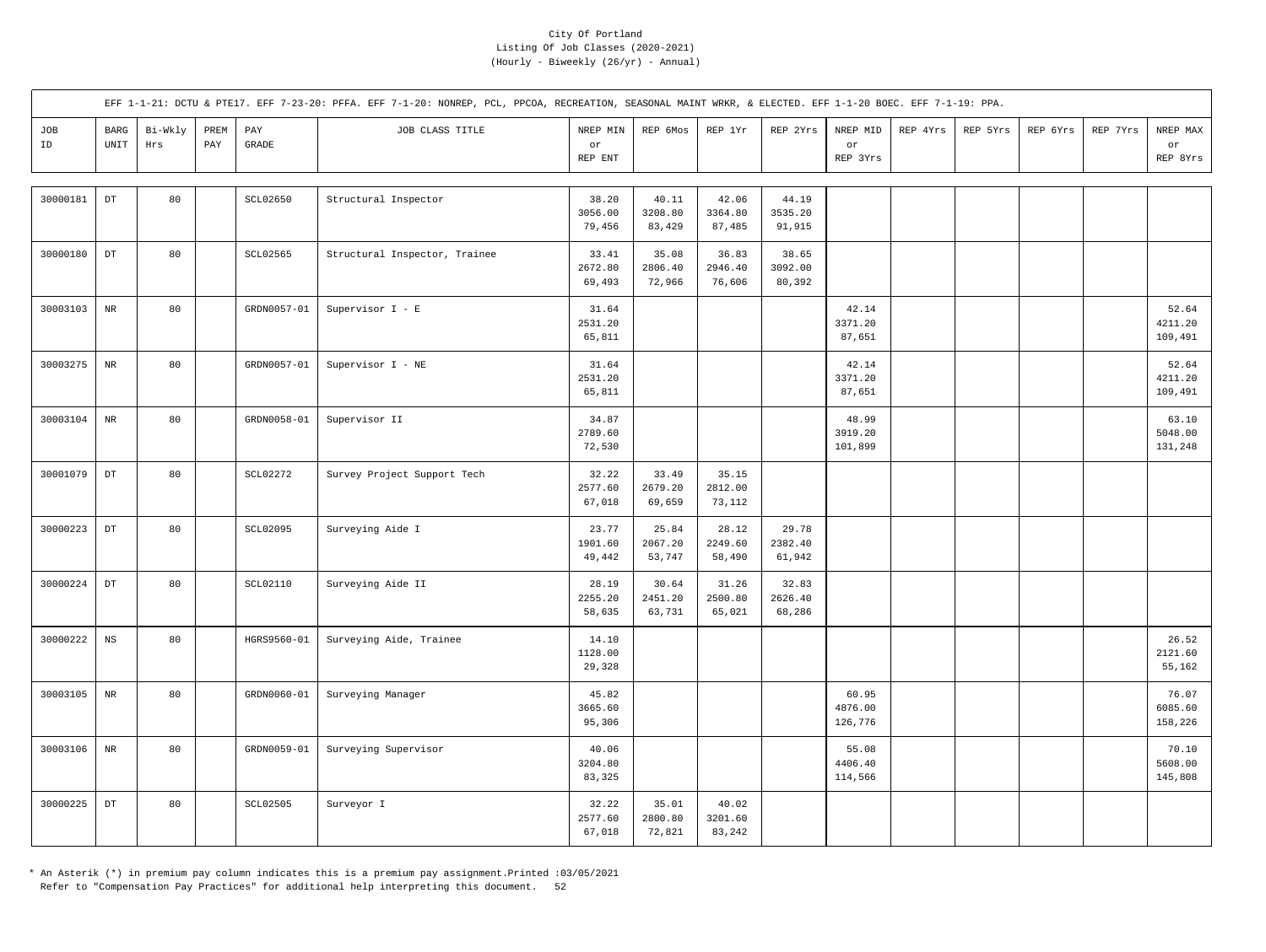City Of Portland
Listing Of Job Classes (2020-2021)
(Hourly - Biweekly (26/yr) - Annual)

EFF 1-1-21: DCTU & PTE17. EFF 7-23-20: PFFA. EFF 7-1-20: NONREP, PCL, PPCOA, RECREATION, SEASONAL MAINT WRKR, & ELECTED. EFF 1-1-20 BOEC. EFF 7-1-19: PPA.

| JOB ID | BARG UNIT | Bi-Wkly Hrs | PREM PAY | PAY GRADE | JOB CLASS TITLE | NREP MIN or REP ENT | REP 6Mos | REP 1Yr | REP 2Yrs | NREP MID or REP 3Yrs | REP 4Yrs | REP 5Yrs | REP 6Yrs | REP 7Yrs | NREP MAX or REP 8Yrs |
|---|---|---|---|---|---|---|---|---|---|---|---|---|---|---|---|
| 30000181 | DT | 80 | | SCL02650 | Structural Inspector | 38.20<br>3056.00<br>79,456 | 40.11<br>3208.80<br>83,429 | 42.06<br>3364.80<br>87,485 | 44.19<br>3535.20<br>91,915 | | | | | | |
| 30000180 | DT | 80 | | SCL02565 | Structural Inspector, Trainee | 33.41<br>2672.80<br>69,493 | 35.08<br>2806.40<br>72,966 | 36.83<br>2946.40<br>76,606 | 38.65<br>3092.00<br>80,392 | | | | | | |
| 30003103 | NR | 80 | | GRDN0057-01 | Supervisor I - E | 31.64<br>2531.20<br>65,811 | | | | 42.14<br>3371.20<br>87,651 | | | | | 52.64<br>4211.20<br>109,491 |
| 30003275 | NR | 80 | | GRDN0057-01 | Supervisor I - NE | 31.64<br>2531.20<br>65,811 | | | | 42.14<br>3371.20<br>87,651 | | | | | 52.64<br>4211.20<br>109,491 |
| 30003104 | NR | 80 | | GRDN0058-01 | Supervisor II | 34.87<br>2789.60<br>72,530 | | | | 48.99<br>3919.20<br>101,899 | | | | | 63.10<br>5048.00<br>131,248 |
| 30001079 | DT | 80 | | SCL02272 | Survey Project Support Tech | 32.22<br>2577.60<br>67,018 | 33.49<br>2679.20<br>69,659 | 35.15<br>2812.00<br>73,112 | | | | | | | |
| 30000223 | DT | 80 | | SCL02095 | Surveying Aide I | 23.77<br>1901.60<br>49,442 | 25.84<br>2067.20<br>53,747 | 28.12<br>2249.60<br>58,490 | 29.78<br>2382.40<br>61,942 | | | | | | |
| 30000224 | DT | 80 | | SCL02110 | Surveying Aide II | 28.19<br>2255.20<br>58,635 | 30.64<br>2451.20<br>63,731 | 31.26<br>2500.80<br>65,021 | 32.83<br>2626.40<br>68,286 | | | | | | |
| 30000222 | NS | 80 | | HGRS9560-01 | Surveying Aide, Trainee | 14.10<br>1128.00<br>29,328 | | | | | | | | | 26.52<br>2121.60<br>55,162 |
| 30003105 | NR | 80 | | GRDN0060-01 | Surveying Manager | 45.82<br>3665.60<br>95,306 | | | | 60.95<br>4876.00<br>126,776 | | | | | 76.07<br>6085.60<br>158,226 |
| 30003106 | NR | 80 | | GRDN0059-01 | Surveying Supervisor | 40.06<br>3204.80<br>83,325 | | | | 55.08<br>4406.40<br>114,566 | | | | | 70.10<br>5608.00<br>145,808 |
| 30000225 | DT | 80 | | SCL02505 | Surveyor I | 32.22<br>2577.60<br>67,018 | 35.01<br>2800.80<br>72,821 | 40.02<br>3201.60<br>83,242 | | | | | | | |

* An Asterik (*) in premium pay column indicates this is a premium pay assignment.Printed :03/05/2021
Refer to "Compensation Pay Practices" for additional help interpreting this document.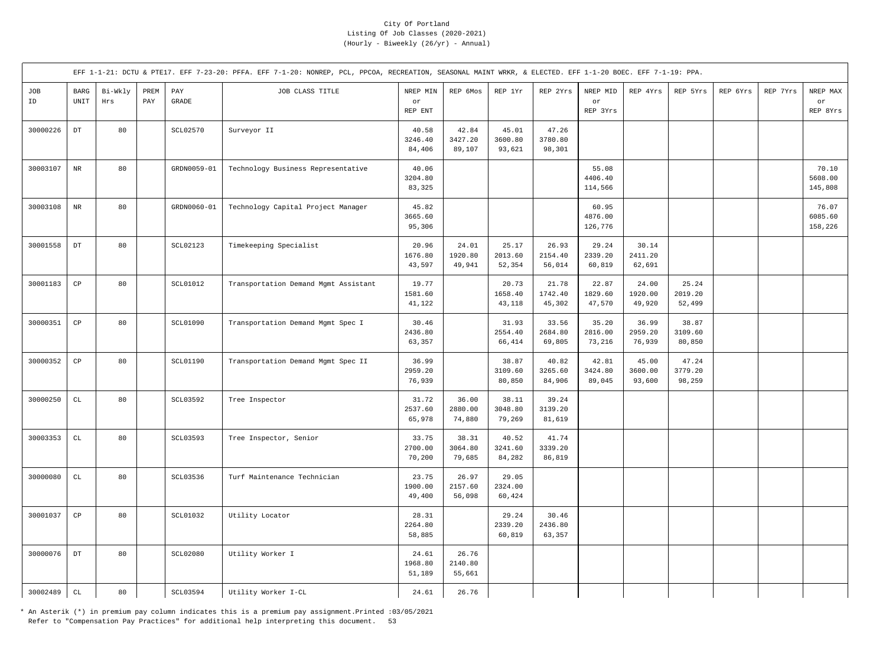City Of Portland
Listing Of Job Classes (2020-2021)
(Hourly - Biweekly (26/yr) - Annual)

EFF 1-1-21: DCTU & PTE17. EFF 7-23-20: PFFA. EFF 7-1-20: NONREP, PCL, PPCOA, RECREATION, SEASONAL MAINT WRKR, & ELECTED. EFF 1-1-20 BOEC. EFF 7-1-19: PPA.

| JOB ID | BARG UNIT | Bi-Wkly Hrs | PREM PAY | PAY GRADE | JOB CLASS TITLE | NREP MIN or REP ENT | REP 6Mos | REP 1Yr | REP 2Yrs | NREP MID or REP 3Yrs | REP 4Yrs | REP 5Yrs | REP 6Yrs | REP 7Yrs | NREP MAX or REP 8Yrs |
|---|---|---|---|---|---|---|---|---|---|---|---|---|---|---|---|
| 30000226 | DT | 80 | | SCL02570 | Surveyor II | 40.58<br>3246.40<br>84,406 | 42.84<br>3427.20<br>89,107 | 45.01<br>3600.80<br>93,621 | 47.26<br>3780.80<br>98,301 | | | | | | |
| 30003107 | NR | 80 | | GRDN0059-01 | Technology Business Representative | 40.06<br>3204.80<br>83,325 | | | | 55.08<br>4406.40<br>114,566 | | | | | 70.10<br>5608.00<br>145,808 |
| 30003108 | NR | 80 | | GRDN0060-01 | Technology Capital Project Manager | 45.82<br>3665.60<br>95,306 | | | | 60.95<br>4876.00<br>126,776 | | | | | 76.07<br>6085.60<br>158,226 |
| 30001558 | DT | 80 | | SCL02123 | Timekeeping Specialist | 20.96<br>1676.80<br>43,597 | 24.01<br>1920.80<br>49,941 | 25.17<br>2013.60<br>52,354 | 26.93<br>2154.40<br>56,014 | 29.24<br>2339.20<br>60,819 | 30.14<br>2411.20<br>62,691 | | | | |
| 30001183 | CP | 80 | | SCL01012 | Transportation Demand Mgmt Assistant | 19.77<br>1581.60<br>41,122 | | 20.73<br>1658.40<br>43,118 | 21.78<br>1742.40<br>45,302 | 22.87<br>1829.60<br>47,570 | 24.00<br>1920.00<br>49,920 | 25.24<br>2019.20<br>52,499 | | | |
| 30000351 | CP | 80 | | SCL01090 | Transportation Demand Mgmt Spec I | 30.46<br>2436.80<br>63,357 | | 31.93<br>2554.40<br>66,414 | 33.56<br>2684.80<br>69,805 | 35.20<br>2816.00<br>73,216 | 36.99<br>2959.20<br>76,939 | 38.87<br>3109.60<br>80,850 | | | |
| 30000352 | CP | 80 | | SCL01190 | Transportation Demand Mgmt Spec II | 36.99<br>2959.20<br>76,939 | | 38.87<br>3109.60<br>80,850 | 40.82<br>3265.60<br>84,906 | 42.81<br>3424.80<br>89,045 | 45.00<br>3600.00<br>93,600 | 47.24<br>3779.20<br>98,259 | | | |
| 30000250 | CL | 80 | | SCL03592 | Tree Inspector | 31.72<br>2537.60<br>65,978 | 36.00<br>2880.00<br>74,880 | 38.11<br>3048.80<br>79,269 | 39.24<br>3139.20<br>81,619 | | | | | | |
| 30003353 | CL | 80 | | SCL03593 | Tree Inspector, Senior | 33.75<br>2700.00<br>70,200 | 38.31<br>3064.80<br>79,685 | 40.52<br>3241.60<br>84,282 | 41.74<br>3339.20<br>86,819 | | | | | | |
| 30000080 | CL | 80 | | SCL03536 | Turf Maintenance Technician | 23.75<br>1900.00<br>49,400 | 26.97<br>2157.60<br>56,098 | 29.05<br>2324.00<br>60,424 | | | | | | | |
| 30001037 | CP | 80 | | SCL01032 | Utility Locator | 28.31<br>2264.80<br>58,885 | | 29.24<br>2339.20<br>60,819 | 30.46<br>2436.80<br>63,357 | | | | | | |
| 30000076 | DT | 80 | | SCL02080 | Utility Worker I | 24.61<br>1968.80<br>51,189 | 26.76<br>2140.80<br>55,661 | | | | | | | | |
| 30002489 | CL | 80 | | SCL03594 | Utility Worker I-CL | 24.61 | 26.76 | | | | | | | | |

* An Asterik (*) in premium pay column indicates this is a premium pay assignment.Printed :03/05/2021
Refer to "Compensation Pay Practices" for additional help interpreting this document.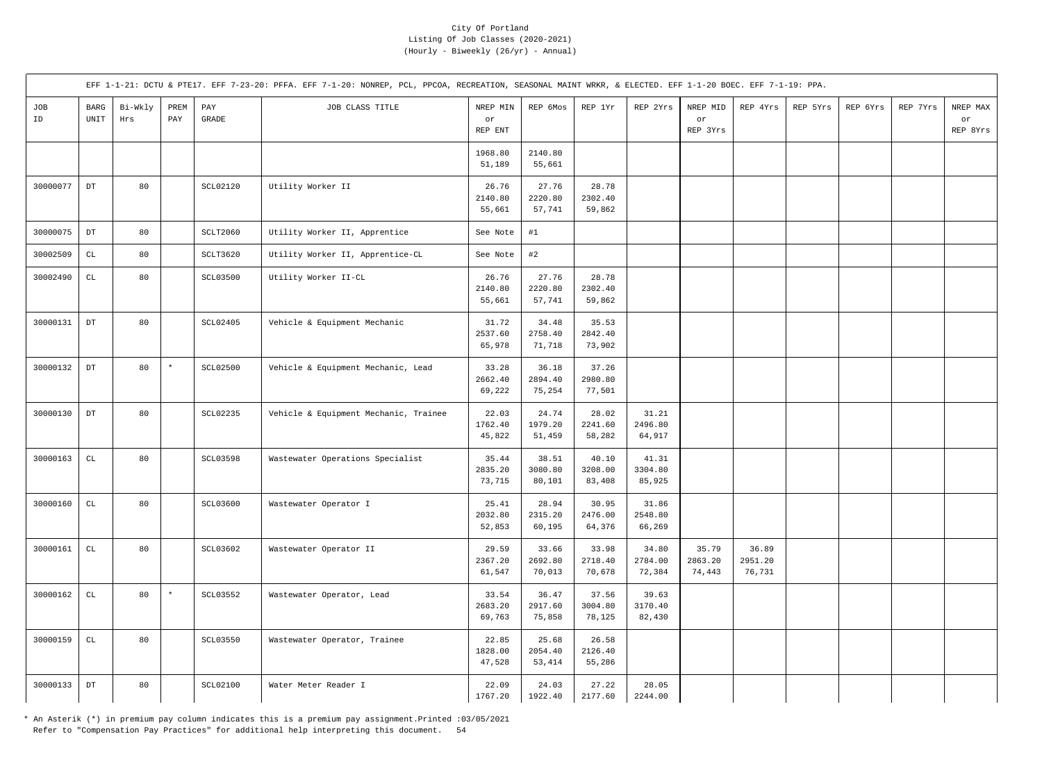City Of Portland
Listing Of Job Classes (2020-2021)
(Hourly - Biweekly (26/yr) - Annual)

EFF 1-1-21: DCTU & PTE17. EFF 7-23-20: PFFA. EFF 7-1-20: NONREP, PCL, PPCOA, RECREATION, SEASONAL MAINT WRKR, & ELECTED. EFF 1-1-20 BOEC. EFF 7-1-19: PPA.

| JOB ID | BARG UNIT | Bi-Wkly Hrs | PREM PAY | PAY GRADE | JOB CLASS TITLE | NREP MIN or REP ENT | REP 6Mos | REP 1Yr | REP 2Yrs | NREP MID or REP 3Yrs | REP 4Yrs | REP 5Yrs | REP 6Yrs | REP 7Yrs | NREP MAX or REP 8Yrs |
|---|---|---|---|---|---|---|---|---|---|---|---|---|---|---|---|
| | | | | | | 1968.80<br>51,189 | 2140.80<br>55,661 | | | | | | | | |
| 30000077 | DT | 80 | | SCL02120 | Utility Worker II | 26.76<br>2140.80<br>55,661 | 27.76<br>2220.80<br>57,741 | 28.78<br>2302.40<br>59,862 | | | | | | | |
| 30000075 | DT | 80 | | SCLT2060 | Utility Worker II, Apprentice | See Note | #1 | | | | | | | | |
| 30002509 | CL | 80 | | SCLT3620 | Utility Worker II, Apprentice-CL | See Note | #2 | | | | | | | | |
| 30002490 | CL | 80 | | SCL03500 | Utility Worker II-CL | 26.76<br>2140.80<br>55,661 | 27.76<br>2220.80<br>57,741 | 28.78<br>2302.40<br>59,862 | | | | | | | |
| 30000131 | DT | 80 | | SCL02405 | Vehicle & Equipment Mechanic | 31.72<br>2537.60<br>65,978 | 34.48<br>2758.40<br>71,718 | 35.53<br>2842.40<br>73,902 | | | | | | | |
| 30000132 | DT | 80 | * | SCL02500 | Vehicle & Equipment Mechanic, Lead | 33.28<br>2662.40<br>69,222 | 36.18<br>2894.40<br>75,254 | 37.26<br>2980.80<br>77,501 | | | | | | | |
| 30000130 | DT | 80 | | SCL02235 | Vehicle & Equipment Mechanic, Trainee | 22.03<br>1762.40<br>45,822 | 24.74<br>1979.20<br>51,459 | 28.02<br>2241.60<br>58,282 | 31.21<br>2496.80<br>64,917 | | | | | | |
| 30000163 | CL | 80 | | SCL03598 | Wastewater Operations Specialist | 35.44<br>2835.20<br>73,715 | 38.51<br>3080.80<br>80,101 | 40.10<br>3208.00<br>83,408 | 41.31<br>3304.80<br>85,925 | | | | | | |
| 30000160 | CL | 80 | | SCL03600 | Wastewater Operator I | 25.41<br>2032.80<br>52,853 | 28.94<br>2315.20<br>60,195 | 30.95<br>2476.00<br>64,376 | 31.86<br>2548.80<br>66,269 | | | | | | |
| 30000161 | CL | 80 | | SCL03602 | Wastewater Operator II | 29.59<br>2367.20<br>61,547 | 33.66<br>2692.80<br>70,013 | 33.98<br>2718.40<br>70,678 | 34.80<br>2784.00<br>72,384 | 35.79<br>2863.20<br>74,443 | 36.89<br>2951.20<br>76,731 | | | | |
| 30000162 | CL | 80 | * | SCL03552 | Wastewater Operator, Lead | 33.54<br>2683.20<br>69,763 | 36.47<br>2917.60<br>75,858 | 37.56<br>3004.80<br>78,125 | 39.63<br>3170.40<br>82,430 | | | | | | |
| 30000159 | CL | 80 | | SCL03550 | Wastewater Operator, Trainee | 22.85<br>1828.00<br>47,528 | 25.68<br>2054.40<br>53,414 | 26.58<br>2126.40<br>55,286 | | | | | | | |
| 30000133 | DT | 80 | | SCL02100 | Water Meter Reader I | 22.09<br>1767.20 | 24.03<br>1922.40 | 27.22<br>2177.60 | 28.05<br>2244.00 | | | | | | |

* An Asterik (*) in premium pay column indicates this is a premium pay assignment.Printed :03/05/2021
Refer to "Compensation Pay Practices" for additional help interpreting this document.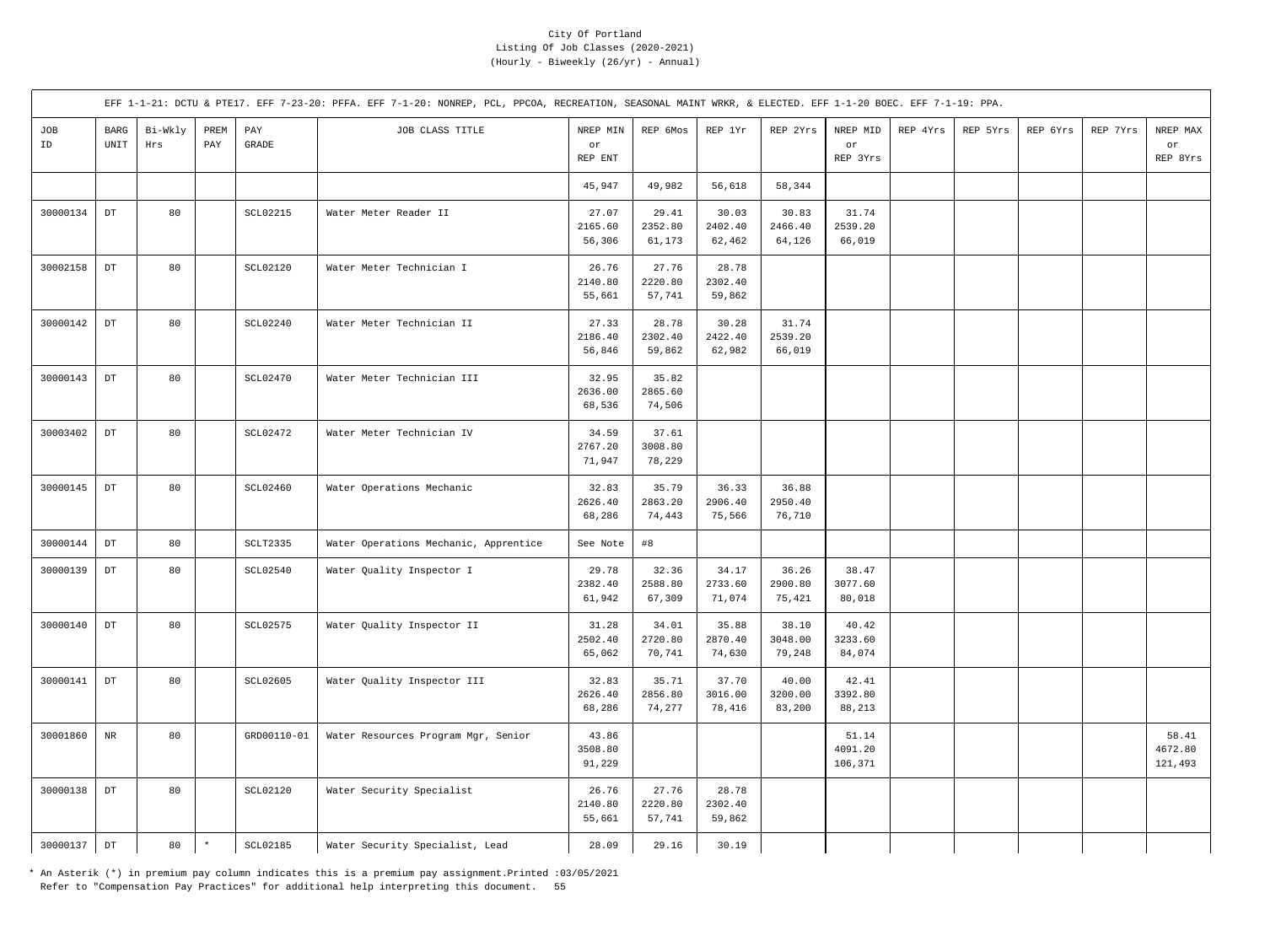City Of Portland
Listing Of Job Classes (2020-2021)
(Hourly - Biweekly (26/yr) - Annual)

EFF 1-1-21: DCTU & PTE17. EFF 7-23-20: PFFA. EFF 7-1-20: NONREP, PCL, PPCOA, RECREATION, SEASONAL MAINT WRKR, & ELECTED. EFF 1-1-20 BOEC. EFF 7-1-19: PPA.

| JOB ID | BARG UNIT | Bi-Wkly Hrs | PREM PAY | PAY GRADE | JOB CLASS TITLE | NREP MIN or REP ENT | REP 6Mos | REP 1Yr | REP 2Yrs | NREP MID or REP 3Yrs | REP 4Yrs | REP 5Yrs | REP 6Yrs | REP 7Yrs | NREP MAX or REP 8Yrs |
|---|---|---|---|---|---|---|---|---|---|---|---|---|---|---|---|
| | | | | | | 45,947 | 49,982 | 56,618 | 58,344 | | | | | | |
| 30000134 | DT | 80 | | SCL02215 | Water Meter Reader II | 27.07<br>2165.60<br>56,306 | 29.41<br>2352.80<br>61,173 | 30.03<br>2402.40<br>62,462 | 30.83<br>2466.40<br>64,126 | 31.74<br>2539.20<br>66,019 | | | | | |
| 30002158 | DT | 80 | | SCL02120 | Water Meter Technician I | 26.76<br>2140.80<br>55,661 | 27.76<br>2220.80<br>57,741 | 28.78<br>2302.40<br>59,862 | | | | | | | |
| 30000142 | DT | 80 | | SCL02240 | Water Meter Technician II | 27.33<br>2186.40<br>56,846 | 28.78<br>2302.40<br>59,862 | 30.28<br>2422.40<br>62,982 | 31.74<br>2539.20<br>66,019 | | | | | | |
| 30000143 | DT | 80 | | SCL02470 | Water Meter Technician III | 32.95<br>2636.00<br>68,536 | 35.82<br>2865.60<br>74,506 | | | | | | | | |
| 30003402 | DT | 80 | | SCL02472 | Water Meter Technician IV | 34.59<br>2767.20<br>71,947 | 37.61<br>3008.80<br>78,229 | | | | | | | | |
| 30000145 | DT | 80 | | SCL02460 | Water Operations Mechanic | 32.83<br>2626.40<br>68,286 | 35.79<br>2863.20<br>74,443 | 36.33<br>2906.40<br>75,566 | 36.88<br>2950.40<br>76,710 | | | | | | |
| 30000144 | DT | 80 | | SCLT2335 | Water Operations Mechanic, Apprentice | See Note | #8 | | | | | | | | |
| 30000139 | DT | 80 | | SCL02540 | Water Quality Inspector I | 29.78<br>2382.40<br>61,942 | 32.36<br>2588.80<br>67,309 | 34.17<br>2733.60<br>71,074 | 36.26<br>2900.80<br>75,421 | 38.47<br>3077.60<br>80,018 | | | | | |
| 30000140 | DT | 80 | | SCL02575 | Water Quality Inspector II | 31.28<br>2502.40<br>65,062 | 34.01<br>2720.80<br>70,741 | 35.88<br>2870.40<br>74,630 | 38.10<br>3048.00<br>79,248 | 40.42<br>3233.60<br>84,074 | | | | | |
| 30000141 | DT | 80 | | SCL02605 | Water Quality Inspector III | 32.83<br>2626.40<br>68,286 | 35.71<br>2856.80<br>74,277 | 37.70<br>3016.00<br>78,416 | 40.00<br>3200.00<br>83,200 | 42.41<br>3392.80<br>88,213 | | | | | |
| 30001860 | NR | 80 | | GRD00110-01 | Water Resources Program Mgr, Senior | 43.86<br>3508.80<br>91,229 | | | | 51.14<br>4091.20<br>106,371 | | | | | 58.41<br>4672.80<br>121,493 |
| 30000138 | DT | 80 | | SCL02120 | Water Security Specialist | 26.76<br>2140.80<br>55,661 | 27.76<br>2220.80<br>57,741 | 28.78<br>2302.40<br>59,862 | | | | | | | |
| 30000137 | DT | 80 | * | SCL02185 | Water Security Specialist, Lead | 28.09 | 29.16 | 30.19 | | | | | | | |

* An Asterik (*) in premium pay column indicates this is a premium pay assignment.Printed :03/05/2021
Refer to "Compensation Pay Practices" for additional help interpreting this document.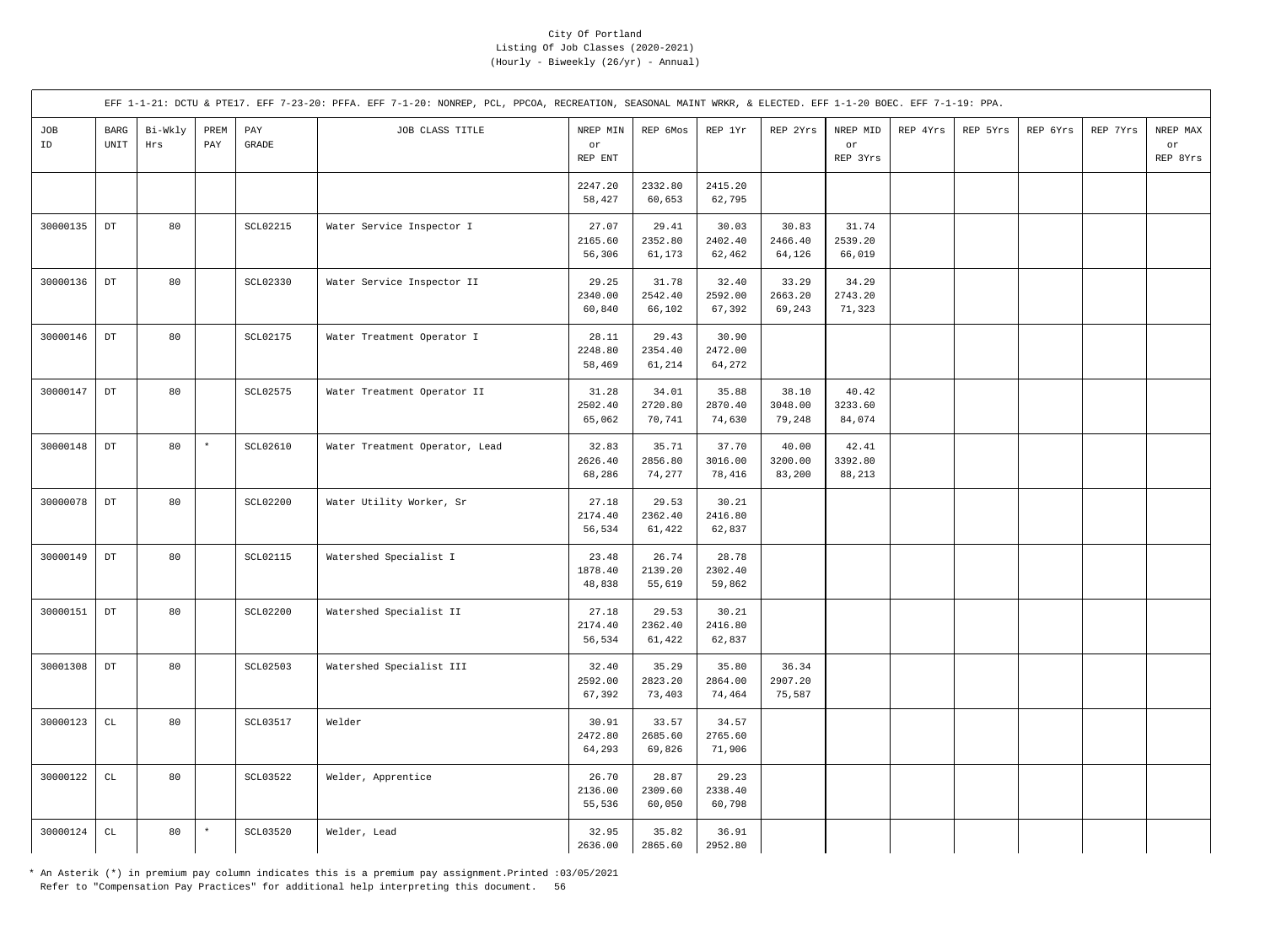City Of Portland
Listing Of Job Classes (2020-2021)
(Hourly - Biweekly (26/yr) - Annual)

EFF 1-1-21: DCTU & PTE17. EFF 7-23-20: PFFA. EFF 7-1-20: NONREP, PCL, PPCOA, RECREATION, SEASONAL MAINT WRKR, & ELECTED. EFF 1-1-20 BOEC. EFF 7-1-19: PPA.

| JOB ID | BARG UNIT | Bi-Wkly Hrs | PREM PAY | PAY GRADE | JOB CLASS TITLE | NREP MIN or REP ENT | REP 6Mos | REP 1Yr | REP 2Yrs | NREP MID or REP 3Yrs | REP 4Yrs | REP 5Yrs | REP 6Yrs | REP 7Yrs | NREP MAX or REP 8Yrs |
|---|---|---|---|---|---|---|---|---|---|---|---|---|---|---|---|
| | | | | | | 2247.20<br>58,427 | 2332.80<br>60,653 | 2415.20<br>62,795 | | | | | | | |
| 30000135 | DT | 80 | | SCL02215 | Water Service Inspector I | 27.07<br>2165.60<br>56,306 | 29.41<br>2352.80<br>61,173 | 30.03<br>2402.40<br>62,462 | 30.83<br>2466.40<br>64,126 | 31.74<br>2539.20<br>66,019 | | | | | |
| 30000136 | DT | 80 | | SCL02330 | Water Service Inspector II | 29.25<br>2340.00<br>60,840 | 31.78<br>2542.40<br>66,102 | 32.40<br>2592.00<br>67,392 | 33.29<br>2663.20<br>69,243 | 34.29<br>2743.20<br>71,323 | | | | | |
| 30000146 | DT | 80 | | SCL02175 | Water Treatment Operator I | 28.11<br>2248.80<br>58,469 | 29.43<br>2354.40<br>61,214 | 30.90<br>2472.00<br>64,272 | | | | | | | |
| 30000147 | DT | 80 | | SCL02575 | Water Treatment Operator II | 31.28<br>2502.40<br>65,062 | 34.01<br>2720.80<br>70,741 | 35.88<br>2870.40<br>74,630 | 38.10<br>3048.00<br>79,248 | 40.42<br>3233.60<br>84,074 | | | | | |
| 30000148 | DT | 80 | * | SCL02610 | Water Treatment Operator, Lead | 32.83<br>2626.40<br>68,286 | 35.71<br>2856.80<br>74,277 | 37.70<br>3016.00<br>78,416 | 40.00<br>3200.00<br>83,200 | 42.41<br>3392.80<br>88,213 | | | | | |
| 30000078 | DT | 80 | | SCL02200 | Water Utility Worker, Sr | 27.18<br>2174.40<br>56,534 | 29.53<br>2362.40<br>61,422 | 30.21<br>2416.80<br>62,837 | | | | | | | |
| 30000149 | DT | 80 | | SCL02115 | Watershed Specialist I | 23.48<br>1878.40<br>48,838 | 26.74<br>2139.20<br>55,619 | 28.78<br>2302.40<br>59,862 | | | | | | | |
| 30000151 | DT | 80 | | SCL02200 | Watershed Specialist II | 27.18<br>2174.40<br>56,534 | 29.53<br>2362.40<br>61,422 | 30.21<br>2416.80<br>62,837 | | | | | | | |
| 30001308 | DT | 80 | | SCL02503 | Watershed Specialist III | 32.40<br>2592.00<br>67,392 | 35.29<br>2823.20<br>73,403 | 35.80<br>2864.00<br>74,464 | 36.34<br>2907.20<br>75,587 | | | | | | |
| 30000123 | CL | 80 | | SCL03517 | Welder | 30.91<br>2472.80<br>64,293 | 33.57<br>2685.60<br>69,826 | 34.57<br>2765.60<br>71,906 | | | | | | | |
| 30000122 | CL | 80 | | SCL03522 | Welder, Apprentice | 26.70<br>2136.00<br>55,536 | 28.87<br>2309.60<br>60,050 | 29.23<br>2338.40<br>60,798 | | | | | | | |
| 30000124 | CL | 80 | * | SCL03520 | Welder, Lead | 32.95<br>2636.00 | 35.82<br>2865.60 | 36.91<br>2952.80 | | | | | | | |

\* An Asterik (*) in premium pay column indicates this is a premium pay assignment.Printed :03/05/2021
Refer to "Compensation Pay Practices" for additional help interpreting this document.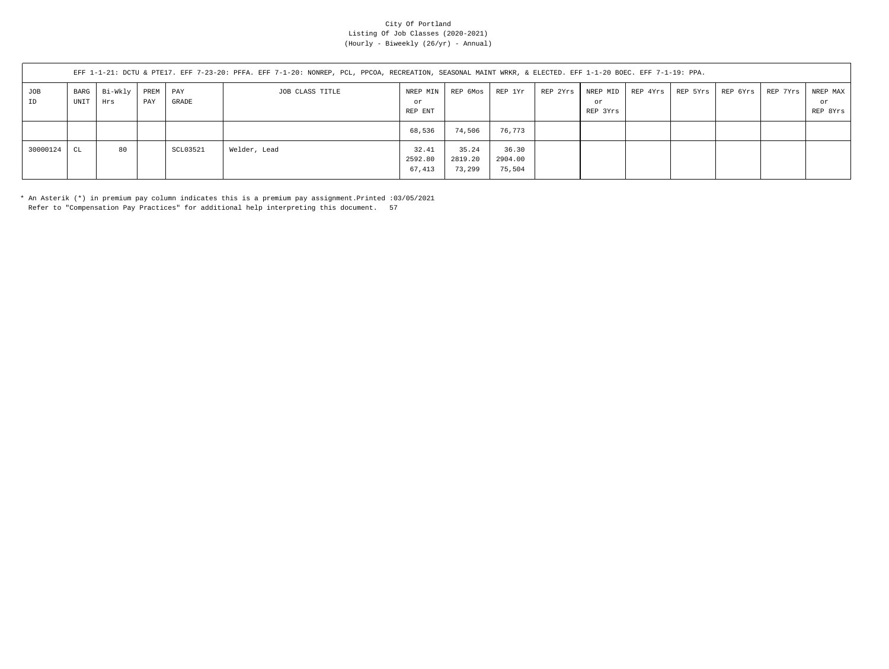City Of Portland
Listing Of Job Classes (2020-2021)
(Hourly - Biweekly (26/yr) - Annual)

EFF 1-1-21: DCTU & PTE17. EFF 7-23-20: PFFA. EFF 7-1-20: NONREP, PCL, PPCOA, RECREATION, SEASONAL MAINT WRKR, & ELECTED. EFF 1-1-20 BOEC. EFF 7-1-19: PPA.

| JOB ID | BARG UNIT | Bi-Wkly Hrs | PREM PAY | PAY GRADE | JOB CLASS TITLE | NREP MIN or REP ENT | REP 6Mos | REP 1Yr | REP 2Yrs | NREP MID or REP 3Yrs | REP 4Yrs | REP 5Yrs | REP 6Yrs | REP 7Yrs | NREP MAX or REP 8Yrs |
|---|---|---|---|---|---|---|---|---|---|---|---|---|---|---|---|
| | | | | | | 68,536 | 74,506 | 76,773 | | | | | | | |
| 30000124 | CL | 80 | | SCL03521 | Welder, Lead | 32.41<br>2592.80<br>67,413 | 35.24<br>2819.20<br>73,299 | 36.30<br>2904.00<br>75,504 | | | | | | | |

* An Asterik (*) in premium pay column indicates this is a premium pay assignment.Printed :03/05/2021
Refer to "Compensation Pay Practices" for additional help interpreting this document.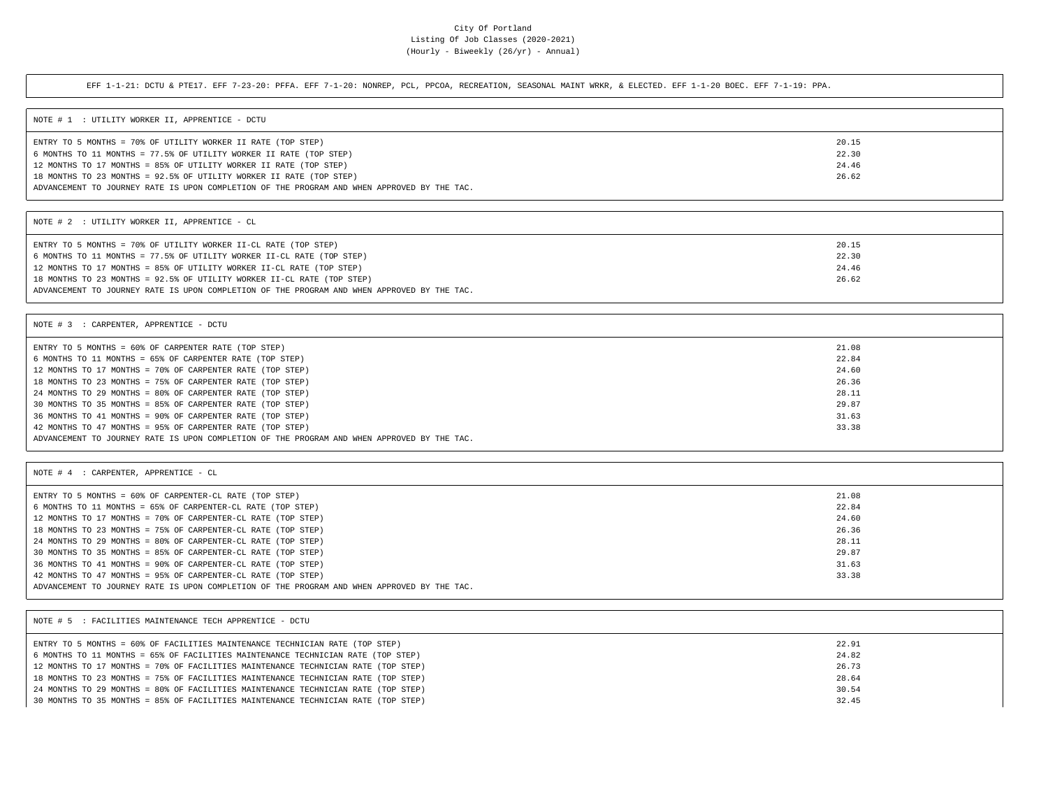City Of Portland
Listing Of Job Classes (2020-2021)
(Hourly - Biweekly (26/yr) - Annual)

EFF 1-1-21: DCTU & PTE17. EFF 7-23-20: PFFA. EFF 7-1-20: NONREP, PCL, PPCOA, RECREATION, SEASONAL MAINT WRKR, & ELECTED. EFF 1-1-20 BOEC. EFF 7-1-19: PPA.

## NOTE # 1 : UTILITY WORKER II, APPRENTICE - DCTU

| | |
|---|---|
| ENTRY TO 5 MONTHS = 70% OF UTILITY WORKER II RATE (TOP STEP) | 20.15 |
| 6 MONTHS TO 11 MONTHS = 77.5% OF UTILITY WORKER II RATE (TOP STEP) | 22.30 |
| 12 MONTHS TO 17 MONTHS = 85% OF UTILITY WORKER II RATE (TOP STEP) | 24.46 |
| 18 MONTHS TO 23 MONTHS = 92.5% OF UTILITY WORKER II RATE (TOP STEP) | 26.62 |
| ADVANCEMENT TO JOURNEY RATE IS UPON COMPLETION OF THE PROGRAM AND WHEN APPROVED BY THE TAC. | |

## NOTE # 2 : UTILITY WORKER II, APPRENTICE - CL

| | |
|---|---|
| ENTRY TO 5 MONTHS = 70% OF UTILITY WORKER II-CL RATE (TOP STEP) | 20.15 |
| 6 MONTHS TO 11 MONTHS = 77.5% OF UTILITY WORKER II-CL RATE (TOP STEP) | 22.30 |
| 12 MONTHS TO 17 MONTHS = 85% OF UTILITY WORKER II-CL RATE (TOP STEP) | 24.46 |
| 18 MONTHS TO 23 MONTHS = 92.5% OF UTILITY WORKER II-CL RATE (TOP STEP) | 26.62 |
| ADVANCEMENT TO JOURNEY RATE IS UPON COMPLETION OF THE PROGRAM AND WHEN APPROVED BY THE TAC. | |

## NOTE # 3 : CARPENTER, APPRENTICE - DCTU

| | |
|---|---|
| ENTRY TO 5 MONTHS = 60% OF CARPENTER RATE (TOP STEP) | 21.08 |
| 6 MONTHS TO 11 MONTHS = 65% OF CARPENTER RATE (TOP STEP) | 22.84 |
| 12 MONTHS TO 17 MONTHS = 70% OF CARPENTER RATE (TOP STEP) | 24.60 |
| 18 MONTHS TO 23 MONTHS = 75% OF CARPENTER RATE (TOP STEP) | 26.36 |
| 24 MONTHS TO 29 MONTHS = 80% OF CARPENTER RATE (TOP STEP) | 28.11 |
| 30 MONTHS TO 35 MONTHS = 85% OF CARPENTER RATE (TOP STEP) | 29.87 |
| 36 MONTHS TO 41 MONTHS = 90% OF CARPENTER RATE (TOP STEP) | 31.63 |
| 42 MONTHS TO 47 MONTHS = 95% OF CARPENTER RATE (TOP STEP) | 33.38 |
| ADVANCEMENT TO JOURNEY RATE IS UPON COMPLETION OF THE PROGRAM AND WHEN APPROVED BY THE TAC. | |

## NOTE # 4 : CARPENTER, APPRENTICE - CL

| | |
|---|---|
| ENTRY TO 5 MONTHS = 60% OF CARPENTER-CL RATE (TOP STEP) | 21.08 |
| 6 MONTHS TO 11 MONTHS = 65% OF CARPENTER-CL RATE (TOP STEP) | 22.84 |
| 12 MONTHS TO 17 MONTHS = 70% OF CARPENTER-CL RATE (TOP STEP) | 24.60 |
| 18 MONTHS TO 23 MONTHS = 75% OF CARPENTER-CL RATE (TOP STEP) | 26.36 |
| 24 MONTHS TO 29 MONTHS = 80% OF CARPENTER-CL RATE (TOP STEP) | 28.11 |
| 30 MONTHS TO 35 MONTHS = 85% OF CARPENTER-CL RATE (TOP STEP) | 29.87 |
| 36 MONTHS TO 41 MONTHS = 90% OF CARPENTER-CL RATE (TOP STEP) | 31.63 |
| 42 MONTHS TO 47 MONTHS = 95% OF CARPENTER-CL RATE (TOP STEP) | 33.38 |
| ADVANCEMENT TO JOURNEY RATE IS UPON COMPLETION OF THE PROGRAM AND WHEN APPROVED BY THE TAC. | |

## NOTE # 5 : FACILITIES MAINTENANCE TECH APPRENTICE - DCTU

| | |
|---|---|
| ENTRY TO 5 MONTHS = 60% OF FACILITIES MAINTENANCE TECHNICIAN RATE (TOP STEP) | 22.91 |
| 6 MONTHS TO 11 MONTHS = 65% OF FACILITIES MAINTENANCE TECHNICIAN RATE (TOP STEP) | 24.82 |
| 12 MONTHS TO 17 MONTHS = 70% OF FACILITIES MAINTENANCE TECHNICIAN RATE (TOP STEP) | 26.73 |
| 18 MONTHS TO 23 MONTHS = 75% OF FACILITIES MAINTENANCE TECHNICIAN RATE (TOP STEP) | 28.64 |
| 24 MONTHS TO 29 MONTHS = 80% OF FACILITIES MAINTENANCE TECHNICIAN RATE (TOP STEP) | 30.54 |
| 30 MONTHS TO 35 MONTHS = 85% OF FACILITIES MAINTENANCE TECHNICIAN RATE (TOP STEP) | 32.45 |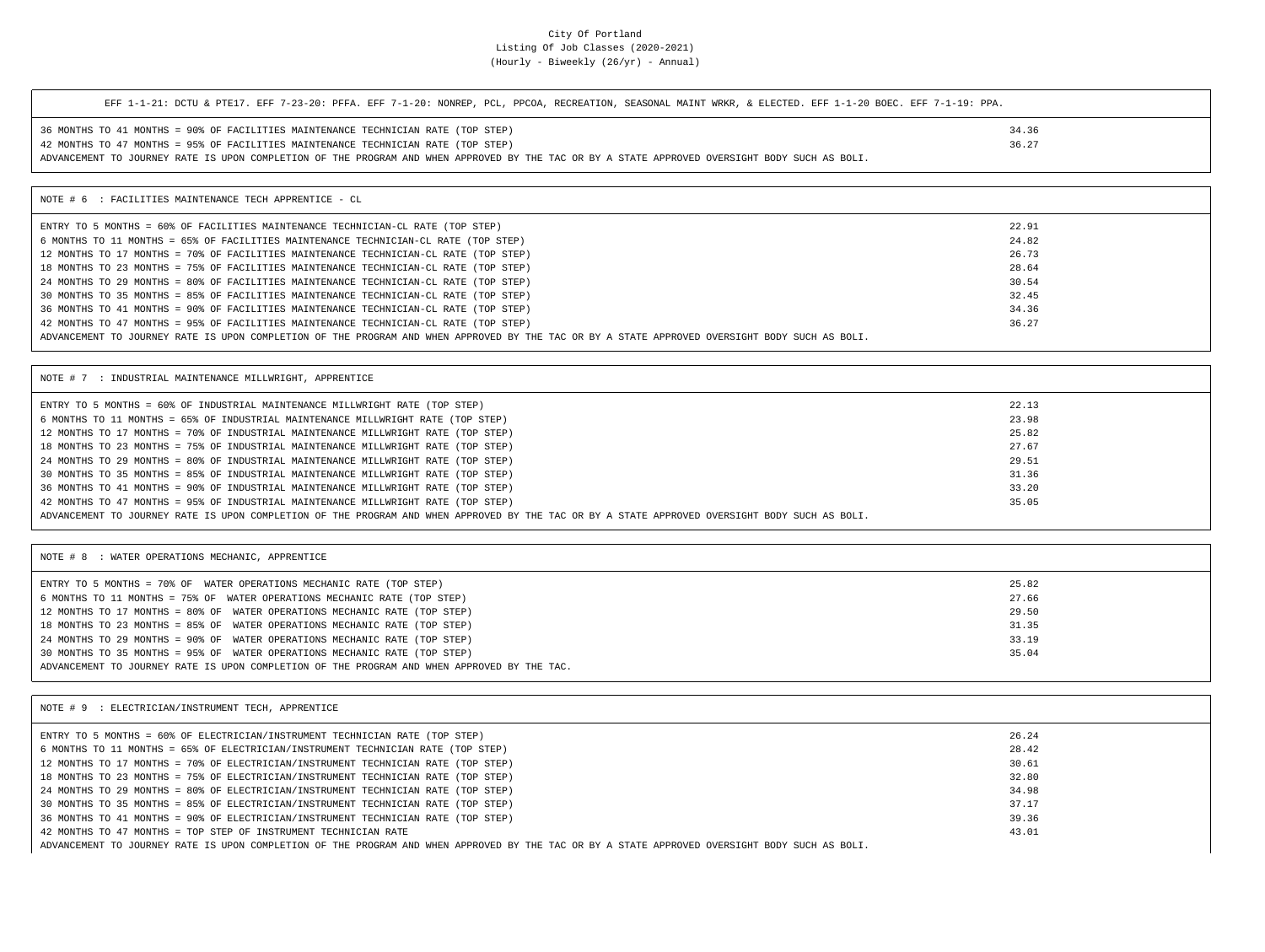EFF 1-1-21: DCTU & PTE17. EFF 7-23-20: PFFA. EFF 7-1-20: NONREP, PCL, PPCOA, RECREATION, SEASONAL MAINT WRKR, & ELECTED. EFF 1-1-20 BOEC. EFF 7-1-19: PPA.

| | |
|---|---|
| 36 MONTHS TO 41 MONTHS = 90% OF FACILITIES MAINTENANCE TECHNICIAN RATE (TOP STEP) | 34.36 |
| 42 MONTHS TO 47 MONTHS = 95% OF FACILITIES MAINTENANCE TECHNICIAN RATE (TOP STEP) | 36.27 |

ADVANCEMENT TO JOURNEY RATE IS UPON COMPLETION OF THE PROGRAM AND WHEN APPROVED BY THE TAC OR BY A STATE APPROVED OVERSIGHT BODY SUCH AS BOLI.

## NOTE # 6 : FACILITIES MAINTENANCE TECH APPRENTICE - CL

| | |
|---|---|
| ENTRY TO 5 MONTHS = 60% OF FACILITIES MAINTENANCE TECHNICIAN-CL RATE (TOP STEP) | 22.91 |
| 6 MONTHS TO 11 MONTHS = 65% OF FACILITIES MAINTENANCE TECHNICIAN-CL RATE (TOP STEP) | 24.82 |
| 12 MONTHS TO 17 MONTHS = 70% OF FACILITIES MAINTENANCE TECHNICIAN-CL RATE (TOP STEP) | 26.73 |
| 18 MONTHS TO 23 MONTHS = 75% OF FACILITIES MAINTENANCE TECHNICIAN-CL RATE (TOP STEP) | 28.64 |
| 24 MONTHS TO 29 MONTHS = 80% OF FACILITIES MAINTENANCE TECHNICIAN-CL RATE (TOP STEP) | 30.54 |
| 30 MONTHS TO 35 MONTHS = 85% OF FACILITIES MAINTENANCE TECHNICIAN-CL RATE (TOP STEP) | 32.45 |
| 36 MONTHS TO 41 MONTHS = 90% OF FACILITIES MAINTENANCE TECHNICIAN-CL RATE (TOP STEP) | 34.36 |
| 42 MONTHS TO 47 MONTHS = 95% OF FACILITIES MAINTENANCE TECHNICIAN-CL RATE (TOP STEP) | 36.27 |

ADVANCEMENT TO JOURNEY RATE IS UPON COMPLETION OF THE PROGRAM AND WHEN APPROVED BY THE TAC OR BY A STATE APPROVED OVERSIGHT BODY SUCH AS BOLI.

## NOTE # 7 : INDUSTRIAL MAINTENANCE MILLWRIGHT, APPRENTICE

| | |
|---|---|
| ENTRY TO 5 MONTHS = 60% OF INDUSTRIAL MAINTENANCE MILLWRIGHT RATE (TOP STEP) | 22.13 |
| 6 MONTHS TO 11 MONTHS = 65% OF INDUSTRIAL MAINTENANCE MILLWRIGHT RATE (TOP STEP) | 23.98 |
| 12 MONTHS TO 17 MONTHS = 70% OF INDUSTRIAL MAINTENANCE MILLWRIGHT RATE (TOP STEP) | 25.82 |
| 18 MONTHS TO 23 MONTHS = 75% OF INDUSTRIAL MAINTENANCE MILLWRIGHT RATE (TOP STEP) | 27.67 |
| 24 MONTHS TO 29 MONTHS = 80% OF INDUSTRIAL MAINTENANCE MILLWRIGHT RATE (TOP STEP) | 29.51 |
| 30 MONTHS TO 35 MONTHS = 85% OF INDUSTRIAL MAINTENANCE MILLWRIGHT RATE (TOP STEP) | 31.36 |
| 36 MONTHS TO 41 MONTHS = 90% OF INDUSTRIAL MAINTENANCE MILLWRIGHT RATE (TOP STEP) | 33.20 |
| 42 MONTHS TO 47 MONTHS = 95% OF INDUSTRIAL MAINTENANCE MILLWRIGHT RATE (TOP STEP) | 35.05 |

ADVANCEMENT TO JOURNEY RATE IS UPON COMPLETION OF THE PROGRAM AND WHEN APPROVED BY THE TAC OR BY A STATE APPROVED OVERSIGHT BODY SUCH AS BOLI.

## NOTE # 8 : WATER OPERATIONS MECHANIC, APPRENTICE

| | |
|---|---|
| ENTRY TO 5 MONTHS = 70% OF WATER OPERATIONS MECHANIC RATE (TOP STEP) | 25.82 |
| 6 MONTHS TO 11 MONTHS = 75% OF WATER OPERATIONS MECHANIC RATE (TOP STEP) | 27.66 |
| 12 MONTHS TO 17 MONTHS = 80% OF WATER OPERATIONS MECHANIC RATE (TOP STEP) | 29.50 |
| 18 MONTHS TO 23 MONTHS = 85% OF WATER OPERATIONS MECHANIC RATE (TOP STEP) | 31.35 |
| 24 MONTHS TO 29 MONTHS = 90% OF WATER OPERATIONS MECHANIC RATE (TOP STEP) | 33.19 |
| 30 MONTHS TO 35 MONTHS = 95% OF WATER OPERATIONS MECHANIC RATE (TOP STEP) | 35.04 |

ADVANCEMENT TO JOURNEY RATE IS UPON COMPLETION OF THE PROGRAM AND WHEN APPROVED BY THE TAC.

## NOTE # 9 : ELECTRICIAN/INSTRUMENT TECH, APPRENTICE

| | |
|---|---|
| ENTRY TO 5 MONTHS = 60% OF ELECTRICIAN/INSTRUMENT TECHNICIAN RATE (TOP STEP) | 26.24 |
| 6 MONTHS TO 11 MONTHS = 65% OF ELECTRICIAN/INSTRUMENT TECHNICIAN RATE (TOP STEP) | 28.42 |
| 12 MONTHS TO 17 MONTHS = 70% OF ELECTRICIAN/INSTRUMENT TECHNICIAN RATE (TOP STEP) | 30.61 |
| 18 MONTHS TO 23 MONTHS = 75% OF ELECTRICIAN/INSTRUMENT TECHNICIAN RATE (TOP STEP) | 32.80 |
| 24 MONTHS TO 29 MONTHS = 80% OF ELECTRICIAN/INSTRUMENT TECHNICIAN RATE (TOP STEP) | 34.98 |
| 30 MONTHS TO 35 MONTHS = 85% OF ELECTRICIAN/INSTRUMENT TECHNICIAN RATE (TOP STEP) | 37.17 |
| 36 MONTHS TO 41 MONTHS = 90% OF ELECTRICIAN/INSTRUMENT TECHNICIAN RATE (TOP STEP) | 39.36 |
| 42 MONTHS TO 47 MONTHS = TOP STEP OF INSTRUMENT TECHNICIAN RATE | 43.01 |

ADVANCEMENT TO JOURNEY RATE IS UPON COMPLETION OF THE PROGRAM AND WHEN APPROVED BY THE TAC OR BY A STATE APPROVED OVERSIGHT BODY SUCH AS BOLI.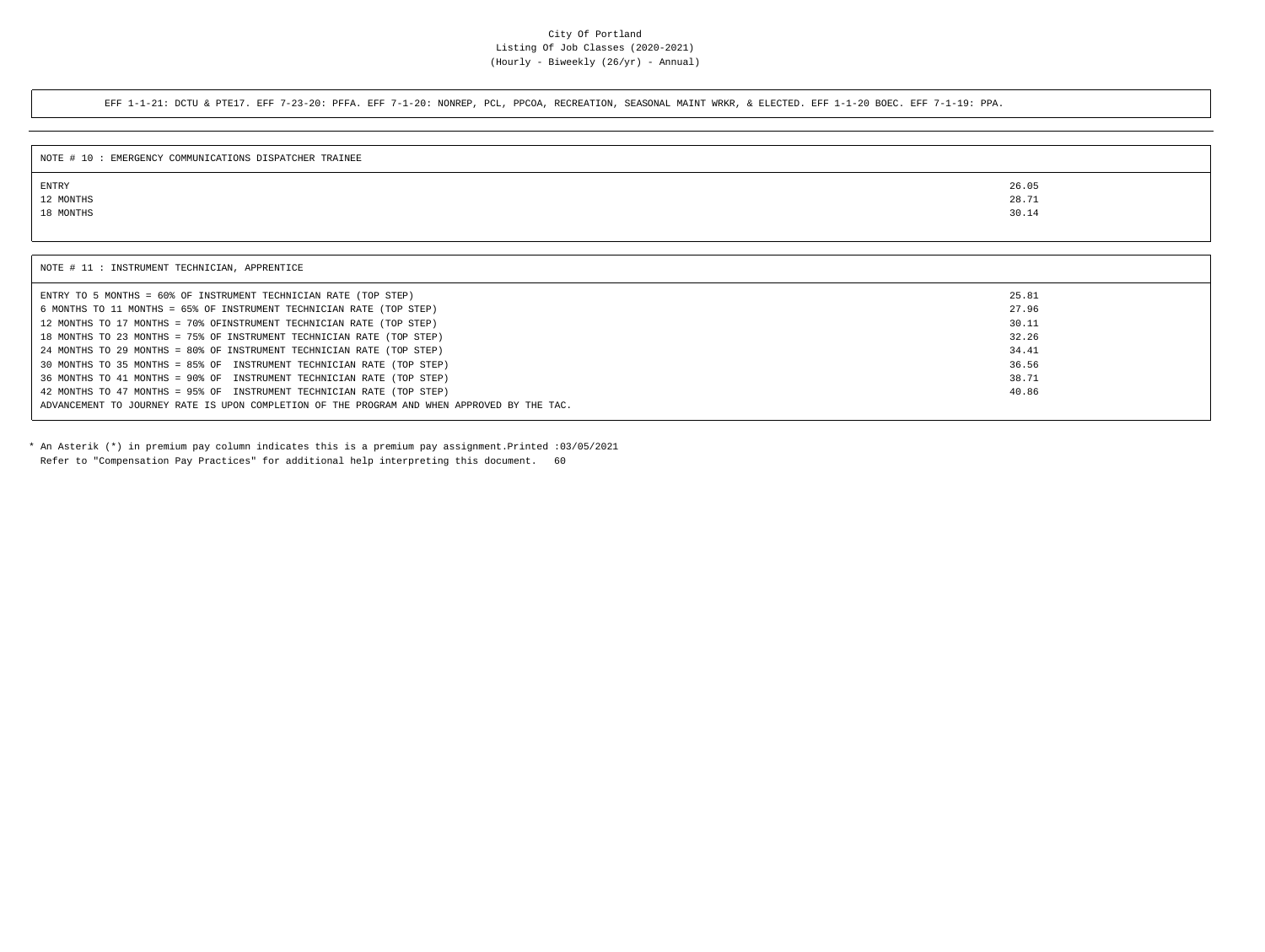City Of Portland
Listing Of Job Classes (2020-2021)
(Hourly - Biweekly (26/yr) - Annual)

EFF 1-1-21: DCTU & PTE17. EFF 7-23-20: PFFA. EFF 7-1-20: NONREP, PCL, PPCOA, RECREATION, SEASONAL MAINT WRKR, & ELECTED. EFF 1-1-20 BOEC. EFF 7-1-19: PPA.

| NOTE # 10 : EMERGENCY COMMUNICATIONS DISPATCHER TRAINEE | |
|---|---|
| ENTRY | 26.05 |
| 12 MONTHS | 28.71 |
| 18 MONTHS | 30.14 |

| NOTE # 11 : INSTRUMENT TECHNICIAN, APPRENTICE | |
|---|---|
| ENTRY TO 5 MONTHS = 60% OF INSTRUMENT TECHNICIAN RATE (TOP STEP) | 25.81 |
| 6 MONTHS TO 11 MONTHS = 65% OF INSTRUMENT TECHNICIAN RATE (TOP STEP) | 27.96 |
| 12 MONTHS TO 17 MONTHS = 70% OFINSTRUMENT TECHNICIAN RATE (TOP STEP) | 30.11 |
| 18 MONTHS TO 23 MONTHS = 75% OF INSTRUMENT TECHNICIAN RATE (TOP STEP) | 32.26 |
| 24 MONTHS TO 29 MONTHS = 80% OF INSTRUMENT TECHNICIAN RATE (TOP STEP) | 34.41 |
| 30 MONTHS TO 35 MONTHS = 85% OF INSTRUMENT TECHNICIAN RATE (TOP STEP) | 36.56 |
| 36 MONTHS TO 41 MONTHS = 90% OF INSTRUMENT TECHNICIAN RATE (TOP STEP) | 38.71 |
| 42 MONTHS TO 47 MONTHS = 95% OF INSTRUMENT TECHNICIAN RATE (TOP STEP) | 40.86 |
| ADVANCEMENT TO JOURNEY RATE IS UPON COMPLETION OF THE PROGRAM AND WHEN APPROVED BY THE TAC. | |

* An Asterik (*) in premium pay column indicates this is a premium pay assignment.Printed :03/05/2021
Refer to "Compensation Pay Practices" for additional help interpreting this document.